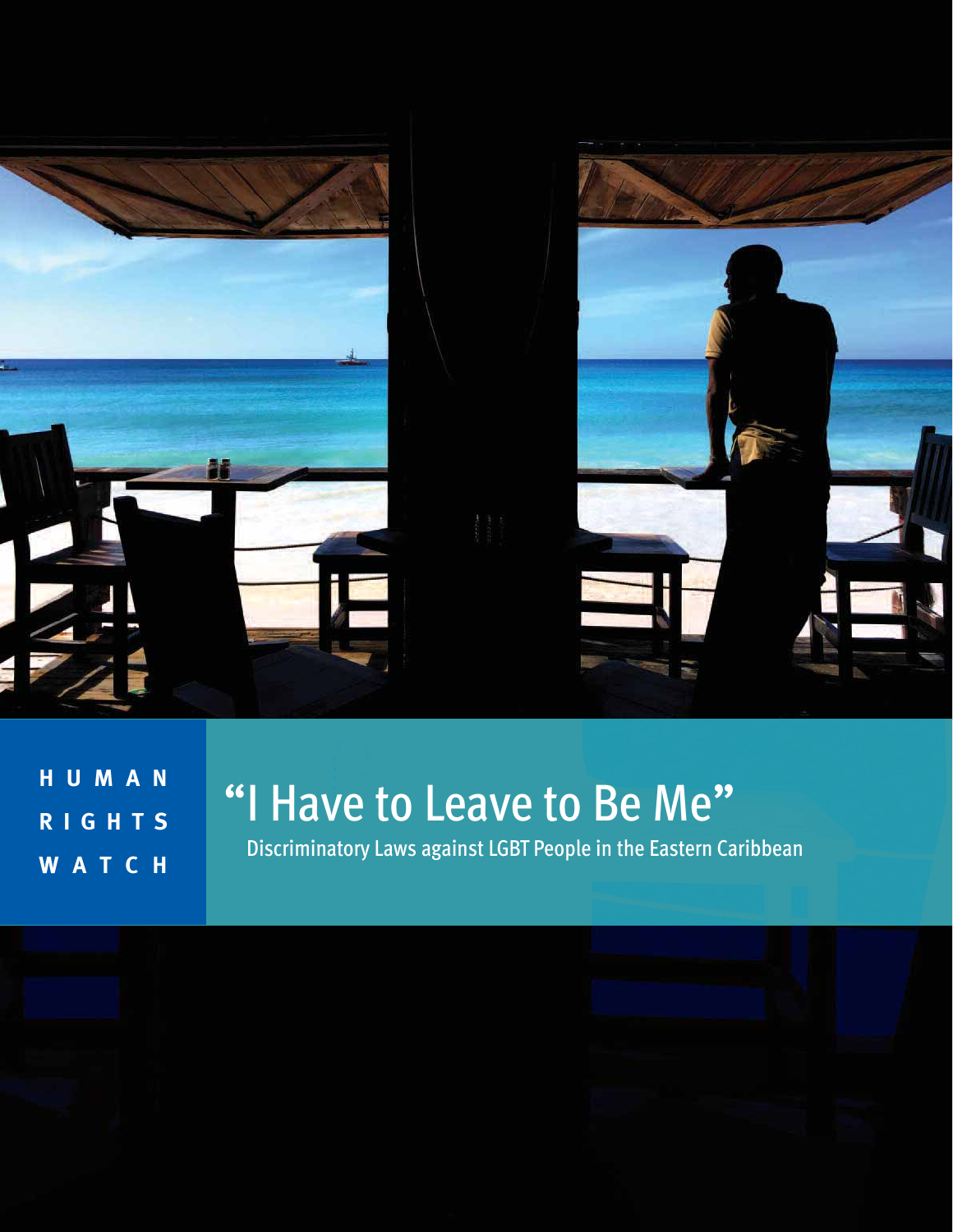HUMAN RIGHTS WATCH

# "I Have to Leave to Be Me"

## Discriminatory Laws against LGBT People in the Eastern Caribbean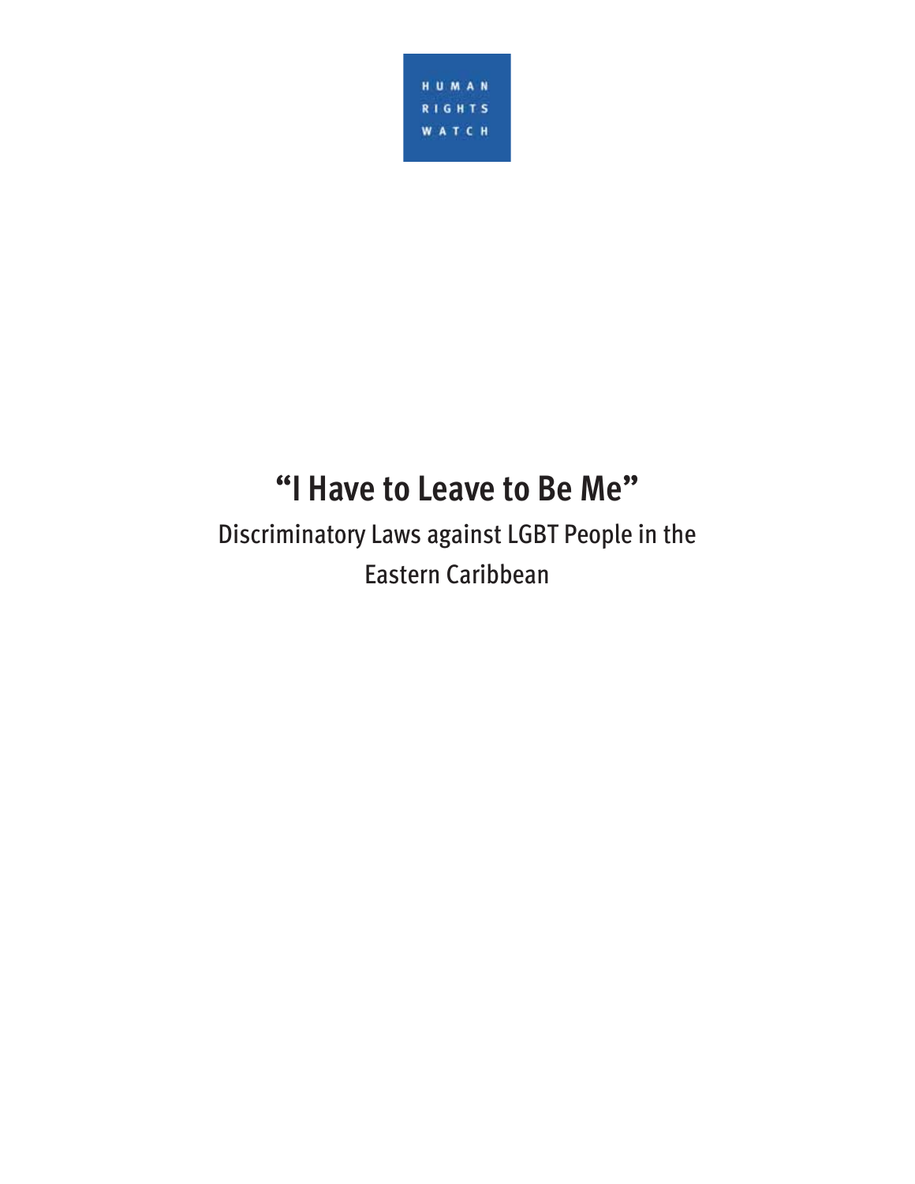HUMAN RIGHTS WATCH

# "I Have to Leave to Be Me"

## Discriminatory Laws against LGBT People in the Eastern Caribbean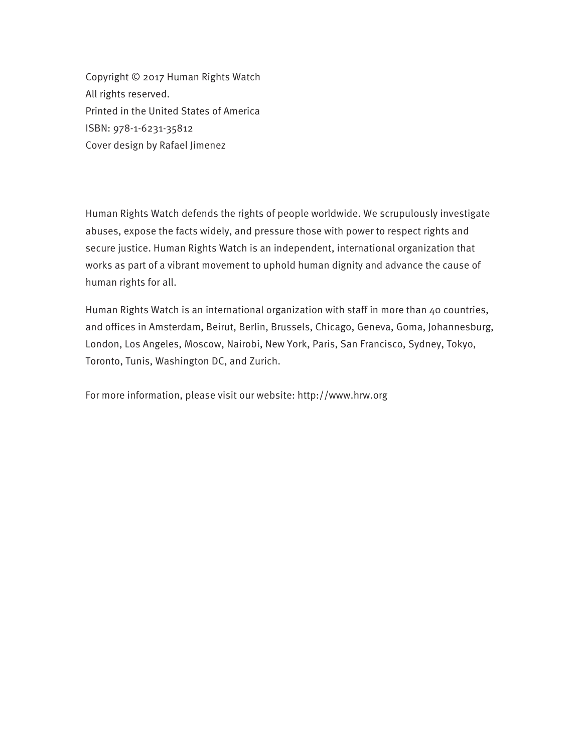Copyright © 2017 Human Rights Watch
All rights reserved.
Printed in the United States of America
ISBN: 978-1-6231-35812
Cover design by Rafael Jimenez

Human Rights Watch defends the rights of people worldwide. We scrupulously investigate abuses, expose the facts widely, and pressure those with power to respect rights and secure justice. Human Rights Watch is an independent, international organization that works as part of a vibrant movement to uphold human dignity and advance the cause of human rights for all.

Human Rights Watch is an international organization with staff in more than 40 countries, and offices in Amsterdam, Beirut, Berlin, Brussels, Chicago, Geneva, Goma, Johannesburg, London, Los Angeles, Moscow, Nairobi, New York, Paris, San Francisco, Sydney, Tokyo, Toronto, Tunis, Washington DC, and Zurich.

For more information, please visit our website: http://www.hrw.org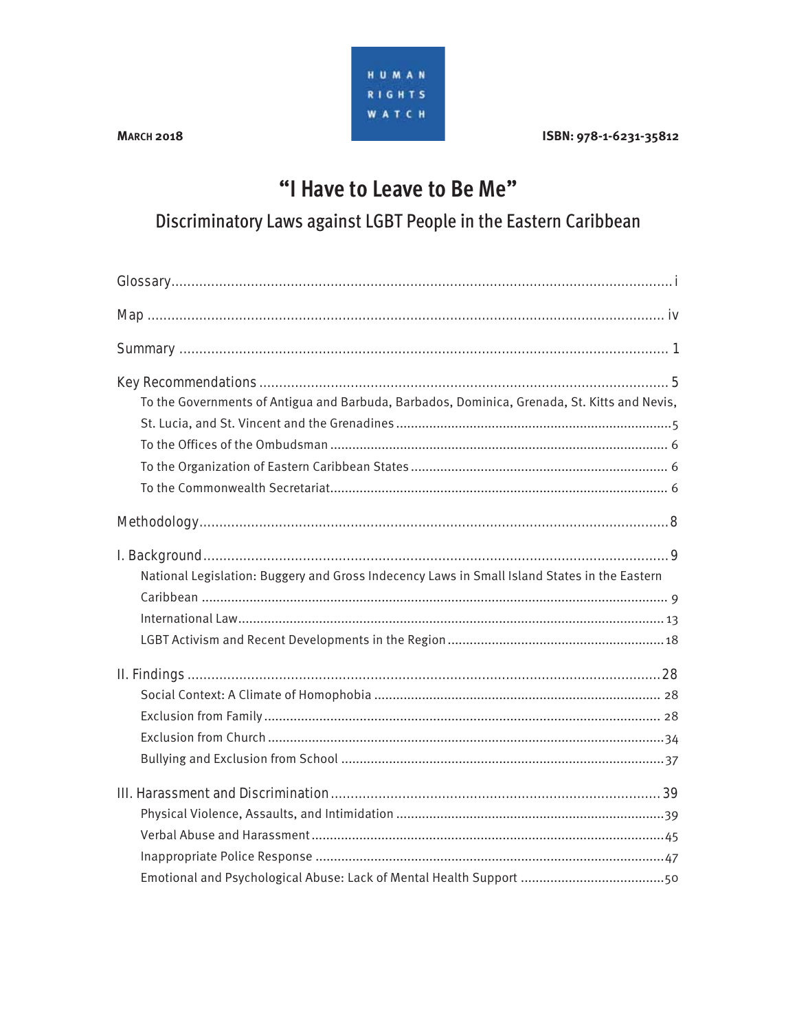HUMAN RIGHTS WATCH

**MARCH 2018** **ISBN: 978-1-6231-35812**

# "I Have to Leave to Be Me"

## Discriminatory Laws against LGBT People in the Eastern Caribbean

Glossary ..... i

Map ..... iv

Summary ..... 1

Key Recommendations ..... 5

- To the Governments of Antigua and Barbuda, Barbados, Dominica, Grenada, St. Kitts and Nevis, St. Lucia, and St. Vincent and the Grenadines ..... 5
- To the Offices of the Ombudsman ..... 6
- To the Organization of Eastern Caribbean States ..... 6
- To the Commonwealth Secretariat ..... 6

Methodology ..... 8

I. Background ..... 9

- National Legislation: Buggery and Gross Indecency Laws in Small Island States in the Eastern Caribbean ..... 9
- International Law ..... 13
- LGBT Activism and Recent Developments in the Region ..... 18

II. Findings ..... 28

- Social Context: A Climate of Homophobia ..... 28
- Exclusion from Family ..... 28
- Exclusion from Church ..... 34
- Bullying and Exclusion from School ..... 37

III. Harassment and Discrimination ..... 39

- Physical Violence, Assaults, and Intimidation ..... 39
- Verbal Abuse and Harassment ..... 45
- Inappropriate Police Response ..... 47
- Emotional and Psychological Abuse: Lack of Mental Health Support ..... 50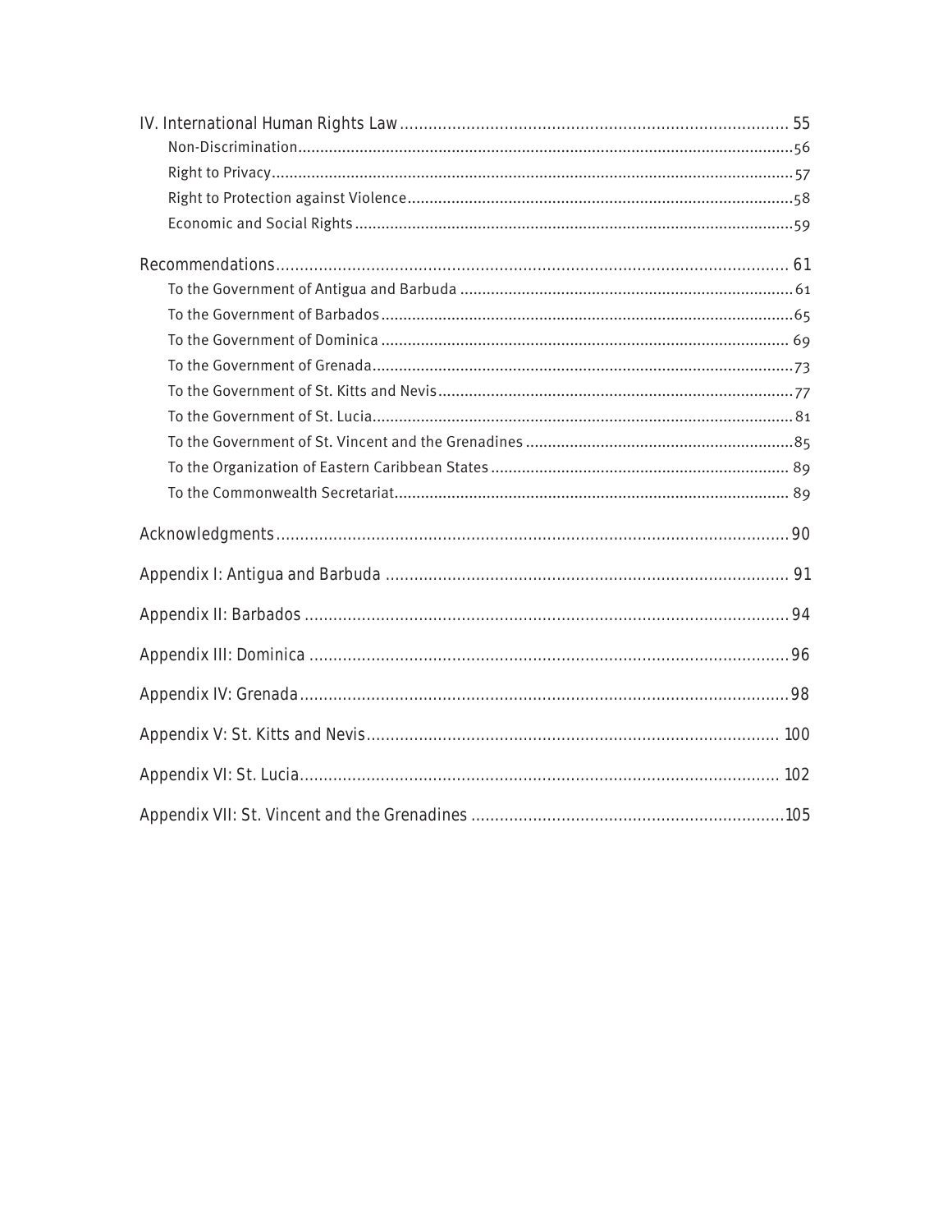IV. International Human Rights Law ........................................................................ 55
- Non-Discrimination ........................................................................ 56
- Right to Privacy ........................................................................ 57
- Right to Protection against Violence ........................................................................ 58
- Economic and Social Rights ........................................................................ 59

Recommendations ........................................................................ 61
- To the Government of Antigua and Barbuda ........................................................................ 61
- To the Government of Barbados ........................................................................ 65
- To the Government of Dominica ........................................................................ 69
- To the Government of Grenada ........................................................................ 73
- To the Government of St. Kitts and Nevis ........................................................................ 77
- To the Government of St. Lucia ........................................................................ 81
- To the Government of St. Vincent and the Grenadines ........................................................................ 85
- To the Organization of Eastern Caribbean States ........................................................................ 89
- To the Commonwealth Secretariat ........................................................................ 89

Acknowledgments ........................................................................ 90

Appendix I: Antigua and Barbuda ........................................................................ 91

Appendix II: Barbados ........................................................................ 94

Appendix III: Dominica ........................................................................ 96

Appendix IV: Grenada ........................................................................ 98

Appendix V: St. Kitts and Nevis ........................................................................ 100

Appendix VI: St. Lucia ........................................................................ 102

Appendix VII: St. Vincent and the Grenadines ........................................................................ 105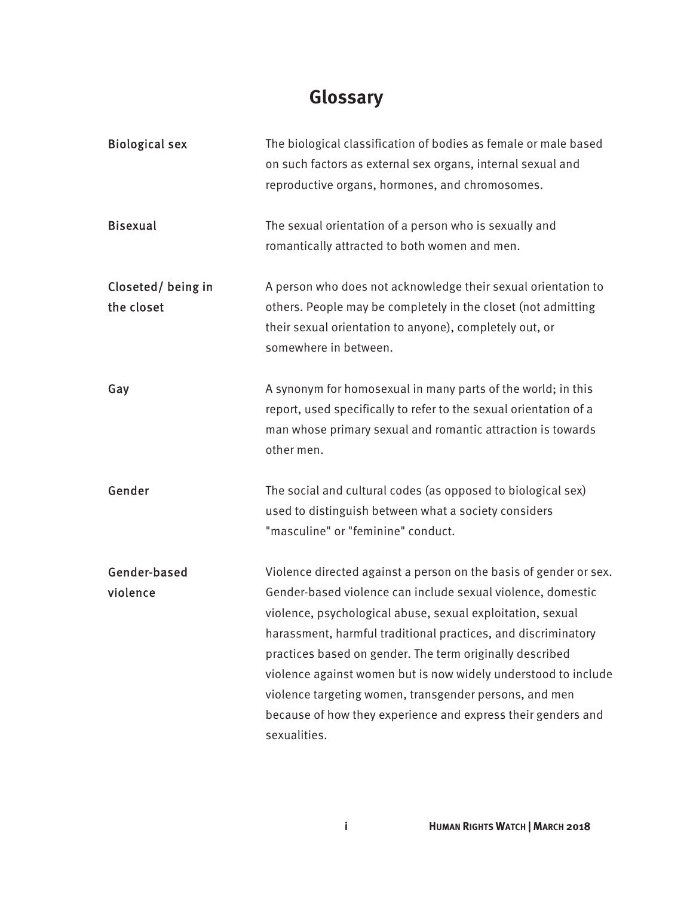# Glossary

**Biological sex** — The biological classification of bodies as female or male based on such factors as external sex organs, internal sexual and reproductive organs, hormones, and chromosomes.

**Bisexual** — The sexual orientation of a person who is sexually and romantically attracted to both women and men.

**Closeted/ being in the closet** — A person who does not acknowledge their sexual orientation to others. People may be completely in the closet (not admitting their sexual orientation to anyone), completely out, or somewhere in between.

**Gay** — A synonym for homosexual in many parts of the world; in this report, used specifically to refer to the sexual orientation of a man whose primary sexual and romantic attraction is towards other men.

**Gender** — The social and cultural codes (as opposed to biological sex) used to distinguish between what a society considers "masculine" or "feminine" conduct.

**Gender-based violence** — Violence directed against a person on the basis of gender or sex. Gender-based violence can include sexual violence, domestic violence, psychological abuse, sexual exploitation, sexual harassment, harmful traditional practices, and discriminatory practices based on gender. The term originally described violence against women but is now widely understood to include violence targeting women, transgender persons, and men because of how they experience and express their genders and sexualities.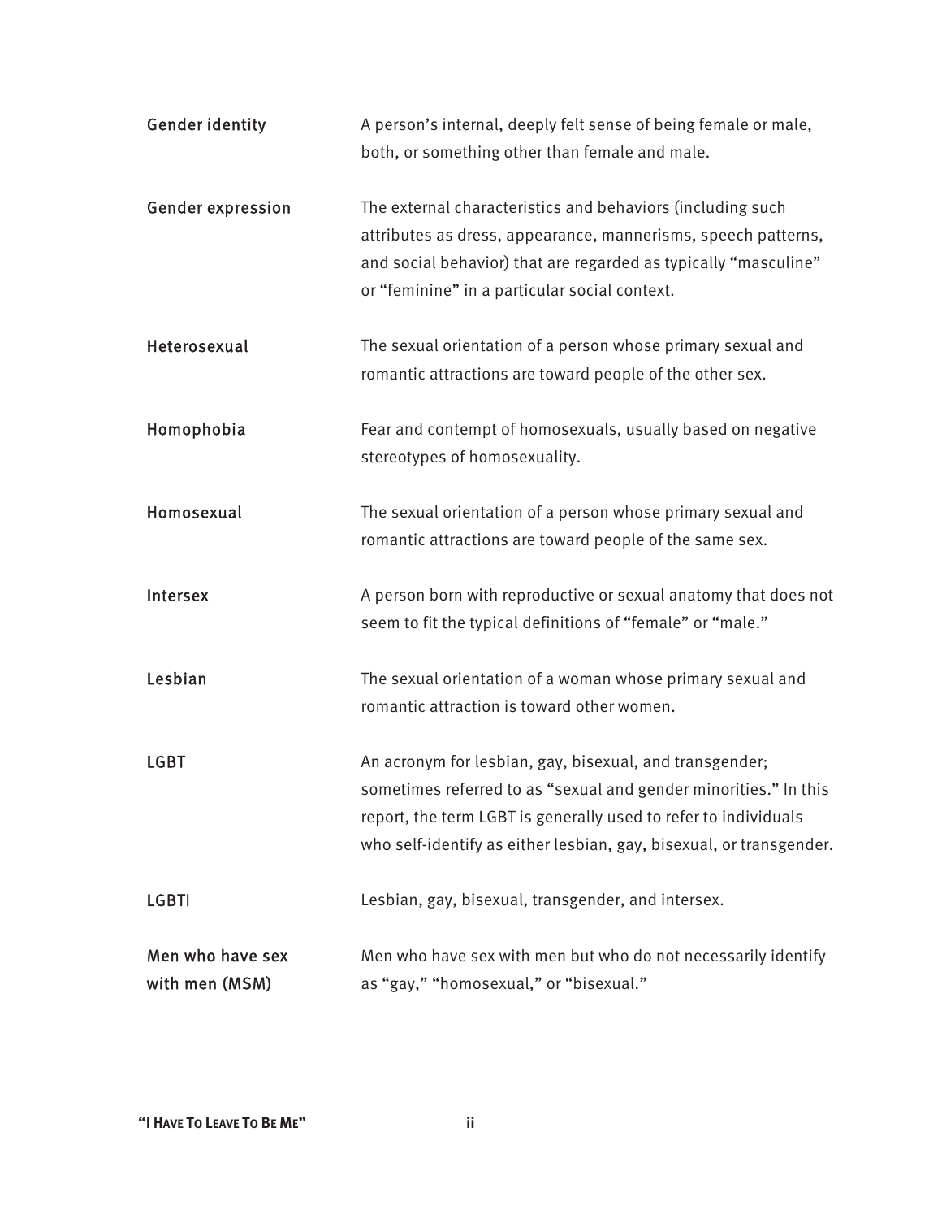| | |
|---|---|
| **Gender identity** | A person's internal, deeply felt sense of being female or male, both, or something other than female and male. |
| **Gender expression** | The external characteristics and behaviors (including such attributes as dress, appearance, mannerisms, speech patterns, and social behavior) that are regarded as typically "masculine" or "feminine" in a particular social context. |
| **Heterosexual** | The sexual orientation of a person whose primary sexual and romantic attractions are toward people of the other sex. |
| **Homophobia** | Fear and contempt of homosexuals, usually based on negative stereotypes of homosexuality. |
| **Homosexual** | The sexual orientation of a person whose primary sexual and romantic attractions are toward people of the same sex. |
| **Intersex** | A person born with reproductive or sexual anatomy that does not seem to fit the typical definitions of "female" or "male." |
| **Lesbian** | The sexual orientation of a woman whose primary sexual and romantic attraction is toward other women. |
| **LGBT** | An acronym for lesbian, gay, bisexual, and transgender; sometimes referred to as "sexual and gender minorities." In this report, the term LGBT is generally used to refer to individuals who self-identify as either lesbian, gay, bisexual, or transgender. |
| **LGBTI** | Lesbian, gay, bisexual, transgender, and intersex. |
| **Men who have sex with men (MSM)** | Men who have sex with men but who do not necessarily identify as "gay," "homosexual," or "bisexual." |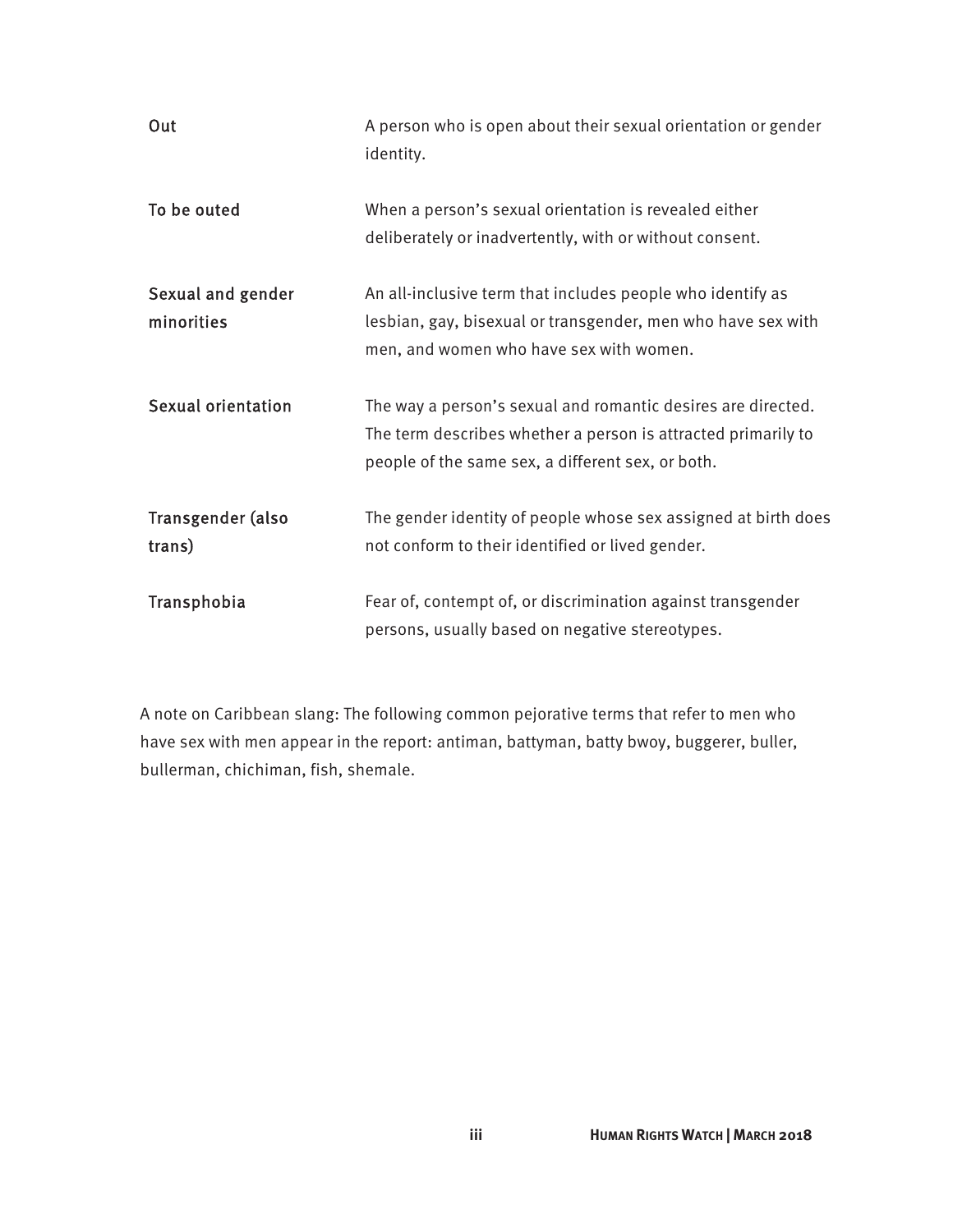| | |
|---|---|
| Out | A person who is open about their sexual orientation or gender identity. |
| To be outed | When a person's sexual orientation is revealed either deliberately or inadvertently, with or without consent. |
| Sexual and gender minorities | An all-inclusive term that includes people who identify as lesbian, gay, bisexual or transgender, men who have sex with men, and women who have sex with women. |
| Sexual orientation | The way a person's sexual and romantic desires are directed. The term describes whether a person is attracted primarily to people of the same sex, a different sex, or both. |
| Transgender (also trans) | The gender identity of people whose sex assigned at birth does not conform to their identified or lived gender. |
| Transphobia | Fear of, contempt of, or discrimination against transgender persons, usually based on negative stereotypes. |

A note on Caribbean slang: The following common pejorative terms that refer to men who have sex with men appear in the report: antiman, battyman, batty bwoy, buggerer, buller, bullerman, chichiman, fish, shemale.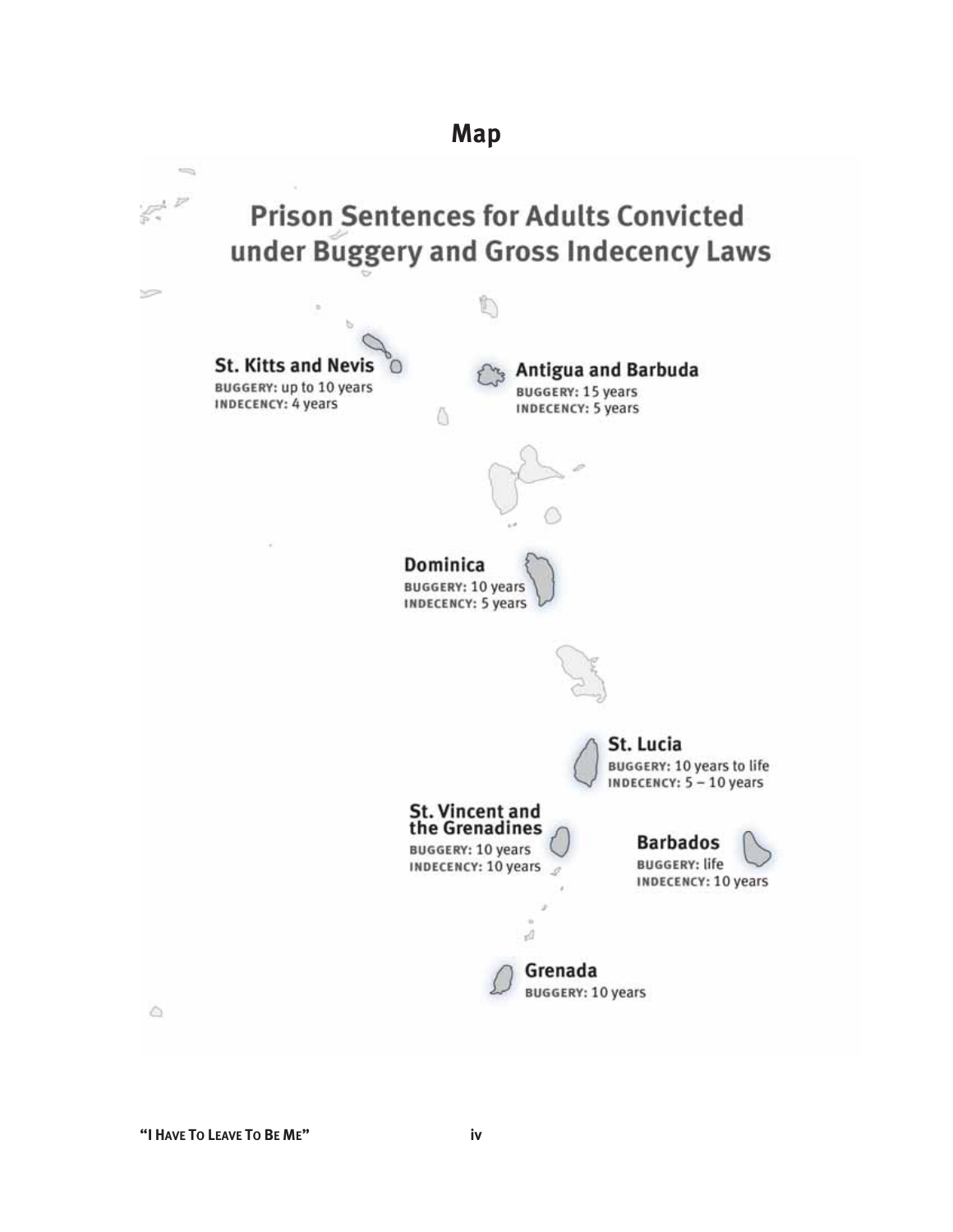## Map

### Prison Sentences for Adults Convicted under Buggery and Gross Indecency Laws

**St. Kitts and Nevis**
BUGGERY: up to 10 years
INDECENCY: 4 years

**Antigua and Barbuda**
BUGGERY: 15 years
INDECENCY: 5 years

**Dominica**
BUGGERY: 10 years
INDECENCY: 5 years

**St. Lucia**
BUGGERY: 10 years to life
INDECENCY: 5 – 10 years

**St. Vincent and the Grenadines**
BUGGERY: 10 years
INDECENCY: 10 years

**Barbados**
BUGGERY: life
INDECENCY: 10 years

**Grenada**
BUGGERY: 10 years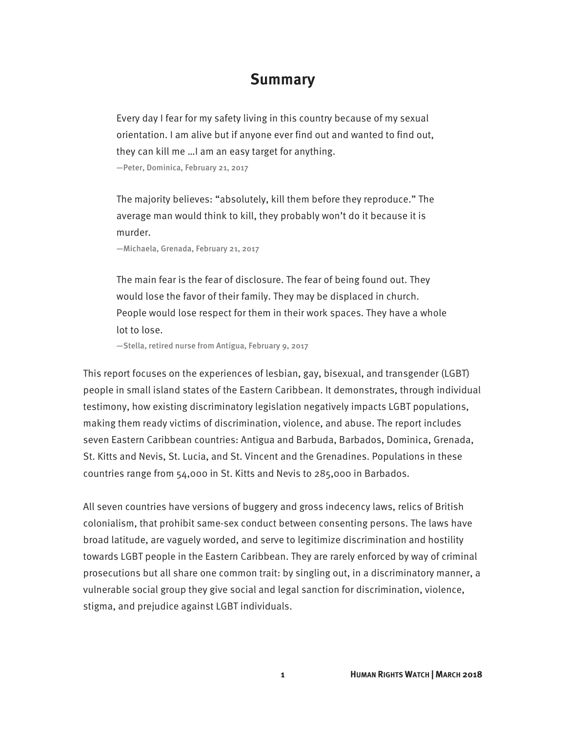## Summary

> Every day I fear for my safety living in this country because of my sexual orientation. I am alive but if anyone ever find out and wanted to find out, they can kill me …I am an easy target for anything.
>
> —Peter, Dominica, February 21, 2017

> The majority believes: "absolutely, kill them before they reproduce." The average man would think to kill, they probably won't do it because it is murder.
>
> —Michaela, Grenada, February 21, 2017

> The main fear is the fear of disclosure. The fear of being found out. They would lose the favor of their family. They may be displaced in church. People would lose respect for them in their work spaces. They have a whole lot to lose.
>
> —Stella, retired nurse from Antigua, February 9, 2017

This report focuses on the experiences of lesbian, gay, bisexual, and transgender (LGBT) people in small island states of the Eastern Caribbean. It demonstrates, through individual testimony, how existing discriminatory legislation negatively impacts LGBT populations, making them ready victims of discrimination, violence, and abuse. The report includes seven Eastern Caribbean countries: Antigua and Barbuda, Barbados, Dominica, Grenada, St. Kitts and Nevis, St. Lucia, and St. Vincent and the Grenadines. Populations in these countries range from 54,000 in St. Kitts and Nevis to 285,000 in Barbados.

All seven countries have versions of buggery and gross indecency laws, relics of British colonialism, that prohibit same-sex conduct between consenting persons. The laws have broad latitude, are vaguely worded, and serve to legitimize discrimination and hostility towards LGBT people in the Eastern Caribbean. They are rarely enforced by way of criminal prosecutions but all share one common trait: by singling out, in a discriminatory manner, a vulnerable social group they give social and legal sanction for discrimination, violence, stigma, and prejudice against LGBT individuals.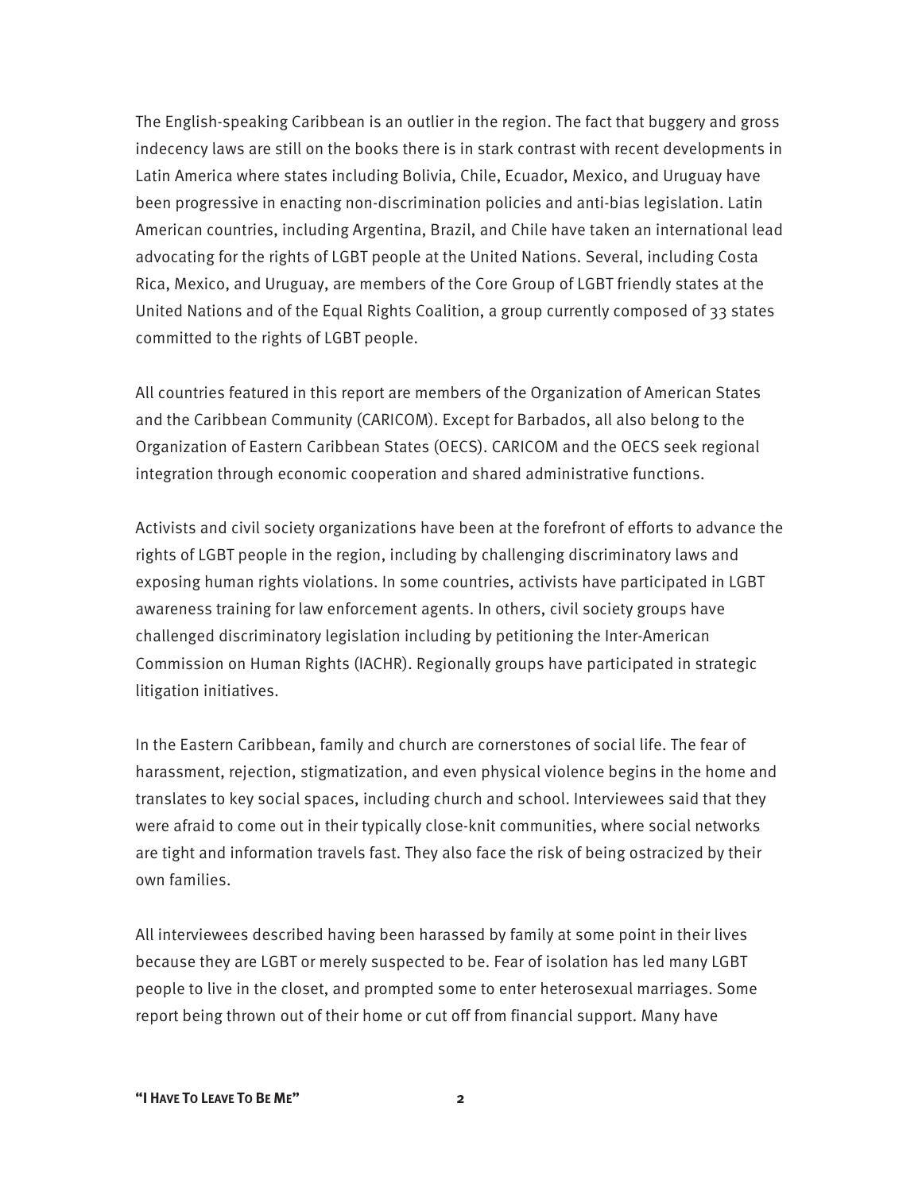The English-speaking Caribbean is an outlier in the region. The fact that buggery and gross indecency laws are still on the books there is in stark contrast with recent developments in Latin America where states including Bolivia, Chile, Ecuador, Mexico, and Uruguay have been progressive in enacting non-discrimination policies and anti-bias legislation. Latin American countries, including Argentina, Brazil, and Chile have taken an international lead advocating for the rights of LGBT people at the United Nations. Several, including Costa Rica, Mexico, and Uruguay, are members of the Core Group of LGBT friendly states at the United Nations and of the Equal Rights Coalition, a group currently composed of 33 states committed to the rights of LGBT people.

All countries featured in this report are members of the Organization of American States and the Caribbean Community (CARICOM). Except for Barbados, all also belong to the Organization of Eastern Caribbean States (OECS). CARICOM and the OECS seek regional integration through economic cooperation and shared administrative functions.

Activists and civil society organizations have been at the forefront of efforts to advance the rights of LGBT people in the region, including by challenging discriminatory laws and exposing human rights violations. In some countries, activists have participated in LGBT awareness training for law enforcement agents. In others, civil society groups have challenged discriminatory legislation including by petitioning the Inter-American Commission on Human Rights (IACHR). Regionally groups have participated in strategic litigation initiatives.

In the Eastern Caribbean, family and church are cornerstones of social life. The fear of harassment, rejection, stigmatization, and even physical violence begins in the home and translates to key social spaces, including church and school. Interviewees said that they were afraid to come out in their typically close-knit communities, where social networks are tight and information travels fast. They also face the risk of being ostracized by their own families.

All interviewees described having been harassed by family at some point in their lives because they are LGBT or merely suspected to be. Fear of isolation has led many LGBT people to live in the closet, and prompted some to enter heterosexual marriages. Some report being thrown out of their home or cut off from financial support. Many have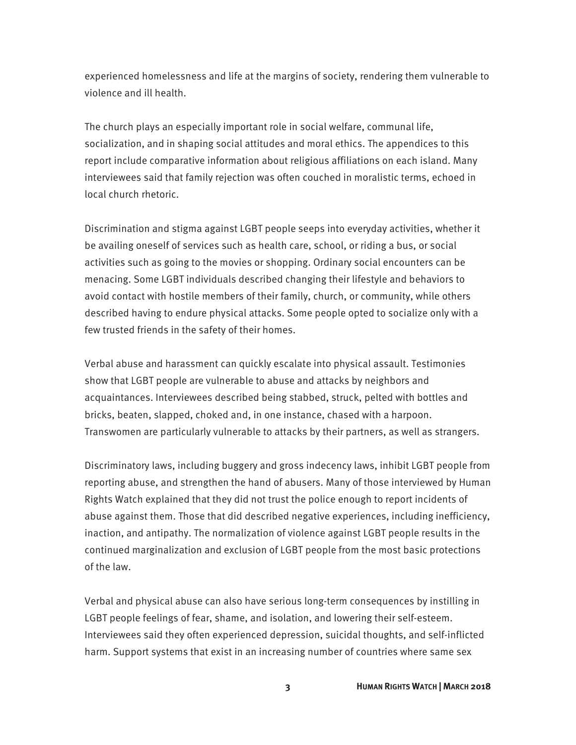experienced homelessness and life at the margins of society, rendering them vulnerable to violence and ill health.

The church plays an especially important role in social welfare, communal life, socialization, and in shaping social attitudes and moral ethics. The appendices to this report include comparative information about religious affiliations on each island. Many interviewees said that family rejection was often couched in moralistic terms, echoed in local church rhetoric.

Discrimination and stigma against LGBT people seeps into everyday activities, whether it be availing oneself of services such as health care, school, or riding a bus, or social activities such as going to the movies or shopping. Ordinary social encounters can be menacing. Some LGBT individuals described changing their lifestyle and behaviors to avoid contact with hostile members of their family, church, or community, while others described having to endure physical attacks. Some people opted to socialize only with a few trusted friends in the safety of their homes.

Verbal abuse and harassment can quickly escalate into physical assault. Testimonies show that LGBT people are vulnerable to abuse and attacks by neighbors and acquaintances. Interviewees described being stabbed, struck, pelted with bottles and bricks, beaten, slapped, choked and, in one instance, chased with a harpoon. Transwomen are particularly vulnerable to attacks by their partners, as well as strangers.

Discriminatory laws, including buggery and gross indecency laws, inhibit LGBT people from reporting abuse, and strengthen the hand of abusers. Many of those interviewed by Human Rights Watch explained that they did not trust the police enough to report incidents of abuse against them. Those that did described negative experiences, including inefficiency, inaction, and antipathy. The normalization of violence against LGBT people results in the continued marginalization and exclusion of LGBT people from the most basic protections of the law.

Verbal and physical abuse can also have serious long-term consequences by instilling in LGBT people feelings of fear, shame, and isolation, and lowering their self-esteem. Interviewees said they often experienced depression, suicidal thoughts, and self-inflicted harm. Support systems that exist in an increasing number of countries where same sex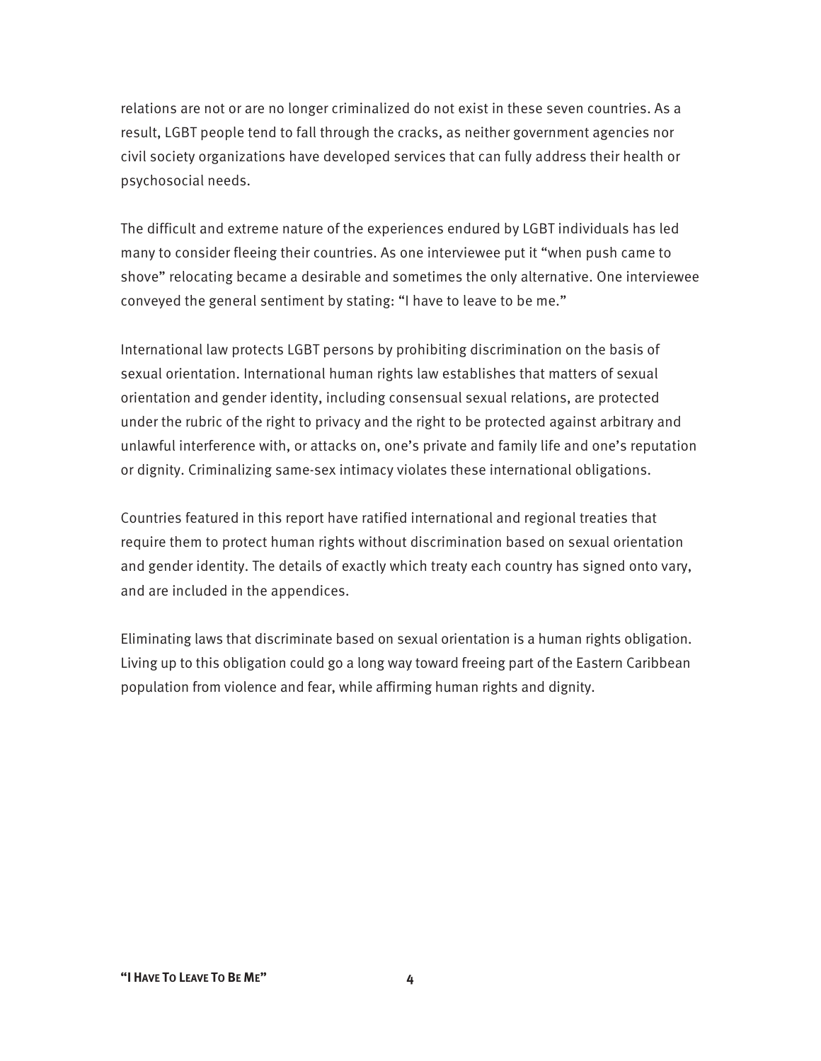relations are not or are no longer criminalized do not exist in these seven countries. As a result, LGBT people tend to fall through the cracks, as neither government agencies nor civil society organizations have developed services that can fully address their health or psychosocial needs.

The difficult and extreme nature of the experiences endured by LGBT individuals has led many to consider fleeing their countries. As one interviewee put it "when push came to shove" relocating became a desirable and sometimes the only alternative. One interviewee conveyed the general sentiment by stating: "I have to leave to be me."

International law protects LGBT persons by prohibiting discrimination on the basis of sexual orientation. International human rights law establishes that matters of sexual orientation and gender identity, including consensual sexual relations, are protected under the rubric of the right to privacy and the right to be protected against arbitrary and unlawful interference with, or attacks on, one's private and family life and one's reputation or dignity. Criminalizing same-sex intimacy violates these international obligations.

Countries featured in this report have ratified international and regional treaties that require them to protect human rights without discrimination based on sexual orientation and gender identity. The details of exactly which treaty each country has signed onto vary, and are included in the appendices.

Eliminating laws that discriminate based on sexual orientation is a human rights obligation. Living up to this obligation could go a long way toward freeing part of the Eastern Caribbean population from violence and fear, while affirming human rights and dignity.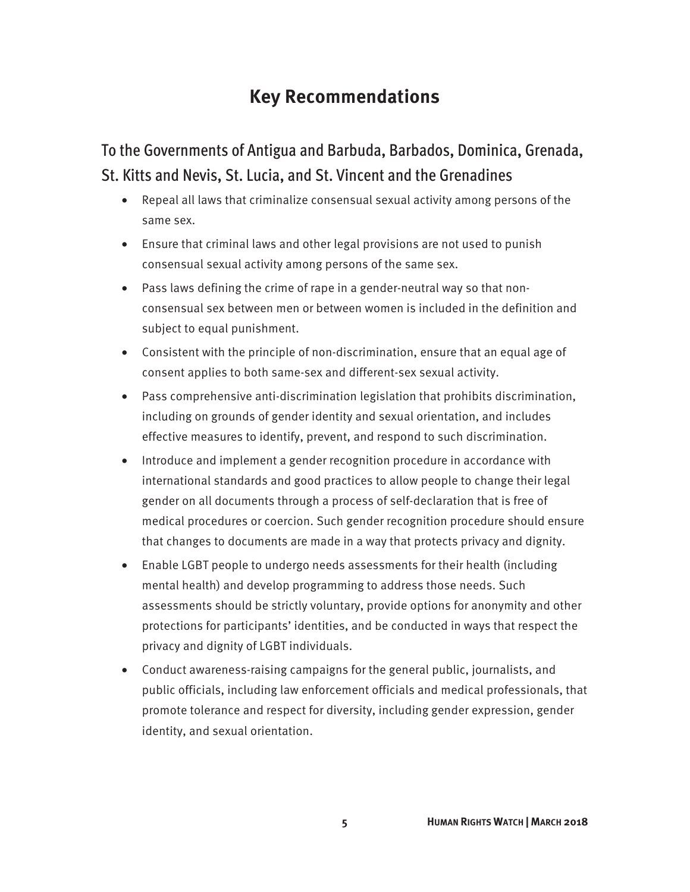# Key Recommendations

## To the Governments of Antigua and Barbuda, Barbados, Dominica, Grenada, St. Kitts and Nevis, St. Lucia, and St. Vincent and the Grenadines

- Repeal all laws that criminalize consensual sexual activity among persons of the same sex.
- Ensure that criminal laws and other legal provisions are not used to punish consensual sexual activity among persons of the same sex.
- Pass laws defining the crime of rape in a gender-neutral way so that non-consensual sex between men or between women is included in the definition and subject to equal punishment.
- Consistent with the principle of non-discrimination, ensure that an equal age of consent applies to both same-sex and different-sex sexual activity.
- Pass comprehensive anti-discrimination legislation that prohibits discrimination, including on grounds of gender identity and sexual orientation, and includes effective measures to identify, prevent, and respond to such discrimination.
- Introduce and implement a gender recognition procedure in accordance with international standards and good practices to allow people to change their legal gender on all documents through a process of self-declaration that is free of medical procedures or coercion. Such gender recognition procedure should ensure that changes to documents are made in a way that protects privacy and dignity.
- Enable LGBT people to undergo needs assessments for their health (including mental health) and develop programming to address those needs. Such assessments should be strictly voluntary, provide options for anonymity and other protections for participants' identities, and be conducted in ways that respect the privacy and dignity of LGBT individuals.
- Conduct awareness-raising campaigns for the general public, journalists, and public officials, including law enforcement officials and medical professionals, that promote tolerance and respect for diversity, including gender expression, gender identity, and sexual orientation.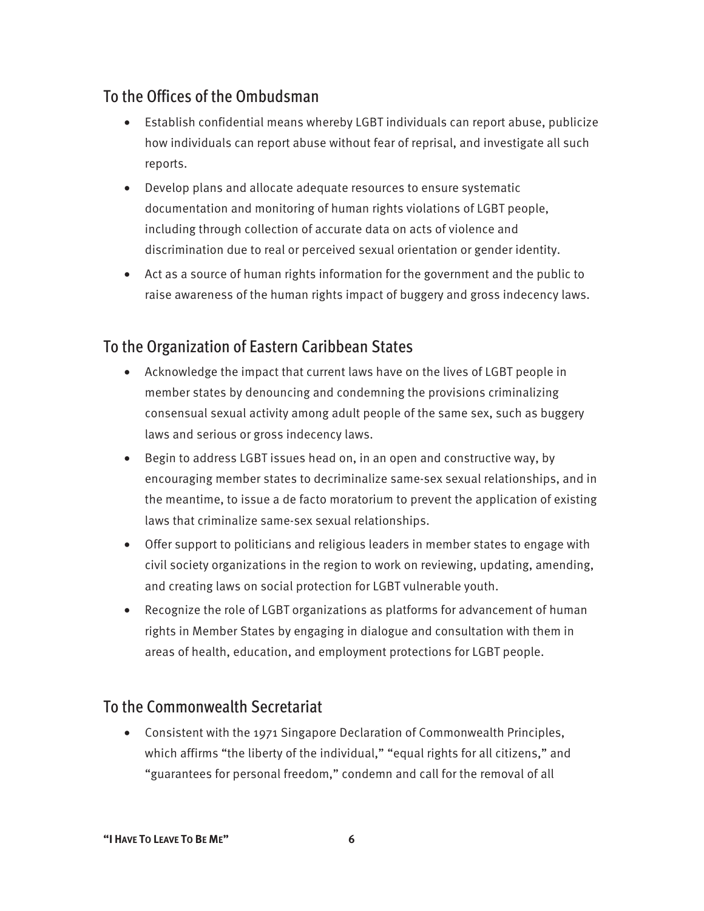## To the Offices of the Ombudsman

- Establish confidential means whereby LGBT individuals can report abuse, publicize how individuals can report abuse without fear of reprisal, and investigate all such reports.
- Develop plans and allocate adequate resources to ensure systematic documentation and monitoring of human rights violations of LGBT people, including through collection of accurate data on acts of violence and discrimination due to real or perceived sexual orientation or gender identity.
- Act as a source of human rights information for the government and the public to raise awareness of the human rights impact of buggery and gross indecency laws.

## To the Organization of Eastern Caribbean States

- Acknowledge the impact that current laws have on the lives of LGBT people in member states by denouncing and condemning the provisions criminalizing consensual sexual activity among adult people of the same sex, such as buggery laws and serious or gross indecency laws.
- Begin to address LGBT issues head on, in an open and constructive way, by encouraging member states to decriminalize same-sex sexual relationships, and in the meantime, to issue a de facto moratorium to prevent the application of existing laws that criminalize same-sex sexual relationships.
- Offer support to politicians and religious leaders in member states to engage with civil society organizations in the region to work on reviewing, updating, amending, and creating laws on social protection for LGBT vulnerable youth.
- Recognize the role of LGBT organizations as platforms for advancement of human rights in Member States by engaging in dialogue and consultation with them in areas of health, education, and employment protections for LGBT people.

## To the Commonwealth Secretariat

- Consistent with the 1971 Singapore Declaration of Commonwealth Principles, which affirms "the liberty of the individual," "equal rights for all citizens," and "guarantees for personal freedom," condemn and call for the removal of all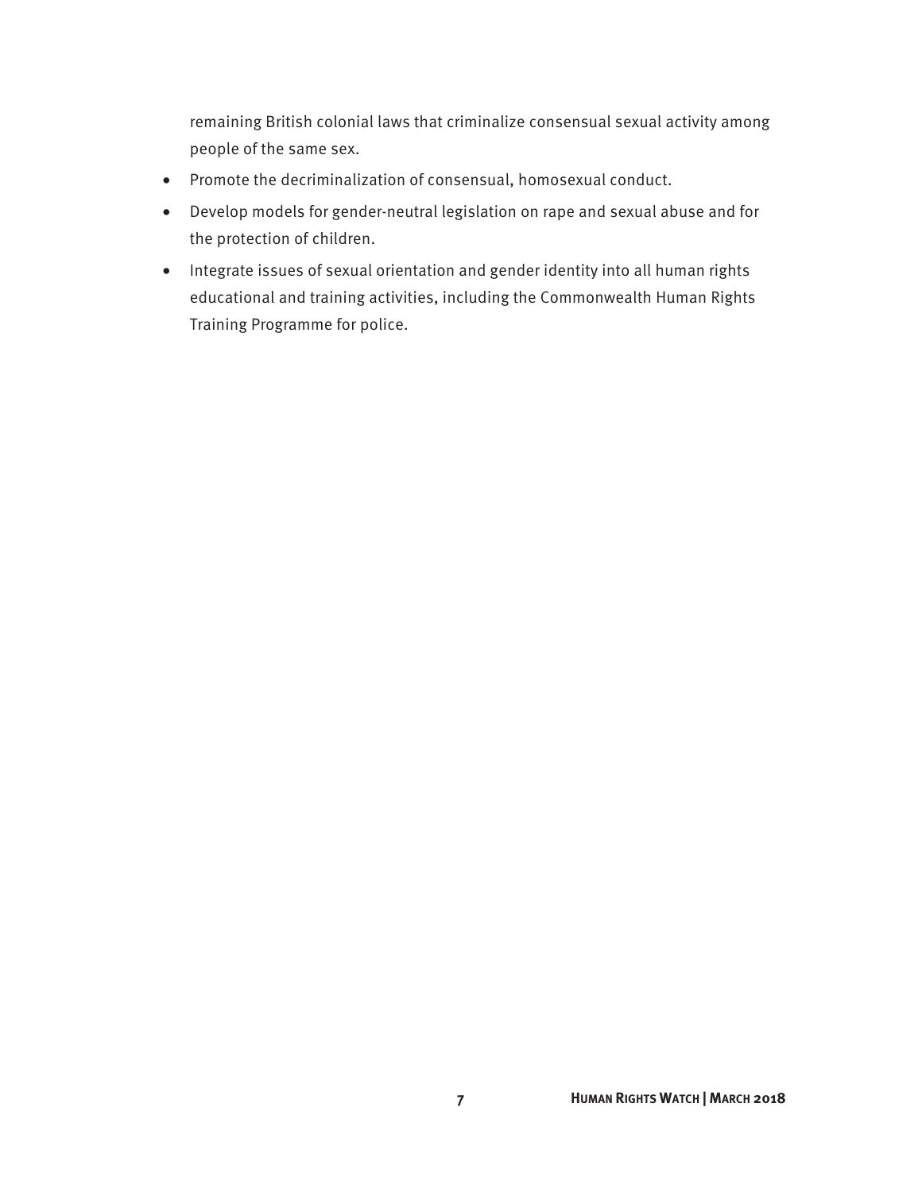remaining British colonial laws that criminalize consensual sexual activity among people of the same sex.

- Promote the decriminalization of consensual, homosexual conduct.
- Develop models for gender-neutral legislation on rape and sexual abuse and for the protection of children.
- Integrate issues of sexual orientation and gender identity into all human rights educational and training activities, including the Commonwealth Human Rights Training Programme for police.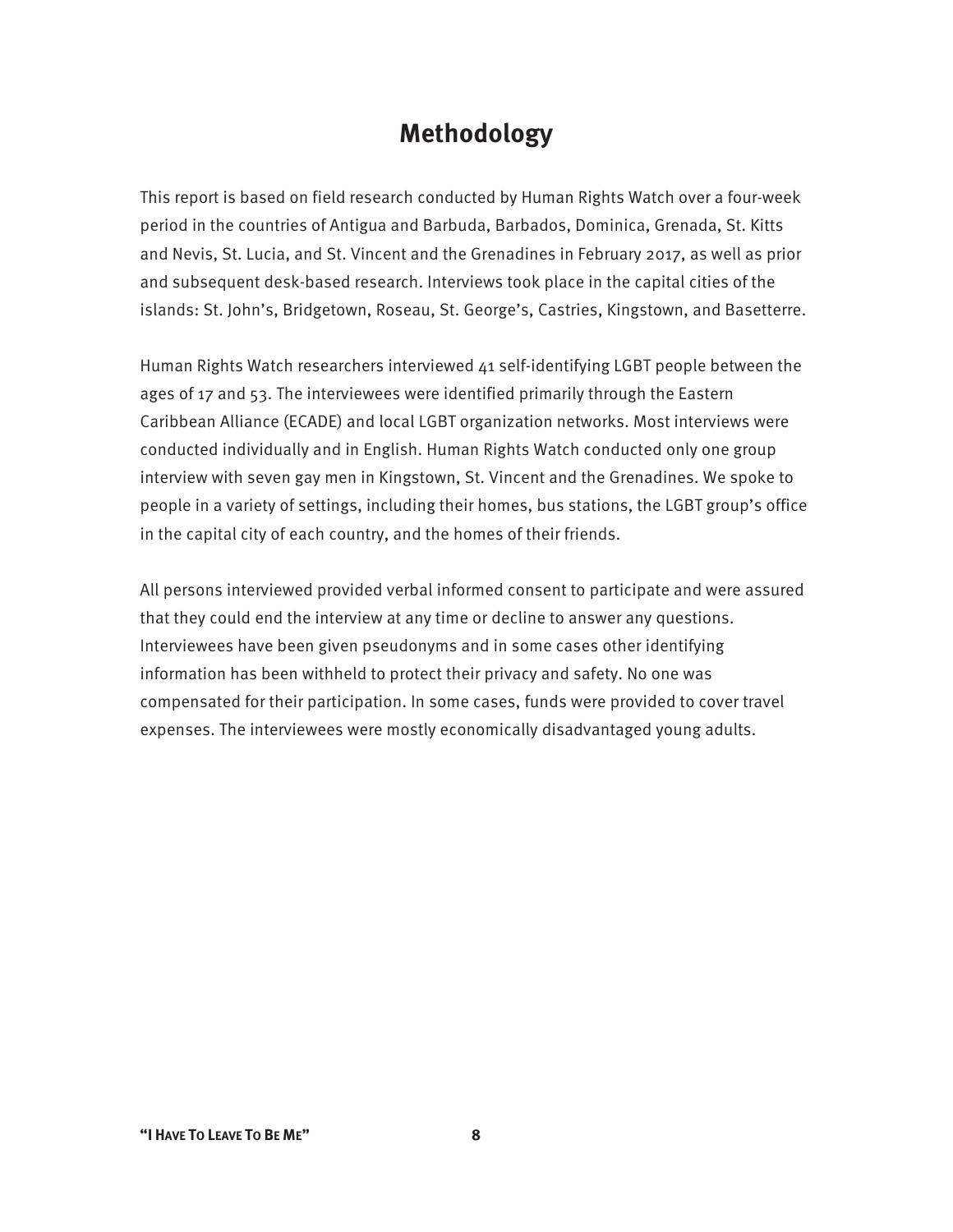# Methodology

This report is based on field research conducted by Human Rights Watch over a four-week period in the countries of Antigua and Barbuda, Barbados, Dominica, Grenada, St. Kitts and Nevis, St. Lucia, and St. Vincent and the Grenadines in February 2017, as well as prior and subsequent desk-based research. Interviews took place in the capital cities of the islands: St. John's, Bridgetown, Roseau, St. George's, Castries, Kingstown, and Basetterre.

Human Rights Watch researchers interviewed 41 self-identifying LGBT people between the ages of 17 and 53. The interviewees were identified primarily through the Eastern Caribbean Alliance (ECADE) and local LGBT organization networks. Most interviews were conducted individually and in English. Human Rights Watch conducted only one group interview with seven gay men in Kingstown, St. Vincent and the Grenadines. We spoke to people in a variety of settings, including their homes, bus stations, the LGBT group's office in the capital city of each country, and the homes of their friends.

All persons interviewed provided verbal informed consent to participate and were assured that they could end the interview at any time or decline to answer any questions. Interviewees have been given pseudonyms and in some cases other identifying information has been withheld to protect their privacy and safety. No one was compensated for their participation. In some cases, funds were provided to cover travel expenses. The interviewees were mostly economically disadvantaged young adults.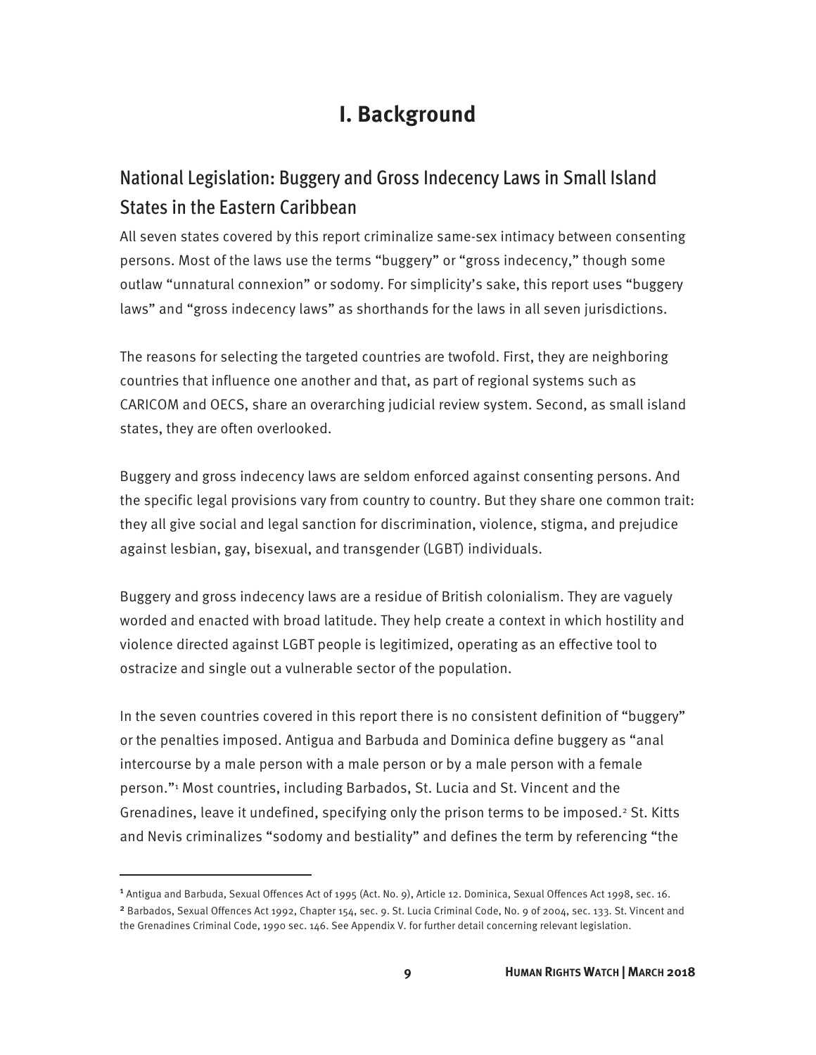# I. Background

## National Legislation: Buggery and Gross Indecency Laws in Small Island States in the Eastern Caribbean

All seven states covered by this report criminalize same-sex intimacy between consenting persons. Most of the laws use the terms "buggery" or "gross indecency," though some outlaw "unnatural connexion" or sodomy. For simplicity's sake, this report uses "buggery laws" and "gross indecency laws" as shorthands for the laws in all seven jurisdictions.

The reasons for selecting the targeted countries are twofold. First, they are neighboring countries that influence one another and that, as part of regional systems such as CARICOM and OECS, share an overarching judicial review system. Second, as small island states, they are often overlooked.

Buggery and gross indecency laws are seldom enforced against consenting persons. And the specific legal provisions vary from country to country. But they share one common trait: they all give social and legal sanction for discrimination, violence, stigma, and prejudice against lesbian, gay, bisexual, and transgender (LGBT) individuals.

Buggery and gross indecency laws are a residue of British colonialism. They are vaguely worded and enacted with broad latitude. They help create a context in which hostility and violence directed against LGBT people is legitimized, operating as an effective tool to ostracize and single out a vulnerable sector of the population.

In the seven countries covered in this report there is no consistent definition of "buggery" or the penalties imposed. Antigua and Barbuda and Dominica define buggery as "anal intercourse by a male person with a male person or by a male person with a female person."[1] Most countries, including Barbados, St. Lucia and St. Vincent and the Grenadines, leave it undefined, specifying only the prison terms to be imposed.[2] St. Kitts and Nevis criminalizes "sodomy and bestiality" and defines the term by referencing "the

---

[1] Antigua and Barbuda, Sexual Offences Act of 1995 (Act. No. 9), Article 12. Dominica, Sexual Offences Act 1998, sec. 16.

[2] Barbados, Sexual Offences Act 1992, Chapter 154, sec. 9. St. Lucia Criminal Code, No. 9 of 2004, sec. 133. St. Vincent and the Grenadines Criminal Code, 1990 sec. 146. See Appendix V. for further detail concerning relevant legislation.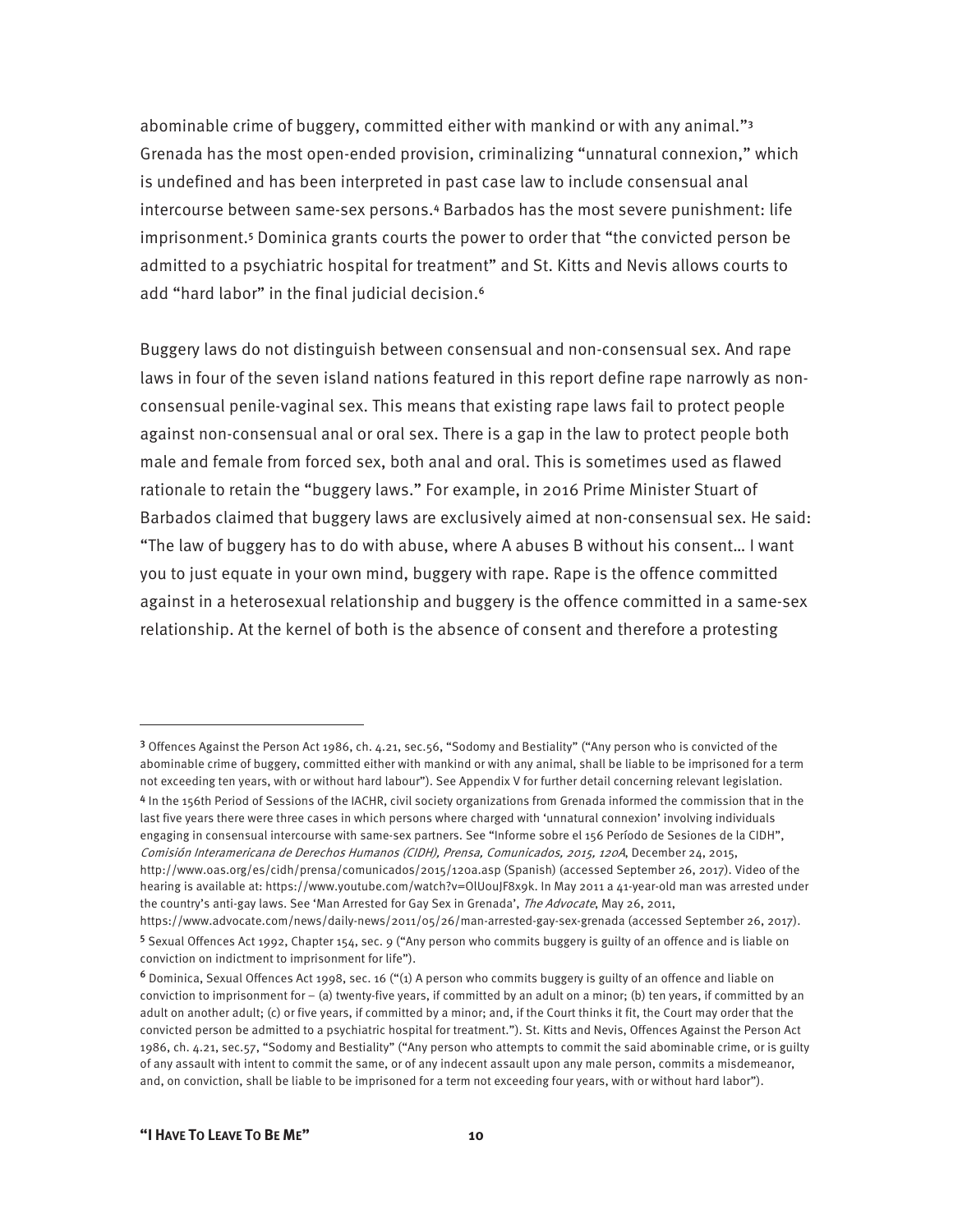abominable crime of buggery, committed either with mankind or with any animal."[3] Grenada has the most open-ended provision, criminalizing "unnatural connexion," which is undefined and has been interpreted in past case law to include consensual anal intercourse between same-sex persons.[4] Barbados has the most severe punishment: life imprisonment.[5] Dominica grants courts the power to order that "the convicted person be admitted to a psychiatric hospital for treatment" and St. Kitts and Nevis allows courts to add "hard labor" in the final judicial decision.[6]

Buggery laws do not distinguish between consensual and non-consensual sex. And rape laws in four of the seven island nations featured in this report define rape narrowly as non-consensual penile-vaginal sex. This means that existing rape laws fail to protect people against non-consensual anal or oral sex. There is a gap in the law to protect people both male and female from forced sex, both anal and oral. This is sometimes used as flawed rationale to retain the "buggery laws." For example, in 2016 Prime Minister Stuart of Barbados claimed that buggery laws are exclusively aimed at non-consensual sex. He said: "The law of buggery has to do with abuse, where A abuses B without his consent… I want you to just equate in your own mind, buggery with rape. Rape is the offence committed against in a heterosexual relationship and buggery is the offence committed in a same-sex relationship. At the kernel of both is the absence of consent and therefore a protesting

---

[3] Offences Against the Person Act 1986, ch. 4.21, sec.56, "Sodomy and Bestiality" ("Any person who is convicted of the abominable crime of buggery, committed either with mankind or with any animal, shall be liable to be imprisoned for a term not exceeding ten years, with or without hard labour"). See Appendix V for further detail concerning relevant legislation.

[4] In the 156th Period of Sessions of the IACHR, civil society organizations from Grenada informed the commission that in the last five years there were three cases in which persons where charged with 'unnatural connexion' involving individuals engaging in consensual intercourse with same-sex partners. See "Informe sobre el 156 Período de Sesiones de la CIDH", *Comisión Interamericana de Derechos Humanos (CIDH), Prensa, Comunicados, 2015, 120A*, December 24, 2015, http://www.oas.org/es/cidh/prensa/comunicados/2015/120a.asp (Spanish) (accessed September 26, 2017). Video of the hearing is available at: https://www.youtube.com/watch?v=OlUouJF8x9k. In May 2011 a 41-year-old man was arrested under the country's anti-gay laws. See 'Man Arrested for Gay Sex in Grenada', *The Advocate*, May 26, 2011, https://www.advocate.com/news/daily-news/2011/05/26/man-arrested-gay-sex-grenada (accessed September 26, 2017).

[5] Sexual Offences Act 1992, Chapter 154, sec. 9 ("Any person who commits buggery is guilty of an offence and is liable on conviction on indictment to imprisonment for life").

[6] Dominica, Sexual Offences Act 1998, sec. 16 ("(1) A person who commits buggery is guilty of an offence and liable on conviction to imprisonment for – (a) twenty-five years, if committed by an adult on a minor; (b) ten years, if committed by an adult on another adult; (c) or five years, if committed by a minor; and, if the Court thinks it fit, the Court may order that the convicted person be admitted to a psychiatric hospital for treatment."). St. Kitts and Nevis, Offences Against the Person Act 1986, ch. 4.21, sec.57, "Sodomy and Bestiality" ("Any person who attempts to commit the said abominable crime, or is guilty of any assault with intent to commit the same, or of any indecent assault upon any male person, commits a misdemeanor, and, on conviction, shall be liable to be imprisoned for a term not exceeding four years, with or without hard labor").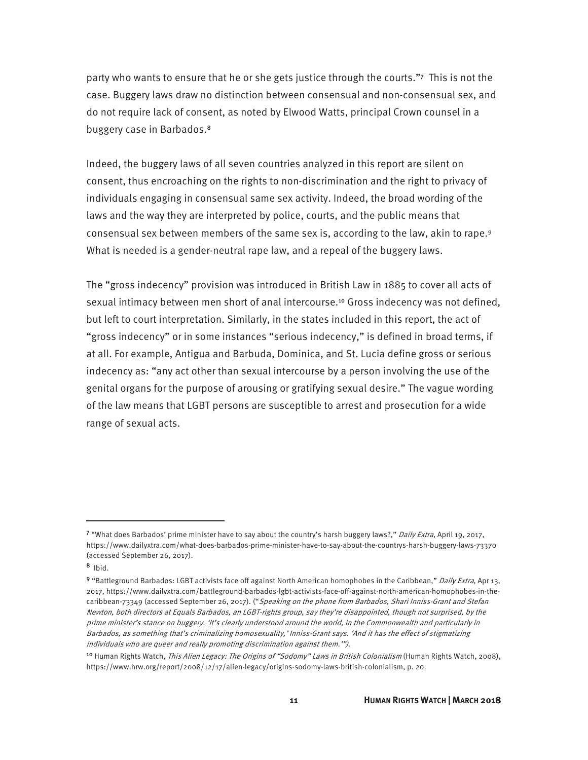party who wants to ensure that he or she gets justice through the courts."[7] This is not the case. Buggery laws draw no distinction between consensual and non-consensual sex, and do not require lack of consent, as noted by Elwood Watts, principal Crown counsel in a buggery case in Barbados.[8]

Indeed, the buggery laws of all seven countries analyzed in this report are silent on consent, thus encroaching on the rights to non-discrimination and the right to privacy of individuals engaging in consensual same sex activity. Indeed, the broad wording of the laws and the way they are interpreted by police, courts, and the public means that consensual sex between members of the same sex is, according to the law, akin to rape.[9] What is needed is a gender-neutral rape law, and a repeal of the buggery laws.

The "gross indecency" provision was introduced in British Law in 1885 to cover all acts of sexual intimacy between men short of anal intercourse.[10] Gross indecency was not defined, but left to court interpretation. Similarly, in the states included in this report, the act of "gross indecency" or in some instances "serious indecency," is defined in broad terms, if at all. For example, Antigua and Barbuda, Dominica, and St. Lucia define gross or serious indecency as: "any act other than sexual intercourse by a person involving the use of the genital organs for the purpose of arousing or gratifying sexual desire." The vague wording of the law means that LGBT persons are susceptible to arrest and prosecution for a wide range of sexual acts.

---

[7] "What does Barbados' prime minister have to say about the country's harsh buggery laws?," *Daily Extra*, April 19, 2017, https://www.dailyxtra.com/what-does-barbados-prime-minister-have-to-say-about-the-countrys-harsh-buggery-laws-73370 (accessed September 26, 2017).

[8] Ibid.

[9] "Battleground Barbados: LGBT activists face off against North American homophobes in the Caribbean," *Daily Extra*, Apr 13, 2017, https://www.dailyxtra.com/battleground-barbados-lgbt-activists-face-off-against-north-american-homophobes-in-the-caribbean-73349 (accessed September 26, 2017). ("*Speaking on the phone from Barbados, Shari Inniss-Grant and Stefan Newton, both directors at Equals Barbados, an LGBT-rights group, say they're disappointed, though not surprised, by the prime minister's stance on buggery. 'It's clearly understood around the world, in the Commonwealth and particularly in Barbados, as something that's criminalizing homosexuality,' Inniss-Grant says. 'And it has the effect of stigmatizing individuals who are queer and really promoting discrimination against them.'*").

[10] Human Rights Watch, *This Alien Legacy: The Origins of "Sodomy" Laws in British Colonialism* (Human Rights Watch, 2008), https://www.hrw.org/report/2008/12/17/alien-legacy/origins-sodomy-laws-british-colonialism, p. 20.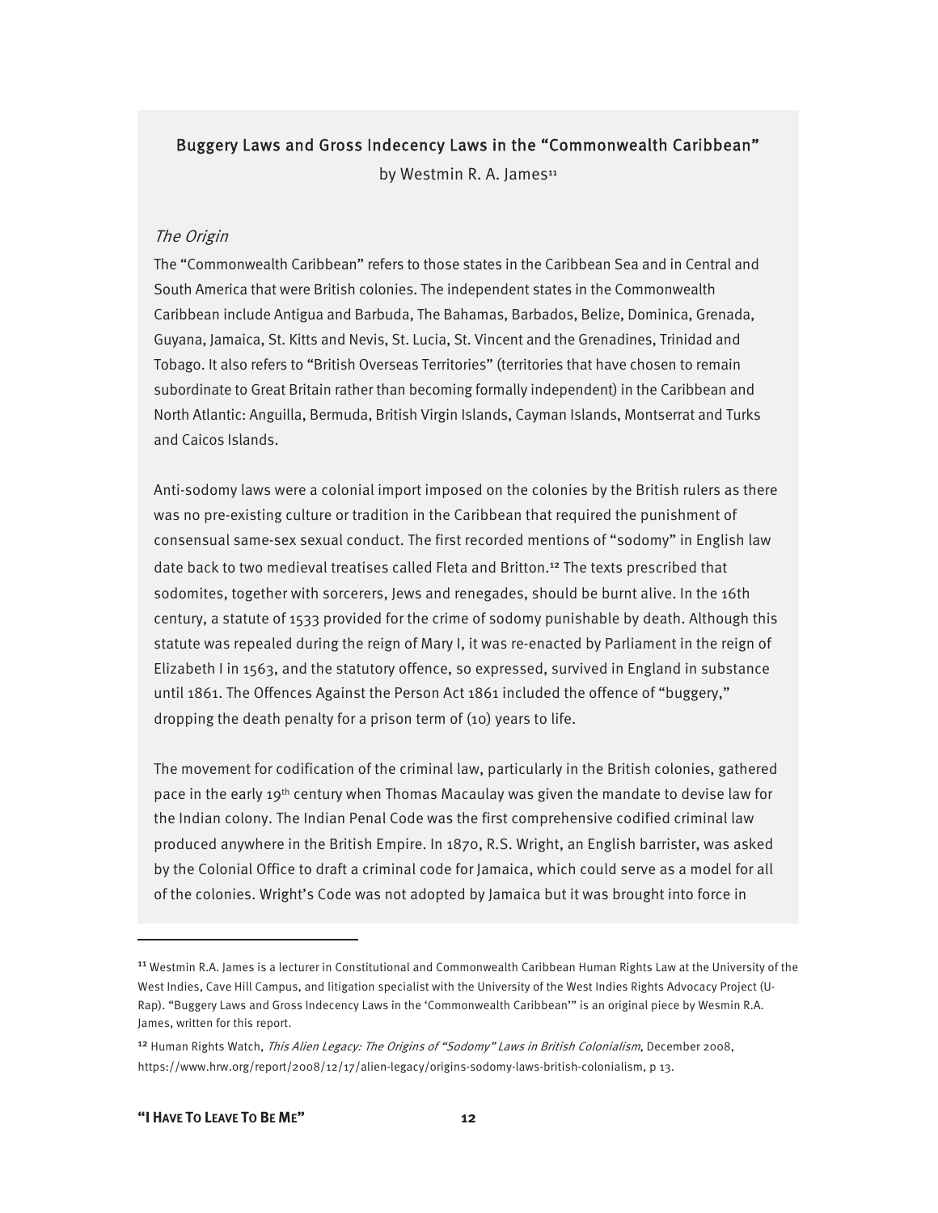### Buggery Laws and Gross Indecency Laws in the "Commonwealth Caribbean"

by Westmin R. A. James[11]

*The Origin*

The "Commonwealth Caribbean" refers to those states in the Caribbean Sea and in Central and South America that were British colonies. The independent states in the Commonwealth Caribbean include Antigua and Barbuda, The Bahamas, Barbados, Belize, Dominica, Grenada, Guyana, Jamaica, St. Kitts and Nevis, St. Lucia, St. Vincent and the Grenadines, Trinidad and Tobago. It also refers to "British Overseas Territories" (territories that have chosen to remain subordinate to Great Britain rather than becoming formally independent) in the Caribbean and North Atlantic: Anguilla, Bermuda, British Virgin Islands, Cayman Islands, Montserrat and Turks and Caicos Islands.

Anti-sodomy laws were a colonial import imposed on the colonies by the British rulers as there was no pre-existing culture or tradition in the Caribbean that required the punishment of consensual same-sex sexual conduct. The first recorded mentions of "sodomy" in English law date back to two medieval treatises called Fleta and Britton.[12] The texts prescribed that sodomites, together with sorcerers, Jews and renegades, should be burnt alive. In the 16th century, a statute of 1533 provided for the crime of sodomy punishable by death. Although this statute was repealed during the reign of Mary I, it was re-enacted by Parliament in the reign of Elizabeth I in 1563, and the statutory offence, so expressed, survived in England in substance until 1861. The Offences Against the Person Act 1861 included the offence of "buggery," dropping the death penalty for a prison term of (10) years to life.

The movement for codification of the criminal law, particularly in the British colonies, gathered pace in the early 19th century when Thomas Macaulay was given the mandate to devise law for the Indian colony. The Indian Penal Code was the first comprehensive codified criminal law produced anywhere in the British Empire. In 1870, R.S. Wright, an English barrister, was asked by the Colonial Office to draft a criminal code for Jamaica, which could serve as a model for all of the colonies. Wright's Code was not adopted by Jamaica but it was brought into force in

---

[11] Westmin R.A. James is a lecturer in Constitutional and Commonwealth Caribbean Human Rights Law at the University of the West Indies, Cave Hill Campus, and litigation specialist with the University of the West Indies Rights Advocacy Project (U-Rap). "Buggery Laws and Gross Indecency Laws in the 'Commonwealth Caribbean'" is an original piece by Wesmin R.A. James, written for this report.

[12] Human Rights Watch, *This Alien Legacy: The Origins of "Sodomy" Laws in British Colonialism*, December 2008, https://www.hrw.org/report/2008/12/17/alien-legacy/origins-sodomy-laws-british-colonialism, p 13.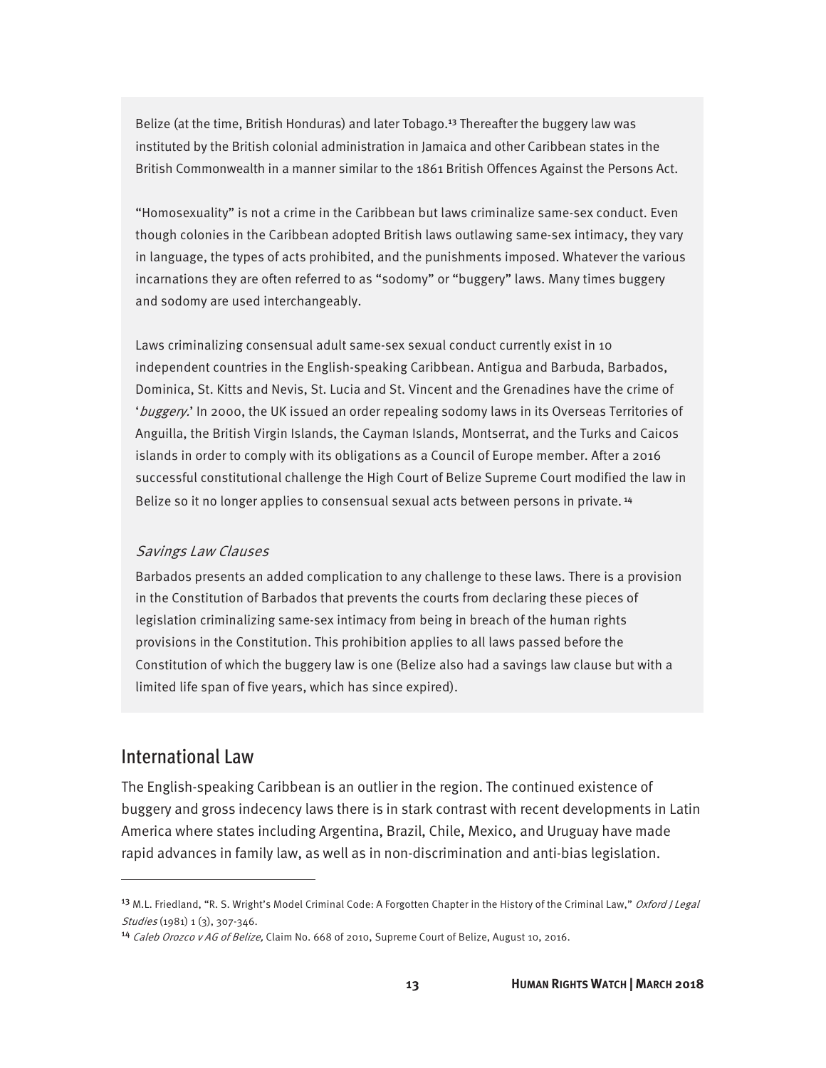Belize (at the time, British Honduras) and later Tobago.[13] Thereafter the buggery law was instituted by the British colonial administration in Jamaica and other Caribbean states in the British Commonwealth in a manner similar to the 1861 British Offences Against the Persons Act.

"Homosexuality" is not a crime in the Caribbean but laws criminalize same-sex conduct. Even though colonies in the Caribbean adopted British laws outlawing same-sex intimacy, they vary in language, the types of acts prohibited, and the punishments imposed. Whatever the various incarnations they are often referred to as "sodomy" or "buggery" laws. Many times buggery and sodomy are used interchangeably.

Laws criminalizing consensual adult same-sex sexual conduct currently exist in 10 independent countries in the English-speaking Caribbean. Antigua and Barbuda, Barbados, Dominica, St. Kitts and Nevis, St. Lucia and St. Vincent and the Grenadines have the crime of '*buggery*.' In 2000, the UK issued an order repealing sodomy laws in its Overseas Territories of Anguilla, the British Virgin Islands, the Cayman Islands, Montserrat, and the Turks and Caicos islands in order to comply with its obligations as a Council of Europe member. After a 2016 successful constitutional challenge the High Court of Belize Supreme Court modified the law in Belize so it no longer applies to consensual sexual acts between persons in private.[14]

*Savings Law Clauses*

Barbados presents an added complication to any challenge to these laws. There is a provision in the Constitution of Barbados that prevents the courts from declaring these pieces of legislation criminalizing same-sex intimacy from being in breach of the human rights provisions in the Constitution. This prohibition applies to all laws passed before the Constitution of which the buggery law is one (Belize also had a savings law clause but with a limited life span of five years, which has since expired).

## International Law

The English-speaking Caribbean is an outlier in the region. The continued existence of buggery and gross indecency laws there is in stark contrast with recent developments in Latin America where states including Argentina, Brazil, Chile, Mexico, and Uruguay have made rapid advances in family law, as well as in non-discrimination and anti-bias legislation.

---

[13] M.L. Friedland, "R. S. Wright's Model Criminal Code: A Forgotten Chapter in the History of the Criminal Law," *Oxford J Legal Studies* (1981) 1 (3), 307-346.

[14] *Caleb Orozco v AG of Belize,* Claim No. 668 of 2010, Supreme Court of Belize, August 10, 2016.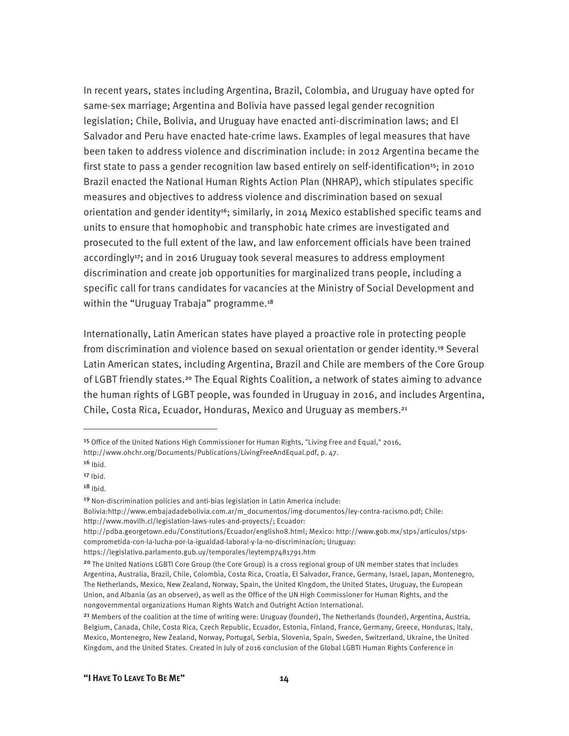In recent years, states including Argentina, Brazil, Colombia, and Uruguay have opted for same-sex marriage; Argentina and Bolivia have passed legal gender recognition legislation; Chile, Bolivia, and Uruguay have enacted anti-discrimination laws; and El Salvador and Peru have enacted hate-crime laws. Examples of legal measures that have been taken to address violence and discrimination include: in 2012 Argentina became the first state to pass a gender recognition law based entirely on self-identification[15]; in 2010 Brazil enacted the National Human Rights Action Plan (NHRAP), which stipulates specific measures and objectives to address violence and discrimination based on sexual orientation and gender identity[16]; similarly, in 2014 Mexico established specific teams and units to ensure that homophobic and transphobic hate crimes are investigated and prosecuted to the full extent of the law, and law enforcement officials have been trained accordingly[17]; and in 2016 Uruguay took several measures to address employment discrimination and create job opportunities for marginalized trans people, including a specific call for trans candidates for vacancies at the Ministry of Social Development and within the "Uruguay Trabaja" programme.[18]

Internationally, Latin American states have played a proactive role in protecting people from discrimination and violence based on sexual orientation or gender identity.[19] Several Latin American states, including Argentina, Brazil and Chile are members of the Core Group of LGBT friendly states.[20] The Equal Rights Coalition, a network of states aiming to advance the human rights of LGBT people, was founded in Uruguay in 2016, and includes Argentina, Chile, Costa Rica, Ecuador, Honduras, Mexico and Uruguay as members.[21]

---

[15] Office of the United Nations High Commissioner for Human Rights, "Living Free and Equal," 2016, http://www.ohchr.org/Documents/Publications/LivingFreeAndEqual.pdf, p. 47.

[16] Ibid.

[17] Ibid.

[18] Ibid.

[19] Non-discrimination policies and anti-bias legislation in Latin America include: Bolivia:http://www.embajadadebolivia.com.ar/m_documentos/img-documentos/ley-contra-racismo.pdf; Chile: http://www.movilh.cl/legislation-laws-rules-and-proyects/; Ecuador: http://pdba.georgetown.edu/Constitutions/Ecuador/englisho8.html; Mexico: http://www.gob.mx/stps/articulos/stps-comprometida-con-la-lucha-por-la-igualdad-laboral-y-la-no-discriminacion; Uruguay: https://legislativo.parlamento.gub.uy/temporales/leytemp7481791.htm

[20] The United Nations LGBTI Core Group (the Core Group) is a cross regional group of UN member states that includes Argentina, Australia, Brazil, Chile, Colombia, Costa Rica, Croatia, El Salvador, France, Germany, Israel, Japan, Montenegro, The Netherlands, Mexico, New Zealand, Norway, Spain, the United Kingdom, the United States, Uruguay, the European Union, and Albania (as an observer), as well as the Office of the UN High Commissioner for Human Rights, and the nongovernmental organizations Human Rights Watch and Outright Action International.

[21] Members of the coalition at the time of writing were: Uruguay (founder), The Netherlands (founder), Argentina, Austria, Belgium, Canada, Chile, Costa Rica, Czech Republic, Ecuador, Estonia, Finland, France, Germany, Greece, Honduras, Italy, Mexico, Montenegro, New Zealand, Norway, Portugal, Serbia, Slovenia, Spain, Sweden, Switzerland, Ukraine, the United Kingdom, and the United States. Created in July of 2016 conclusion of the Global LGBTI Human Rights Conference in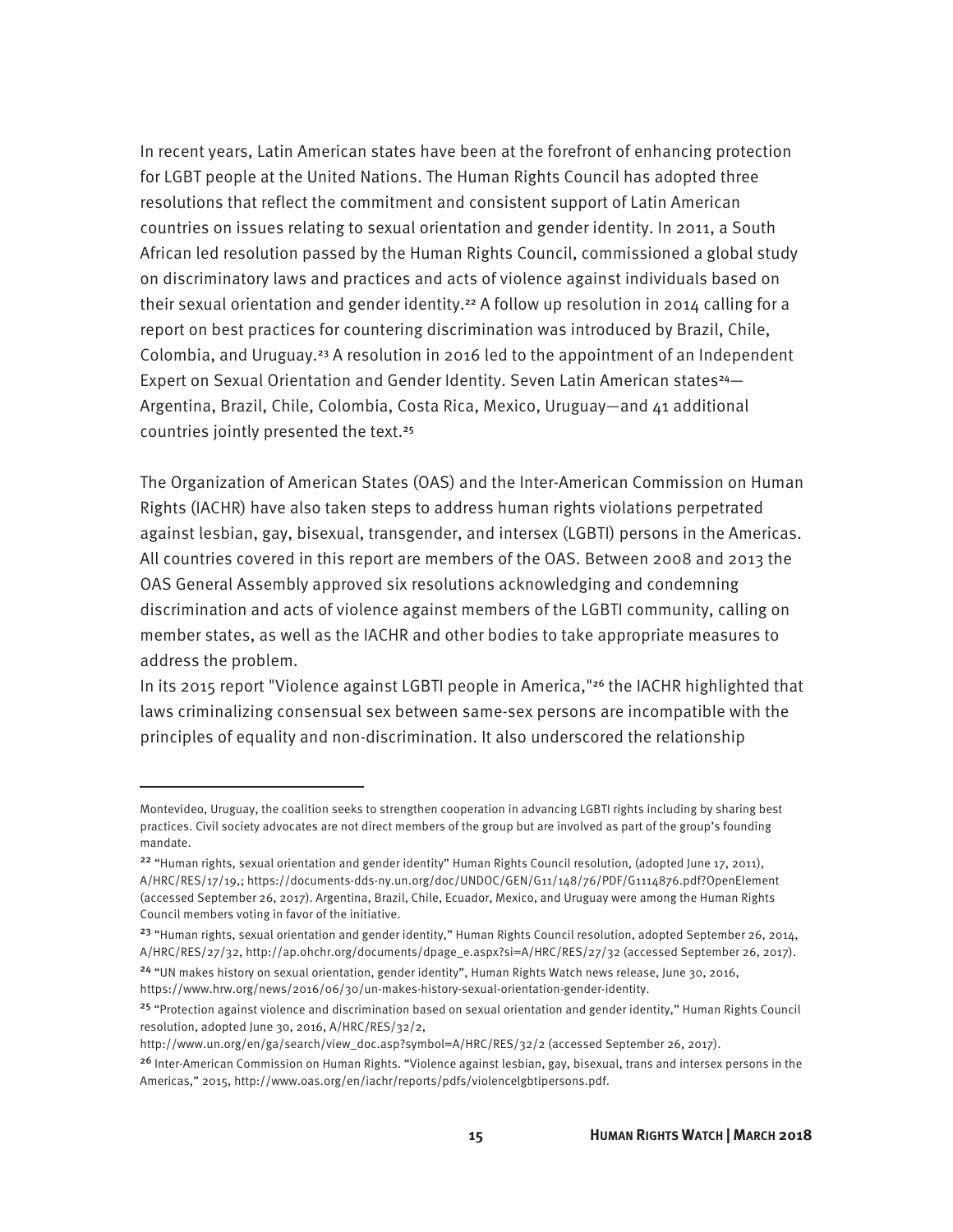In recent years, Latin American states have been at the forefront of enhancing protection for LGBT people at the United Nations. The Human Rights Council has adopted three resolutions that reflect the commitment and consistent support of Latin American countries on issues relating to sexual orientation and gender identity. In 2011, a South African led resolution passed by the Human Rights Council, commissioned a global study on discriminatory laws and practices and acts of violence against individuals based on their sexual orientation and gender identity.[22] A follow up resolution in 2014 calling for a report on best practices for countering discrimination was introduced by Brazil, Chile, Colombia, and Uruguay.[23] A resolution in 2016 led to the appointment of an Independent Expert on Sexual Orientation and Gender Identity. Seven Latin American states[24]—Argentina, Brazil, Chile, Colombia, Costa Rica, Mexico, Uruguay—and 41 additional countries jointly presented the text.[25]

The Organization of American States (OAS) and the Inter-American Commission on Human Rights (IACHR) have also taken steps to address human rights violations perpetrated against lesbian, gay, bisexual, transgender, and intersex (LGBTI) persons in the Americas. All countries covered in this report are members of the OAS. Between 2008 and 2013 the OAS General Assembly approved six resolutions acknowledging and condemning discrimination and acts of violence against members of the LGBTI community, calling on member states, as well as the IACHR and other bodies to take appropriate measures to address the problem.

In its 2015 report "Violence against LGBTI people in America,"[26] the IACHR highlighted that laws criminalizing consensual sex between same-sex persons are incompatible with the principles of equality and non-discrimination. It also underscored the relationship

---

Montevideo, Uruguay, the coalition seeks to strengthen cooperation in advancing LGBTI rights including by sharing best practices. Civil society advocates are not direct members of the group but are involved as part of the group's founding mandate.

[22] "Human rights, sexual orientation and gender identity" Human Rights Council resolution, (adopted June 17, 2011), A/HRC/RES/17/19,; https://documents-dds-ny.un.org/doc/UNDOC/GEN/G11/148/76/PDF/G1114876.pdf?OpenElement (accessed September 26, 2017). Argentina, Brazil, Chile, Ecuador, Mexico, and Uruguay were among the Human Rights Council members voting in favor of the initiative.

[23] "Human rights, sexual orientation and gender identity," Human Rights Council resolution, adopted September 26, 2014, A/HRC/RES/27/32, http://ap.ohchr.org/documents/dpage_e.aspx?si=A/HRC/RES/27/32 (accessed September 26, 2017).

[24] "UN makes history on sexual orientation, gender identity", Human Rights Watch news release, June 30, 2016, https://www.hrw.org/news/2016/06/30/un-makes-history-sexual-orientation-gender-identity.

[25] "Protection against violence and discrimination based on sexual orientation and gender identity," Human Rights Council resolution, adopted June 30, 2016, A/HRC/RES/32/2, http://www.un.org/en/ga/search/view_doc.asp?symbol=A/HRC/RES/32/2 (accessed September 26, 2017).

[26] Inter-American Commission on Human Rights. "Violence against lesbian, gay, bisexual, trans and intersex persons in the Americas," 2015, http://www.oas.org/en/iachr/reports/pdfs/violencelgbtipersons.pdf.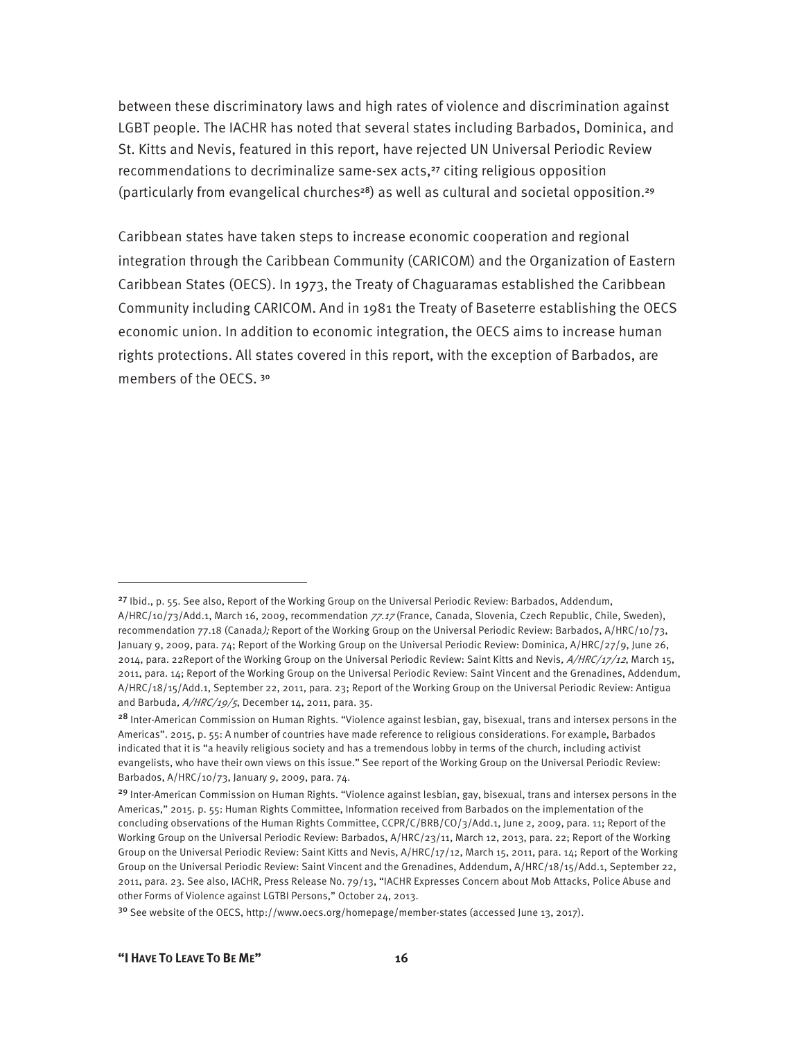between these discriminatory laws and high rates of violence and discrimination against LGBT people. The IACHR has noted that several states including Barbados, Dominica, and St. Kitts and Nevis, featured in this report, have rejected UN Universal Periodic Review recommendations to decriminalize same-sex acts,[27] citing religious opposition (particularly from evangelical churches[28]) as well as cultural and societal opposition.[29]

Caribbean states have taken steps to increase economic cooperation and regional integration through the Caribbean Community (CARICOM) and the Organization of Eastern Caribbean States (OECS). In 1973, the Treaty of Chaguaramas established the Caribbean Community including CARICOM. And in 1981 the Treaty of Baseterre establishing the OECS economic union. In addition to economic integration, the OECS aims to increase human rights protections. All states covered in this report, with the exception of Barbados, are members of the OECS. [30]

---

[27] Ibid., p. 55. See also, Report of the Working Group on the Universal Periodic Review: Barbados, Addendum, A/HRC/10/73/Add.1, March 16, 2009, recommendation *77.17* (France, Canada, Slovenia, Czech Republic, Chile, Sweden), recommendation 77.18 (Canada*);* Report of the Working Group on the Universal Periodic Review: Barbados, A/HRC/10/73, January 9, 2009, para. 74; Report of the Working Group on the Universal Periodic Review: Dominica*,* A/HRC/27/9, June 26, 2014, para. 22Report of the Working Group on the Universal Periodic Review: Saint Kitts and Nevis*, A/HRC/17/12*, March 15, 2011, para. 14; Report of the Working Group on the Universal Periodic Review: Saint Vincent and the Grenadines, Addendum, A/HRC/18/15/Add.1, September 22, 2011, para. 23; Report of the Working Group on the Universal Periodic Review: Antigua and Barbuda*, A/HRC/19/5*, December 14, 2011, para. 35.

[28] Inter-American Commission on Human Rights. "Violence against lesbian, gay, bisexual, trans and intersex persons in the Americas". 2015, p. 55: A number of countries have made reference to religious considerations. For example, Barbados indicated that it is "a heavily religious society and has a tremendous lobby in terms of the church, including activist evangelists, who have their own views on this issue." See report of the Working Group on the Universal Periodic Review: Barbados, A/HRC/10/73, January 9, 2009, para. 74.

[29] Inter-American Commission on Human Rights. "Violence against lesbian, gay, bisexual, trans and intersex persons in the Americas," 2015. p. 55: Human Rights Committee, Information received from Barbados on the implementation of the concluding observations of the Human Rights Committee, CCPR/C/BRB/CO/3/Add.1, June 2, 2009, para. 11; Report of the Working Group on the Universal Periodic Review: Barbados, A/HRC/23/11, March 12, 2013, para. 22; Report of the Working Group on the Universal Periodic Review: Saint Kitts and Nevis, A/HRC/17/12, March 15, 2011, para. 14; Report of the Working Group on the Universal Periodic Review: Saint Vincent and the Grenadines, Addendum, A/HRC/18/15/Add.1, September 22, 2011, para. 23. See also, IACHR, Press Release No. 79/13, "IACHR Expresses Concern about Mob Attacks, Police Abuse and other Forms of Violence against LGTBI Persons," October 24, 2013.

[30] See website of the OECS, http://www.oecs.org/homepage/member-states (accessed June 13, 2017).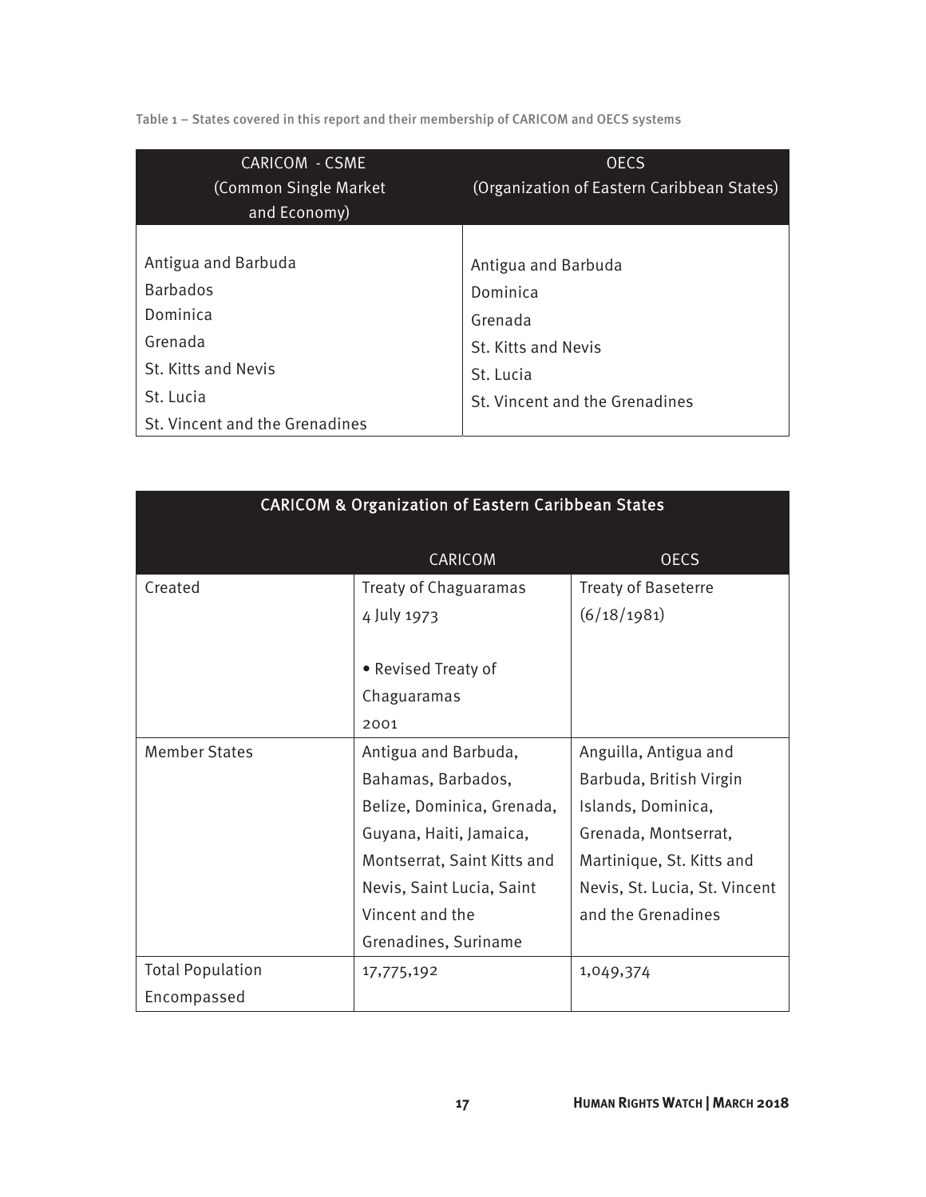Table 1 – States covered in this report and their membership of CARICOM and OECS systems

| CARICOM - CSME (Common Single Market and Economy) | OECS (Organization of Eastern Caribbean States) |
|---|---|
| Antigua and Barbuda | Antigua and Barbuda |
| Barbados | Dominica |
| Dominica | Grenada |
| Grenada | St. Kitts and Nevis |
| St. Kitts and Nevis | St. Lucia |
| St. Lucia | St. Vincent and the Grenadines |
| St. Vincent and the Grenadines | |

| CARICOM & Organization of Eastern Caribbean States | | |
|---|---|---|
| | CARICOM | OECS |
| Created | Treaty of Chaguaramas 4 July 1973<br><br>• Revised Treaty of Chaguaramas 2001 | Treaty of Baseterre (6/18/1981) |
| Member States | Antigua and Barbuda, Bahamas, Barbados, Belize, Dominica, Grenada, Guyana, Haiti, Jamaica, Montserrat, Saint Kitts and Nevis, Saint Lucia, Saint Vincent and the Grenadines, Suriname | Anguilla, Antigua and Barbuda, British Virgin Islands, Dominica, Grenada, Montserrat, Martinique, St. Kitts and Nevis, St. Lucia, St. Vincent and the Grenadines |
| Total Population Encompassed | 17,775,192 | 1,049,374 |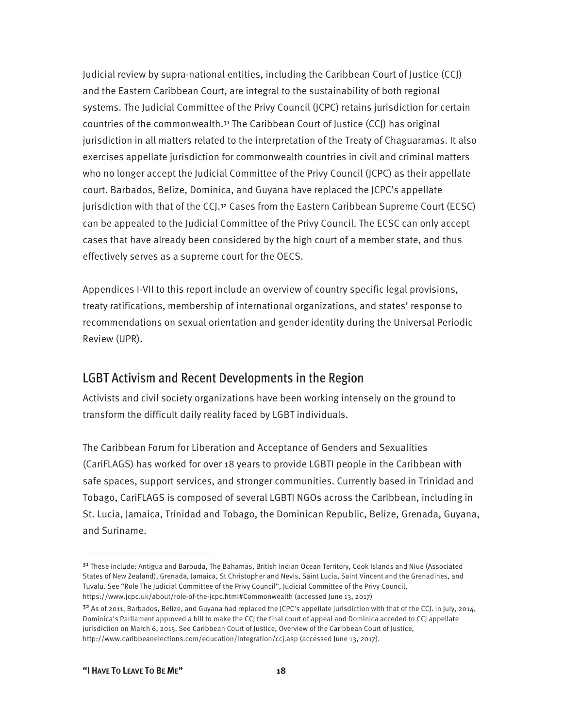Judicial review by supra-national entities, including the Caribbean Court of Justice (CCJ) and the Eastern Caribbean Court, are integral to the sustainability of both regional systems. The Judicial Committee of the Privy Council (JCPC) retains jurisdiction for certain countries of the commonwealth.[31] The Caribbean Court of Justice (CCJ) has original jurisdiction in all matters related to the interpretation of the Treaty of Chaguaramas. It also exercises appellate jurisdiction for commonwealth countries in civil and criminal matters who no longer accept the Judicial Committee of the Privy Council (JCPC) as their appellate court. Barbados, Belize, Dominica, and Guyana have replaced the JCPC's appellate jurisdiction with that of the CCJ.[32] Cases from the Eastern Caribbean Supreme Court (ECSC) can be appealed to the Judicial Committee of the Privy Council. The ECSC can only accept cases that have already been considered by the high court of a member state, and thus effectively serves as a supreme court for the OECS.

Appendices I-VII to this report include an overview of country specific legal provisions, treaty ratifications, membership of international organizations, and states' response to recommendations on sexual orientation and gender identity during the Universal Periodic Review (UPR).

## LGBT Activism and Recent Developments in the Region

Activists and civil society organizations have been working intensely on the ground to transform the difficult daily reality faced by LGBT individuals.

The Caribbean Forum for Liberation and Acceptance of Genders and Sexualities (CariFLAGS) has worked for over 18 years to provide LGBTI people in the Caribbean with safe spaces, support services, and stronger communities. Currently based in Trinidad and Tobago, CariFLAGS is composed of several LGBTI NGOs across the Caribbean, including in St. Lucia, Jamaica, Trinidad and Tobago, the Dominican Republic, Belize, Grenada, Guyana, and Suriname.

---

[31] These include: Antigua and Barbuda, The Bahamas, British Indian Ocean Territory, Cook Islands and Niue (Associated States of New Zealand), Grenada, Jamaica, St Christopher and Nevis, Saint Lucia, Saint Vincent and the Grenadines, and Tuvalu. See "Role The Judicial Committee of the Privy Council", Judicial Committee of the Privy Council, https://www.jcpc.uk/about/role-of-the-jcpc.html#Commonwealth (accessed June 13, 2017)

[32] As of 2011, Barbados, Belize, and Guyana had replaced the JCPC's appellate jurisdiction with that of the CCJ. In July, 2014, Dominica's Parliament approved a bill to make the CCJ the final court of appeal and Dominica acceded to CCJ appellate jurisdiction on March 6, 2015. See Caribbean Court of Justice, Overview of the Caribbean Court of Justice, http://www.caribbeanelections.com/education/integration/ccj.asp (accessed June 13, 2017).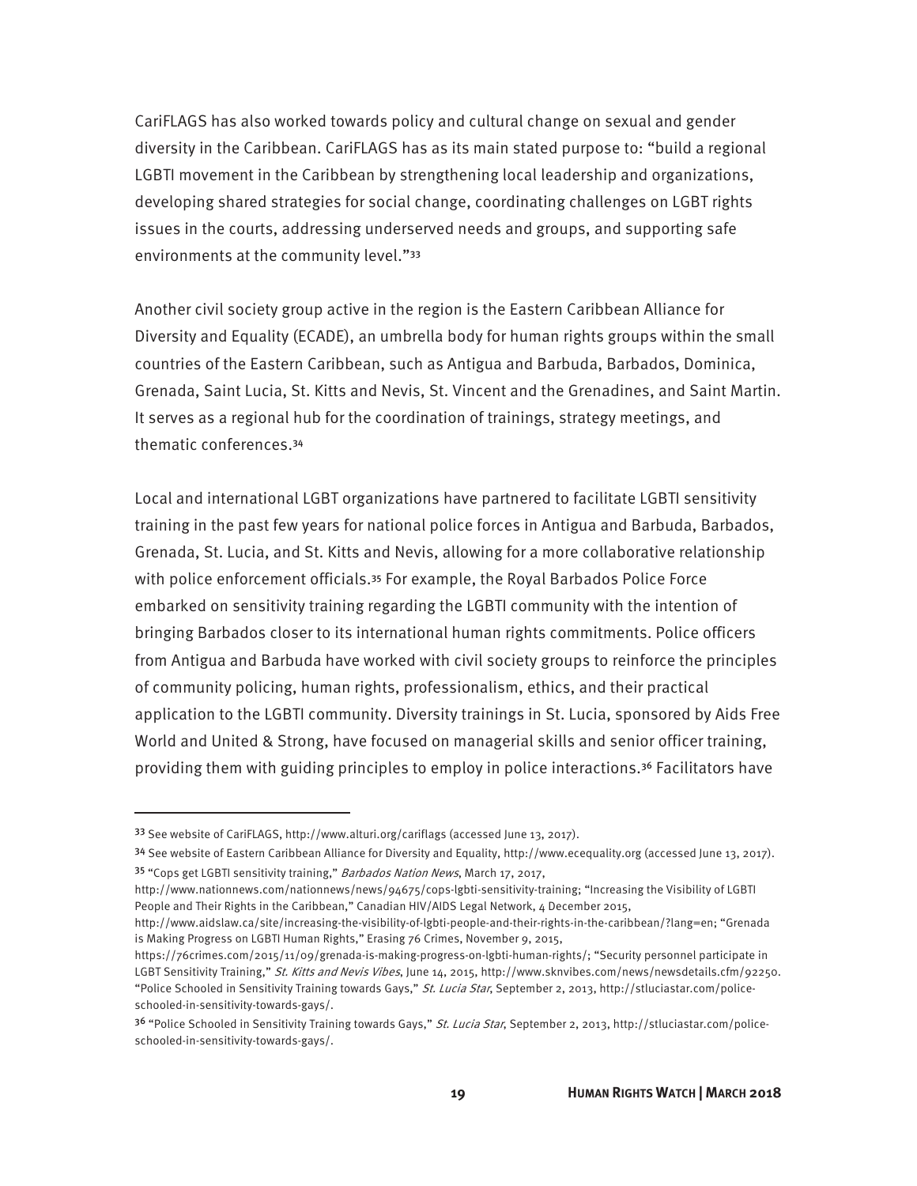CariFLAGS has also worked towards policy and cultural change on sexual and gender diversity in the Caribbean. CariFLAGS has as its main stated purpose to: "build a regional LGBTI movement in the Caribbean by strengthening local leadership and organizations, developing shared strategies for social change, coordinating challenges on LGBT rights issues in the courts, addressing underserved needs and groups, and supporting safe environments at the community level."[33]

Another civil society group active in the region is the Eastern Caribbean Alliance for Diversity and Equality (ECADE), an umbrella body for human rights groups within the small countries of the Eastern Caribbean, such as Antigua and Barbuda, Barbados, Dominica, Grenada, Saint Lucia, St. Kitts and Nevis, St. Vincent and the Grenadines, and Saint Martin. It serves as a regional hub for the coordination of trainings, strategy meetings, and thematic conferences.[34]

Local and international LGBT organizations have partnered to facilitate LGBTI sensitivity training in the past few years for national police forces in Antigua and Barbuda, Barbados, Grenada, St. Lucia, and St. Kitts and Nevis, allowing for a more collaborative relationship with police enforcement officials.[35] For example, the Royal Barbados Police Force embarked on sensitivity training regarding the LGBTI community with the intention of bringing Barbados closer to its international human rights commitments. Police officers from Antigua and Barbuda have worked with civil society groups to reinforce the principles of community policing, human rights, professionalism, ethics, and their practical application to the LGBTI community. Diversity trainings in St. Lucia, sponsored by Aids Free World and United & Strong, have focused on managerial skills and senior officer training, providing them with guiding principles to employ in police interactions.[36] Facilitators have

---

[33] See website of CariFLAGS, http://www.alturi.org/cariflags (accessed June 13, 2017).

[34] See website of Eastern Caribbean Alliance for Diversity and Equality, http://www.ecequality.org (accessed June 13, 2017).

[35] "Cops get LGBTI sensitivity training," *Barbados Nation News*, March 17, 2017, http://www.nationnews.com/nationnews/news/94675/cops-lgbti-sensitivity-training; "Increasing the Visibility of LGBTI People and Their Rights in the Caribbean," Canadian HIV/AIDS Legal Network, 4 December 2015, http://www.aidslaw.ca/site/increasing-the-visibility-of-lgbti-people-and-their-rights-in-the-caribbean/?lang=en; "Grenada is Making Progress on LGBTI Human Rights," Erasing 76 Crimes, November 9, 2015, https://76crimes.com/2015/11/09/grenada-is-making-progress-on-lgbti-human-rights/; "Security personnel participate in LGBT Sensitivity Training," *St. Kitts and Nevis Vibes*, June 14, 2015, http://www.sknvibes.com/news/newsdetails.cfm/92250. "Police Schooled in Sensitivity Training towards Gays," *St. Lucia Star*, September 2, 2013, http://stluciastar.com/police-schooled-in-sensitivity-towards-gays/.

[36] "Police Schooled in Sensitivity Training towards Gays," *St. Lucia Star*, September 2, 2013, http://stluciastar.com/police-schooled-in-sensitivity-towards-gays/.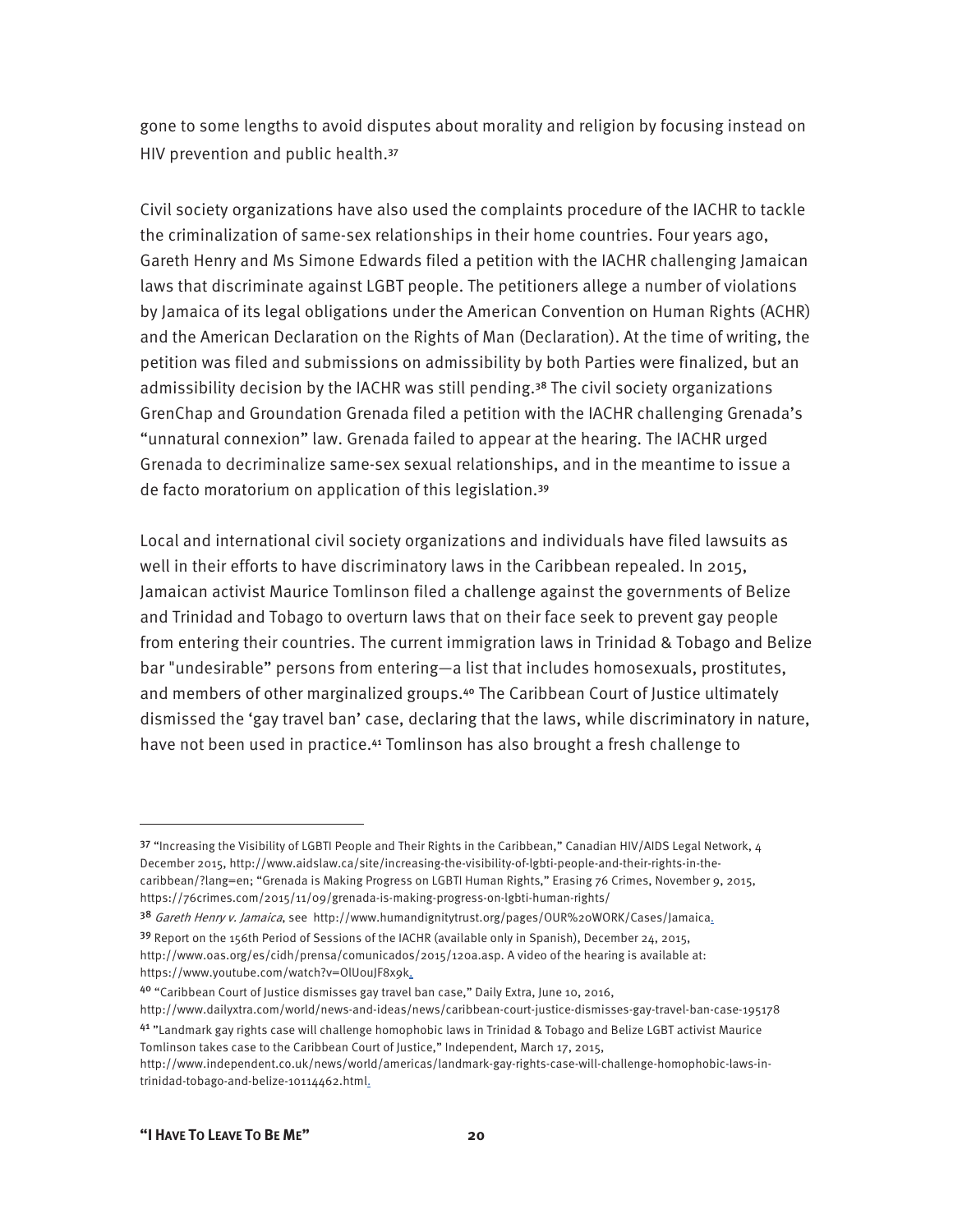gone to some lengths to avoid disputes about morality and religion by focusing instead on HIV prevention and public health.[37]

Civil society organizations have also used the complaints procedure of the IACHR to tackle the criminalization of same-sex relationships in their home countries. Four years ago, Gareth Henry and Ms Simone Edwards filed a petition with the IACHR challenging Jamaican laws that discriminate against LGBT people. The petitioners allege a number of violations by Jamaica of its legal obligations under the American Convention on Human Rights (ACHR) and the American Declaration on the Rights of Man (Declaration). At the time of writing, the petition was filed and submissions on admissibility by both Parties were finalized, but an admissibility decision by the IACHR was still pending.[38] The civil society organizations GrenChap and Groundation Grenada filed a petition with the IACHR challenging Grenada's "unnatural connexion" law. Grenada failed to appear at the hearing. The IACHR urged Grenada to decriminalize same-sex sexual relationships, and in the meantime to issue a de facto moratorium on application of this legislation.[39]

Local and international civil society organizations and individuals have filed lawsuits as well in their efforts to have discriminatory laws in the Caribbean repealed. In 2015, Jamaican activist Maurice Tomlinson filed a challenge against the governments of Belize and Trinidad and Tobago to overturn laws that on their face seek to prevent gay people from entering their countries. The current immigration laws in Trinidad & Tobago and Belize bar "undesirable" persons from entering—a list that includes homosexuals, prostitutes, and members of other marginalized groups.[40] The Caribbean Court of Justice ultimately dismissed the 'gay travel ban' case, declaring that the laws, while discriminatory in nature, have not been used in practice.[41] Tomlinson has also brought a fresh challenge to

---

[37] "Increasing the Visibility of LGBTI People and Their Rights in the Caribbean," Canadian HIV/AIDS Legal Network, 4 December 2015, http://www.aidslaw.ca/site/increasing-the-visibility-of-lgbti-people-and-their-rights-in-the-caribbean/?lang=en; "Grenada is Making Progress on LGBTI Human Rights," Erasing 76 Crimes, November 9, 2015, https://76crimes.com/2015/11/09/grenada-is-making-progress-on-lgbti-human-rights/

[38] *Gareth Henry v. Jamaica*, see http://www.humandignitytrust.org/pages/OUR%20WORK/Cases/Jamaica.

[39] Report on the 156th Period of Sessions of the IACHR (available only in Spanish), December 24, 2015, http://www.oas.org/es/cidh/prensa/comunicados/2015/120a.asp. A video of the hearing is available at: https://www.youtube.com/watch?v=OlUouJF8x9k.

[40] "Caribbean Court of Justice dismisses gay travel ban case," Daily Extra, June 10, 2016, http://www.dailyxtra.com/world/news-and-ideas/news/caribbean-court-justice-dismisses-gay-travel-ban-case-195178

[41] "Landmark gay rights case will challenge homophobic laws in Trinidad & Tobago and Belize LGBT activist Maurice Tomlinson takes case to the Caribbean Court of Justice," Independent, March 17, 2015, http://www.independent.co.uk/news/world/americas/landmark-gay-rights-case-will-challenge-homophobic-laws-in-trinidad-tobago-and-belize-10114462.html.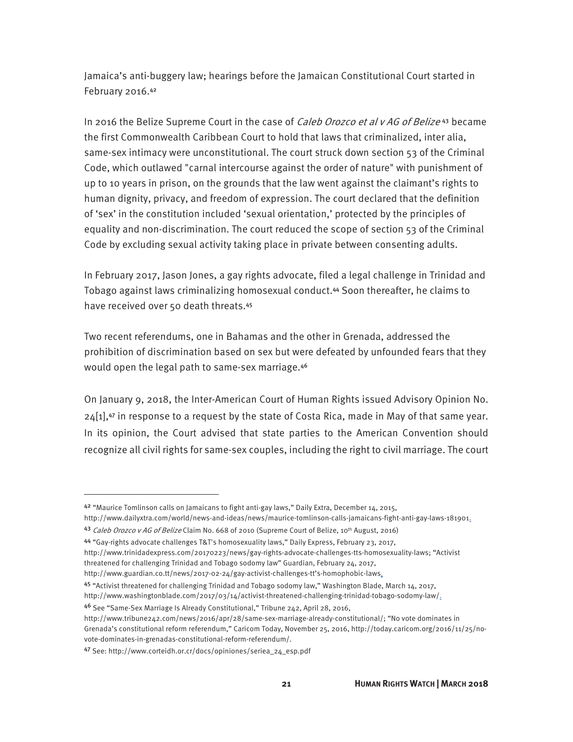Jamaica's anti-buggery law; hearings before the Jamaican Constitutional Court started in February 2016.[42]

In 2016 the Belize Supreme Court in the case of *Caleb Orozco et al v AG of Belize*[43] became the first Commonwealth Caribbean Court to hold that laws that criminalized, inter alia, same-sex intimacy were unconstitutional. The court struck down section 53 of the Criminal Code, which outlawed "carnal intercourse against the order of nature" with punishment of up to 10 years in prison, on the grounds that the law went against the claimant's rights to human dignity, privacy, and freedom of expression. The court declared that the definition of 'sex' in the constitution included 'sexual orientation,' protected by the principles of equality and non-discrimination. The court reduced the scope of section 53 of the Criminal Code by excluding sexual activity taking place in private between consenting adults.

In February 2017, Jason Jones, a gay rights advocate, filed a legal challenge in Trinidad and Tobago against laws criminalizing homosexual conduct.[44] Soon thereafter, he claims to have received over 50 death threats.[45]

Two recent referendums, one in Bahamas and the other in Grenada, addressed the prohibition of discrimination based on sex but were defeated by unfounded fears that they would open the legal path to same-sex marriage.[46]

On January 9, 2018, the Inter-American Court of Human Rights issued Advisory Opinion No. 24[1],[47] in response to a request by the state of Costa Rica, made in May of that same year. In its opinion, the Court advised that state parties to the American Convention should recognize all civil rights for same-sex couples, including the right to civil marriage. The court

---

[42] "Maurice Tomlinson calls on Jamaicans to fight anti-gay laws," Daily Extra, December 14, 2015, http://www.dailyxtra.com/world/news-and-ideas/news/maurice-tomlinson-calls-jamaicans-fight-anti-gay-laws-181901.

[43] *Caleb Orozco v AG of Belize* Claim No. 668 of 2010 (Supreme Court of Belize, 10th August, 2016)

[44] "Gay-rights advocate challenges T&T's homosexuality laws," Daily Express, February 23, 2017, http://www.trinidadexpress.com/20170223/news/gay-rights-advocate-challenges-tts-homosexuality-laws; "Activist threatened for challenging Trinidad and Tobago sodomy law" Guardian, February 24, 2017, http://www.guardian.co.tt/news/2017-02-24/gay-activist-challenges-tt's-homophobic-laws.

[45] "Activist threatened for challenging Trinidad and Tobago sodomy law," Washington Blade, March 14, 2017, http://www.washingtonblade.com/2017/03/14/activist-threatened-challenging-trinidad-tobago-sodomy-law/.

[46] See "Same-Sex Marriage Is Already Constitutional," Tribune 242, April 28, 2016, http://www.tribune242.com/news/2016/apr/28/same-sex-marriage-already-constitutional/; "No vote dominates in Grenada's constitutional reform referendum," Caricom Today, November 25, 2016, http://today.caricom.org/2016/11/25/no-vote-dominates-in-grenadas-constitutional-reform-referendum/.

[47] See: http://www.corteidh.or.cr/docs/opiniones/seriea_24_esp.pdf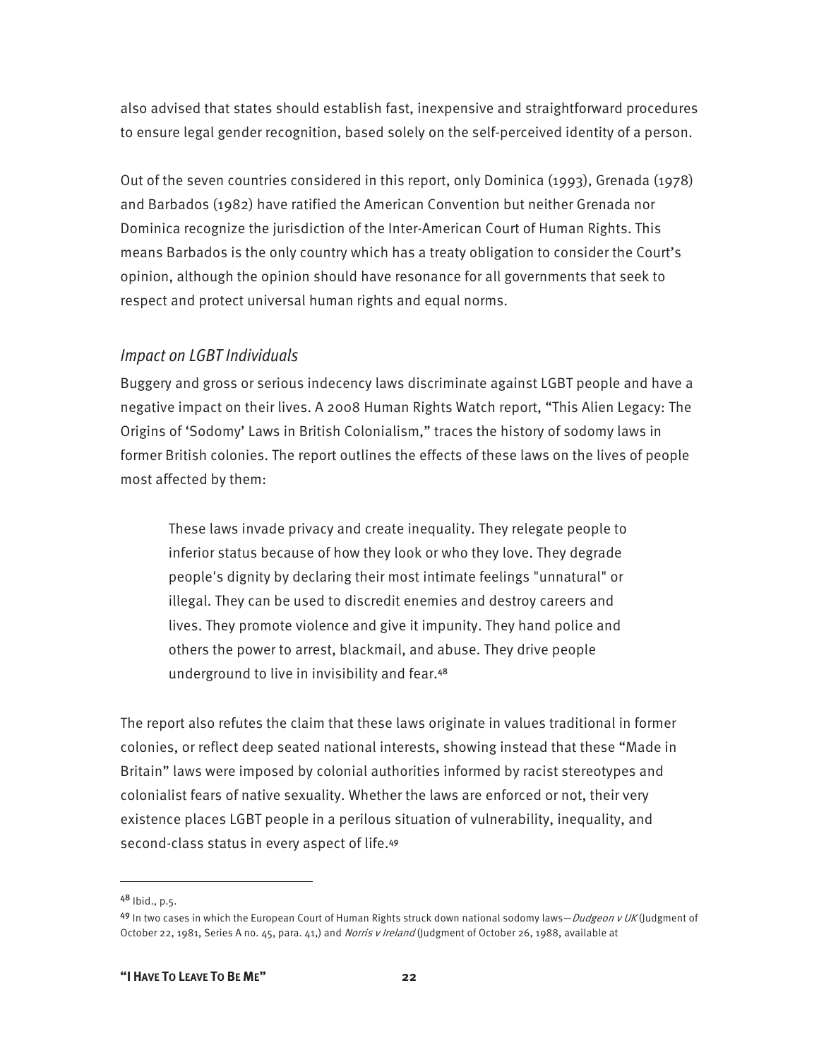also advised that states should establish fast, inexpensive and straightforward procedures to ensure legal gender recognition, based solely on the self-perceived identity of a person.

Out of the seven countries considered in this report, only Dominica (1993), Grenada (1978) and Barbados (1982) have ratified the American Convention but neither Grenada nor Dominica recognize the jurisdiction of the Inter-American Court of Human Rights. This means Barbados is the only country which has a treaty obligation to consider the Court's opinion, although the opinion should have resonance for all governments that seek to respect and protect universal human rights and equal norms.

### *Impact on LGBT Individuals*

Buggery and gross or serious indecency laws discriminate against LGBT people and have a negative impact on their lives. A 2008 Human Rights Watch report, "This Alien Legacy: The Origins of 'Sodomy' Laws in British Colonialism," traces the history of sodomy laws in former British colonies. The report outlines the effects of these laws on the lives of people most affected by them:

> These laws invade privacy and create inequality. They relegate people to inferior status because of how they look or who they love. They degrade people's dignity by declaring their most intimate feelings "unnatural" or illegal. They can be used to discredit enemies and destroy careers and lives. They promote violence and give it impunity. They hand police and others the power to arrest, blackmail, and abuse. They drive people underground to live in invisibility and fear.[48]

The report also refutes the claim that these laws originate in values traditional in former colonies, or reflect deep seated national interests, showing instead that these "Made in Britain" laws were imposed by colonial authorities informed by racist stereotypes and colonialist fears of native sexuality. Whether the laws are enforced or not, their very existence places LGBT people in a perilous situation of vulnerability, inequality, and second-class status in every aspect of life.[49]

---

[48] Ibid., p.5.

[49] In two cases in which the European Court of Human Rights struck down national sodomy laws—*Dudgeon v UK* (Judgment of October 22, 1981, Series A no. 45, para. 41,) and *Norris v Ireland* (Judgment of October 26, 1988, available at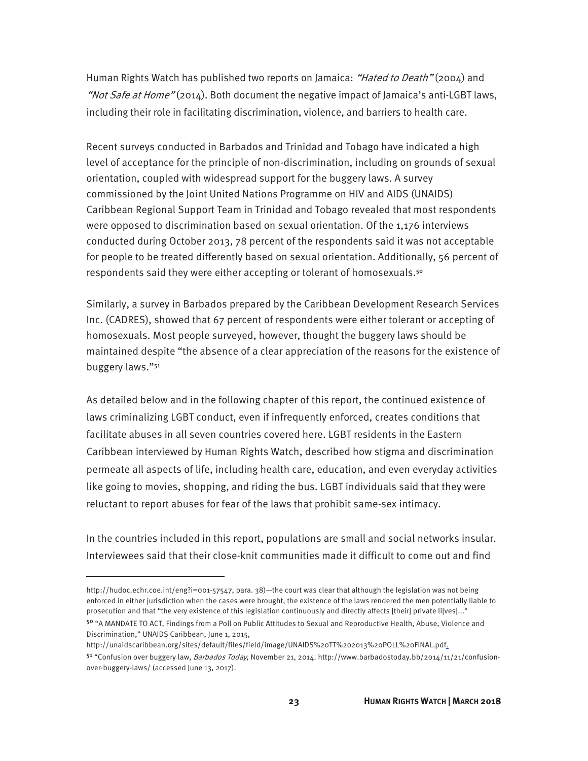Human Rights Watch has published two reports on Jamaica: *"Hated to Death"* (2004) and *"Not Safe at Home"* (2014). Both document the negative impact of Jamaica's anti-LGBT laws, including their role in facilitating discrimination, violence, and barriers to health care.

Recent surveys conducted in Barbados and Trinidad and Tobago have indicated a high level of acceptance for the principle of non-discrimination, including on grounds of sexual orientation, coupled with widespread support for the buggery laws. A survey commissioned by the Joint United Nations Programme on HIV and AIDS (UNAIDS) Caribbean Regional Support Team in Trinidad and Tobago revealed that most respondents were opposed to discrimination based on sexual orientation. Of the 1,176 interviews conducted during October 2013, 78 percent of the respondents said it was not acceptable for people to be treated differently based on sexual orientation. Additionally, 56 percent of respondents said they were either accepting or tolerant of homosexuals.[50]

Similarly, a survey in Barbados prepared by the Caribbean Development Research Services Inc. (CADRES), showed that 67 percent of respondents were either tolerant or accepting of homosexuals. Most people surveyed, however, thought the buggery laws should be maintained despite "the absence of a clear appreciation of the reasons for the existence of buggery laws."[51]

As detailed below and in the following chapter of this report, the continued existence of laws criminalizing LGBT conduct, even if infrequently enforced, creates conditions that facilitate abuses in all seven countries covered here. LGBT residents in the Eastern Caribbean interviewed by Human Rights Watch, described how stigma and discrimination permeate all aspects of life, including health care, education, and even everyday activities like going to movies, shopping, and riding the bus. LGBT individuals said that they were reluctant to report abuses for fear of the laws that prohibit same-sex intimacy.

In the countries included in this report, populations are small and social networks insular. Interviewees said that their close-knit communities made it difficult to come out and find

---

http://hudoc.echr.coe.int/eng?i=001-57547, para. 38)—the court was clear that although the legislation was not being enforced in either jurisdiction when the cases were brought, the existence of the laws rendered the men potentially liable to prosecution and that "the very existence of this legislation continuously and directly affects [their] private li[ves]..."

[50] "A MANDATE TO ACT, Findings from a Poll on Public Attitudes to Sexual and Reproductive Health, Abuse, Violence and Discrimination," UNAIDS Caribbean, June 1, 2015, http://unaidscaribbean.org/sites/default/files/field/image/UNAIDS%20TT%202013%20POLL%20FINAL.pdf.

[51] "Confusion over buggery law, *Barbados Today*, November 21, 2014. http://www.barbadostoday.bb/2014/11/21/confusion-over-buggery-laws/ (accessed June 13, 2017).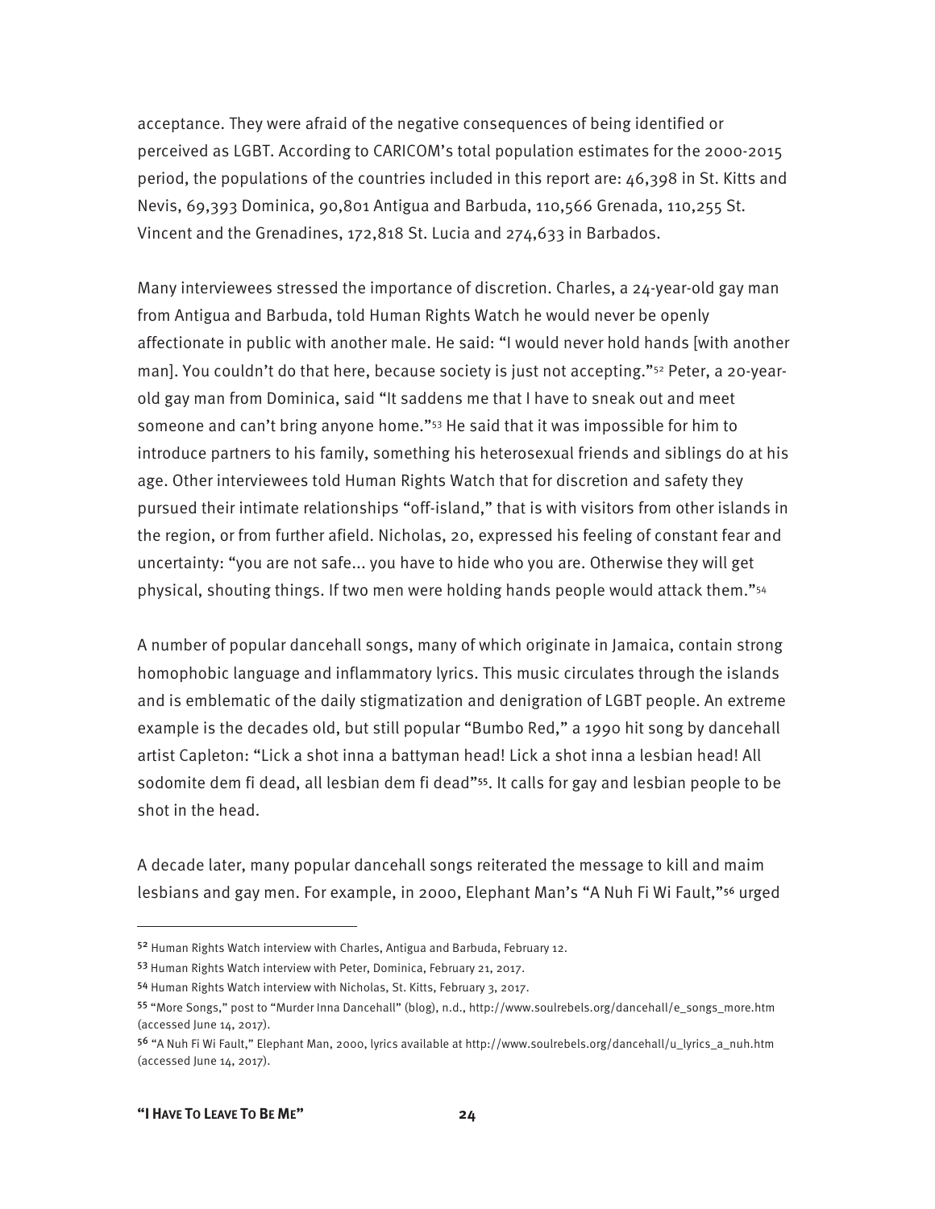acceptance. They were afraid of the negative consequences of being identified or perceived as LGBT. According to CARICOM's total population estimates for the 2000-2015 period, the populations of the countries included in this report are: 46,398 in St. Kitts and Nevis, 69,393 Dominica, 90,801 Antigua and Barbuda, 110,566 Grenada, 110,255 St. Vincent and the Grenadines, 172,818 St. Lucia and 274,633 in Barbados.

Many interviewees stressed the importance of discretion. Charles, a 24-year-old gay man from Antigua and Barbuda, told Human Rights Watch he would never be openly affectionate in public with another male. He said: "I would never hold hands [with another man]. You couldn't do that here, because society is just not accepting."[52] Peter, a 20-year-old gay man from Dominica, said "It saddens me that I have to sneak out and meet someone and can't bring anyone home."[53] He said that it was impossible for him to introduce partners to his family, something his heterosexual friends and siblings do at his age. Other interviewees told Human Rights Watch that for discretion and safety they pursued their intimate relationships "off-island," that is with visitors from other islands in the region, or from further afield. Nicholas, 20, expressed his feeling of constant fear and uncertainty: "you are not safe... you have to hide who you are. Otherwise they will get physical, shouting things. If two men were holding hands people would attack them."[54]

A number of popular dancehall songs, many of which originate in Jamaica, contain strong homophobic language and inflammatory lyrics. This music circulates through the islands and is emblematic of the daily stigmatization and denigration of LGBT people. An extreme example is the decades old, but still popular "Bumbo Red," a 1990 hit song by dancehall artist Capleton: "Lick a shot inna a battyman head! Lick a shot inna a lesbian head! All sodomite dem fi dead, all lesbian dem fi dead"[55]. It calls for gay and lesbian people to be shot in the head.

A decade later, many popular dancehall songs reiterated the message to kill and maim lesbians and gay men. For example, in 2000, Elephant Man's "A Nuh Fi Wi Fault,"[56] urged

---

[52] Human Rights Watch interview with Charles, Antigua and Barbuda, February 12.

[53] Human Rights Watch interview with Peter, Dominica, February 21, 2017.

[54] Human Rights Watch interview with Nicholas, St. Kitts, February 3, 2017.

[55] "More Songs," post to "Murder Inna Dancehall" (blog), n.d., http://www.soulrebels.org/dancehall/e_songs_more.htm (accessed June 14, 2017).

[56] "A Nuh Fi Wi Fault," Elephant Man, 2000, lyrics available at http://www.soulrebels.org/dancehall/u_lyrics_a_nuh.htm (accessed June 14, 2017).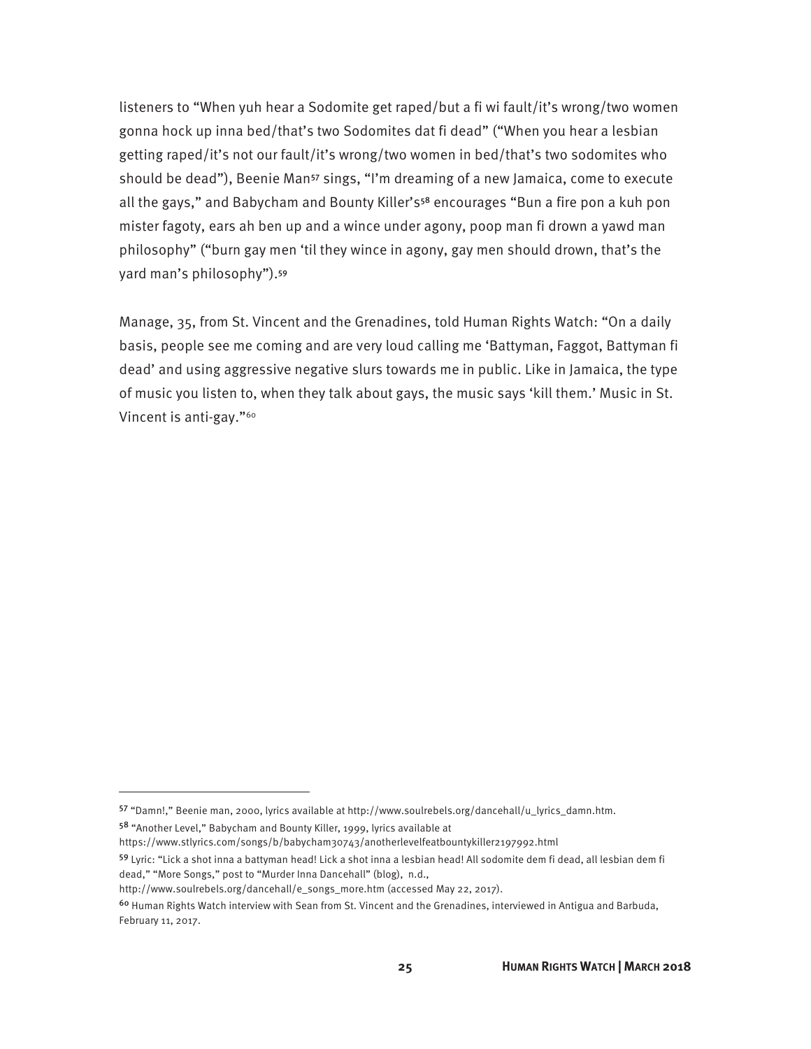listeners to "When yuh hear a Sodomite get raped/but a fi wi fault/it's wrong/two women gonna hock up inna bed/that's two Sodomites dat fi dead" ("When you hear a lesbian getting raped/it's not our fault/it's wrong/two women in bed/that's two sodomites who should be dead"), Beenie Man[57] sings, "I'm dreaming of a new Jamaica, come to execute all the gays," and Babycham and Bounty Killer's[58] encourages "Bun a fire pon a kuh pon mister fagoty, ears ah ben up and a wince under agony, poop man fi drown a yawd man philosophy" ("burn gay men 'til they wince in agony, gay men should drown, that's the yard man's philosophy").[59]

Manage, 35, from St. Vincent and the Grenadines, told Human Rights Watch: "On a daily basis, people see me coming and are very loud calling me 'Battyman, Faggot, Battyman fi dead' and using aggressive negative slurs towards me in public. Like in Jamaica, the type of music you listen to, when they talk about gays, the music says 'kill them.' Music in St. Vincent is anti-gay."[60]

---

[57] "Damn!," Beenie man, 2000, lyrics available at http://www.soulrebels.org/dancehall/u_lyrics_damn.htm.

[58] "Another Level," Babycham and Bounty Killer, 1999, lyrics available at https://www.stlyrics.com/songs/b/babycham30743/anotherlevelfeatbountykiller2197992.html

[59] Lyric: "Lick a shot inna a battyman head! Lick a shot inna a lesbian head! All sodomite dem fi dead, all lesbian dem fi dead," "More Songs," post to "Murder Inna Dancehall" (blog), n.d., http://www.soulrebels.org/dancehall/e_songs_more.htm (accessed May 22, 2017).

[60] Human Rights Watch interview with Sean from St. Vincent and the Grenadines, interviewed in Antigua and Barbuda, February 11, 2017.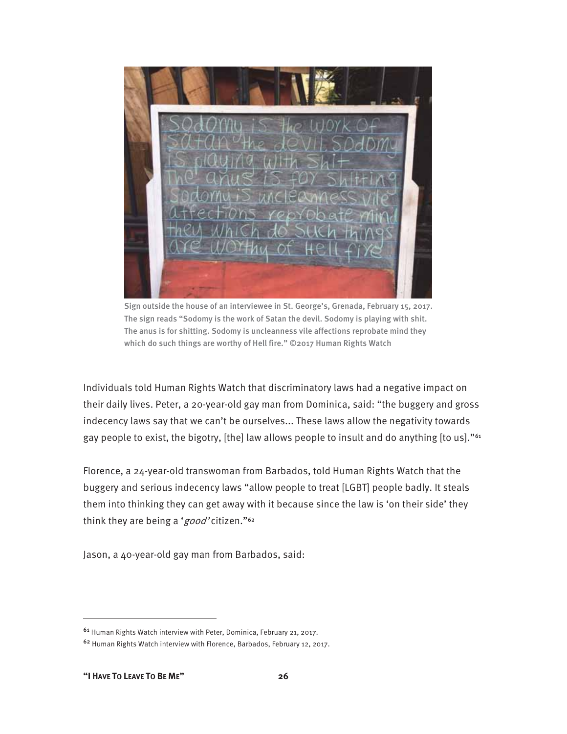Sign outside the house of an interviewee in St. George's, Grenada, February 15, 2017. The sign reads "Sodomy is the work of Satan the devil. Sodomy is playing with shit. The anus is for shitting. Sodomy is uncleanness vile affections reprobate mind they which do such things are worthy of Hell fire." ©2017 Human Rights Watch

Individuals told Human Rights Watch that discriminatory laws had a negative impact on their daily lives. Peter, a 20-year-old gay man from Dominica, said: "the buggery and gross indecency laws say that we can't be ourselves… These laws allow the negativity towards gay people to exist, the bigotry, [the] law allows people to insult and do anything [to us]."[61]

Florence, a 24-year-old transwoman from Barbados, told Human Rights Watch that the buggery and serious indecency laws "allow people to treat [LGBT] people badly. It steals them into thinking they can get away with it because since the law is 'on their side' they think they are being a '*good'* citizen."[62]

Jason, a 40-year-old gay man from Barbados, said:

---

[61] Human Rights Watch interview with Peter, Dominica, February 21, 2017.

[62] Human Rights Watch interview with Florence, Barbados, February 12, 2017.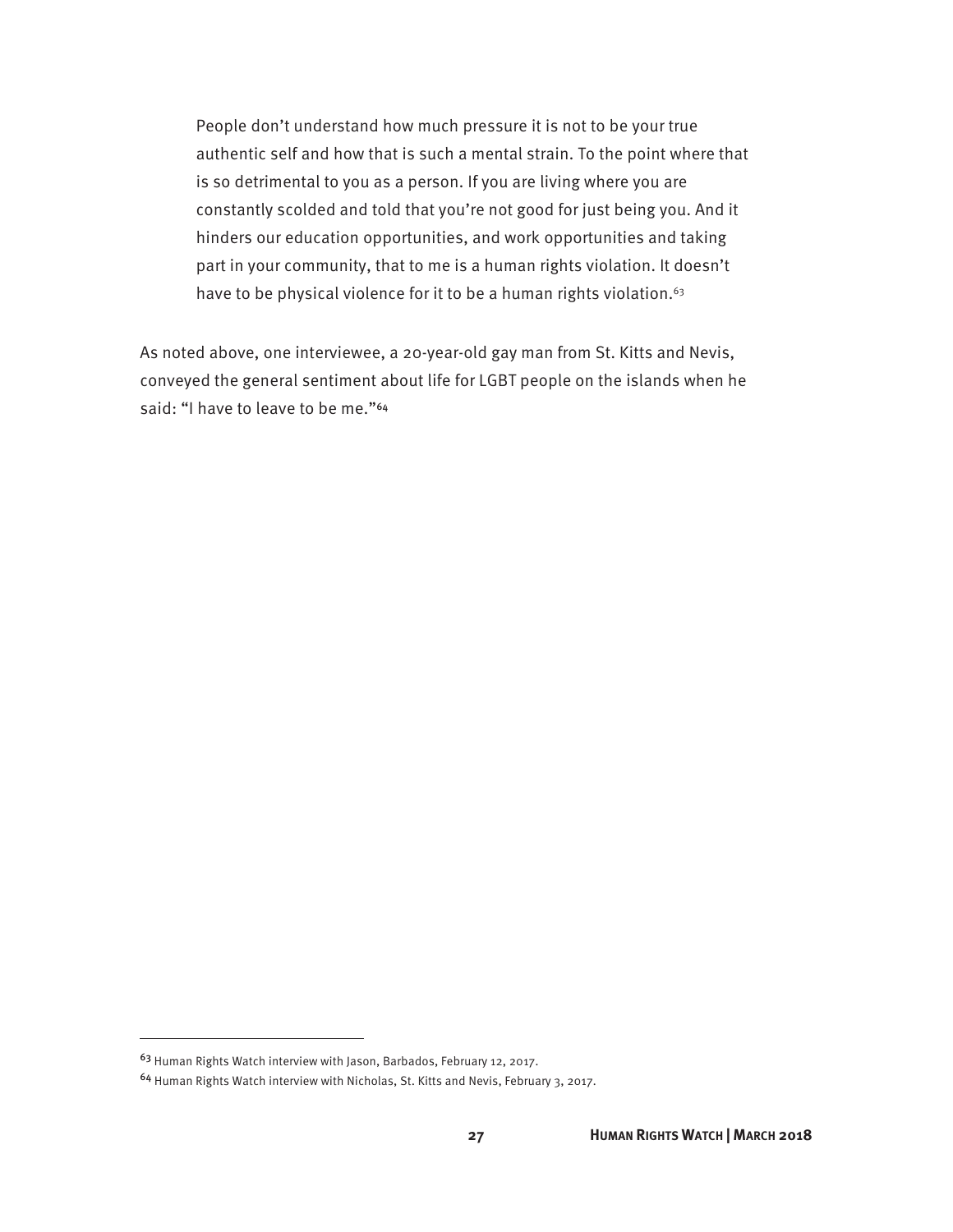> People don't understand how much pressure it is not to be your true authentic self and how that is such a mental strain. To the point where that is so detrimental to you as a person. If you are living where you are constantly scolded and told that you're not good for just being you. And it hinders our education opportunities, and work opportunities and taking part in your community, that to me is a human rights violation. It doesn't have to be physical violence for it to be a human rights violation.[63]

As noted above, one interviewee, a 20-year-old gay man from St. Kitts and Nevis, conveyed the general sentiment about life for LGBT people on the islands when he said: "I have to leave to be me."[64]

---

[63] Human Rights Watch interview with Jason, Barbados, February 12, 2017.

[64] Human Rights Watch interview with Nicholas, St. Kitts and Nevis, February 3, 2017.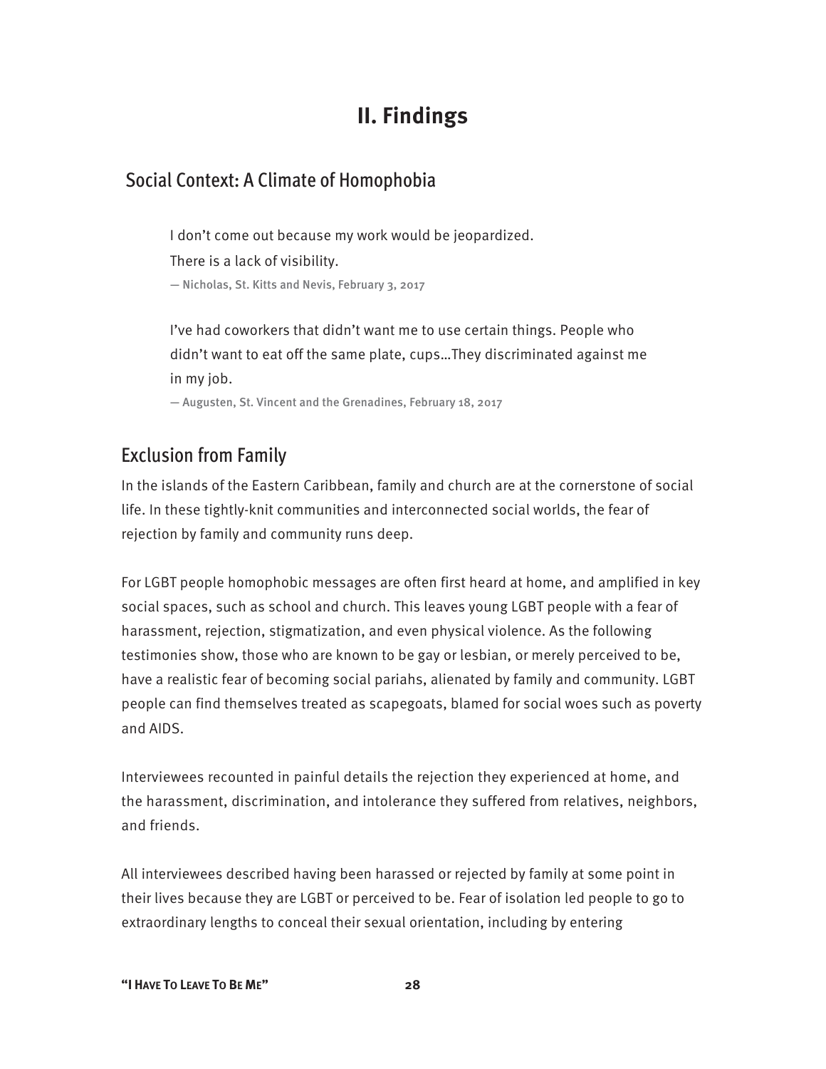# II. Findings

## Social Context: A Climate of Homophobia

> I don't come out because my work would be jeopardized.
> There is a lack of visibility.
> — Nicholas, St. Kitts and Nevis, February 3, 2017

> I've had coworkers that didn't want me to use certain things. People who didn't want to eat off the same plate, cups…They discriminated against me in my job.
> — Augusten, St. Vincent and the Grenadines, February 18, 2017

## Exclusion from Family

In the islands of the Eastern Caribbean, family and church are at the cornerstone of social life. In these tightly-knit communities and interconnected social worlds, the fear of rejection by family and community runs deep.

For LGBT people homophobic messages are often first heard at home, and amplified in key social spaces, such as school and church. This leaves young LGBT people with a fear of harassment, rejection, stigmatization, and even physical violence. As the following testimonies show, those who are known to be gay or lesbian, or merely perceived to be, have a realistic fear of becoming social pariahs, alienated by family and community. LGBT people can find themselves treated as scapegoats, blamed for social woes such as poverty and AIDS.

Interviewees recounted in painful details the rejection they experienced at home, and the harassment, discrimination, and intolerance they suffered from relatives, neighbors, and friends.

All interviewees described having been harassed or rejected by family at some point in their lives because they are LGBT or perceived to be. Fear of isolation led people to go to extraordinary lengths to conceal their sexual orientation, including by entering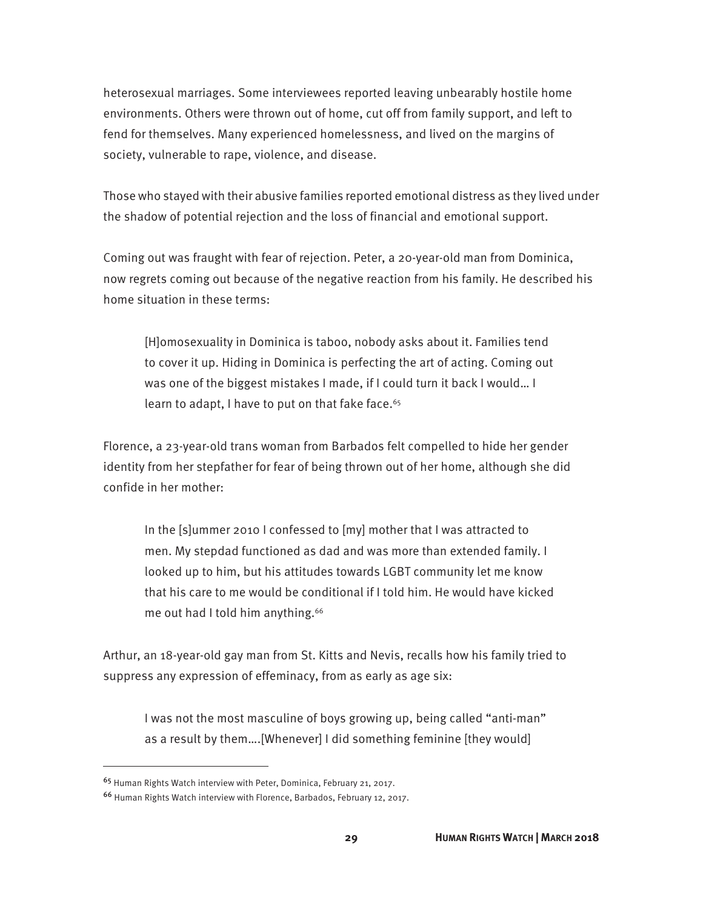heterosexual marriages. Some interviewees reported leaving unbearably hostile home environments. Others were thrown out of home, cut off from family support, and left to fend for themselves. Many experienced homelessness, and lived on the margins of society, vulnerable to rape, violence, and disease.

Those who stayed with their abusive families reported emotional distress as they lived under the shadow of potential rejection and the loss of financial and emotional support.

Coming out was fraught with fear of rejection. Peter, a 20-year-old man from Dominica, now regrets coming out because of the negative reaction from his family. He described his home situation in these terms:

> [H]omosexuality in Dominica is taboo, nobody asks about it. Families tend to cover it up. Hiding in Dominica is perfecting the art of acting. Coming out was one of the biggest mistakes I made, if I could turn it back I would… I learn to adapt, I have to put on that fake face.[65]

Florence, a 23-year-old trans woman from Barbados felt compelled to hide her gender identity from her stepfather for fear of being thrown out of her home, although she did confide in her mother:

> In the [s]ummer 2010 I confessed to [my] mother that I was attracted to men. My stepdad functioned as dad and was more than extended family. I looked up to him, but his attitudes towards LGBT community let me know that his care to me would be conditional if I told him. He would have kicked me out had I told him anything.[66]

Arthur, an 18-year-old gay man from St. Kitts and Nevis, recalls how his family tried to suppress any expression of effeminacy, from as early as age six:

> I was not the most masculine of boys growing up, being called "anti-man" as a result by them….[Whenever] I did something feminine [they would]

---

[65] Human Rights Watch interview with Peter, Dominica, February 21, 2017.

[66] Human Rights Watch interview with Florence, Barbados, February 12, 2017.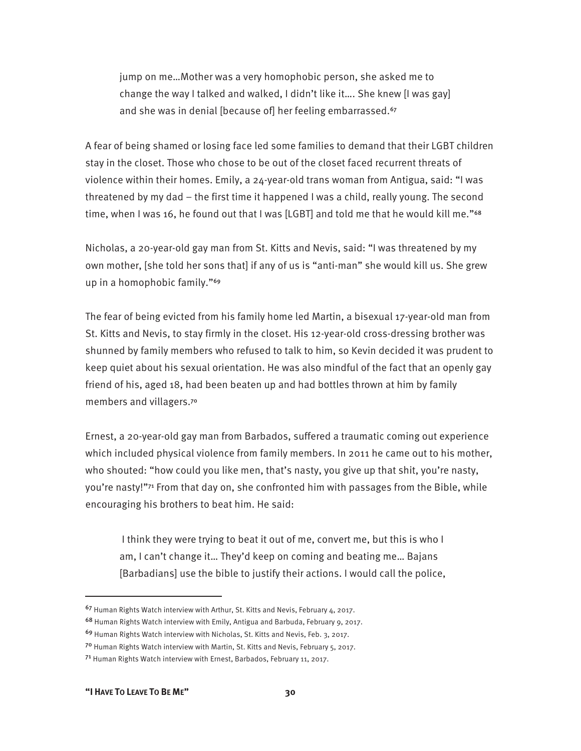> jump on me…Mother was a very homophobic person, she asked me to change the way I talked and walked, I didn't like it…. She knew [I was gay] and she was in denial [because of] her feeling embarrassed.[67]

A fear of being shamed or losing face led some families to demand that their LGBT children stay in the closet. Those who chose to be out of the closet faced recurrent threats of violence within their homes. Emily, a 24-year-old trans woman from Antigua, said: "I was threatened by my dad – the first time it happened I was a child, really young. The second time, when I was 16, he found out that I was [LGBT] and told me that he would kill me."[68]

Nicholas, a 20-year-old gay man from St. Kitts and Nevis, said: "I was threatened by my own mother, [she told her sons that] if any of us is "anti-man" she would kill us. She grew up in a homophobic family."[69]

The fear of being evicted from his family home led Martin, a bisexual 17-year-old man from St. Kitts and Nevis, to stay firmly in the closet. His 12-year-old cross-dressing brother was shunned by family members who refused to talk to him, so Kevin decided it was prudent to keep quiet about his sexual orientation. He was also mindful of the fact that an openly gay friend of his, aged 18, had been beaten up and had bottles thrown at him by family members and villagers.[70]

Ernest, a 20-year-old gay man from Barbados, suffered a traumatic coming out experience which included physical violence from family members. In 2011 he came out to his mother, who shouted: "how could you like men, that's nasty, you give up that shit, you're nasty, you're nasty!"[71] From that day on, she confronted him with passages from the Bible, while encouraging his brothers to beat him. He said:

> I think they were trying to beat it out of me, convert me, but this is who I am, I can't change it… They'd keep on coming and beating me… Bajans [Barbadians] use the bible to justify their actions. I would call the police,

---

[67] Human Rights Watch interview with Arthur, St. Kitts and Nevis, February 4, 2017.

[68] Human Rights Watch interview with Emily, Antigua and Barbuda, February 9, 2017.

[69] Human Rights Watch interview with Nicholas, St. Kitts and Nevis, Feb. 3, 2017.

[70] Human Rights Watch interview with Martin, St. Kitts and Nevis, February 5, 2017.

[71] Human Rights Watch interview with Ernest, Barbados, February 11, 2017.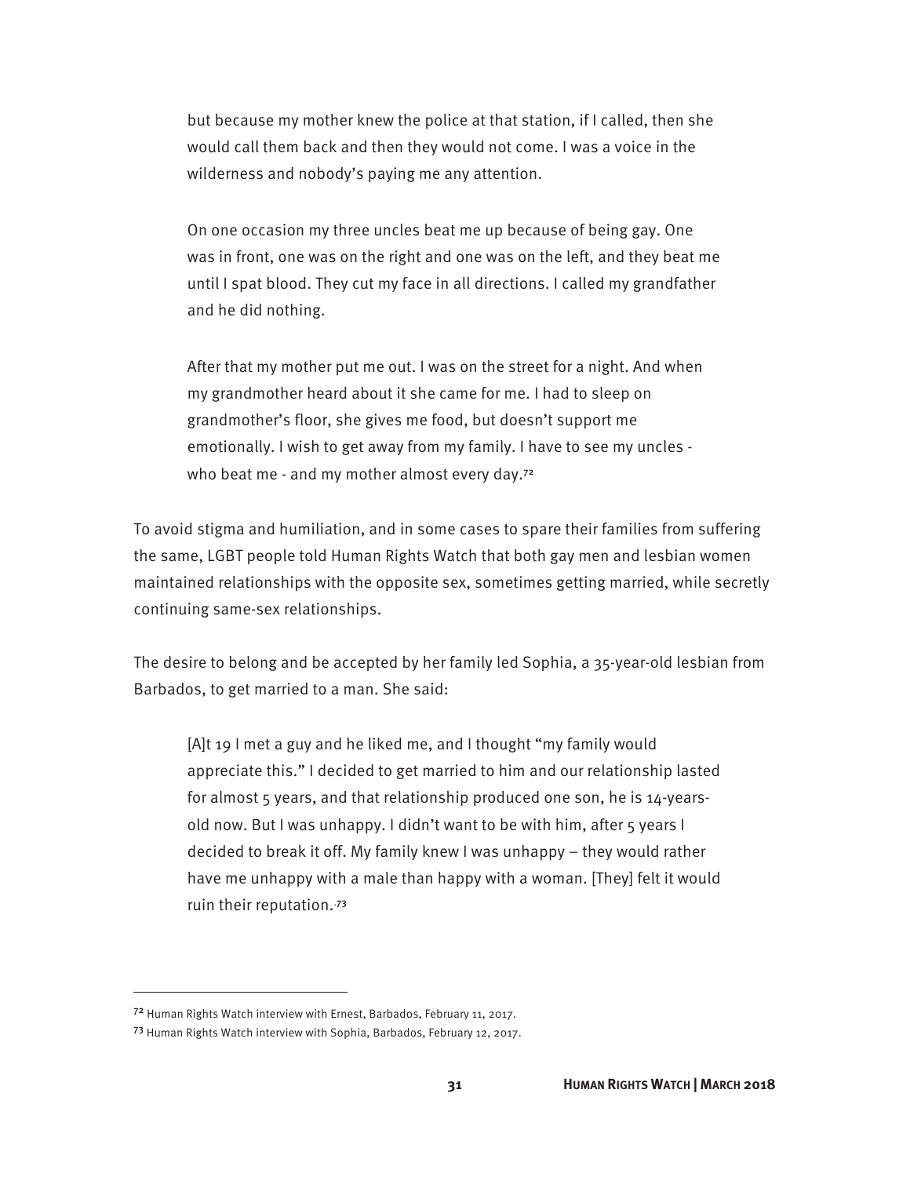> but because my mother knew the police at that station, if I called, then she would call them back and then they would not come. I was a voice in the wilderness and nobody's paying me any attention.
>
> On one occasion my three uncles beat me up because of being gay. One was in front, one was on the right and one was on the left, and they beat me until I spat blood. They cut my face in all directions. I called my grandfather and he did nothing.
>
> After that my mother put me out. I was on the street for a night. And when my grandmother heard about it she came for me. I had to sleep on grandmother's floor, she gives me food, but doesn't support me emotionally. I wish to get away from my family. I have to see my uncles - who beat me - and my mother almost every day.[72]

To avoid stigma and humiliation, and in some cases to spare their families from suffering the same, LGBT people told Human Rights Watch that both gay men and lesbian women maintained relationships with the opposite sex, sometimes getting married, while secretly continuing same-sex relationships.

The desire to belong and be accepted by her family led Sophia, a 35-year-old lesbian from Barbados, to get married to a man. She said:

> [A]t 19 I met a guy and he liked me, and I thought "my family would appreciate this." I decided to get married to him and our relationship lasted for almost 5 years, and that relationship produced one son, he is 14-years-old now. But I was unhappy. I didn't want to be with him, after 5 years I decided to break it off. My family knew I was unhappy – they would rather have me unhappy with a male than happy with a woman. [They] felt it would ruin their reputation.[73]

---

[72] Human Rights Watch interview with Ernest, Barbados, February 11, 2017.

[73] Human Rights Watch interview with Sophia, Barbados, February 12, 2017.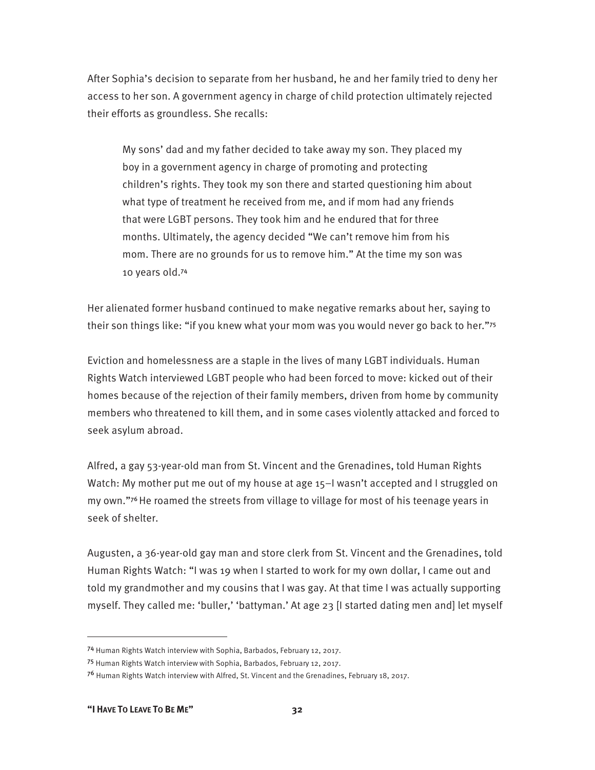After Sophia's decision to separate from her husband, he and her family tried to deny her access to her son. A government agency in charge of child protection ultimately rejected their efforts as groundless. She recalls:

> My sons' dad and my father decided to take away my son. They placed my boy in a government agency in charge of promoting and protecting children's rights. They took my son there and started questioning him about what type of treatment he received from me, and if mom had any friends that were LGBT persons. They took him and he endured that for three months. Ultimately, the agency decided "We can't remove him from his mom. There are no grounds for us to remove him." At the time my son was 10 years old.[74]

Her alienated former husband continued to make negative remarks about her, saying to their son things like: "if you knew what your mom was you would never go back to her."[75]

Eviction and homelessness are a staple in the lives of many LGBT individuals. Human Rights Watch interviewed LGBT people who had been forced to move: kicked out of their homes because of the rejection of their family members, driven from home by community members who threatened to kill them, and in some cases violently attacked and forced to seek asylum abroad.

Alfred, a gay 53-year-old man from St. Vincent and the Grenadines, told Human Rights Watch: My mother put me out of my house at age 15–I wasn't accepted and I struggled on my own."[76] He roamed the streets from village to village for most of his teenage years in seek of shelter.

Augusten, a 36-year-old gay man and store clerk from St. Vincent and the Grenadines, told Human Rights Watch: "I was 19 when I started to work for my own dollar, I came out and told my grandmother and my cousins that I was gay. At that time I was actually supporting myself. They called me: 'buller,' 'battyman.' At age 23 [I started dating men and] let myself

---

[74] Human Rights Watch interview with Sophia, Barbados, February 12, 2017.

[75] Human Rights Watch interview with Sophia, Barbados, February 12, 2017.

[76] Human Rights Watch interview with Alfred, St. Vincent and the Grenadines, February 18, 2017.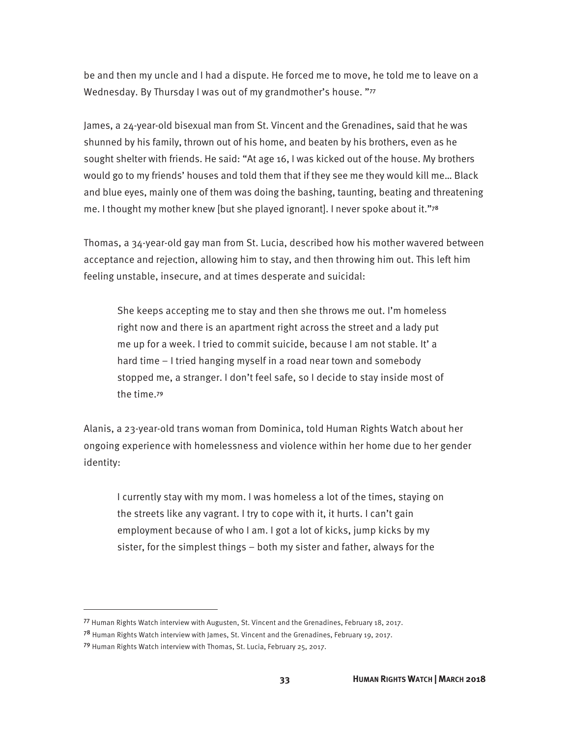be and then my uncle and I had a dispute. He forced me to move, he told me to leave on a Wednesday. By Thursday I was out of my grandmother's house. "[77]

James, a 24-year-old bisexual man from St. Vincent and the Grenadines, said that he was shunned by his family, thrown out of his home, and beaten by his brothers, even as he sought shelter with friends. He said: "At age 16, I was kicked out of the house. My brothers would go to my friends' houses and told them that if they see me they would kill me… Black and blue eyes, mainly one of them was doing the bashing, taunting, beating and threatening me. I thought my mother knew [but she played ignorant]. I never spoke about it."[78]

Thomas, a 34-year-old gay man from St. Lucia, described how his mother wavered between acceptance and rejection, allowing him to stay, and then throwing him out. This left him feeling unstable, insecure, and at times desperate and suicidal:

> She keeps accepting me to stay and then she throws me out. I'm homeless right now and there is an apartment right across the street and a lady put me up for a week. I tried to commit suicide, because I am not stable. It' a hard time – I tried hanging myself in a road near town and somebody stopped me, a stranger. I don't feel safe, so I decide to stay inside most of the time.[79]

Alanis, a 23-year-old trans woman from Dominica, told Human Rights Watch about her ongoing experience with homelessness and violence within her home due to her gender identity:

> I currently stay with my mom. I was homeless a lot of the times, staying on the streets like any vagrant. I try to cope with it, it hurts. I can't gain employment because of who I am. I got a lot of kicks, jump kicks by my sister, for the simplest things – both my sister and father, always for the

---

[77] Human Rights Watch interview with Augusten, St. Vincent and the Grenadines, February 18, 2017.

[78] Human Rights Watch interview with James, St. Vincent and the Grenadines, February 19, 2017.

[79] Human Rights Watch interview with Thomas, St. Lucia, February 25, 2017.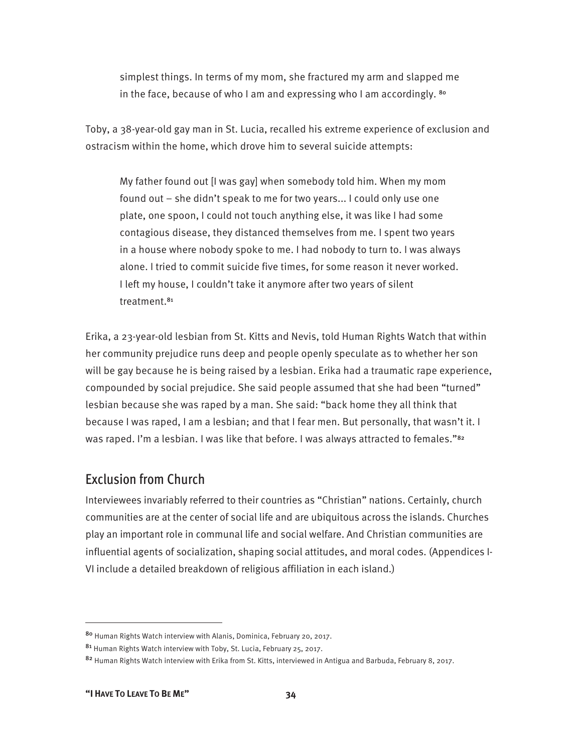> simplest things. In terms of my mom, she fractured my arm and slapped me in the face, because of who I am and expressing who I am accordingly. [80]

Toby, a 38-year-old gay man in St. Lucia, recalled his extreme experience of exclusion and ostracism within the home, which drove him to several suicide attempts:

> My father found out [I was gay] when somebody told him. When my mom found out – she didn't speak to me for two years... I could only use one plate, one spoon, I could not touch anything else, it was like I had some contagious disease, they distanced themselves from me. I spent two years in a house where nobody spoke to me. I had nobody to turn to. I was always alone. I tried to commit suicide five times, for some reason it never worked. I left my house, I couldn't take it anymore after two years of silent treatment.[81]

Erika, a 23-year-old lesbian from St. Kitts and Nevis, told Human Rights Watch that within her community prejudice runs deep and people openly speculate as to whether her son will be gay because he is being raised by a lesbian. Erika had a traumatic rape experience, compounded by social prejudice. She said people assumed that she had been "turned" lesbian because she was raped by a man. She said: "back home they all think that because I was raped, I am a lesbian; and that I fear men. But personally, that wasn't it. I was raped. I'm a lesbian. I was like that before. I was always attracted to females."[82]

## Exclusion from Church

Interviewees invariably referred to their countries as "Christian" nations. Certainly, church communities are at the center of social life and are ubiquitous across the islands. Churches play an important role in communal life and social welfare. And Christian communities are influential agents of socialization, shaping social attitudes, and moral codes. (Appendices I-VI include a detailed breakdown of religious affiliation in each island.)

---

[80] Human Rights Watch interview with Alanis, Dominica, February 20, 2017.

[81] Human Rights Watch interview with Toby, St. Lucia, February 25, 2017.

[82] Human Rights Watch interview with Erika from St. Kitts, interviewed in Antigua and Barbuda, February 8, 2017.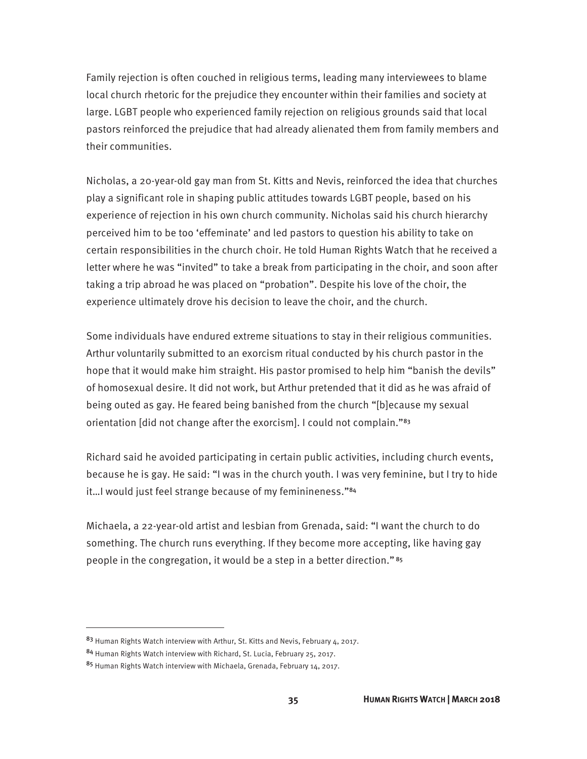Family rejection is often couched in religious terms, leading many interviewees to blame local church rhetoric for the prejudice they encounter within their families and society at large. LGBT people who experienced family rejection on religious grounds said that local pastors reinforced the prejudice that had already alienated them from family members and their communities.

Nicholas, a 20-year-old gay man from St. Kitts and Nevis, reinforced the idea that churches play a significant role in shaping public attitudes towards LGBT people, based on his experience of rejection in his own church community. Nicholas said his church hierarchy perceived him to be too 'effeminate' and led pastors to question his ability to take on certain responsibilities in the church choir. He told Human Rights Watch that he received a letter where he was "invited" to take a break from participating in the choir, and soon after taking a trip abroad he was placed on "probation". Despite his love of the choir, the experience ultimately drove his decision to leave the choir, and the church.

Some individuals have endured extreme situations to stay in their religious communities. Arthur voluntarily submitted to an exorcism ritual conducted by his church pastor in the hope that it would make him straight. His pastor promised to help him "banish the devils" of homosexual desire. It did not work, but Arthur pretended that it did as he was afraid of being outed as gay. He feared being banished from the church "[b]ecause my sexual orientation [did not change after the exorcism]. I could not complain."[83]

Richard said he avoided participating in certain public activities, including church events, because he is gay. He said: "I was in the church youth. I was very feminine, but I try to hide it…I would just feel strange because of my feminineness."[84]

Michaela, a 22-year-old artist and lesbian from Grenada, said: "I want the church to do something. The church runs everything. If they become more accepting, like having gay people in the congregation, it would be a step in a better direction." [85]

---

[83] Human Rights Watch interview with Arthur, St. Kitts and Nevis, February 4, 2017.

[84] Human Rights Watch interview with Richard, St. Lucia, February 25, 2017.

[85] Human Rights Watch interview with Michaela, Grenada, February 14, 2017.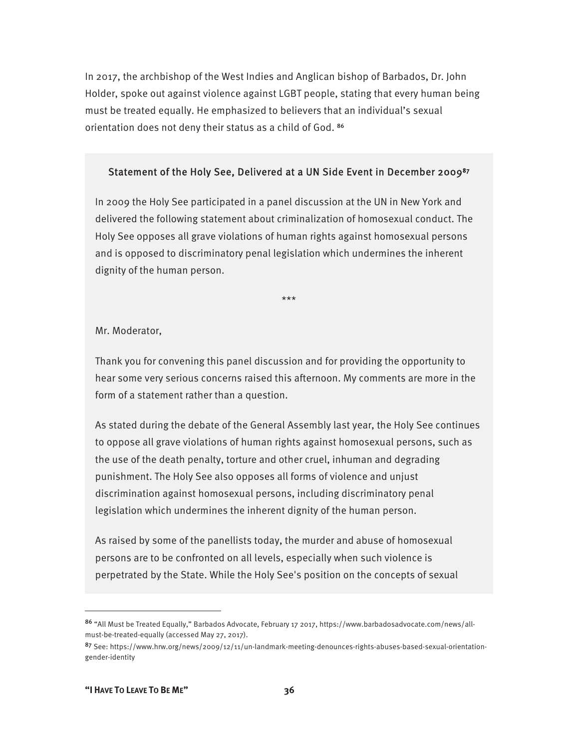In 2017, the archbishop of the West Indies and Anglican bishop of Barbados, Dr. John Holder, spoke out against violence against LGBT people, stating that every human being must be treated equally. He emphasized to believers that an individual's sexual orientation does not deny their status as a child of God. [86]

### Statement of the Holy See, Delivered at a UN Side Event in December 2009[87]

In 2009 the Holy See participated in a panel discussion at the UN in New York and delivered the following statement about criminalization of homosexual conduct. The Holy See opposes all grave violations of human rights against homosexual persons and is opposed to discriminatory penal legislation which undermines the inherent dignity of the human person.

***

Mr. Moderator,

Thank you for convening this panel discussion and for providing the opportunity to hear some very serious concerns raised this afternoon. My comments are more in the form of a statement rather than a question.

As stated during the debate of the General Assembly last year, the Holy See continues to oppose all grave violations of human rights against homosexual persons, such as the use of the death penalty, torture and other cruel, inhuman and degrading punishment. The Holy See also opposes all forms of violence and unjust discrimination against homosexual persons, including discriminatory penal legislation which undermines the inherent dignity of the human person.

As raised by some of the panellists today, the murder and abuse of homosexual persons are to be confronted on all levels, especially when such violence is perpetrated by the State. While the Holy See's position on the concepts of sexual

---

[86] "All Must be Treated Equally," Barbados Advocate, February 17 2017, https://www.barbadosadvocate.com/news/all-must-be-treated-equally (accessed May 27, 2017).

[87] See: https://www.hrw.org/news/2009/12/11/un-landmark-meeting-denounces-rights-abuses-based-sexual-orientation-gender-identity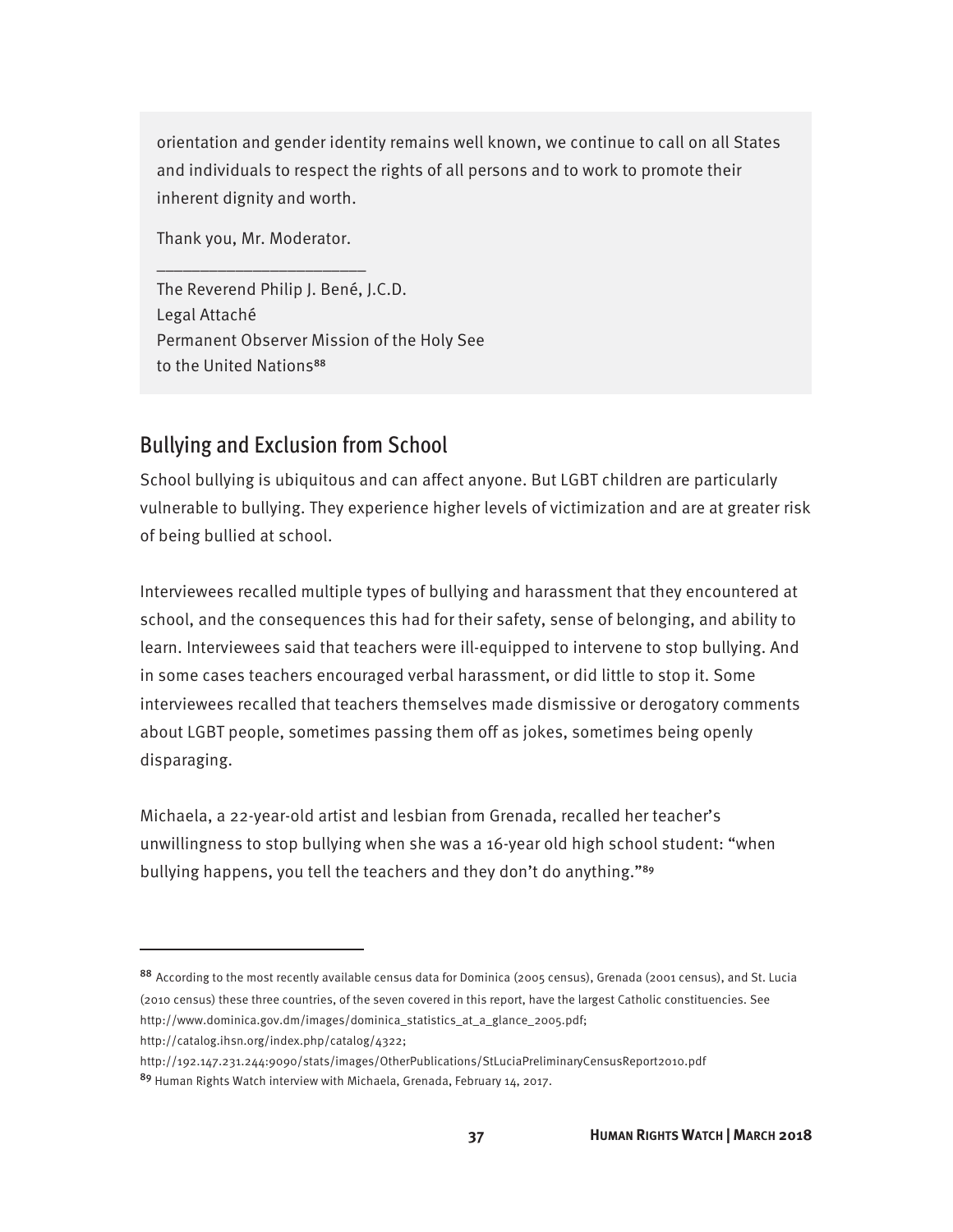orientation and gender identity remains well known, we continue to call on all States and individuals to respect the rights of all persons and to work to promote their inherent dignity and worth.

Thank you, Mr. Moderator.

______________________

The Reverend Philip J. Bené, J.C.D.
Legal Attaché
Permanent Observer Mission of the Holy See
to the United Nations[88]

## Bullying and Exclusion from School

School bullying is ubiquitous and can affect anyone. But LGBT children are particularly vulnerable to bullying. They experience higher levels of victimization and are at greater risk of being bullied at school.

Interviewees recalled multiple types of bullying and harassment that they encountered at school, and the consequences this had for their safety, sense of belonging, and ability to learn. Interviewees said that teachers were ill-equipped to intervene to stop bullying. And in some cases teachers encouraged verbal harassment, or did little to stop it. Some interviewees recalled that teachers themselves made dismissive or derogatory comments about LGBT people, sometimes passing them off as jokes, sometimes being openly disparaging.

Michaela, a 22-year-old artist and lesbian from Grenada, recalled her teacher's unwillingness to stop bullying when she was a 16-year old high school student: "when bullying happens, you tell the teachers and they don't do anything."[89]

---

[88] According to the most recently available census data for Dominica (2005 census), Grenada (2001 census), and St. Lucia (2010 census) these three countries, of the seven covered in this report, have the largest Catholic constituencies. See http://www.dominica.gov.dm/images/dominica_statistics_at_a_glance_2005.pdf; http://catalog.ihsn.org/index.php/catalog/4322; http://192.147.231.244:9090/stats/images/OtherPublications/StLuciaPreliminaryCensusReport2010.pdf

[89] Human Rights Watch interview with Michaela, Grenada, February 14, 2017.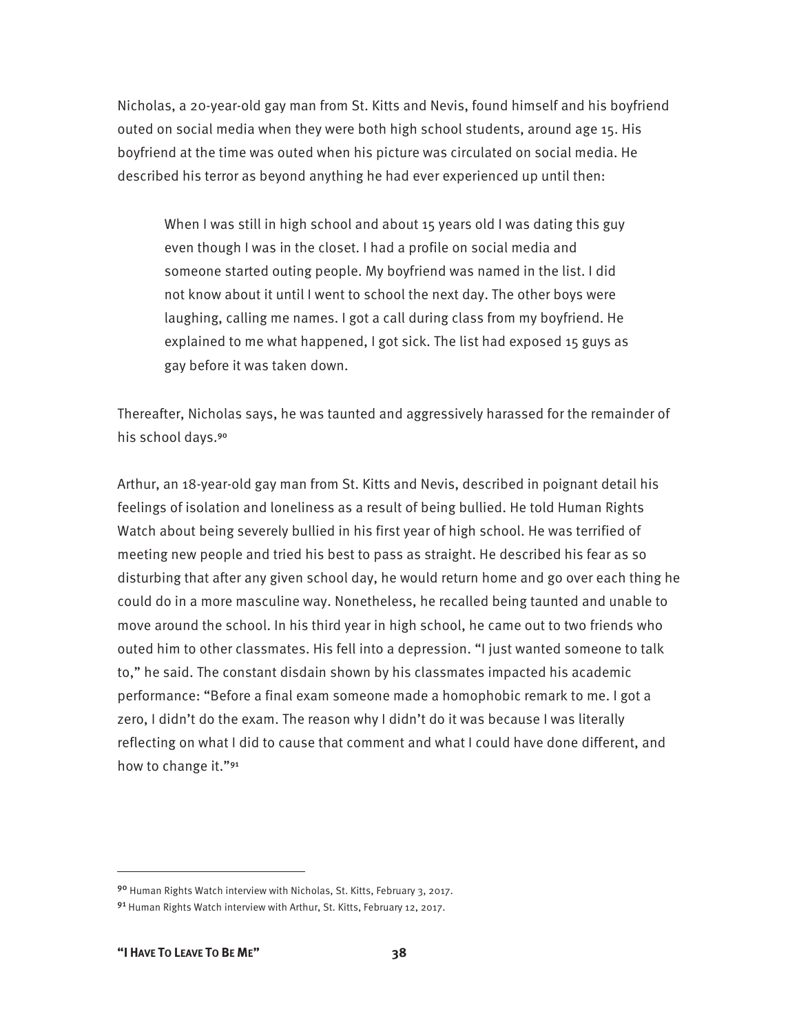Nicholas, a 20-year-old gay man from St. Kitts and Nevis, found himself and his boyfriend outed on social media when they were both high school students, around age 15. His boyfriend at the time was outed when his picture was circulated on social media. He described his terror as beyond anything he had ever experienced up until then:

> When I was still in high school and about 15 years old I was dating this guy even though I was in the closet. I had a profile on social media and someone started outing people. My boyfriend was named in the list. I did not know about it until I went to school the next day. The other boys were laughing, calling me names. I got a call during class from my boyfriend. He explained to me what happened, I got sick. The list had exposed 15 guys as gay before it was taken down.

Thereafter, Nicholas says, he was taunted and aggressively harassed for the remainder of his school days.[90]

Arthur, an 18-year-old gay man from St. Kitts and Nevis, described in poignant detail his feelings of isolation and loneliness as a result of being bullied. He told Human Rights Watch about being severely bullied in his first year of high school. He was terrified of meeting new people and tried his best to pass as straight. He described his fear as so disturbing that after any given school day, he would return home and go over each thing he could do in a more masculine way. Nonetheless, he recalled being taunted and unable to move around the school. In his third year in high school, he came out to two friends who outed him to other classmates. His fell into a depression. "I just wanted someone to talk to," he said. The constant disdain shown by his classmates impacted his academic performance: "Before a final exam someone made a homophobic remark to me. I got a zero, I didn't do the exam. The reason why I didn't do it was because I was literally reflecting on what I did to cause that comment and what I could have done different, and how to change it."[91]

---

[90] Human Rights Watch interview with Nicholas, St. Kitts, February 3, 2017.

[91] Human Rights Watch interview with Arthur, St. Kitts, February 12, 2017.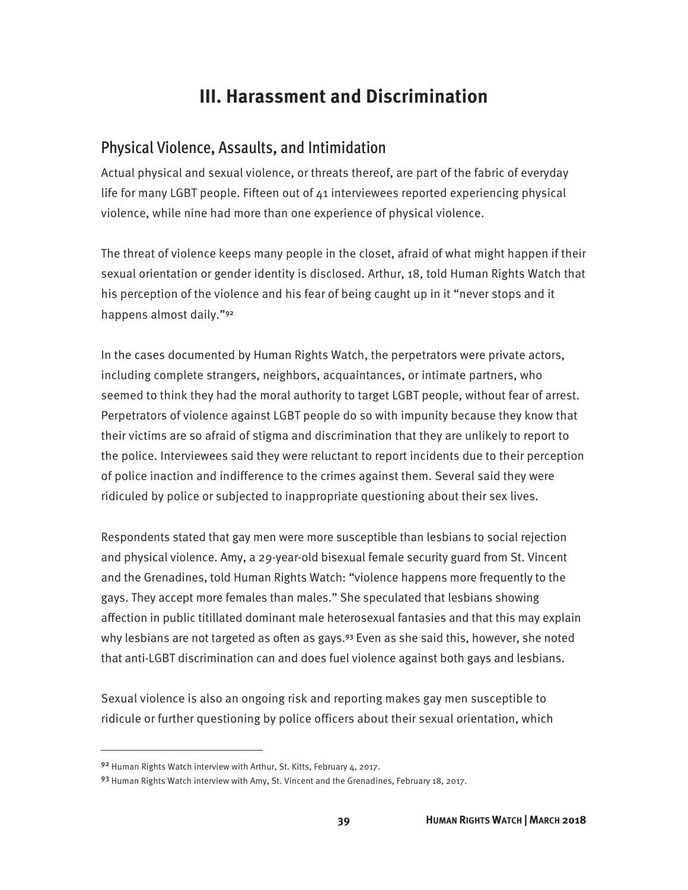# III. Harassment and Discrimination

## Physical Violence, Assaults, and Intimidation

Actual physical and sexual violence, or threats thereof, are part of the fabric of everyday life for many LGBT people. Fifteen out of 41 interviewees reported experiencing physical violence, while nine had more than one experience of physical violence.

The threat of violence keeps many people in the closet, afraid of what might happen if their sexual orientation or gender identity is disclosed. Arthur, 18, told Human Rights Watch that his perception of the violence and his fear of being caught up in it "never stops and it happens almost daily."[92]

In the cases documented by Human Rights Watch, the perpetrators were private actors, including complete strangers, neighbors, acquaintances, or intimate partners, who seemed to think they had the moral authority to target LGBT people, without fear of arrest. Perpetrators of violence against LGBT people do so with impunity because they know that their victims are so afraid of stigma and discrimination that they are unlikely to report to the police. Interviewees said they were reluctant to report incidents due to their perception of police inaction and indifference to the crimes against them. Several said they were ridiculed by police or subjected to inappropriate questioning about their sex lives.

Respondents stated that gay men were more susceptible than lesbians to social rejection and physical violence. Amy, a 29-year-old bisexual female security guard from St. Vincent and the Grenadines, told Human Rights Watch: "violence happens more frequently to the gays. They accept more females than males." She speculated that lesbians showing affection in public titillated dominant male heterosexual fantasies and that this may explain why lesbians are not targeted as often as gays.[93] Even as she said this, however, she noted that anti-LGBT discrimination can and does fuel violence against both gays and lesbians.

Sexual violence is also an ongoing risk and reporting makes gay men susceptible to ridicule or further questioning by police officers about their sexual orientation, which

---

[92] Human Rights Watch interview with Arthur, St. Kitts, February 4, 2017.

[93] Human Rights Watch interview with Amy, St. Vincent and the Grenadines, February 18, 2017.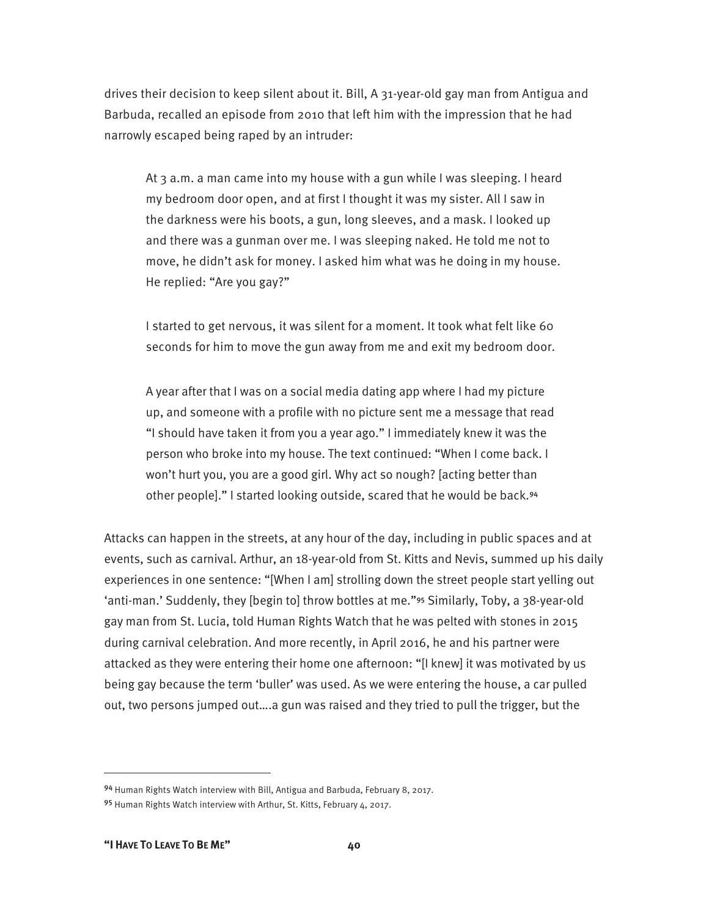drives their decision to keep silent about it. Bill, A 31-year-old gay man from Antigua and Barbuda, recalled an episode from 2010 that left him with the impression that he had narrowly escaped being raped by an intruder:

> At 3 a.m. a man came into my house with a gun while I was sleeping. I heard my bedroom door open, and at first I thought it was my sister. All I saw in the darkness were his boots, a gun, long sleeves, and a mask. I looked up and there was a gunman over me. I was sleeping naked. He told me not to move, he didn't ask for money. I asked him what was he doing in my house. He replied: "Are you gay?"
>
> I started to get nervous, it was silent for a moment. It took what felt like 60 seconds for him to move the gun away from me and exit my bedroom door.
>
> A year after that I was on a social media dating app where I had my picture up, and someone with a profile with no picture sent me a message that read "I should have taken it from you a year ago." I immediately knew it was the person who broke into my house. The text continued: "When I come back. I won't hurt you, you are a good girl. Why act so nough? [acting better than other people]." I started looking outside, scared that he would be back.[94]

Attacks can happen in the streets, at any hour of the day, including in public spaces and at events, such as carnival. Arthur, an 18-year-old from St. Kitts and Nevis, summed up his daily experiences in one sentence: "[When I am] strolling down the street people start yelling out 'anti-man.' Suddenly, they [begin to] throw bottles at me."[95] Similarly, Toby, a 38-year-old gay man from St. Lucia, told Human Rights Watch that he was pelted with stones in 2015 during carnival celebration. And more recently, in April 2016, he and his partner were attacked as they were entering their home one afternoon: "[I knew] it was motivated by us being gay because the term 'buller' was used. As we were entering the house, a car pulled out, two persons jumped out….a gun was raised and they tried to pull the trigger, but the

---

[94] Human Rights Watch interview with Bill, Antigua and Barbuda, February 8, 2017.

[95] Human Rights Watch interview with Arthur, St. Kitts, February 4, 2017.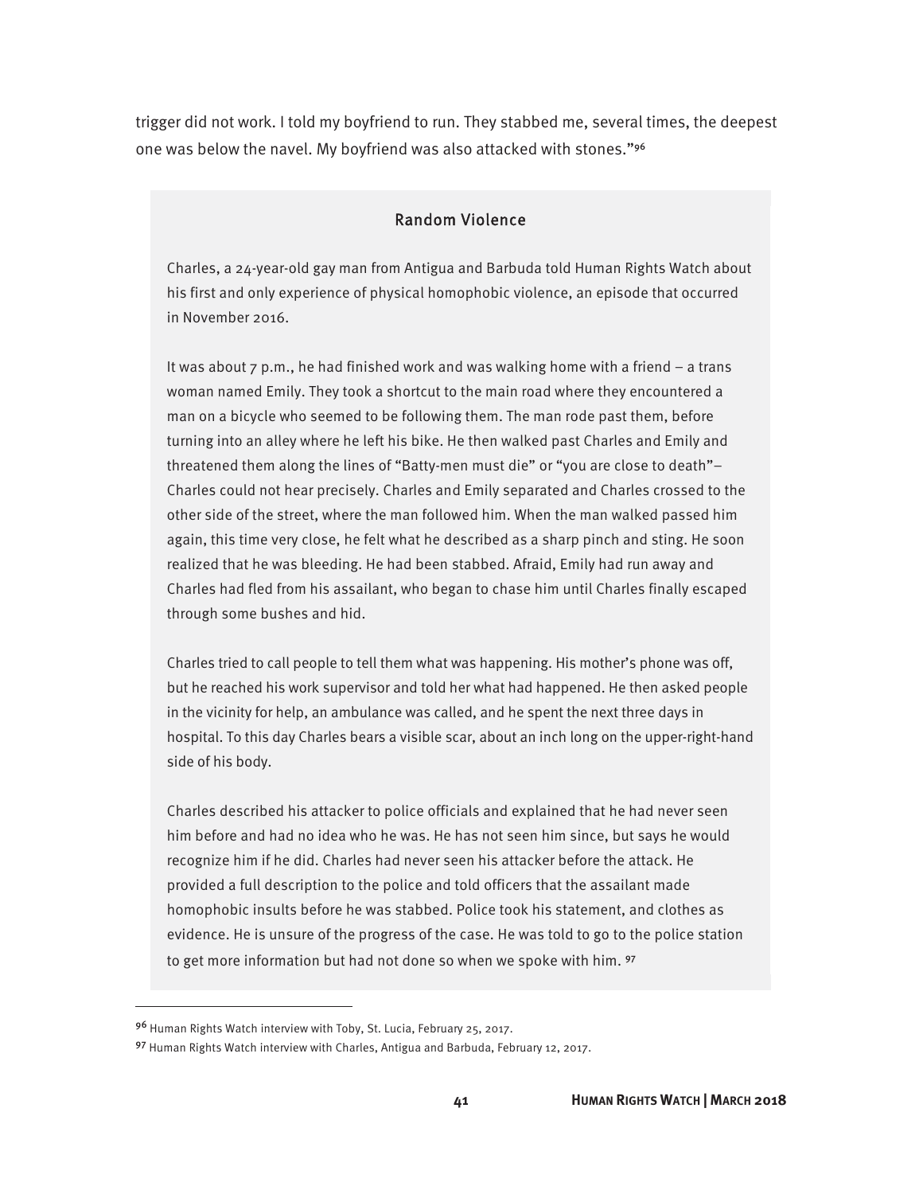trigger did not work. I told my boyfriend to run. They stabbed me, several times, the deepest one was below the navel. My boyfriend was also attacked with stones."[96]

### Random Violence

Charles, a 24-year-old gay man from Antigua and Barbuda told Human Rights Watch about his first and only experience of physical homophobic violence, an episode that occurred in November 2016.

It was about 7 p.m., he had finished work and was walking home with a friend – a trans woman named Emily. They took a shortcut to the main road where they encountered a man on a bicycle who seemed to be following them. The man rode past them, before turning into an alley where he left his bike. He then walked past Charles and Emily and threatened them along the lines of "Batty-men must die" or "you are close to death"– Charles could not hear precisely. Charles and Emily separated and Charles crossed to the other side of the street, where the man followed him. When the man walked passed him again, this time very close, he felt what he described as a sharp pinch and sting. He soon realized that he was bleeding. He had been stabbed. Afraid, Emily had run away and Charles had fled from his assailant, who began to chase him until Charles finally escaped through some bushes and hid.

Charles tried to call people to tell them what was happening. His mother's phone was off, but he reached his work supervisor and told her what had happened. He then asked people in the vicinity for help, an ambulance was called, and he spent the next three days in hospital. To this day Charles bears a visible scar, about an inch long on the upper-right-hand side of his body.

Charles described his attacker to police officials and explained that he had never seen him before and had no idea who he was. He has not seen him since, but says he would recognize him if he did. Charles had never seen his attacker before the attack. He provided a full description to the police and told officers that the assailant made homophobic insults before he was stabbed. Police took his statement, and clothes as evidence. He is unsure of the progress of the case. He was told to go to the police station to get more information but had not done so when we spoke with him. [97]

---

[96] Human Rights Watch interview with Toby, St. Lucia, February 25, 2017.

[97] Human Rights Watch interview with Charles, Antigua and Barbuda, February 12, 2017.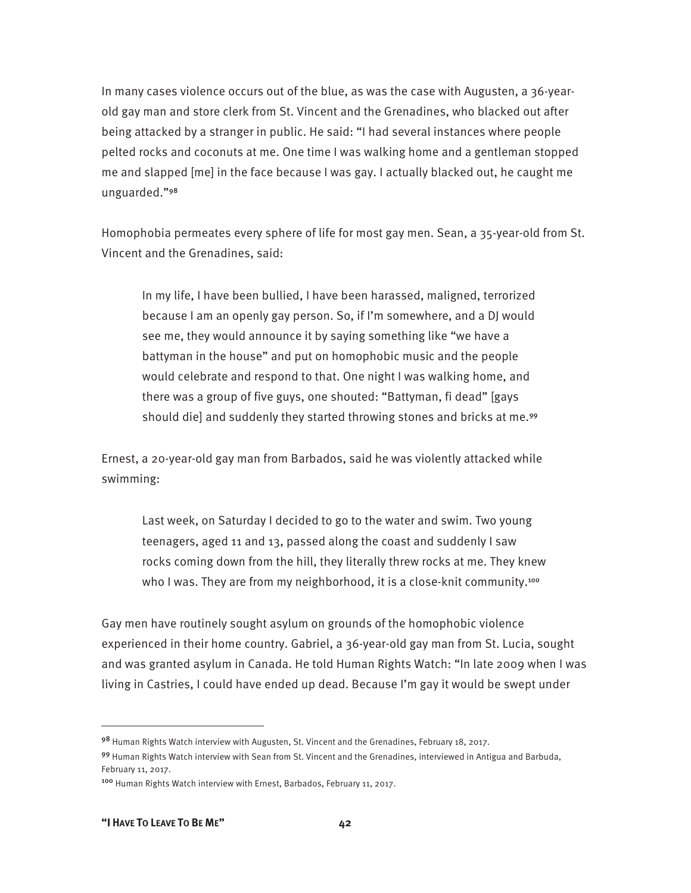In many cases violence occurs out of the blue, as was the case with Augusten, a 36-year-old gay man and store clerk from St. Vincent and the Grenadines, who blacked out after being attacked by a stranger in public. He said: "I had several instances where people pelted rocks and coconuts at me. One time I was walking home and a gentleman stopped me and slapped [me] in the face because I was gay. I actually blacked out, he caught me unguarded."[98]

Homophobia permeates every sphere of life for most gay men. Sean, a 35-year-old from St. Vincent and the Grenadines, said:

> In my life, I have been bullied, I have been harassed, maligned, terrorized because I am an openly gay person. So, if I'm somewhere, and a DJ would see me, they would announce it by saying something like "we have a battyman in the house" and put on homophobic music and the people would celebrate and respond to that. One night I was walking home, and there was a group of five guys, one shouted: "Battyman, fi dead" [gays should die] and suddenly they started throwing stones and bricks at me.[99]

Ernest, a 20-year-old gay man from Barbados, said he was violently attacked while swimming:

> Last week, on Saturday I decided to go to the water and swim. Two young teenagers, aged 11 and 13, passed along the coast and suddenly I saw rocks coming down from the hill, they literally threw rocks at me. They knew who I was. They are from my neighborhood, it is a close-knit community.[100]

Gay men have routinely sought asylum on grounds of the homophobic violence experienced in their home country. Gabriel, a 36-year-old gay man from St. Lucia, sought and was granted asylum in Canada. He told Human Rights Watch: "In late 2009 when I was living in Castries, I could have ended up dead. Because I'm gay it would be swept under

---

[98] Human Rights Watch interview with Augusten, St. Vincent and the Grenadines, February 18, 2017.

[99] Human Rights Watch interview with Sean from St. Vincent and the Grenadines, interviewed in Antigua and Barbuda, February 11, 2017.

[100] Human Rights Watch interview with Ernest, Barbados, February 11, 2017.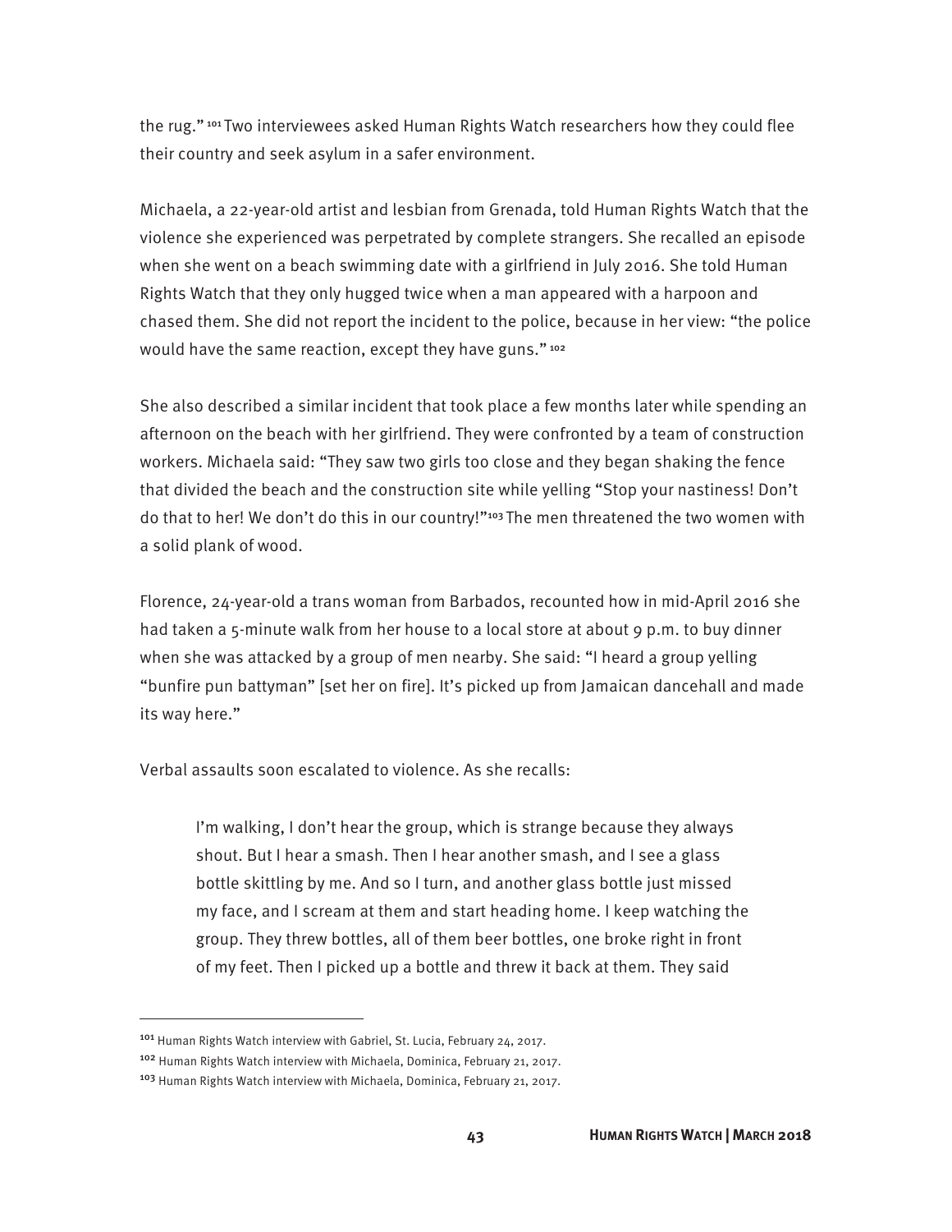the rug."[101] Two interviewees asked Human Rights Watch researchers how they could flee their country and seek asylum in a safer environment.

Michaela, a 22-year-old artist and lesbian from Grenada, told Human Rights Watch that the violence she experienced was perpetrated by complete strangers. She recalled an episode when she went on a beach swimming date with a girlfriend in July 2016. She told Human Rights Watch that they only hugged twice when a man appeared with a harpoon and chased them. She did not report the incident to the police, because in her view: "the police would have the same reaction, except they have guns."[102]

She also described a similar incident that took place a few months later while spending an afternoon on the beach with her girlfriend. They were confronted by a team of construction workers. Michaela said: "They saw two girls too close and they began shaking the fence that divided the beach and the construction site while yelling "Stop your nastiness! Don't do that to her! We don't do this in our country!"[103] The men threatened the two women with a solid plank of wood.

Florence, 24-year-old a trans woman from Barbados, recounted how in mid-April 2016 she had taken a 5-minute walk from her house to a local store at about 9 p.m. to buy dinner when she was attacked by a group of men nearby. She said: "I heard a group yelling "bunfire pun battyman" [set her on fire]. It's picked up from Jamaican dancehall and made its way here."

Verbal assaults soon escalated to violence. As she recalls:

> I'm walking, I don't hear the group, which is strange because they always shout. But I hear a smash. Then I hear another smash, and I see a glass bottle skittling by me. And so I turn, and another glass bottle just missed my face, and I scream at them and start heading home. I keep watching the group. They threw bottles, all of them beer bottles, one broke right in front of my feet. Then I picked up a bottle and threw it back at them. They said

---

[101] Human Rights Watch interview with Gabriel, St. Lucia, February 24, 2017.

[102] Human Rights Watch interview with Michaela, Dominica, February 21, 2017.

[103] Human Rights Watch interview with Michaela, Dominica, February 21, 2017.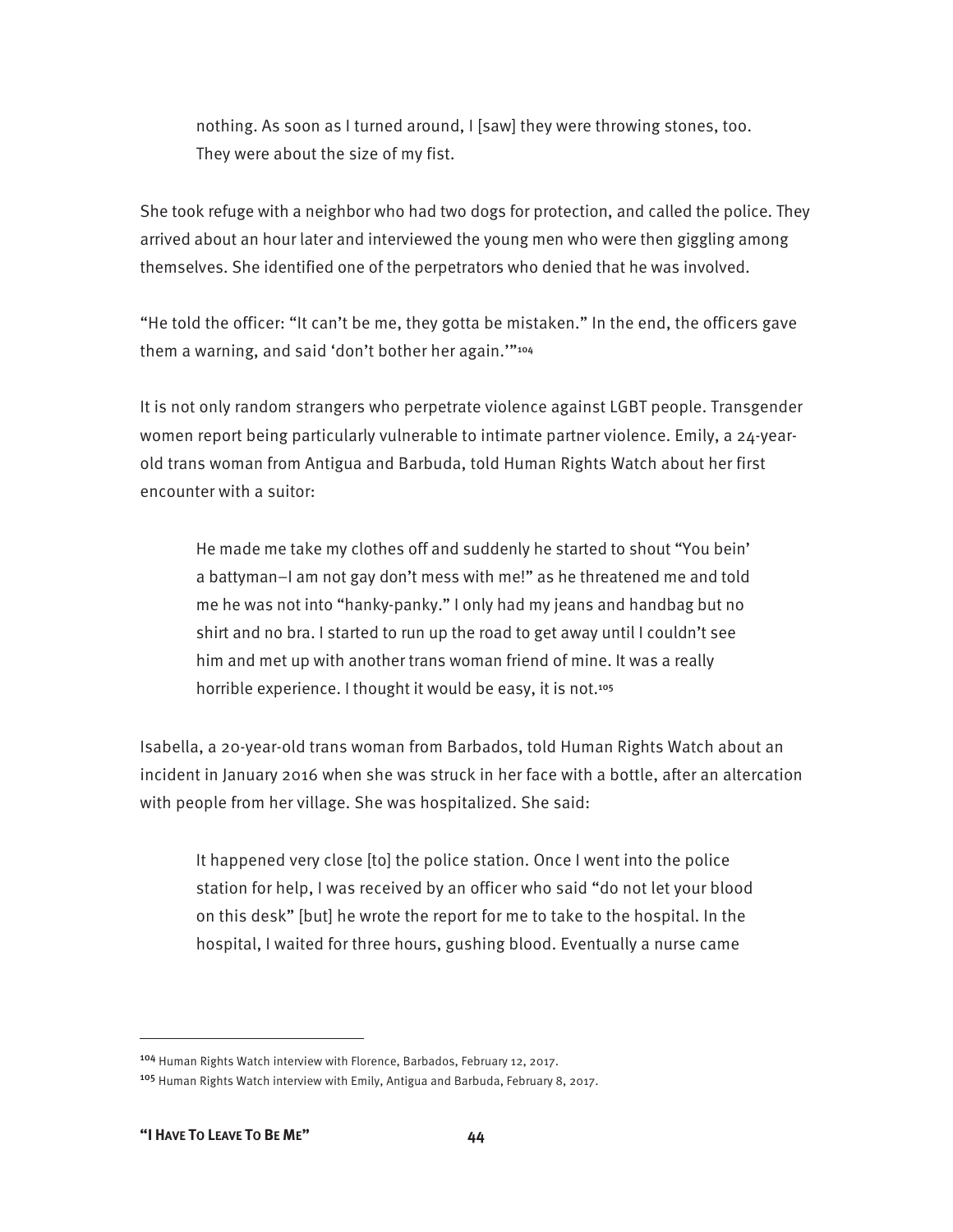> nothing. As soon as I turned around, I [saw] they were throwing stones, too. They were about the size of my fist.

She took refuge with a neighbor who had two dogs for protection, and called the police. They arrived about an hour later and interviewed the young men who were then giggling among themselves. She identified one of the perpetrators who denied that he was involved.

"He told the officer: "It can't be me, they gotta be mistaken." In the end, the officers gave them a warning, and said 'don't bother her again.'"[104]

It is not only random strangers who perpetrate violence against LGBT people. Transgender women report being particularly vulnerable to intimate partner violence. Emily, a 24-year-old trans woman from Antigua and Barbuda, told Human Rights Watch about her first encounter with a suitor:

> He made me take my clothes off and suddenly he started to shout "You bein' a battyman–I am not gay don't mess with me!" as he threatened me and told me he was not into "hanky-panky." I only had my jeans and handbag but no shirt and no bra. I started to run up the road to get away until I couldn't see him and met up with another trans woman friend of mine. It was a really horrible experience. I thought it would be easy, it is not.[105]

Isabella, a 20-year-old trans woman from Barbados, told Human Rights Watch about an incident in January 2016 when she was struck in her face with a bottle, after an altercation with people from her village. She was hospitalized. She said:

> It happened very close [to] the police station. Once I went into the police station for help, I was received by an officer who said "do not let your blood on this desk" [but] he wrote the report for me to take to the hospital. In the hospital, I waited for three hours, gushing blood. Eventually a nurse came

---

[104] Human Rights Watch interview with Florence, Barbados, February 12, 2017.

[105] Human Rights Watch interview with Emily, Antigua and Barbuda, February 8, 2017.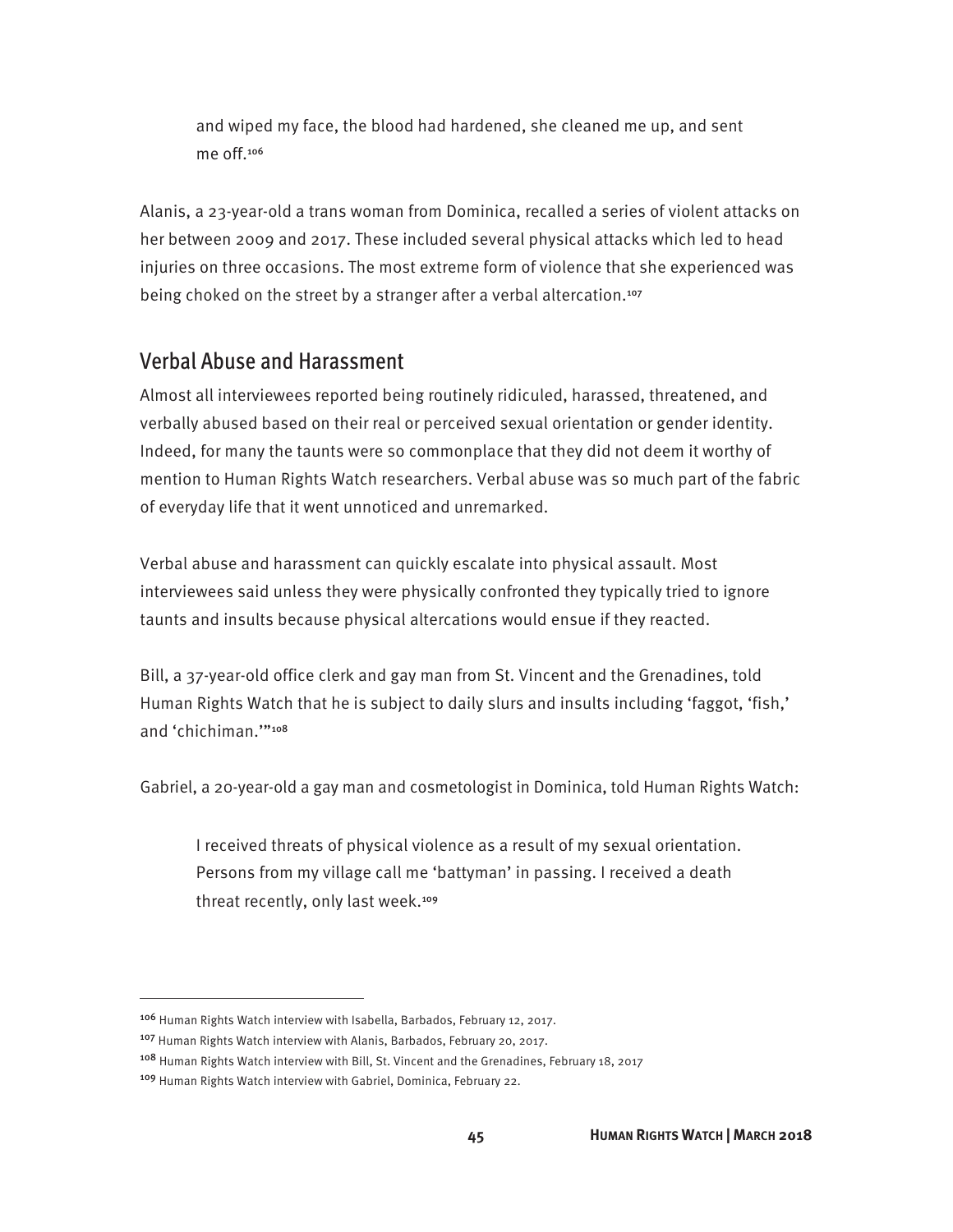and wiped my face, the blood had hardened, she cleaned me up, and sent me off.[106]

Alanis, a 23-year-old a trans woman from Dominica, recalled a series of violent attacks on her between 2009 and 2017. These included several physical attacks which led to head injuries on three occasions. The most extreme form of violence that she experienced was being choked on the street by a stranger after a verbal altercation.[107]

## Verbal Abuse and Harassment

Almost all interviewees reported being routinely ridiculed, harassed, threatened, and verbally abused based on their real or perceived sexual orientation or gender identity. Indeed, for many the taunts were so commonplace that they did not deem it worthy of mention to Human Rights Watch researchers. Verbal abuse was so much part of the fabric of everyday life that it went unnoticed and unremarked.

Verbal abuse and harassment can quickly escalate into physical assault. Most interviewees said unless they were physically confronted they typically tried to ignore taunts and insults because physical altercations would ensue if they reacted.

Bill, a 37-year-old office clerk and gay man from St. Vincent and the Grenadines, told Human Rights Watch that he is subject to daily slurs and insults including 'faggot, 'fish,' and 'chichiman.'"[108]

Gabriel, a 20-year-old a gay man and cosmetologist in Dominica, told Human Rights Watch:

> I received threats of physical violence as a result of my sexual orientation. Persons from my village call me 'battyman' in passing. I received a death threat recently, only last week.[109]

---

[106] Human Rights Watch interview with Isabella, Barbados, February 12, 2017.

[107] Human Rights Watch interview with Alanis, Barbados, February 20, 2017.

[108] Human Rights Watch interview with Bill, St. Vincent and the Grenadines, February 18, 2017

[109] Human Rights Watch interview with Gabriel, Dominica, February 22.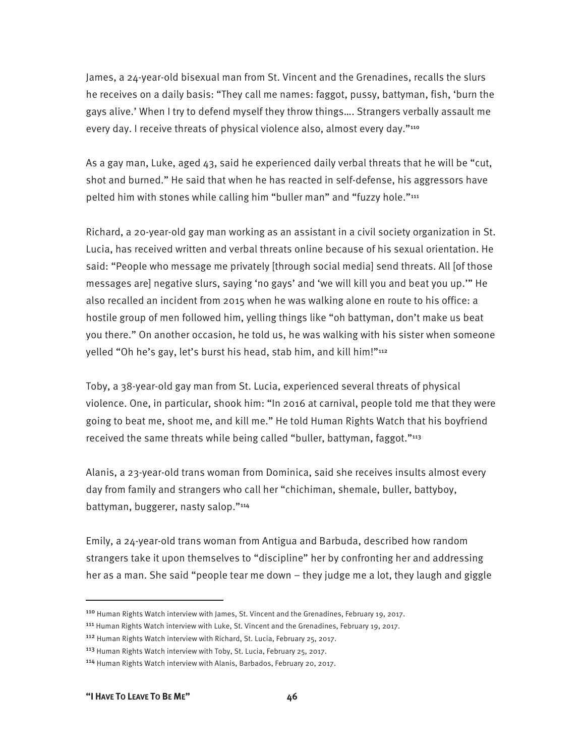James, a 24-year-old bisexual man from St. Vincent and the Grenadines, recalls the slurs he receives on a daily basis: "They call me names: faggot, pussy, battyman, fish, 'burn the gays alive.' When I try to defend myself they throw things…. Strangers verbally assault me every day. I receive threats of physical violence also, almost every day."[110]

As a gay man, Luke, aged 43, said he experienced daily verbal threats that he will be "cut, shot and burned." He said that when he has reacted in self-defense, his aggressors have pelted him with stones while calling him "buller man" and "fuzzy hole."[111]

Richard, a 20-year-old gay man working as an assistant in a civil society organization in St. Lucia, has received written and verbal threats online because of his sexual orientation. He said: "People who message me privately [through social media] send threats. All [of those messages are] negative slurs, saying 'no gays' and 'we will kill you and beat you up.'" He also recalled an incident from 2015 when he was walking alone en route to his office: a hostile group of men followed him, yelling things like "oh battyman, don't make us beat you there." On another occasion, he told us, he was walking with his sister when someone yelled "Oh he's gay, let's burst his head, stab him, and kill him!"[112]

Toby, a 38-year-old gay man from St. Lucia, experienced several threats of physical violence. One, in particular, shook him: "In 2016 at carnival, people told me that they were going to beat me, shoot me, and kill me." He told Human Rights Watch that his boyfriend received the same threats while being called "buller, battyman, faggot."[113]

Alanis, a 23-year-old trans woman from Dominica, said she receives insults almost every day from family and strangers who call her "chichiman, shemale, buller, battyboy, battyman, buggerer, nasty salop."[114]

Emily, a 24-year-old trans woman from Antigua and Barbuda, described how random strangers take it upon themselves to "discipline" her by confronting her and addressing her as a man. She said "people tear me down – they judge me a lot, they laugh and giggle

---

[110] Human Rights Watch interview with James, St. Vincent and the Grenadines, February 19, 2017.

[111] Human Rights Watch interview with Luke, St. Vincent and the Grenadines, February 19, 2017.

[112] Human Rights Watch interview with Richard, St. Lucia, February 25, 2017.

[113] Human Rights Watch interview with Toby, St. Lucia, February 25, 2017.

[114] Human Rights Watch interview with Alanis, Barbados, February 20, 2017.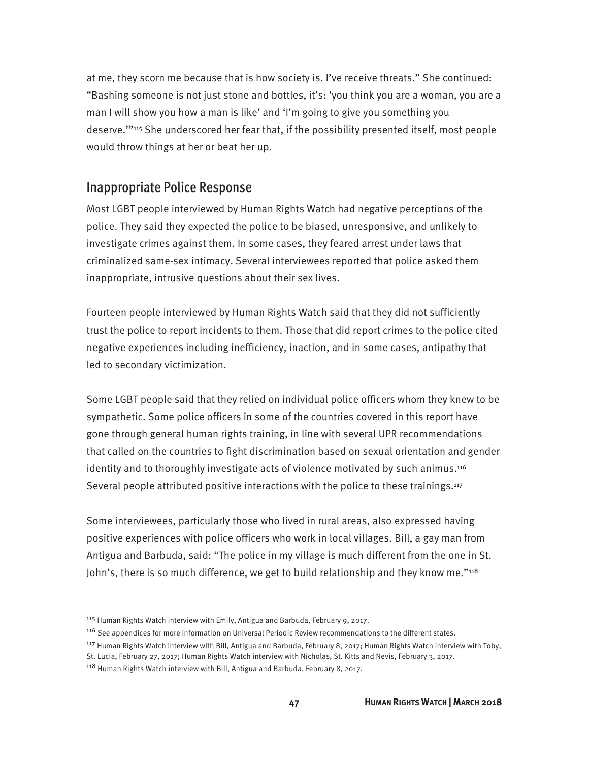at me, they scorn me because that is how society is. I've receive threats." She continued: "Bashing someone is not just stone and bottles, it's: 'you think you are a woman, you are a man I will show you how a man is like' and 'I'm going to give you something you deserve.'"[115] She underscored her fear that, if the possibility presented itself, most people would throw things at her or beat her up.

## Inappropriate Police Response

Most LGBT people interviewed by Human Rights Watch had negative perceptions of the police. They said they expected the police to be biased, unresponsive, and unlikely to investigate crimes against them. In some cases, they feared arrest under laws that criminalized same-sex intimacy. Several interviewees reported that police asked them inappropriate, intrusive questions about their sex lives.

Fourteen people interviewed by Human Rights Watch said that they did not sufficiently trust the police to report incidents to them. Those that did report crimes to the police cited negative experiences including inefficiency, inaction, and in some cases, antipathy that led to secondary victimization.

Some LGBT people said that they relied on individual police officers whom they knew to be sympathetic. Some police officers in some of the countries covered in this report have gone through general human rights training, in line with several UPR recommendations that called on the countries to fight discrimination based on sexual orientation and gender identity and to thoroughly investigate acts of violence motivated by such animus.[116] Several people attributed positive interactions with the police to these trainings.[117]

Some interviewees, particularly those who lived in rural areas, also expressed having positive experiences with police officers who work in local villages. Bill, a gay man from Antigua and Barbuda, said: "The police in my village is much different from the one in St. John's, there is so much difference, we get to build relationship and they know me."[118]

---

[115] Human Rights Watch interview with Emily, Antigua and Barbuda, February 9, 2017.

[116] See appendices for more information on Universal Periodic Review recommendations to the different states.

[117] Human Rights Watch interview with Bill, Antigua and Barbuda, February 8, 2017; Human Rights Watch interview with Toby, St. Lucia, February 27, 2017; Human Rights Watch interview with Nicholas, St. Kitts and Nevis, February 3, 2017.

[118] Human Rights Watch interview with Bill, Antigua and Barbuda, February 8, 2017.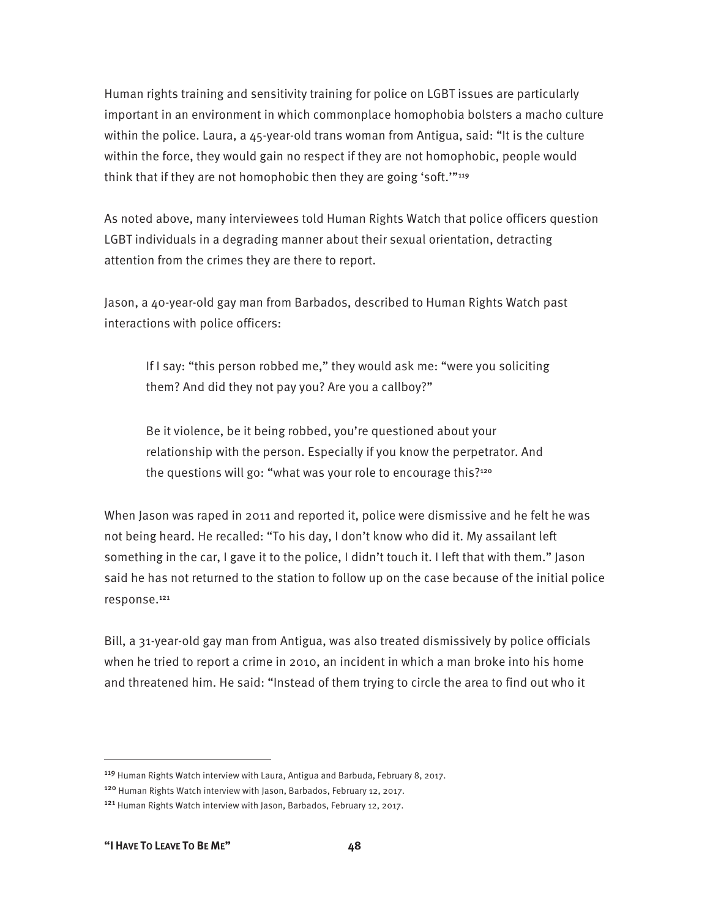Human rights training and sensitivity training for police on LGBT issues are particularly important in an environment in which commonplace homophobia bolsters a macho culture within the police. Laura, a 45-year-old trans woman from Antigua, said: "It is the culture within the force, they would gain no respect if they are not homophobic, people would think that if they are not homophobic then they are going 'soft.'"[119]

As noted above, many interviewees told Human Rights Watch that police officers question LGBT individuals in a degrading manner about their sexual orientation, detracting attention from the crimes they are there to report.

Jason, a 40-year-old gay man from Barbados, described to Human Rights Watch past interactions with police officers:

> If I say: "this person robbed me," they would ask me: "were you soliciting them? And did they not pay you? Are you a callboy?"
>
> Be it violence, be it being robbed, you're questioned about your relationship with the person. Especially if you know the perpetrator. And the questions will go: "what was your role to encourage this?[120]

When Jason was raped in 2011 and reported it, police were dismissive and he felt he was not being heard. He recalled: "To his day, I don't know who did it. My assailant left something in the car, I gave it to the police, I didn't touch it. I left that with them." Jason said he has not returned to the station to follow up on the case because of the initial police response.[121]

Bill, a 31-year-old gay man from Antigua, was also treated dismissively by police officials when he tried to report a crime in 2010, an incident in which a man broke into his home and threatened him. He said: "Instead of them trying to circle the area to find out who it

---

[119] Human Rights Watch interview with Laura, Antigua and Barbuda, February 8, 2017.

[120] Human Rights Watch interview with Jason, Barbados, February 12, 2017.

[121] Human Rights Watch interview with Jason, Barbados, February 12, 2017.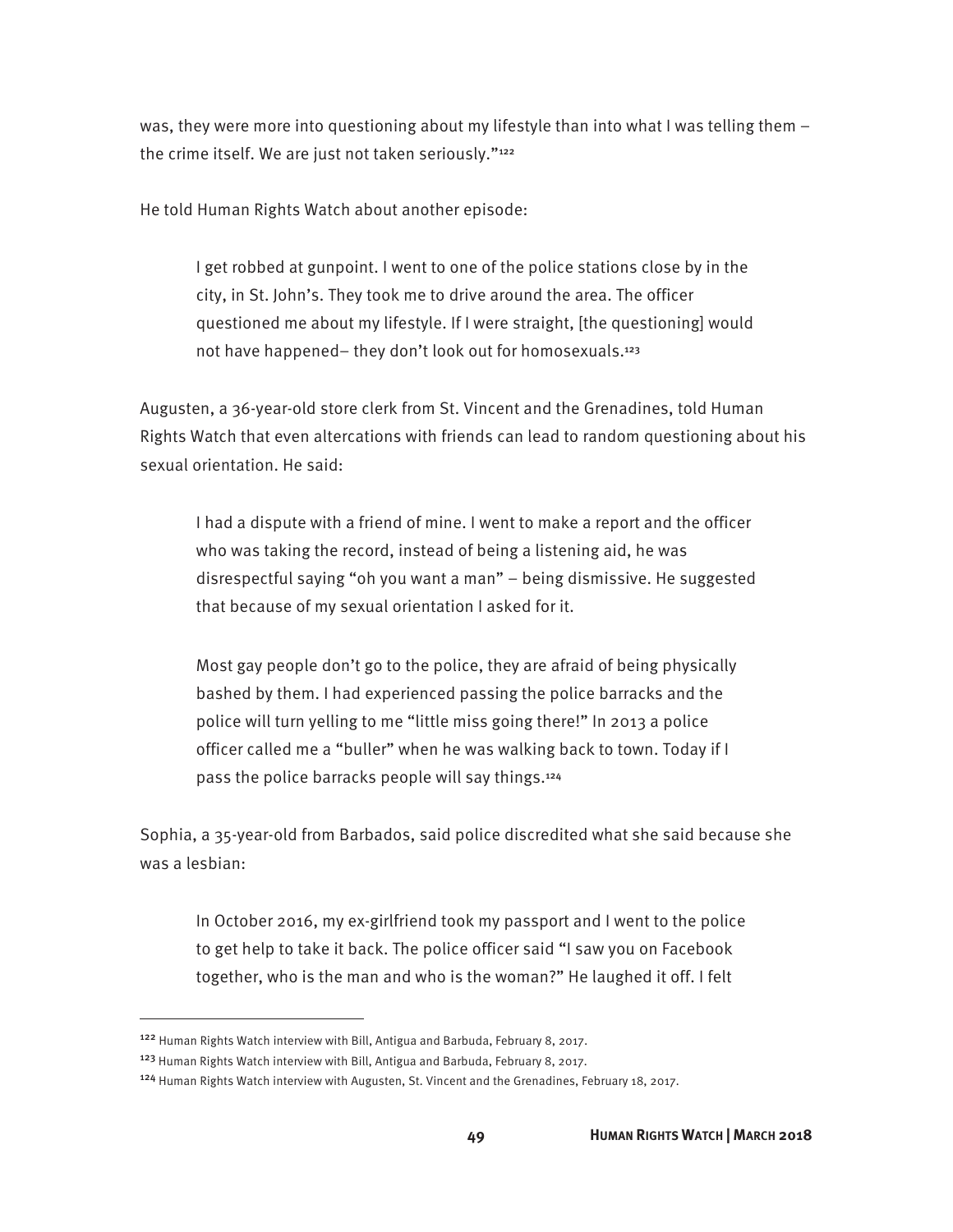was, they were more into questioning about my lifestyle than into what I was telling them – the crime itself. We are just not taken seriously."[122]

He told Human Rights Watch about another episode:

> I get robbed at gunpoint. I went to one of the police stations close by in the city, in St. John's. They took me to drive around the area. The officer questioned me about my lifestyle. If I were straight, [the questioning] would not have happened– they don't look out for homosexuals.[123]

Augusten, a 36-year-old store clerk from St. Vincent and the Grenadines, told Human Rights Watch that even altercations with friends can lead to random questioning about his sexual orientation. He said:

> I had a dispute with a friend of mine. I went to make a report and the officer who was taking the record, instead of being a listening aid, he was disrespectful saying "oh you want a man" – being dismissive. He suggested that because of my sexual orientation I asked for it.
>
> Most gay people don't go to the police, they are afraid of being physically bashed by them. I had experienced passing the police barracks and the police will turn yelling to me "little miss going there!" In 2013 a police officer called me a "buller" when he was walking back to town. Today if I pass the police barracks people will say things.[124]

Sophia, a 35-year-old from Barbados, said police discredited what she said because she was a lesbian:

> In October 2016, my ex-girlfriend took my passport and I went to the police to get help to take it back. The police officer said "I saw you on Facebook together, who is the man and who is the woman?" He laughed it off. I felt

---

[122] Human Rights Watch interview with Bill, Antigua and Barbuda, February 8, 2017.

[123] Human Rights Watch interview with Bill, Antigua and Barbuda, February 8, 2017.

[124] Human Rights Watch interview with Augusten, St. Vincent and the Grenadines, February 18, 2017.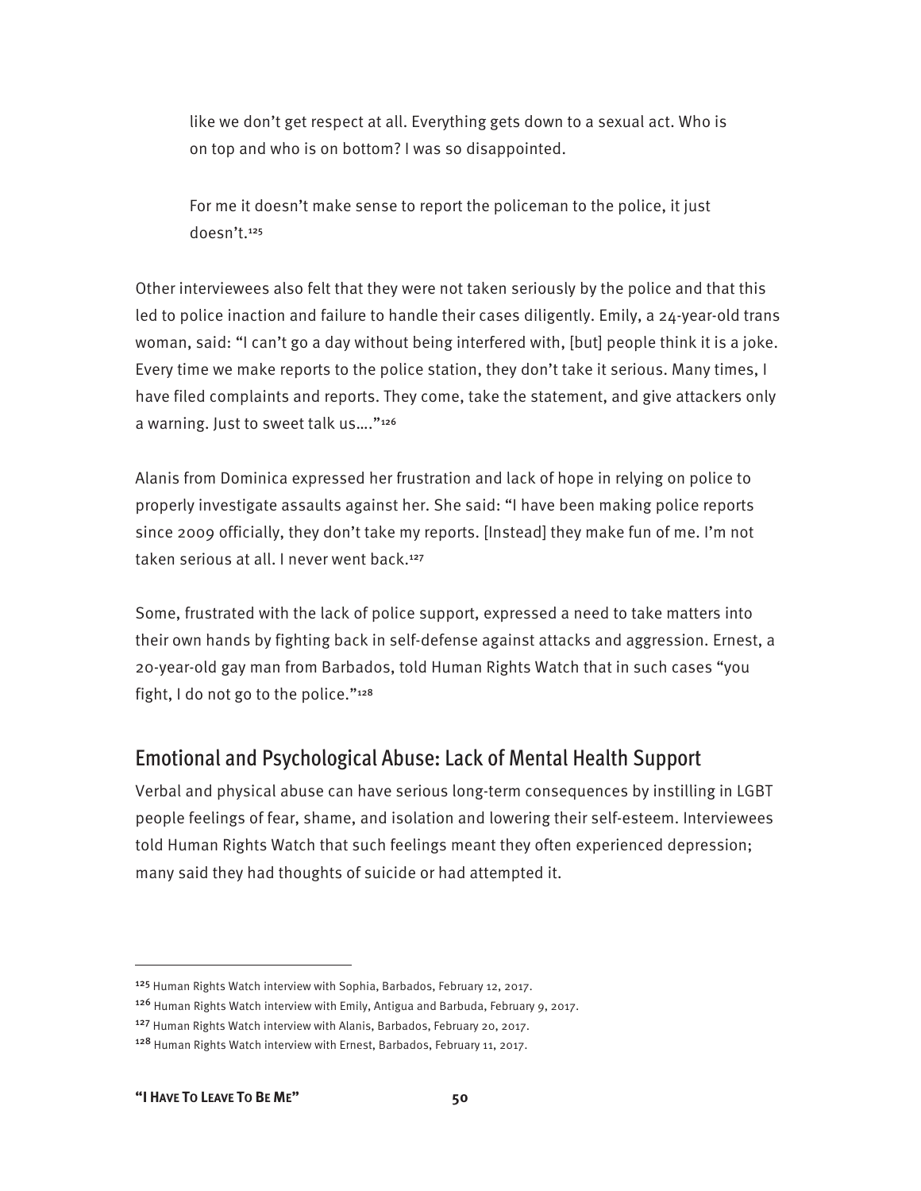like we don't get respect at all. Everything gets down to a sexual act. Who is on top and who is on bottom? I was so disappointed.

For me it doesn't make sense to report the policeman to the police, it just doesn't.[125]

Other interviewees also felt that they were not taken seriously by the police and that this led to police inaction and failure to handle their cases diligently. Emily, a 24-year-old trans woman, said: "I can't go a day without being interfered with, [but] people think it is a joke. Every time we make reports to the police station, they don't take it serious. Many times, I have filed complaints and reports. They come, take the statement, and give attackers only a warning. Just to sweet talk us…."[126]

Alanis from Dominica expressed her frustration and lack of hope in relying on police to properly investigate assaults against her. She said: "I have been making police reports since 2009 officially, they don't take my reports. [Instead] they make fun of me. I'm not taken serious at all. I never went back.[127]

Some, frustrated with the lack of police support, expressed a need to take matters into their own hands by fighting back in self-defense against attacks and aggression. Ernest, a 20-year-old gay man from Barbados, told Human Rights Watch that in such cases "you fight, I do not go to the police."[128]

## Emotional and Psychological Abuse: Lack of Mental Health Support

Verbal and physical abuse can have serious long-term consequences by instilling in LGBT people feelings of fear, shame, and isolation and lowering their self-esteem. Interviewees told Human Rights Watch that such feelings meant they often experienced depression; many said they had thoughts of suicide or had attempted it.

---

[125] Human Rights Watch interview with Sophia, Barbados, February 12, 2017.

[126] Human Rights Watch interview with Emily, Antigua and Barbuda, February 9, 2017.

[127] Human Rights Watch interview with Alanis, Barbados, February 20, 2017.

[128] Human Rights Watch interview with Ernest, Barbados, February 11, 2017.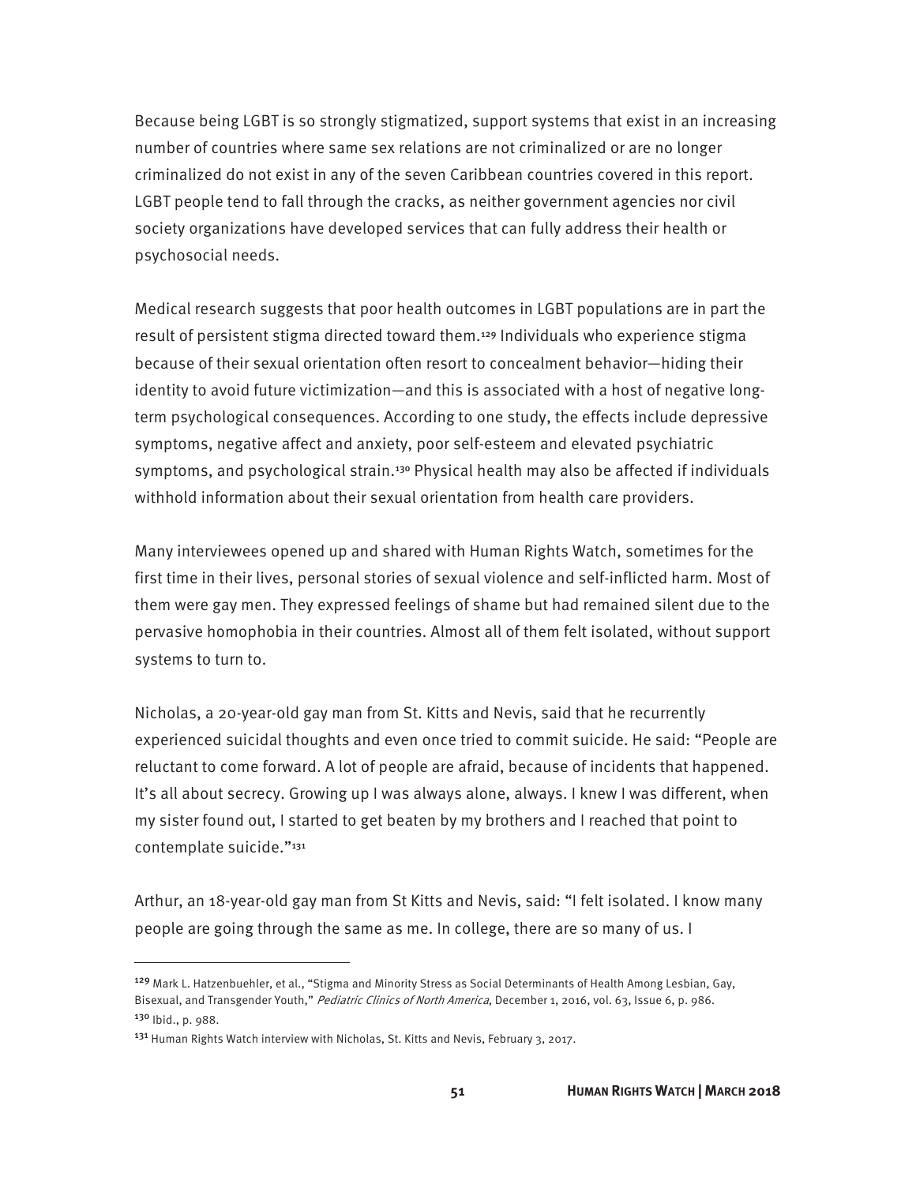Because being LGBT is so strongly stigmatized, support systems that exist in an increasing number of countries where same sex relations are not criminalized or are no longer criminalized do not exist in any of the seven Caribbean countries covered in this report. LGBT people tend to fall through the cracks, as neither government agencies nor civil society organizations have developed services that can fully address their health or psychosocial needs.

Medical research suggests that poor health outcomes in LGBT populations are in part the result of persistent stigma directed toward them.[129] Individuals who experience stigma because of their sexual orientation often resort to concealment behavior—hiding their identity to avoid future victimization—and this is associated with a host of negative long-term psychological consequences. According to one study, the effects include depressive symptoms, negative affect and anxiety, poor self-esteem and elevated psychiatric symptoms, and psychological strain.[130] Physical health may also be affected if individuals withhold information about their sexual orientation from health care providers.

Many interviewees opened up and shared with Human Rights Watch, sometimes for the first time in their lives, personal stories of sexual violence and self-inflicted harm. Most of them were gay men. They expressed feelings of shame but had remained silent due to the pervasive homophobia in their countries. Almost all of them felt isolated, without support systems to turn to.

Nicholas, a 20-year-old gay man from St. Kitts and Nevis, said that he recurrently experienced suicidal thoughts and even once tried to commit suicide. He said: "People are reluctant to come forward. A lot of people are afraid, because of incidents that happened. It's all about secrecy. Growing up I was always alone, always. I knew I was different, when my sister found out, I started to get beaten by my brothers and I reached that point to contemplate suicide."[131]

Arthur, an 18-year-old gay man from St Kitts and Nevis, said: "I felt isolated. I know many people are going through the same as me. In college, there are so many of us. I

---

[129] Mark L. Hatzenbuehler, et al., "Stigma and Minority Stress as Social Determinants of Health Among Lesbian, Gay, Bisexual, and Transgender Youth," *Pediatric Clinics of North America*, December 1, 2016, vol. 63, Issue 6, p. 986.

[130] Ibid., p. 988.

[131] Human Rights Watch interview with Nicholas, St. Kitts and Nevis, February 3, 2017.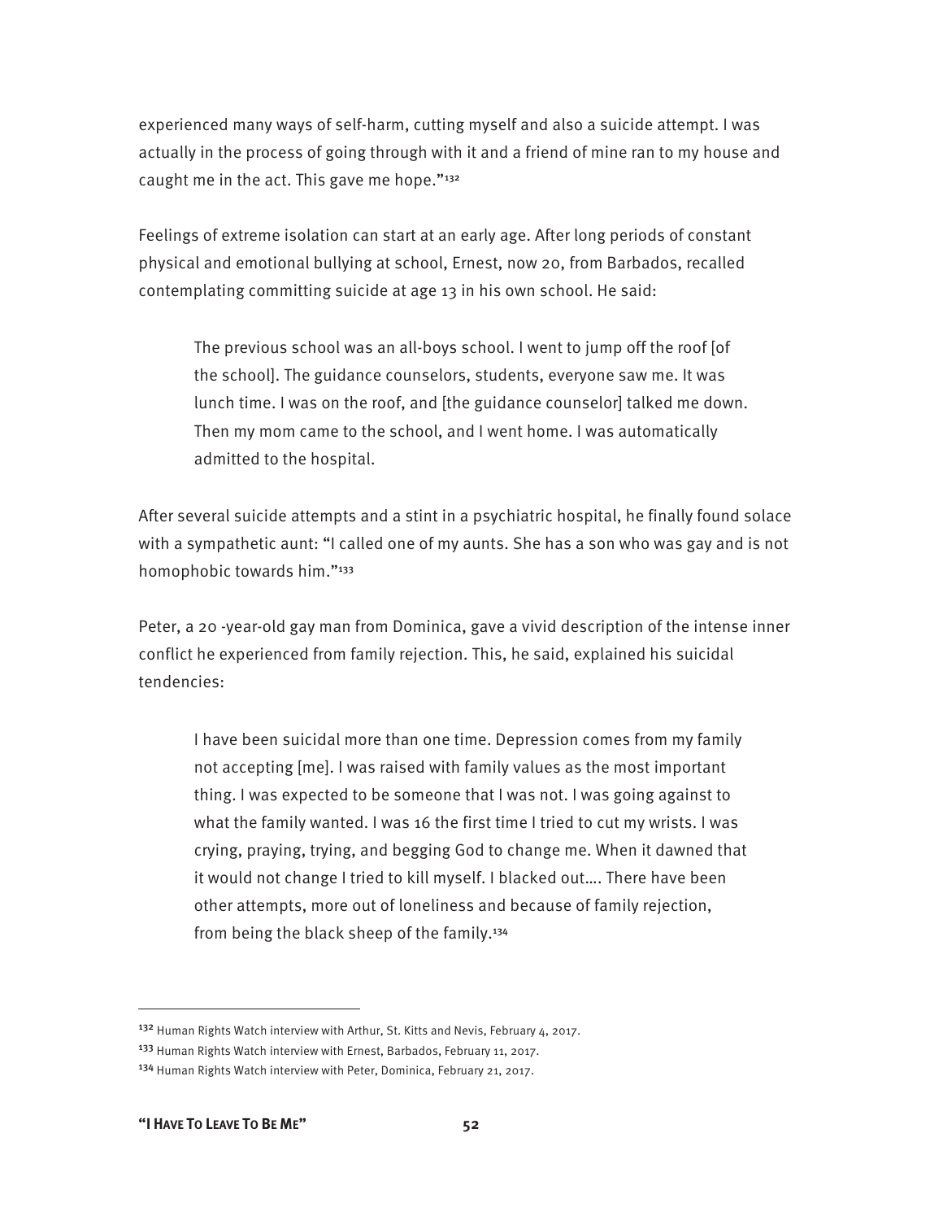experienced many ways of self-harm, cutting myself and also a suicide attempt. I was actually in the process of going through with it and a friend of mine ran to my house and caught me in the act. This gave me hope."[132]

Feelings of extreme isolation can start at an early age. After long periods of constant physical and emotional bullying at school, Ernest, now 20, from Barbados, recalled contemplating committing suicide at age 13 in his own school. He said:

> The previous school was an all-boys school. I went to jump off the roof [of the school]. The guidance counselors, students, everyone saw me. It was lunch time. I was on the roof, and [the guidance counselor] talked me down. Then my mom came to the school, and I went home. I was automatically admitted to the hospital.

After several suicide attempts and a stint in a psychiatric hospital, he finally found solace with a sympathetic aunt: "I called one of my aunts. She has a son who was gay and is not homophobic towards him."[133]

Peter, a 20 -year-old gay man from Dominica, gave a vivid description of the intense inner conflict he experienced from family rejection. This, he said, explained his suicidal tendencies:

> I have been suicidal more than one time. Depression comes from my family not accepting [me]. I was raised with family values as the most important thing. I was expected to be someone that I was not. I was going against to what the family wanted. I was 16 the first time I tried to cut my wrists. I was crying, praying, trying, and begging God to change me. When it dawned that it would not change I tried to kill myself. I blacked out…. There have been other attempts, more out of loneliness and because of family rejection, from being the black sheep of the family.[134]

---

[132] Human Rights Watch interview with Arthur, St. Kitts and Nevis, February 4, 2017.

[133] Human Rights Watch interview with Ernest, Barbados, February 11, 2017.

[134] Human Rights Watch interview with Peter, Dominica, February 21, 2017.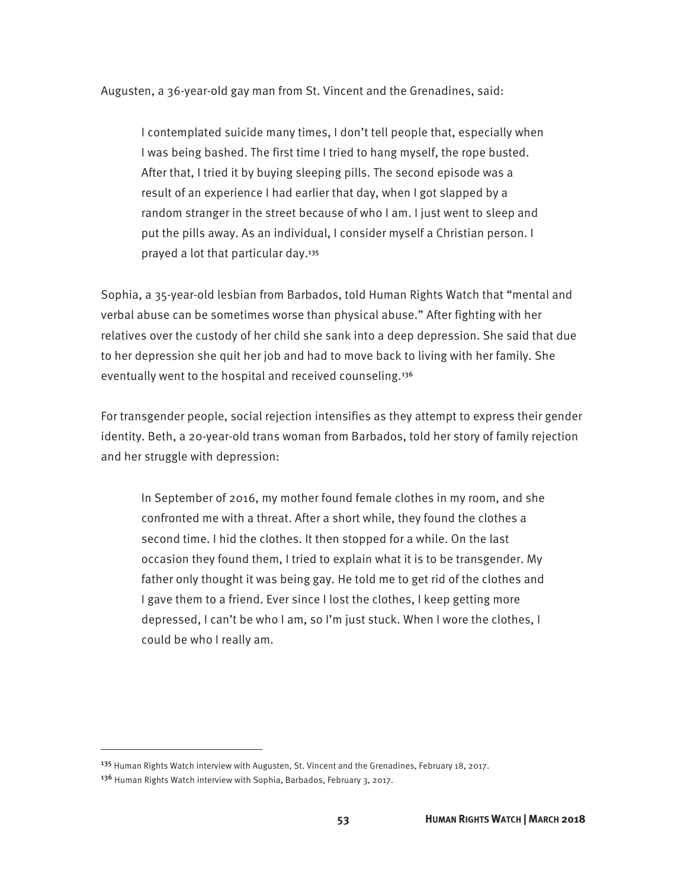Augusten, a 36-year-old gay man from St. Vincent and the Grenadines, said:

> I contemplated suicide many times, I don't tell people that, especially when I was being bashed. The first time I tried to hang myself, the rope busted. After that, I tried it by buying sleeping pills. The second episode was a result of an experience I had earlier that day, when I got slapped by a random stranger in the street because of who I am. I just went to sleep and put the pills away. As an individual, I consider myself a Christian person. I prayed a lot that particular day.[135]

Sophia, a 35-year-old lesbian from Barbados, told Human Rights Watch that "mental and verbal abuse can be sometimes worse than physical abuse." After fighting with her relatives over the custody of her child she sank into a deep depression. She said that due to her depression she quit her job and had to move back to living with her family. She eventually went to the hospital and received counseling.[136]

For transgender people, social rejection intensifies as they attempt to express their gender identity. Beth, a 20-year-old trans woman from Barbados, told her story of family rejection and her struggle with depression:

> In September of 2016, my mother found female clothes in my room, and she confronted me with a threat. After a short while, they found the clothes a second time. I hid the clothes. It then stopped for a while. On the last occasion they found them, I tried to explain what it is to be transgender. My father only thought it was being gay. He told me to get rid of the clothes and I gave them to a friend. Ever since I lost the clothes, I keep getting more depressed, I can't be who I am, so I'm just stuck. When I wore the clothes, I could be who I really am.

---

[135] Human Rights Watch interview with Augusten, St. Vincent and the Grenadines, February 18, 2017.

[136] Human Rights Watch interview with Sophia, Barbados, February 3, 2017.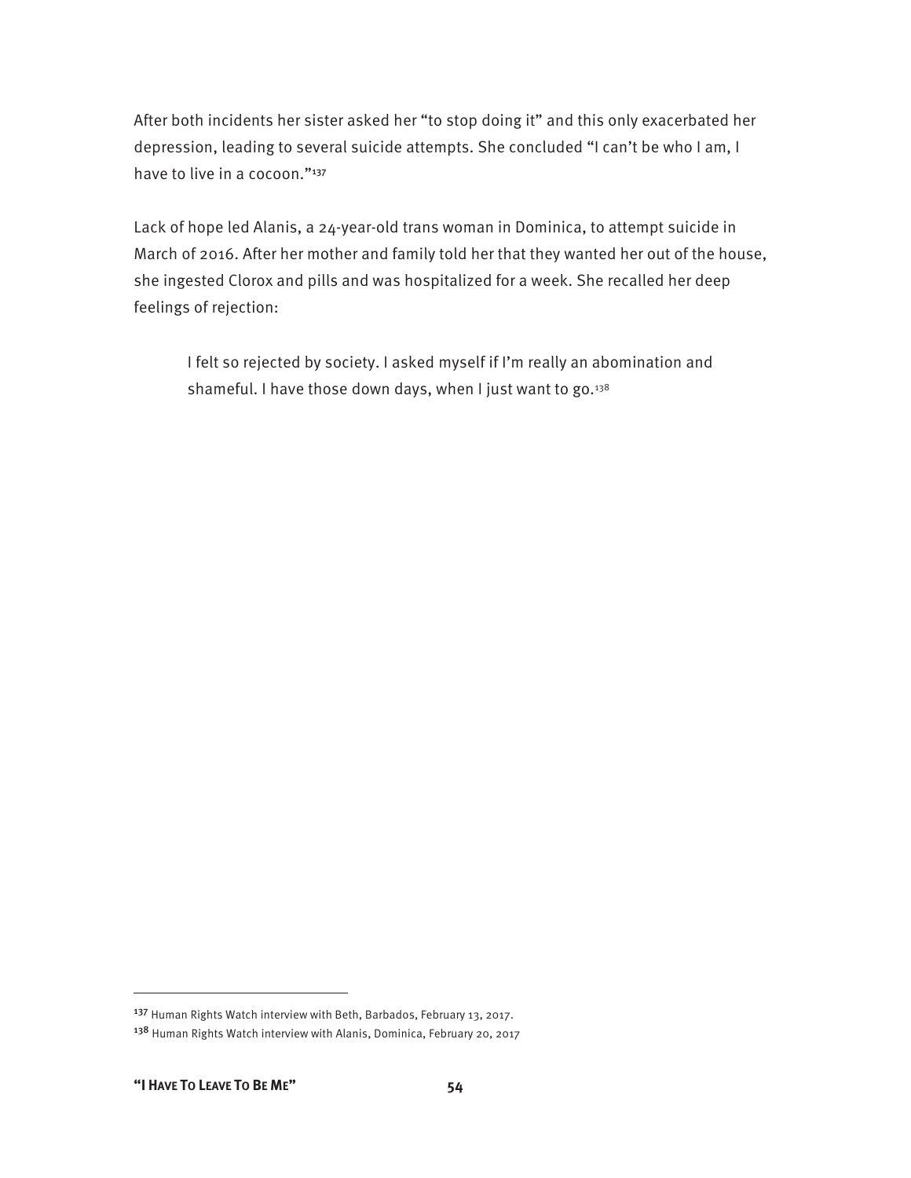After both incidents her sister asked her "to stop doing it" and this only exacerbated her depression, leading to several suicide attempts. She concluded "I can't be who I am, I have to live in a cocoon."[137]

Lack of hope led Alanis, a 24-year-old trans woman in Dominica, to attempt suicide in March of 2016. After her mother and family told her that they wanted her out of the house, she ingested Clorox and pills and was hospitalized for a week. She recalled her deep feelings of rejection:

> I felt so rejected by society. I asked myself if I'm really an abomination and shameful. I have those down days, when I just want to go.[138]

---

[137] Human Rights Watch interview with Beth, Barbados, February 13, 2017.

[138] Human Rights Watch interview with Alanis, Dominica, February 20, 2017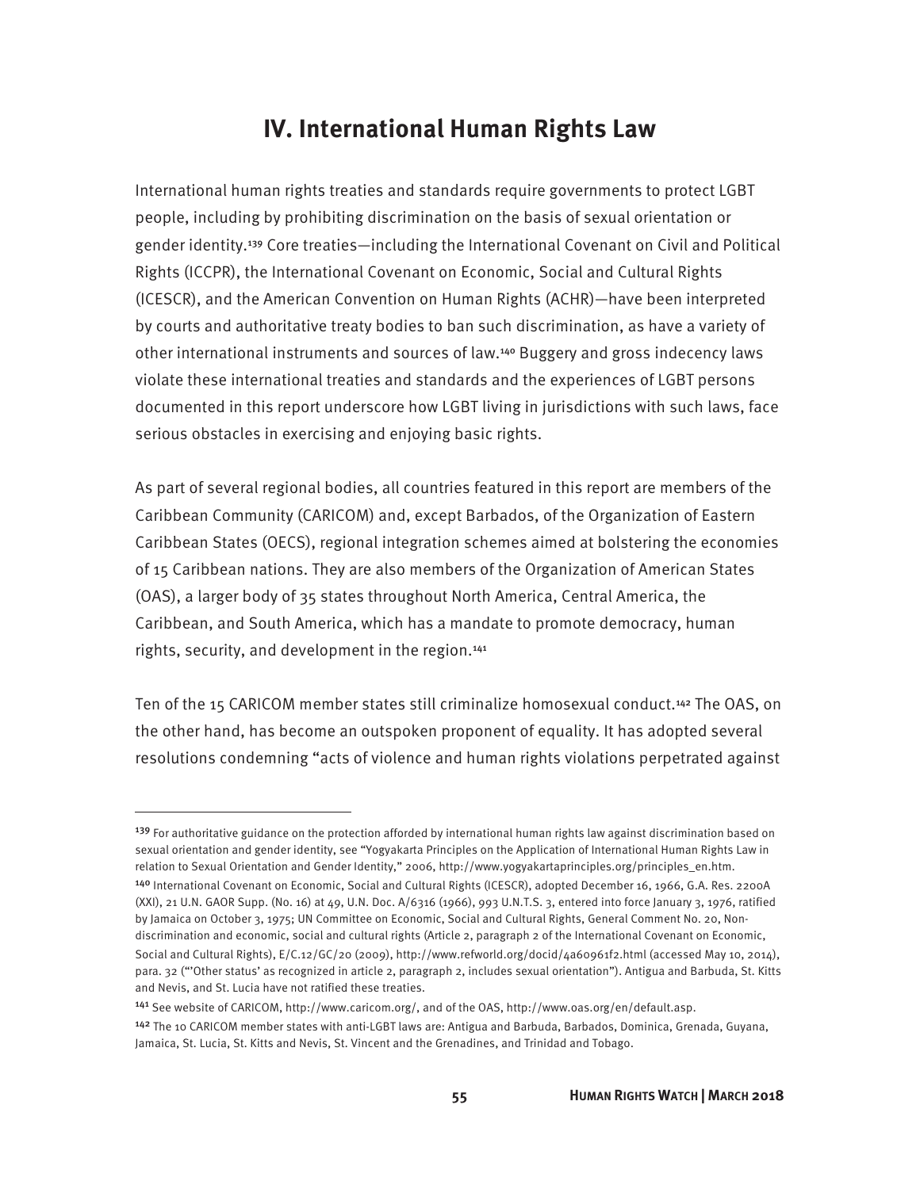# IV. International Human Rights Law

International human rights treaties and standards require governments to protect LGBT people, including by prohibiting discrimination on the basis of sexual orientation or gender identity.[139] Core treaties—including the International Covenant on Civil and Political Rights (ICCPR), the International Covenant on Economic, Social and Cultural Rights (ICESCR), and the American Convention on Human Rights (ACHR)—have been interpreted by courts and authoritative treaty bodies to ban such discrimination, as have a variety of other international instruments and sources of law.[140] Buggery and gross indecency laws violate these international treaties and standards and the experiences of LGBT persons documented in this report underscore how LGBT living in jurisdictions with such laws, face serious obstacles in exercising and enjoying basic rights.

As part of several regional bodies, all countries featured in this report are members of the Caribbean Community (CARICOM) and, except Barbados, of the Organization of Eastern Caribbean States (OECS), regional integration schemes aimed at bolstering the economies of 15 Caribbean nations. They are also members of the Organization of American States (OAS), a larger body of 35 states throughout North America, Central America, the Caribbean, and South America, which has a mandate to promote democracy, human rights, security, and development in the region.[141]

Ten of the 15 CARICOM member states still criminalize homosexual conduct.[142] The OAS, on the other hand, has become an outspoken proponent of equality. It has adopted several resolutions condemning "acts of violence and human rights violations perpetrated against

---

[139] For authoritative guidance on the protection afforded by international human rights law against discrimination based on sexual orientation and gender identity, see "Yogyakarta Principles on the Application of International Human Rights Law in relation to Sexual Orientation and Gender Identity," 2006, http://www.yogyakartaprinciples.org/principles_en.htm.

[140] International Covenant on Economic, Social and Cultural Rights (ICESCR), adopted December 16, 1966, G.A. Res. 2200A (XXI), 21 U.N. GAOR Supp. (No. 16) at 49, U.N. Doc. A/6316 (1966), 993 U.N.T.S. 3, entered into force January 3, 1976, ratified by Jamaica on October 3, 1975; UN Committee on Economic, Social and Cultural Rights, General Comment No. 20, Non-discrimination and economic, social and cultural rights (Article 2, paragraph 2 of the International Covenant on Economic, Social and Cultural Rights), E/C.12/GC/20 (2009), http://www.refworld.org/docid/4a60961f2.html (accessed May 10, 2014), para. 32 ("'Other status' as recognized in article 2, paragraph 2, includes sexual orientation"). Antigua and Barbuda, St. Kitts and Nevis, and St. Lucia have not ratified these treaties.

[141] See website of CARICOM, http://www.caricom.org/, and of the OAS, http://www.oas.org/en/default.asp.

[142] The 10 CARICOM member states with anti-LGBT laws are: Antigua and Barbuda, Barbados, Dominica, Grenada, Guyana, Jamaica, St. Lucia, St. Kitts and Nevis, St. Vincent and the Grenadines, and Trinidad and Tobago.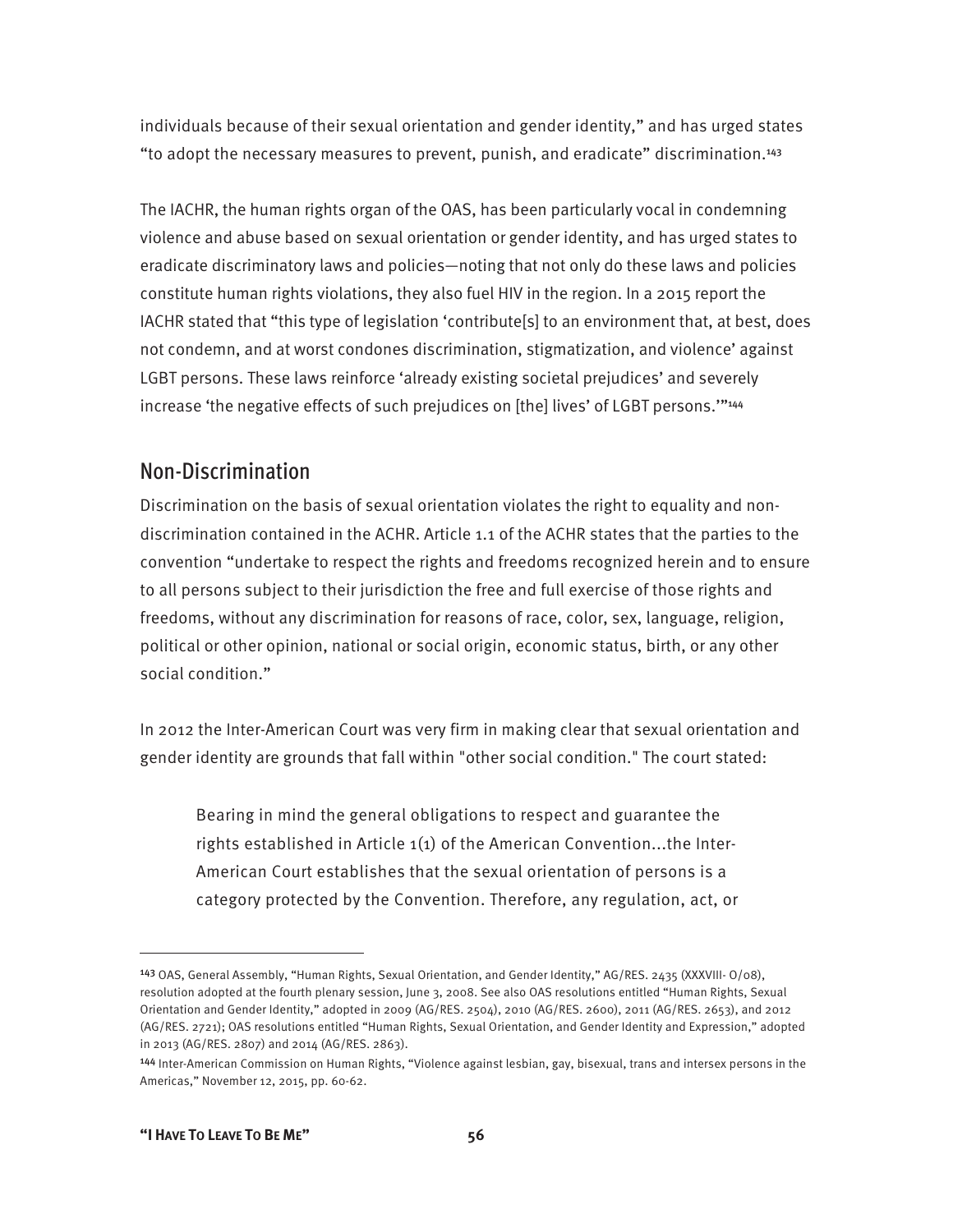individuals because of their sexual orientation and gender identity," and has urged states "to adopt the necessary measures to prevent, punish, and eradicate" discrimination.[143]

The IACHR, the human rights organ of the OAS, has been particularly vocal in condemning violence and abuse based on sexual orientation or gender identity, and has urged states to eradicate discriminatory laws and policies—noting that not only do these laws and policies constitute human rights violations, they also fuel HIV in the region. In a 2015 report the IACHR stated that "this type of legislation 'contribute[s] to an environment that, at best, does not condemn, and at worst condones discrimination, stigmatization, and violence' against LGBT persons. These laws reinforce 'already existing societal prejudices' and severely increase 'the negative effects of such prejudices on [the] lives' of LGBT persons.'"[144]

## Non-Discrimination

Discrimination on the basis of sexual orientation violates the right to equality and non-discrimination contained in the ACHR. Article 1.1 of the ACHR states that the parties to the convention "undertake to respect the rights and freedoms recognized herein and to ensure to all persons subject to their jurisdiction the free and full exercise of those rights and freedoms, without any discrimination for reasons of race, color, sex, language, religion, political or other opinion, national or social origin, economic status, birth, or any other social condition."

In 2012 the Inter-American Court was very firm in making clear that sexual orientation and gender identity are grounds that fall within "other social condition." The court stated:

> Bearing in mind the general obligations to respect and guarantee the rights established in Article 1(1) of the American Convention...the Inter-American Court establishes that the sexual orientation of persons is a category protected by the Convention. Therefore, any regulation, act, or

---

[143] OAS, General Assembly, "Human Rights, Sexual Orientation, and Gender Identity," AG/RES. 2435 (XXXVIII- O/08), resolution adopted at the fourth plenary session, June 3, 2008. See also OAS resolutions entitled "Human Rights, Sexual Orientation and Gender Identity," adopted in 2009 (AG/RES. 2504), 2010 (AG/RES. 2600), 2011 (AG/RES. 2653), and 2012 (AG/RES. 2721); OAS resolutions entitled "Human Rights, Sexual Orientation, and Gender Identity and Expression," adopted in 2013 (AG/RES. 2807) and 2014 (AG/RES. 2863).

[144] Inter-American Commission on Human Rights, "Violence against lesbian, gay, bisexual, trans and intersex persons in the Americas," November 12, 2015, pp. 60-62.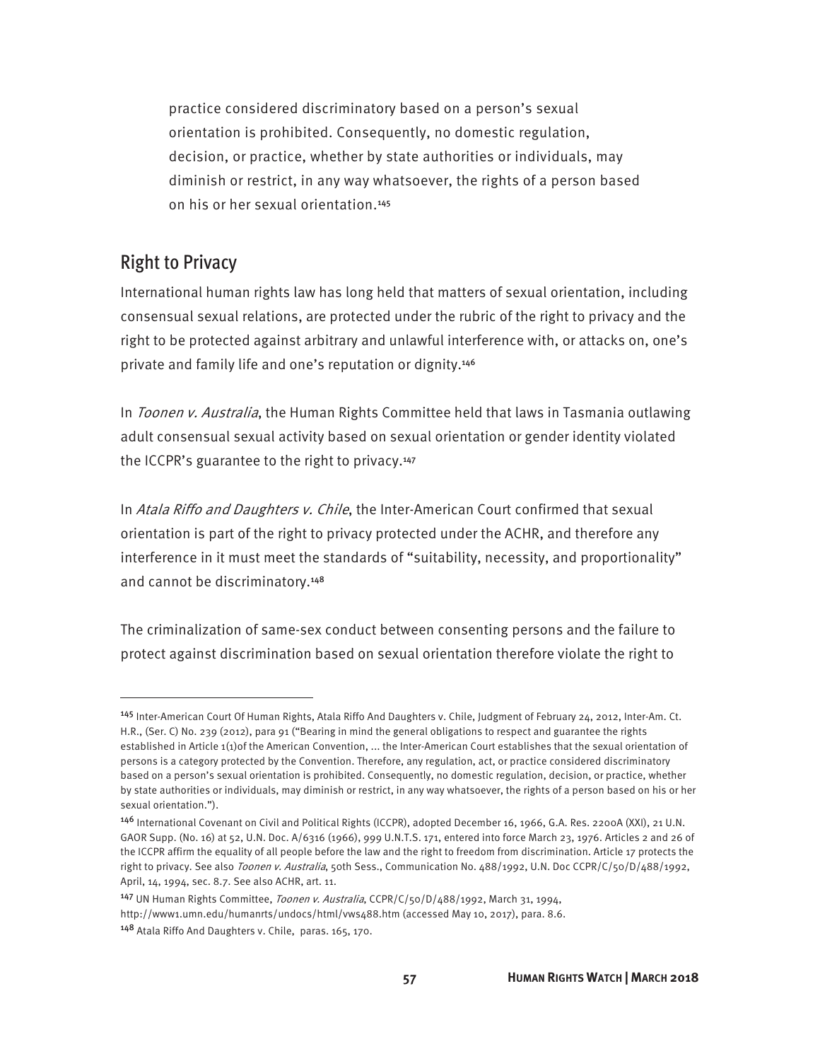practice considered discriminatory based on a person's sexual orientation is prohibited. Consequently, no domestic regulation, decision, or practice, whether by state authorities or individuals, may diminish or restrict, in any way whatsoever, the rights of a person based on his or her sexual orientation.[145]

## Right to Privacy

International human rights law has long held that matters of sexual orientation, including consensual sexual relations, are protected under the rubric of the right to privacy and the right to be protected against arbitrary and unlawful interference with, or attacks on, one's private and family life and one's reputation or dignity.[146]

In *Toonen v. Australia*, the Human Rights Committee held that laws in Tasmania outlawing adult consensual sexual activity based on sexual orientation or gender identity violated the ICCPR's guarantee to the right to privacy.[147]

In *Atala Riffo and Daughters v. Chile*, the Inter-American Court confirmed that sexual orientation is part of the right to privacy protected under the ACHR, and therefore any interference in it must meet the standards of "suitability, necessity, and proportionality" and cannot be discriminatory.[148]

The criminalization of same-sex conduct between consenting persons and the failure to protect against discrimination based on sexual orientation therefore violate the right to

---

[145] Inter-American Court Of Human Rights, Atala Riffo And Daughters v. Chile, Judgment of February 24, 2012, Inter-Am. Ct. H.R., (Ser. C) No. 239 (2012), para 91 ("Bearing in mind the general obligations to respect and guarantee the rights established in Article 1(1)of the American Convention, ... the Inter-American Court establishes that the sexual orientation of persons is a category protected by the Convention. Therefore, any regulation, act, or practice considered discriminatory based on a person's sexual orientation is prohibited. Consequently, no domestic regulation, decision, or practice, whether by state authorities or individuals, may diminish or restrict, in any way whatsoever, the rights of a person based on his or her sexual orientation.").

[146] International Covenant on Civil and Political Rights (ICCPR), adopted December 16, 1966, G.A. Res. 2200A (XXI), 21 U.N. GAOR Supp. (No. 16) at 52, U.N. Doc. A/6316 (1966), 999 U.N.T.S. 171, entered into force March 23, 1976. Articles 2 and 26 of the ICCPR affirm the equality of all people before the law and the right to freedom from discrimination. Article 17 protects the right to privacy. See also *Toonen v. Australia*, 50th Sess., Communication No. 488/1992, U.N. Doc CCPR/C/50/D/488/1992, April, 14, 1994, sec. 8.7. See also ACHR, art. 11.

[147] UN Human Rights Committee, *Toonen v. Australia*, CCPR/C/50/D/488/1992, March 31, 1994, http://www1.umn.edu/humanrts/undocs/html/vws488.htm (accessed May 10, 2017), para. 8.6.

[148] Atala Riffo And Daughters v. Chile, paras. 165, 170.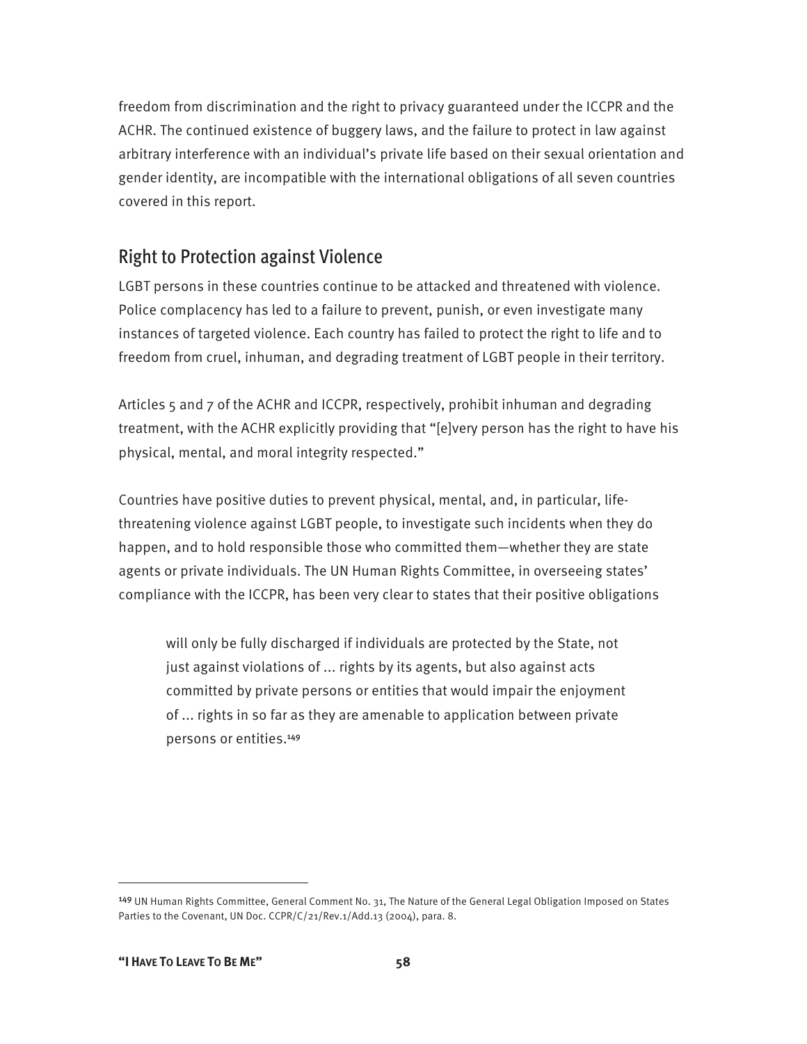freedom from discrimination and the right to privacy guaranteed under the ICCPR and the ACHR. The continued existence of buggery laws, and the failure to protect in law against arbitrary interference with an individual's private life based on their sexual orientation and gender identity, are incompatible with the international obligations of all seven countries covered in this report.

## Right to Protection against Violence

LGBT persons in these countries continue to be attacked and threatened with violence. Police complacency has led to a failure to prevent, punish, or even investigate many instances of targeted violence. Each country has failed to protect the right to life and to freedom from cruel, inhuman, and degrading treatment of LGBT people in their territory.

Articles 5 and 7 of the ACHR and ICCPR, respectively, prohibit inhuman and degrading treatment, with the ACHR explicitly providing that "[e]very person has the right to have his physical, mental, and moral integrity respected."

Countries have positive duties to prevent physical, mental, and, in particular, life-threatening violence against LGBT people, to investigate such incidents when they do happen, and to hold responsible those who committed them—whether they are state agents or private individuals. The UN Human Rights Committee, in overseeing states' compliance with the ICCPR, has been very clear to states that their positive obligations

> will only be fully discharged if individuals are protected by the State, not just against violations of ... rights by its agents, but also against acts committed by private persons or entities that would impair the enjoyment of ... rights in so far as they are amenable to application between private persons or entities.[149]

[149] UN Human Rights Committee, General Comment No. 31, The Nature of the General Legal Obligation Imposed on States Parties to the Covenant, UN Doc. CCPR/C/21/Rev.1/Add.13 (2004), para. 8.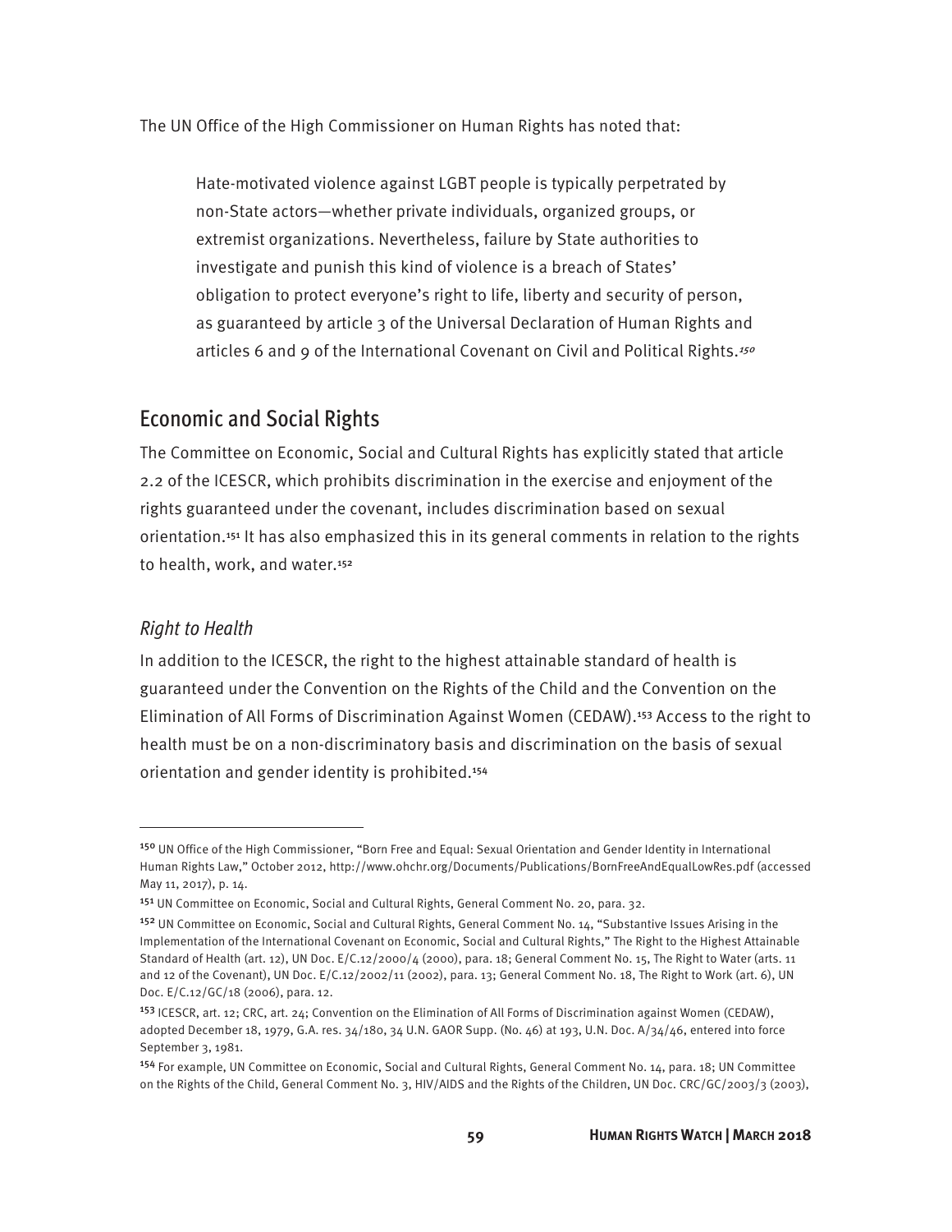The UN Office of the High Commissioner on Human Rights has noted that:

> Hate-motivated violence against LGBT people is typically perpetrated by non-State actors—whether private individuals, organized groups, or extremist organizations. Nevertheless, failure by State authorities to investigate and punish this kind of violence is a breach of States' obligation to protect everyone's right to life, liberty and security of person, as guaranteed by article 3 of the Universal Declaration of Human Rights and articles 6 and 9 of the International Covenant on Civil and Political Rights.[150]

## Economic and Social Rights

The Committee on Economic, Social and Cultural Rights has explicitly stated that article 2.2 of the ICESCR, which prohibits discrimination in the exercise and enjoyment of the rights guaranteed under the covenant, includes discrimination based on sexual orientation.[151] It has also emphasized this in its general comments in relation to the rights to health, work, and water.[152]

### *Right to Health*

In addition to the ICESCR, the right to the highest attainable standard of health is guaranteed under the Convention on the Rights of the Child and the Convention on the Elimination of All Forms of Discrimination Against Women (CEDAW).[153] Access to the right to health must be on a non-discriminatory basis and discrimination on the basis of sexual orientation and gender identity is prohibited.[154]

---

[150] UN Office of the High Commissioner, "Born Free and Equal: Sexual Orientation and Gender Identity in International Human Rights Law," October 2012, http://www.ohchr.org/Documents/Publications/BornFreeAndEqualLowRes.pdf (accessed May 11, 2017), p. 14.

[151] UN Committee on Economic, Social and Cultural Rights, General Comment No. 20, para. 32.

[152] UN Committee on Economic, Social and Cultural Rights, General Comment No. 14, "Substantive Issues Arising in the Implementation of the International Covenant on Economic, Social and Cultural Rights," The Right to the Highest Attainable Standard of Health (art. 12), UN Doc. E/C.12/2000/4 (2000), para. 18; General Comment No. 15, The Right to Water (arts. 11 and 12 of the Covenant), UN Doc. E/C.12/2002/11 (2002), para. 13; General Comment No. 18, The Right to Work (art. 6), UN Doc. E/C.12/GC/18 (2006), para. 12.

[153] ICESCR, art. 12; CRC, art. 24; Convention on the Elimination of All Forms of Discrimination against Women (CEDAW), adopted December 18, 1979, G.A. res. 34/180, 34 U.N. GAOR Supp. (No. 46) at 193, U.N. Doc. A/34/46, entered into force September 3, 1981.

[154] For example, UN Committee on Economic, Social and Cultural Rights, General Comment No. 14, para. 18; UN Committee on the Rights of the Child, General Comment No. 3, HIV/AIDS and the Rights of the Children, UN Doc. CRC/GC/2003/3 (2003),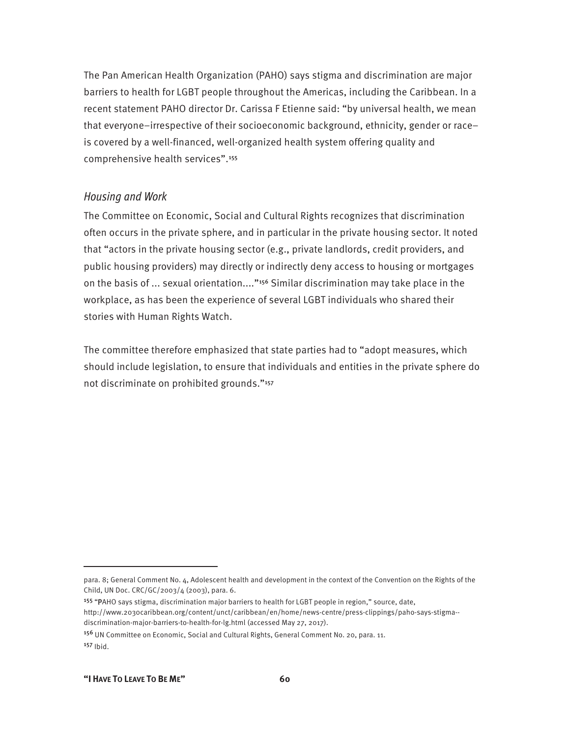The Pan American Health Organization (PAHO) says stigma and discrimination are major barriers to health for LGBT people throughout the Americas, including the Caribbean. In a recent statement PAHO director Dr. Carissa F Etienne said: "by universal health, we mean that everyone–irrespective of their socioeconomic background, ethnicity, gender or race–is covered by a well-financed, well-organized health system offering quality and comprehensive health services".[155]

### *Housing and Work*

The Committee on Economic, Social and Cultural Rights recognizes that discrimination often occurs in the private sphere, and in particular in the private housing sector. It noted that "actors in the private housing sector (e.g., private landlords, credit providers, and public housing providers) may directly or indirectly deny access to housing or mortgages on the basis of ... sexual orientation...."[156] Similar discrimination may take place in the workplace, as has been the experience of several LGBT individuals who shared their stories with Human Rights Watch.

The committee therefore emphasized that state parties had to "adopt measures, which should include legislation, to ensure that individuals and entities in the private sphere do not discriminate on prohibited grounds."[157]

---

para. 8; General Comment No. 4, Adolescent health and development in the context of the Convention on the Rights of the Child, UN Doc. CRC/GC/2003/4 (2003), para. 6.

[155] "PAHO says stigma, discrimination major barriers to health for LGBT people in region," source, date, http://www.2030caribbean.org/content/unct/caribbean/en/home/news-centre/press-clippings/paho-says-stigma--discrimination-major-barriers-to-health-for-lg.html (accessed May 27, 2017).

[156] UN Committee on Economic, Social and Cultural Rights, General Comment No. 20, para. 11.

[157] Ibid.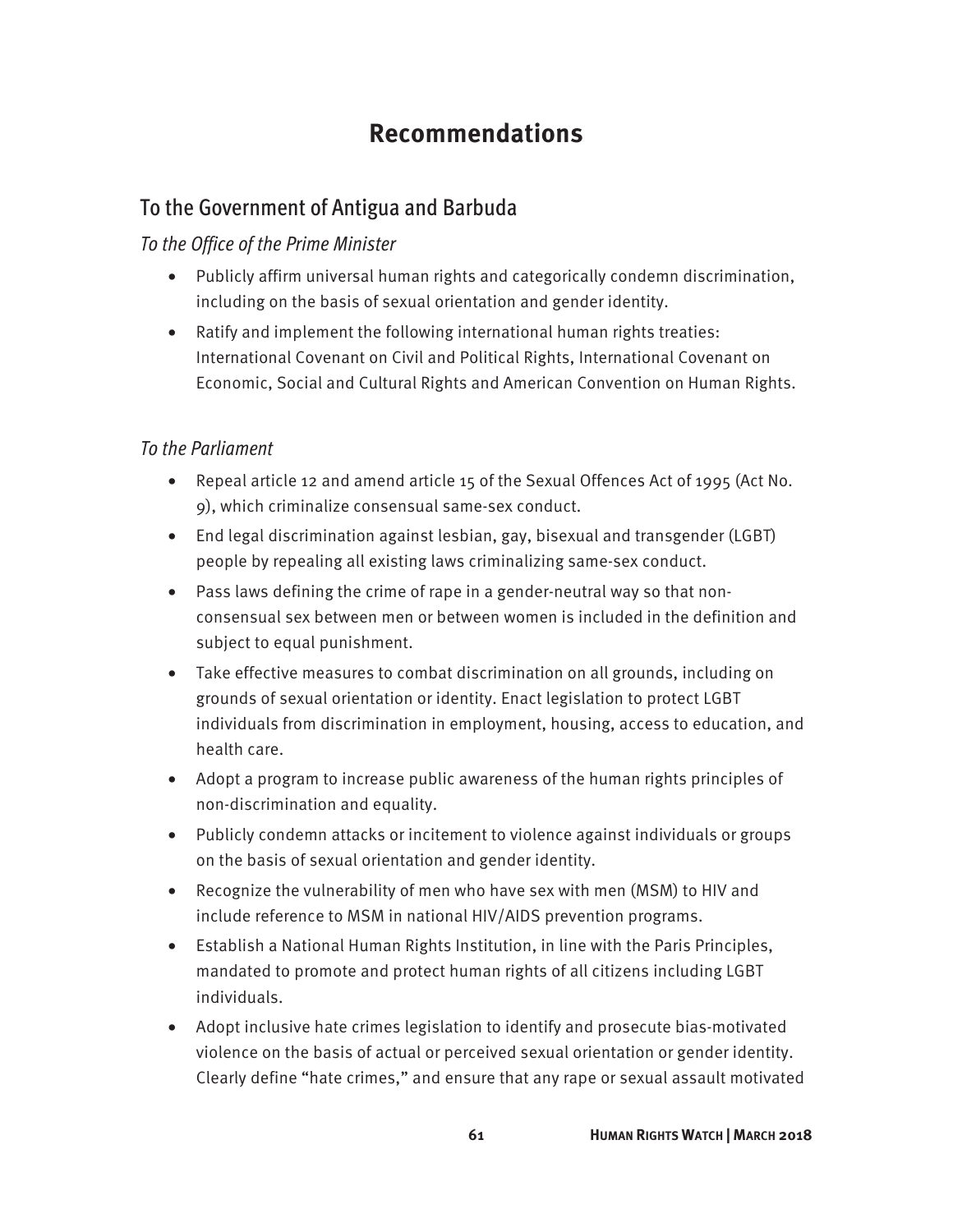# Recommendations

## To the Government of Antigua and Barbuda

### *To the Office of the Prime Minister*

- Publicly affirm universal human rights and categorically condemn discrimination, including on the basis of sexual orientation and gender identity.
- Ratify and implement the following international human rights treaties: International Covenant on Civil and Political Rights, International Covenant on Economic, Social and Cultural Rights and American Convention on Human Rights.

### *To the Parliament*

- Repeal article 12 and amend article 15 of the Sexual Offences Act of 1995 (Act No. 9), which criminalize consensual same-sex conduct.
- End legal discrimination against lesbian, gay, bisexual and transgender (LGBT) people by repealing all existing laws criminalizing same-sex conduct.
- Pass laws defining the crime of rape in a gender-neutral way so that non-consensual sex between men or between women is included in the definition and subject to equal punishment.
- Take effective measures to combat discrimination on all grounds, including on grounds of sexual orientation or identity. Enact legislation to protect LGBT individuals from discrimination in employment, housing, access to education, and health care.
- Adopt a program to increase public awareness of the human rights principles of non-discrimination and equality.
- Publicly condemn attacks or incitement to violence against individuals or groups on the basis of sexual orientation and gender identity.
- Recognize the vulnerability of men who have sex with men (MSM) to HIV and include reference to MSM in national HIV/AIDS prevention programs.
- Establish a National Human Rights Institution, in line with the Paris Principles, mandated to promote and protect human rights of all citizens including LGBT individuals.
- Adopt inclusive hate crimes legislation to identify and prosecute bias-motivated violence on the basis of actual or perceived sexual orientation or gender identity. Clearly define "hate crimes," and ensure that any rape or sexual assault motivated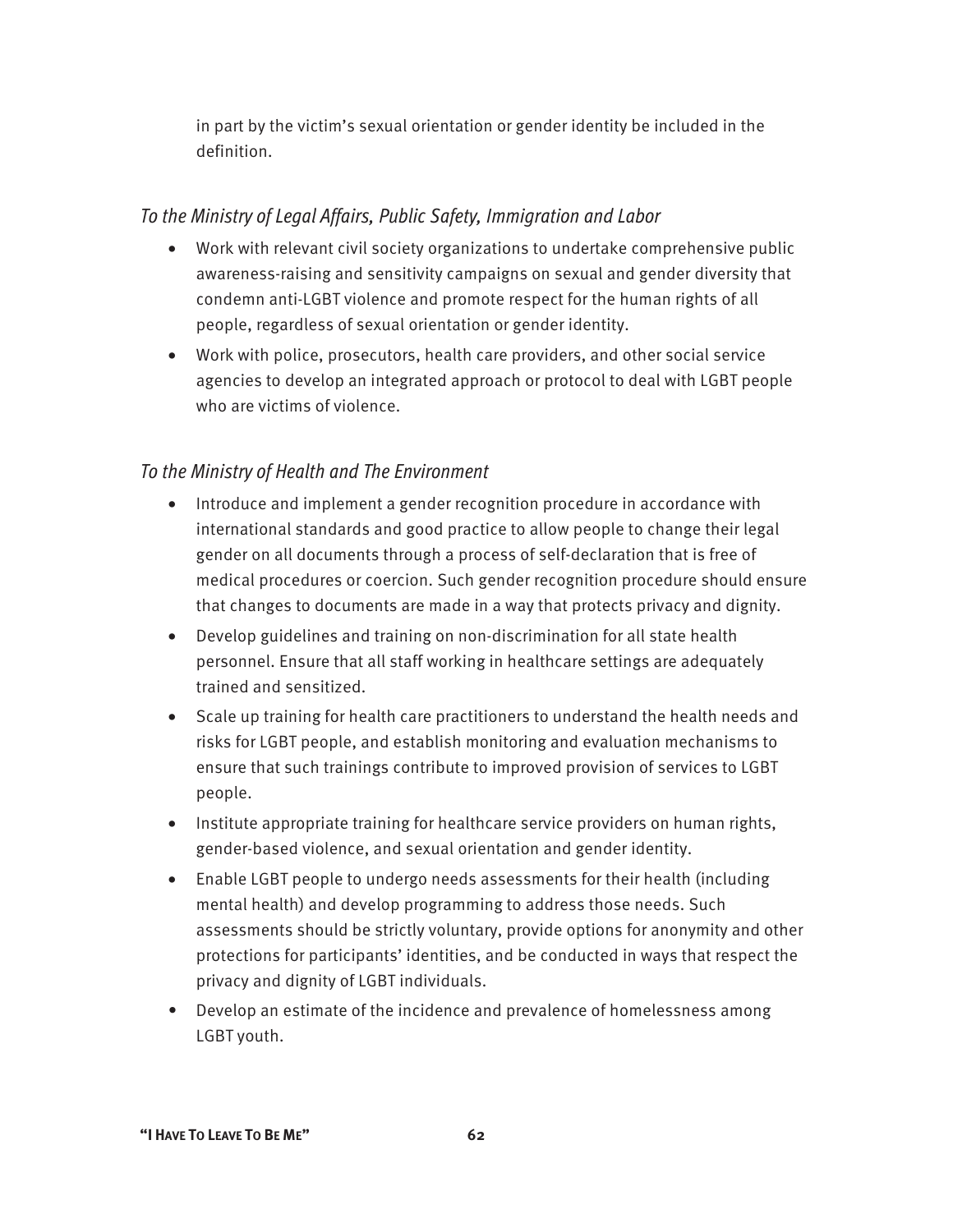in part by the victim's sexual orientation or gender identity be included in the definition.

### *To the Ministry of Legal Affairs, Public Safety, Immigration and Labor*

- Work with relevant civil society organizations to undertake comprehensive public awareness-raising and sensitivity campaigns on sexual and gender diversity that condemn anti-LGBT violence and promote respect for the human rights of all people, regardless of sexual orientation or gender identity.
- Work with police, prosecutors, health care providers, and other social service agencies to develop an integrated approach or protocol to deal with LGBT people who are victims of violence.

### *To the Ministry of Health and The Environment*

- Introduce and implement a gender recognition procedure in accordance with international standards and good practice to allow people to change their legal gender on all documents through a process of self-declaration that is free of medical procedures or coercion. Such gender recognition procedure should ensure that changes to documents are made in a way that protects privacy and dignity.
- Develop guidelines and training on non-discrimination for all state health personnel. Ensure that all staff working in healthcare settings are adequately trained and sensitized.
- Scale up training for health care practitioners to understand the health needs and risks for LGBT people, and establish monitoring and evaluation mechanisms to ensure that such trainings contribute to improved provision of services to LGBT people.
- Institute appropriate training for healthcare service providers on human rights, gender-based violence, and sexual orientation and gender identity.
- Enable LGBT people to undergo needs assessments for their health (including mental health) and develop programming to address those needs. Such assessments should be strictly voluntary, provide options for anonymity and other protections for participants' identities, and be conducted in ways that respect the privacy and dignity of LGBT individuals.
- Develop an estimate of the incidence and prevalence of homelessness among LGBT youth.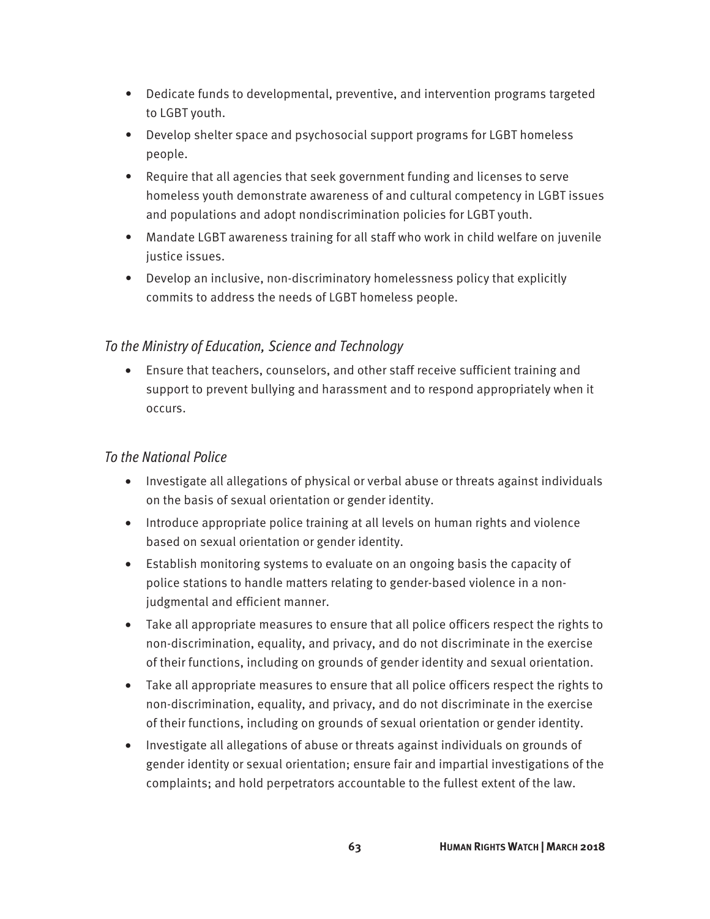- Dedicate funds to developmental, preventive, and intervention programs targeted to LGBT youth.
- Develop shelter space and psychosocial support programs for LGBT homeless people.
- Require that all agencies that seek government funding and licenses to serve homeless youth demonstrate awareness of and cultural competency in LGBT issues and populations and adopt nondiscrimination policies for LGBT youth.
- Mandate LGBT awareness training for all staff who work in child welfare on juvenile justice issues.
- Develop an inclusive, non-discriminatory homelessness policy that explicitly commits to address the needs of LGBT homeless people.

### *To the Ministry of Education, Science and Technology*

- Ensure that teachers, counselors, and other staff receive sufficient training and support to prevent bullying and harassment and to respond appropriately when it occurs.

### *To the National Police*

- Investigate all allegations of physical or verbal abuse or threats against individuals on the basis of sexual orientation or gender identity.
- Introduce appropriate police training at all levels on human rights and violence based on sexual orientation or gender identity.
- Establish monitoring systems to evaluate on an ongoing basis the capacity of police stations to handle matters relating to gender-based violence in a non-judgmental and efficient manner.
- Take all appropriate measures to ensure that all police officers respect the rights to non-discrimination, equality, and privacy, and do not discriminate in the exercise of their functions, including on grounds of gender identity and sexual orientation.
- Take all appropriate measures to ensure that all police officers respect the rights to non-discrimination, equality, and privacy, and do not discriminate in the exercise of their functions, including on grounds of sexual orientation or gender identity.
- Investigate all allegations of abuse or threats against individuals on grounds of gender identity or sexual orientation; ensure fair and impartial investigations of the complaints; and hold perpetrators accountable to the fullest extent of the law.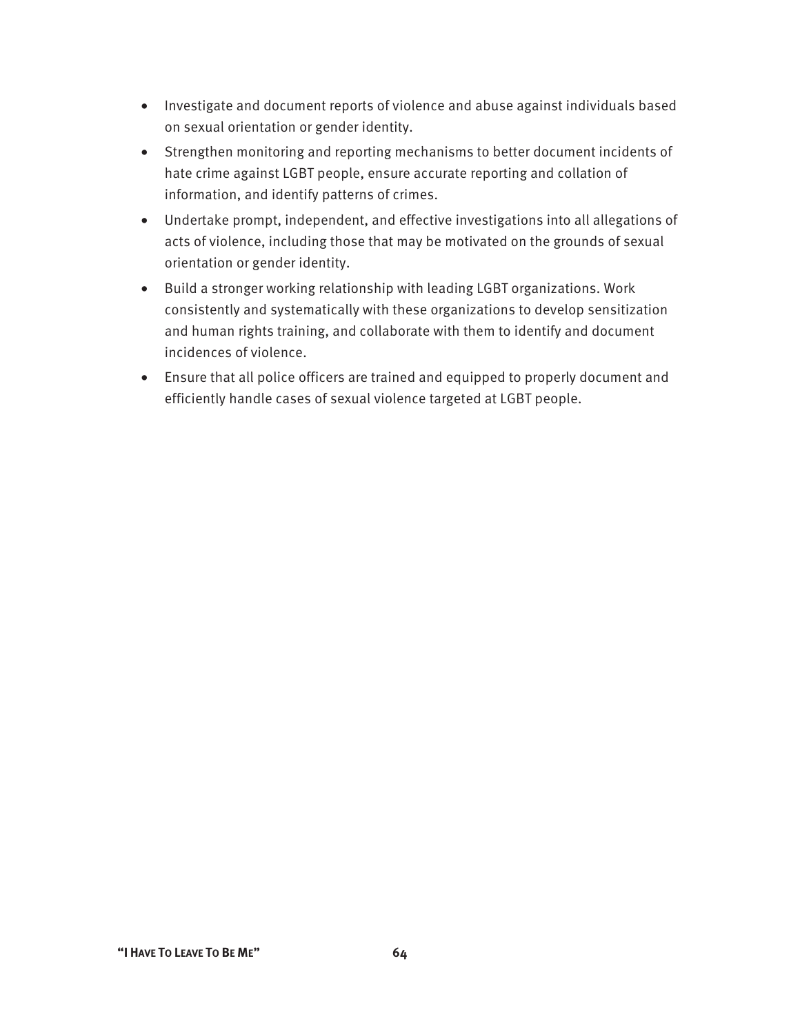- Investigate and document reports of violence and abuse against individuals based on sexual orientation or gender identity.
- Strengthen monitoring and reporting mechanisms to better document incidents of hate crime against LGBT people, ensure accurate reporting and collation of information, and identify patterns of crimes.
- Undertake prompt, independent, and effective investigations into all allegations of acts of violence, including those that may be motivated on the grounds of sexual orientation or gender identity.
- Build a stronger working relationship with leading LGBT organizations. Work consistently and systematically with these organizations to develop sensitization and human rights training, and collaborate with them to identify and document incidences of violence.
- Ensure that all police officers are trained and equipped to properly document and efficiently handle cases of sexual violence targeted at LGBT people.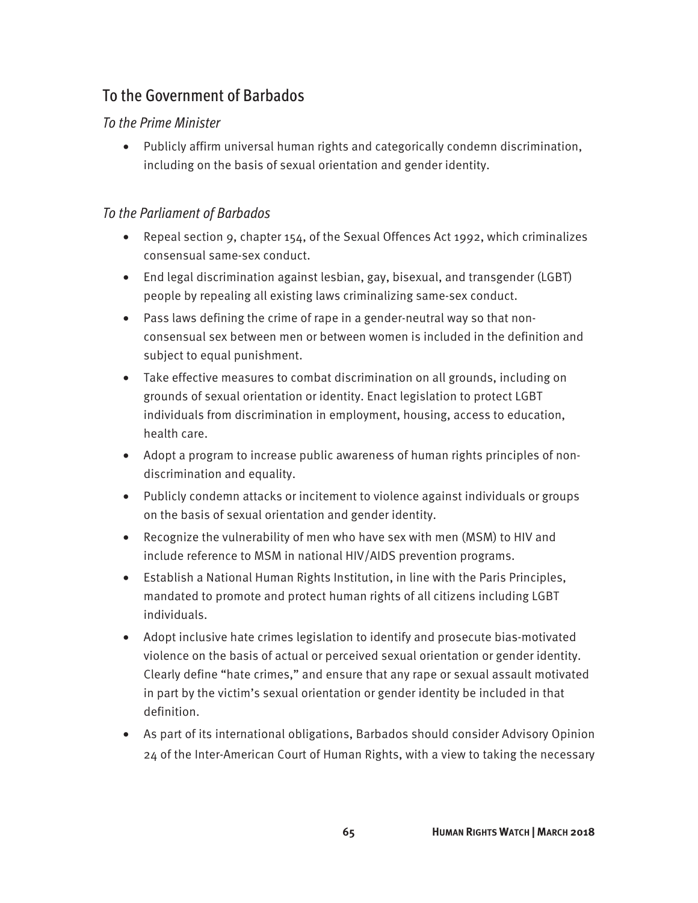## To the Government of Barbados

### *To the Prime Minister*

- Publicly affirm universal human rights and categorically condemn discrimination, including on the basis of sexual orientation and gender identity.

### *To the Parliament of Barbados*

- Repeal section 9, chapter 154, of the Sexual Offences Act 1992, which criminalizes consensual same-sex conduct.
- End legal discrimination against lesbian, gay, bisexual, and transgender (LGBT) people by repealing all existing laws criminalizing same-sex conduct.
- Pass laws defining the crime of rape in a gender-neutral way so that non-consensual sex between men or between women is included in the definition and subject to equal punishment.
- Take effective measures to combat discrimination on all grounds, including on grounds of sexual orientation or identity. Enact legislation to protect LGBT individuals from discrimination in employment, housing, access to education, health care.
- Adopt a program to increase public awareness of human rights principles of non-discrimination and equality.
- Publicly condemn attacks or incitement to violence against individuals or groups on the basis of sexual orientation and gender identity.
- Recognize the vulnerability of men who have sex with men (MSM) to HIV and include reference to MSM in national HIV/AIDS prevention programs.
- Establish a National Human Rights Institution, in line with the Paris Principles, mandated to promote and protect human rights of all citizens including LGBT individuals.
- Adopt inclusive hate crimes legislation to identify and prosecute bias-motivated violence on the basis of actual or perceived sexual orientation or gender identity. Clearly define "hate crimes," and ensure that any rape or sexual assault motivated in part by the victim's sexual orientation or gender identity be included in that definition.
- As part of its international obligations, Barbados should consider Advisory Opinion 24 of the Inter-American Court of Human Rights, with a view to taking the necessary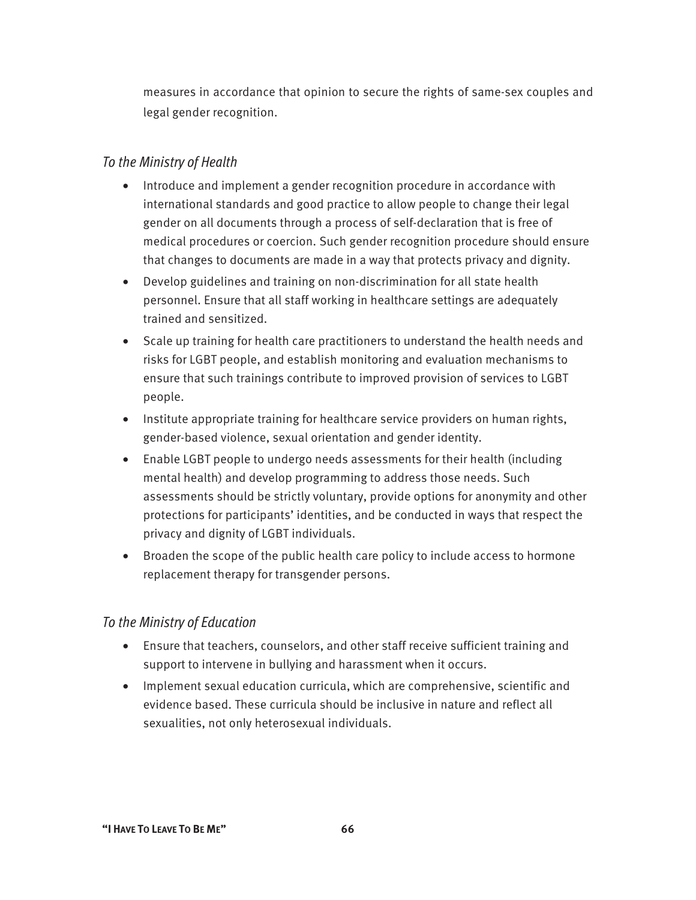measures in accordance that opinion to secure the rights of same-sex couples and legal gender recognition.

### *To the Ministry of Health*

- Introduce and implement a gender recognition procedure in accordance with international standards and good practice to allow people to change their legal gender on all documents through a process of self-declaration that is free of medical procedures or coercion. Such gender recognition procedure should ensure that changes to documents are made in a way that protects privacy and dignity.
- Develop guidelines and training on non-discrimination for all state health personnel. Ensure that all staff working in healthcare settings are adequately trained and sensitized.
- Scale up training for health care practitioners to understand the health needs and risks for LGBT people, and establish monitoring and evaluation mechanisms to ensure that such trainings contribute to improved provision of services to LGBT people.
- Institute appropriate training for healthcare service providers on human rights, gender-based violence, sexual orientation and gender identity.
- Enable LGBT people to undergo needs assessments for their health (including mental health) and develop programming to address those needs. Such assessments should be strictly voluntary, provide options for anonymity and other protections for participants' identities, and be conducted in ways that respect the privacy and dignity of LGBT individuals.
- Broaden the scope of the public health care policy to include access to hormone replacement therapy for transgender persons.

### *To the Ministry of Education*

- Ensure that teachers, counselors, and other staff receive sufficient training and support to intervene in bullying and harassment when it occurs.
- Implement sexual education curricula, which are comprehensive, scientific and evidence based. These curricula should be inclusive in nature and reflect all sexualities, not only heterosexual individuals.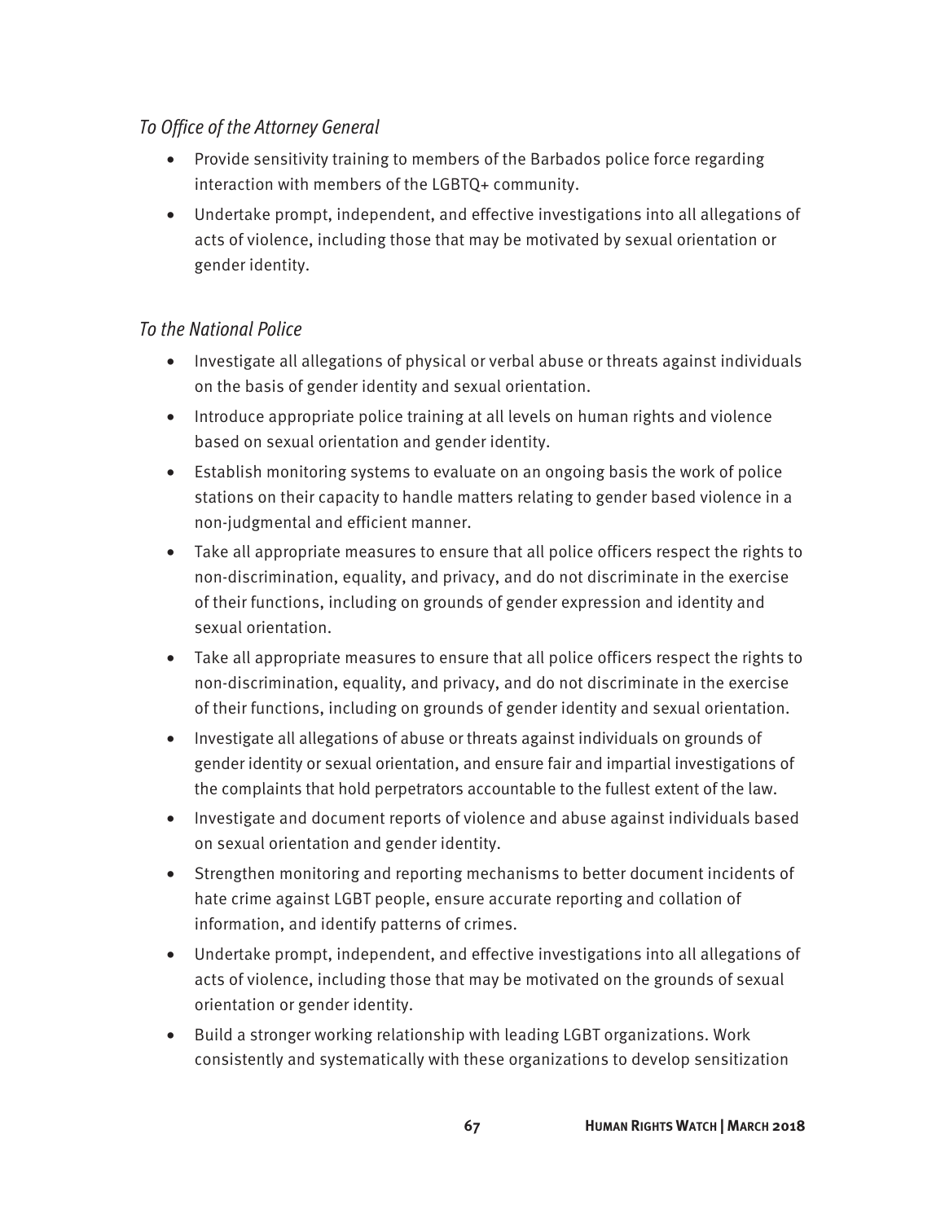*To Office of the Attorney General*

- Provide sensitivity training to members of the Barbados police force regarding interaction with members of the LGBTQ+ community.
- Undertake prompt, independent, and effective investigations into all allegations of acts of violence, including those that may be motivated by sexual orientation or gender identity.

*To the National Police*

- Investigate all allegations of physical or verbal abuse or threats against individuals on the basis of gender identity and sexual orientation.
- Introduce appropriate police training at all levels on human rights and violence based on sexual orientation and gender identity.
- Establish monitoring systems to evaluate on an ongoing basis the work of police stations on their capacity to handle matters relating to gender based violence in a non-judgmental and efficient manner.
- Take all appropriate measures to ensure that all police officers respect the rights to non-discrimination, equality, and privacy, and do not discriminate in the exercise of their functions, including on grounds of gender expression and identity and sexual orientation.
- Take all appropriate measures to ensure that all police officers respect the rights to non-discrimination, equality, and privacy, and do not discriminate in the exercise of their functions, including on grounds of gender identity and sexual orientation.
- Investigate all allegations of abuse or threats against individuals on grounds of gender identity or sexual orientation, and ensure fair and impartial investigations of the complaints that hold perpetrators accountable to the fullest extent of the law.
- Investigate and document reports of violence and abuse against individuals based on sexual orientation and gender identity.
- Strengthen monitoring and reporting mechanisms to better document incidents of hate crime against LGBT people, ensure accurate reporting and collation of information, and identify patterns of crimes.
- Undertake prompt, independent, and effective investigations into all allegations of acts of violence, including those that may be motivated on the grounds of sexual orientation or gender identity.
- Build a stronger working relationship with leading LGBT organizations. Work consistently and systematically with these organizations to develop sensitization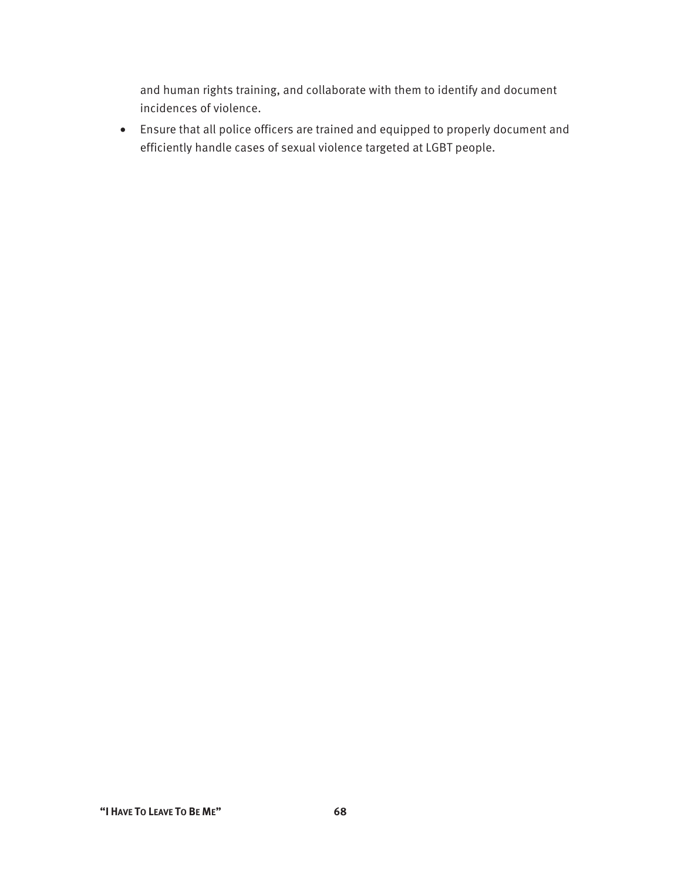and human rights training, and collaborate with them to identify and document incidences of violence.

- Ensure that all police officers are trained and equipped to properly document and efficiently handle cases of sexual violence targeted at LGBT people.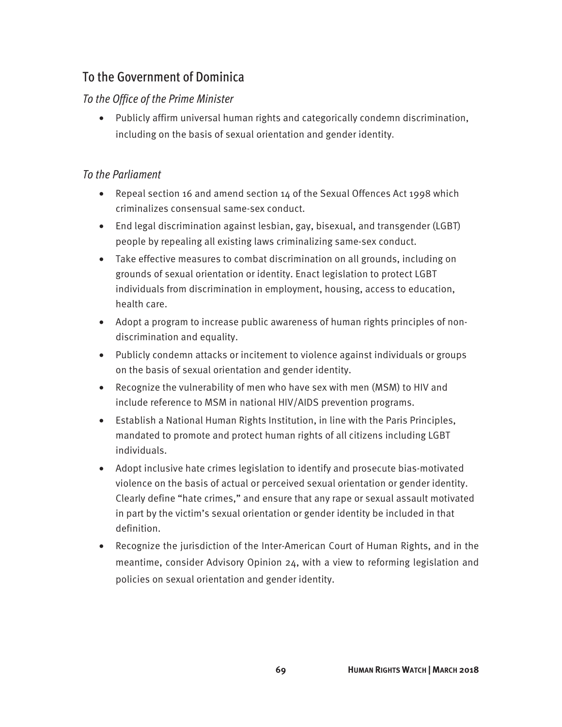## To the Government of Dominica

### *To the Office of the Prime Minister*

- Publicly affirm universal human rights and categorically condemn discrimination, including on the basis of sexual orientation and gender identity.

### *To the Parliament*

- Repeal section 16 and amend section 14 of the Sexual Offences Act 1998 which criminalizes consensual same-sex conduct.
- End legal discrimination against lesbian, gay, bisexual, and transgender (LGBT) people by repealing all existing laws criminalizing same-sex conduct.
- Take effective measures to combat discrimination on all grounds, including on grounds of sexual orientation or identity. Enact legislation to protect LGBT individuals from discrimination in employment, housing, access to education, health care.
- Adopt a program to increase public awareness of human rights principles of non-discrimination and equality.
- Publicly condemn attacks or incitement to violence against individuals or groups on the basis of sexual orientation and gender identity.
- Recognize the vulnerability of men who have sex with men (MSM) to HIV and include reference to MSM in national HIV/AIDS prevention programs.
- Establish a National Human Rights Institution, in line with the Paris Principles, mandated to promote and protect human rights of all citizens including LGBT individuals.
- Adopt inclusive hate crimes legislation to identify and prosecute bias-motivated violence on the basis of actual or perceived sexual orientation or gender identity. Clearly define "hate crimes," and ensure that any rape or sexual assault motivated in part by the victim's sexual orientation or gender identity be included in that definition.
- Recognize the jurisdiction of the Inter-American Court of Human Rights, and in the meantime, consider Advisory Opinion 24, with a view to reforming legislation and policies on sexual orientation and gender identity.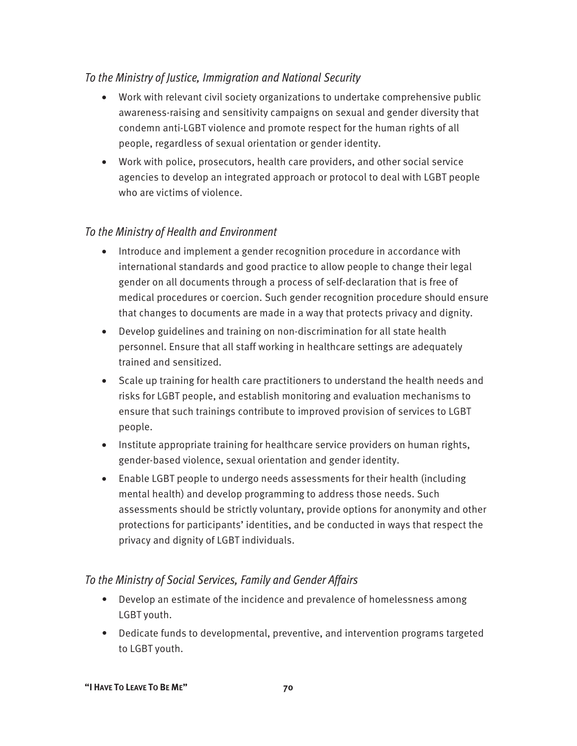*To the Ministry of Justice, Immigration and National Security*

- Work with relevant civil society organizations to undertake comprehensive public awareness-raising and sensitivity campaigns on sexual and gender diversity that condemn anti-LGBT violence and promote respect for the human rights of all people, regardless of sexual orientation or gender identity.
- Work with police, prosecutors, health care providers, and other social service agencies to develop an integrated approach or protocol to deal with LGBT people who are victims of violence.

*To the Ministry of Health and Environment*

- Introduce and implement a gender recognition procedure in accordance with international standards and good practice to allow people to change their legal gender on all documents through a process of self-declaration that is free of medical procedures or coercion. Such gender recognition procedure should ensure that changes to documents are made in a way that protects privacy and dignity.
- Develop guidelines and training on non-discrimination for all state health personnel. Ensure that all staff working in healthcare settings are adequately trained and sensitized.
- Scale up training for health care practitioners to understand the health needs and risks for LGBT people, and establish monitoring and evaluation mechanisms to ensure that such trainings contribute to improved provision of services to LGBT people.
- Institute appropriate training for healthcare service providers on human rights, gender-based violence, sexual orientation and gender identity.
- Enable LGBT people to undergo needs assessments for their health (including mental health) and develop programming to address those needs. Such assessments should be strictly voluntary, provide options for anonymity and other protections for participants' identities, and be conducted in ways that respect the privacy and dignity of LGBT individuals.

*To the Ministry of Social Services, Family and Gender Affairs*

- Develop an estimate of the incidence and prevalence of homelessness among LGBT youth.
- Dedicate funds to developmental, preventive, and intervention programs targeted to LGBT youth.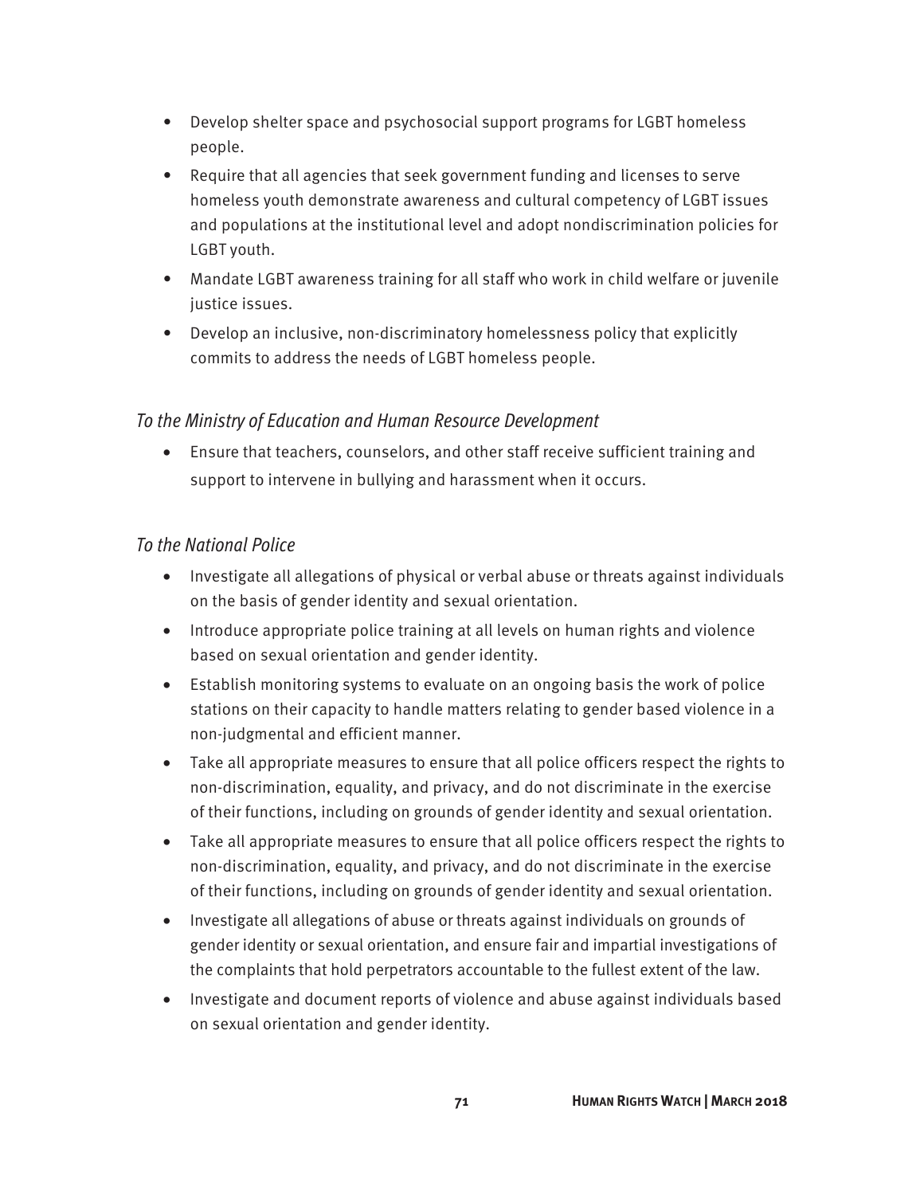- Develop shelter space and psychosocial support programs for LGBT homeless people.
- Require that all agencies that seek government funding and licenses to serve homeless youth demonstrate awareness and cultural competency of LGBT issues and populations at the institutional level and adopt nondiscrimination policies for LGBT youth.
- Mandate LGBT awareness training for all staff who work in child welfare or juvenile justice issues.
- Develop an inclusive, non-discriminatory homelessness policy that explicitly commits to address the needs of LGBT homeless people.

### *To the Ministry of Education and Human Resource Development*

- Ensure that teachers, counselors, and other staff receive sufficient training and support to intervene in bullying and harassment when it occurs.

### *To the National Police*

- Investigate all allegations of physical or verbal abuse or threats against individuals on the basis of gender identity and sexual orientation.
- Introduce appropriate police training at all levels on human rights and violence based on sexual orientation and gender identity.
- Establish monitoring systems to evaluate on an ongoing basis the work of police stations on their capacity to handle matters relating to gender based violence in a non-judgmental and efficient manner.
- Take all appropriate measures to ensure that all police officers respect the rights to non-discrimination, equality, and privacy, and do not discriminate in the exercise of their functions, including on grounds of gender identity and sexual orientation.
- Take all appropriate measures to ensure that all police officers respect the rights to non-discrimination, equality, and privacy, and do not discriminate in the exercise of their functions, including on grounds of gender identity and sexual orientation.
- Investigate all allegations of abuse or threats against individuals on grounds of gender identity or sexual orientation, and ensure fair and impartial investigations of the complaints that hold perpetrators accountable to the fullest extent of the law.
- Investigate and document reports of violence and abuse against individuals based on sexual orientation and gender identity.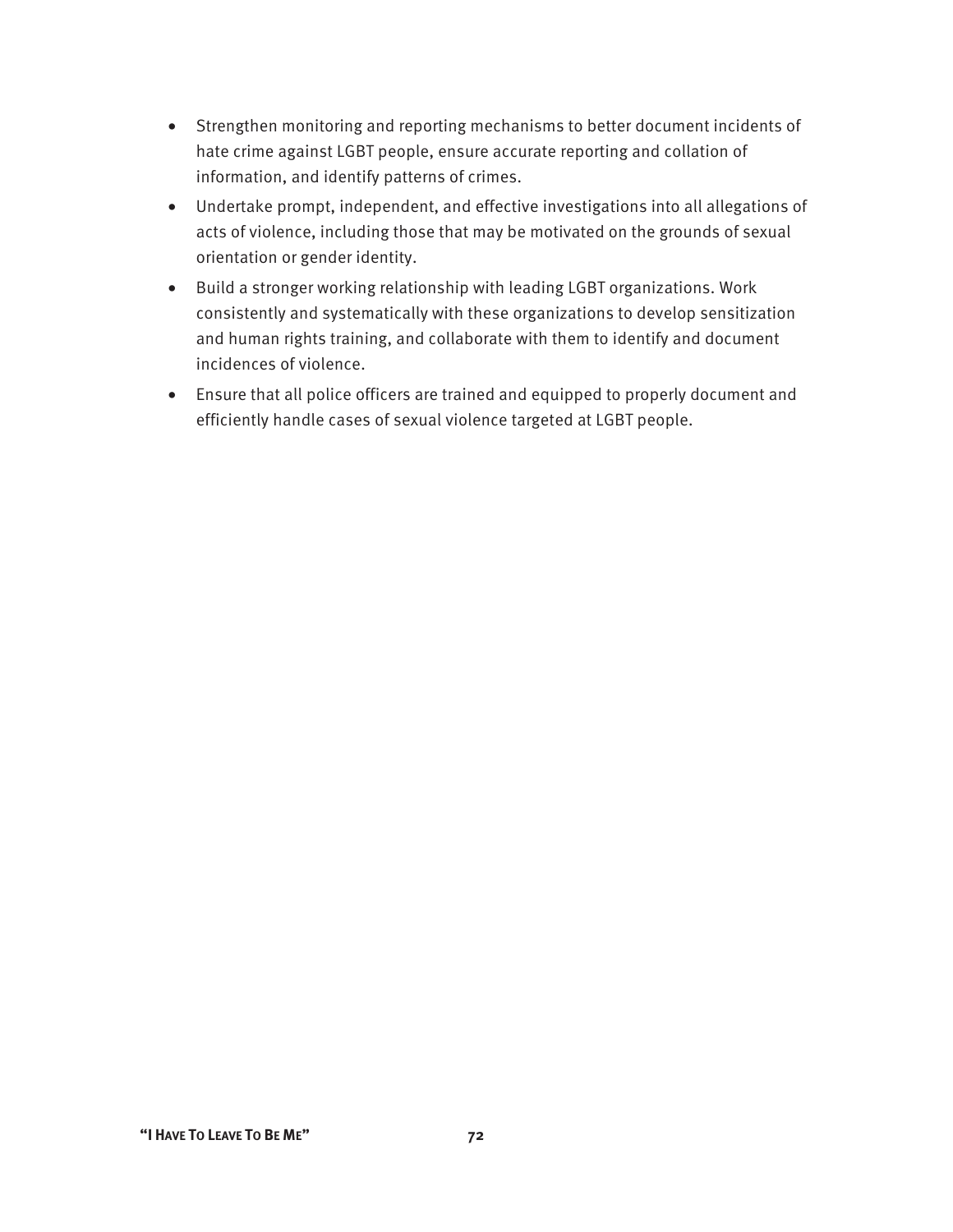- Strengthen monitoring and reporting mechanisms to better document incidents of hate crime against LGBT people, ensure accurate reporting and collation of information, and identify patterns of crimes.
- Undertake prompt, independent, and effective investigations into all allegations of acts of violence, including those that may be motivated on the grounds of sexual orientation or gender identity.
- Build a stronger working relationship with leading LGBT organizations. Work consistently and systematically with these organizations to develop sensitization and human rights training, and collaborate with them to identify and document incidences of violence.
- Ensure that all police officers are trained and equipped to properly document and efficiently handle cases of sexual violence targeted at LGBT people.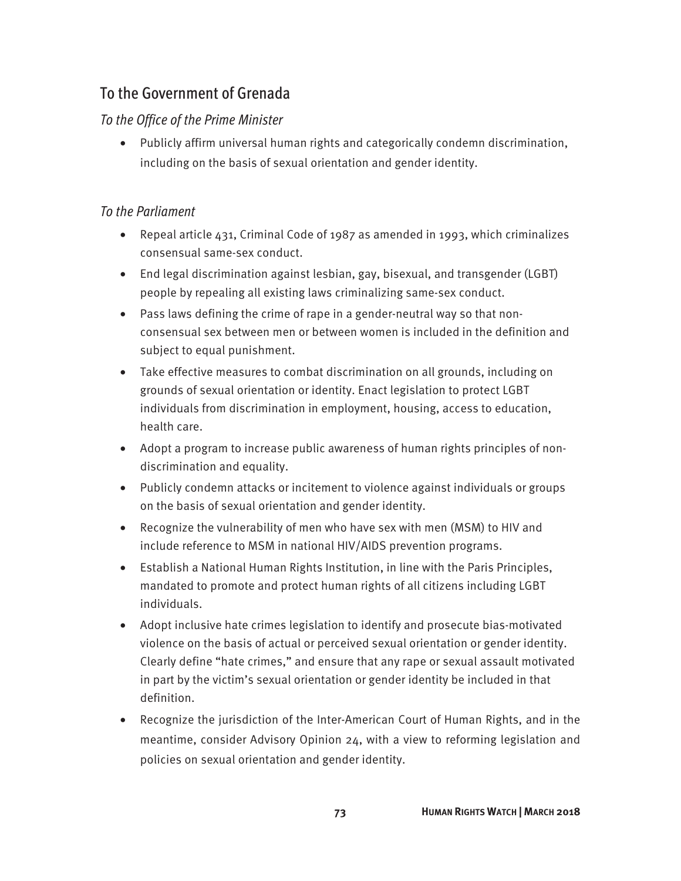## To the Government of Grenada

### *To the Office of the Prime Minister*

- Publicly affirm universal human rights and categorically condemn discrimination, including on the basis of sexual orientation and gender identity.

### *To the Parliament*

- Repeal article 431, Criminal Code of 1987 as amended in 1993, which criminalizes consensual same-sex conduct.
- End legal discrimination against lesbian, gay, bisexual, and transgender (LGBT) people by repealing all existing laws criminalizing same-sex conduct.
- Pass laws defining the crime of rape in a gender-neutral way so that non-consensual sex between men or between women is included in the definition and subject to equal punishment.
- Take effective measures to combat discrimination on all grounds, including on grounds of sexual orientation or identity. Enact legislation to protect LGBT individuals from discrimination in employment, housing, access to education, health care.
- Adopt a program to increase public awareness of human rights principles of non-discrimination and equality.
- Publicly condemn attacks or incitement to violence against individuals or groups on the basis of sexual orientation and gender identity.
- Recognize the vulnerability of men who have sex with men (MSM) to HIV and include reference to MSM in national HIV/AIDS prevention programs.
- Establish a National Human Rights Institution, in line with the Paris Principles, mandated to promote and protect human rights of all citizens including LGBT individuals.
- Adopt inclusive hate crimes legislation to identify and prosecute bias-motivated violence on the basis of actual or perceived sexual orientation or gender identity. Clearly define "hate crimes," and ensure that any rape or sexual assault motivated in part by the victim's sexual orientation or gender identity be included in that definition.
- Recognize the jurisdiction of the Inter-American Court of Human Rights, and in the meantime, consider Advisory Opinion 24, with a view to reforming legislation and policies on sexual orientation and gender identity.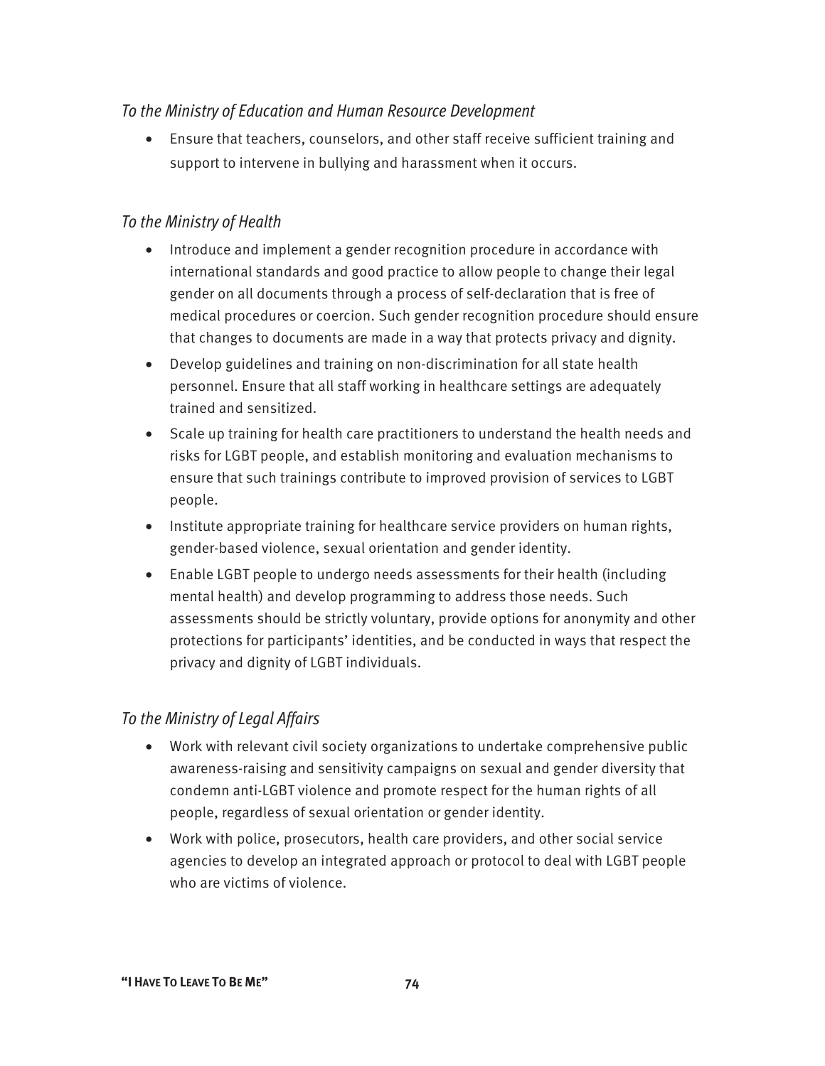*To the Ministry of Education and Human Resource Development*

- Ensure that teachers, counselors, and other staff receive sufficient training and support to intervene in bullying and harassment when it occurs.

*To the Ministry of Health*

- Introduce and implement a gender recognition procedure in accordance with international standards and good practice to allow people to change their legal gender on all documents through a process of self-declaration that is free of medical procedures or coercion. Such gender recognition procedure should ensure that changes to documents are made in a way that protects privacy and dignity.
- Develop guidelines and training on non-discrimination for all state health personnel. Ensure that all staff working in healthcare settings are adequately trained and sensitized.
- Scale up training for health care practitioners to understand the health needs and risks for LGBT people, and establish monitoring and evaluation mechanisms to ensure that such trainings contribute to improved provision of services to LGBT people.
- Institute appropriate training for healthcare service providers on human rights, gender-based violence, sexual orientation and gender identity.
- Enable LGBT people to undergo needs assessments for their health (including mental health) and develop programming to address those needs. Such assessments should be strictly voluntary, provide options for anonymity and other protections for participants' identities, and be conducted in ways that respect the privacy and dignity of LGBT individuals.

*To the Ministry of Legal Affairs*

- Work with relevant civil society organizations to undertake comprehensive public awareness-raising and sensitivity campaigns on sexual and gender diversity that condemn anti-LGBT violence and promote respect for the human rights of all people, regardless of sexual orientation or gender identity.
- Work with police, prosecutors, health care providers, and other social service agencies to develop an integrated approach or protocol to deal with LGBT people who are victims of violence.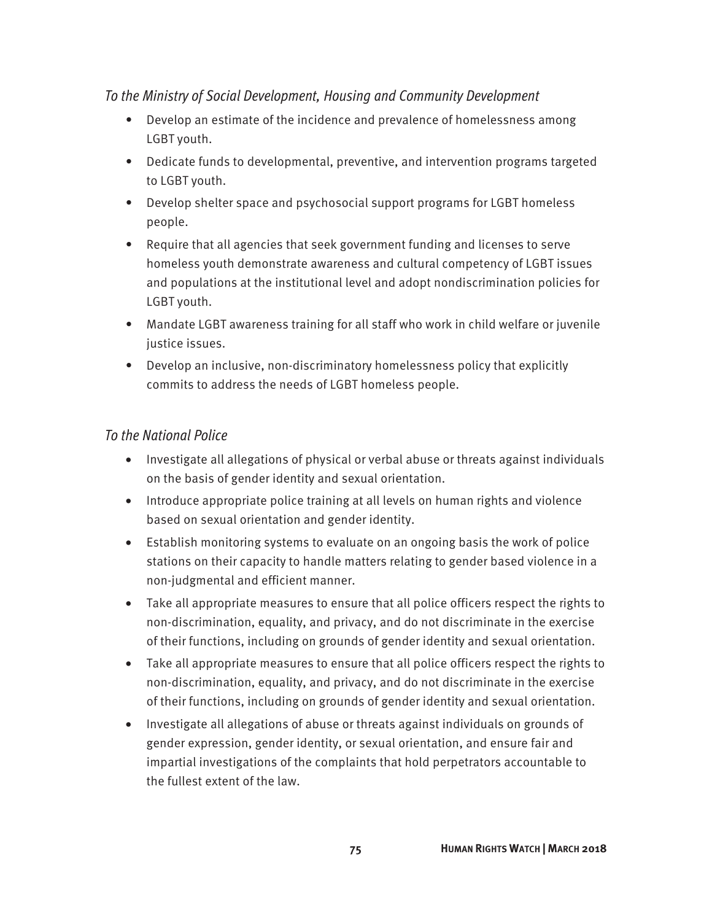*To the Ministry of Social Development, Housing and Community Development*

- Develop an estimate of the incidence and prevalence of homelessness among LGBT youth.
- Dedicate funds to developmental, preventive, and intervention programs targeted to LGBT youth.
- Develop shelter space and psychosocial support programs for LGBT homeless people.
- Require that all agencies that seek government funding and licenses to serve homeless youth demonstrate awareness and cultural competency of LGBT issues and populations at the institutional level and adopt nondiscrimination policies for LGBT youth.
- Mandate LGBT awareness training for all staff who work in child welfare or juvenile justice issues.
- Develop an inclusive, non-discriminatory homelessness policy that explicitly commits to address the needs of LGBT homeless people.

*To the National Police*

- Investigate all allegations of physical or verbal abuse or threats against individuals on the basis of gender identity and sexual orientation.
- Introduce appropriate police training at all levels on human rights and violence based on sexual orientation and gender identity.
- Establish monitoring systems to evaluate on an ongoing basis the work of police stations on their capacity to handle matters relating to gender based violence in a non-judgmental and efficient manner.
- Take all appropriate measures to ensure that all police officers respect the rights to non-discrimination, equality, and privacy, and do not discriminate in the exercise of their functions, including on grounds of gender identity and sexual orientation.
- Take all appropriate measures to ensure that all police officers respect the rights to non-discrimination, equality, and privacy, and do not discriminate in the exercise of their functions, including on grounds of gender identity and sexual orientation.
- Investigate all allegations of abuse or threats against individuals on grounds of gender expression, gender identity, or sexual orientation, and ensure fair and impartial investigations of the complaints that hold perpetrators accountable to the fullest extent of the law.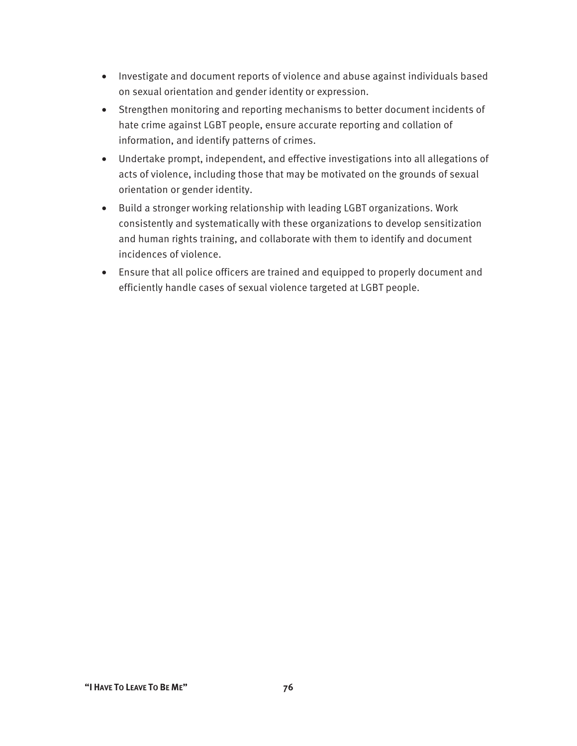- Investigate and document reports of violence and abuse against individuals based on sexual orientation and gender identity or expression.
- Strengthen monitoring and reporting mechanisms to better document incidents of hate crime against LGBT people, ensure accurate reporting and collation of information, and identify patterns of crimes.
- Undertake prompt, independent, and effective investigations into all allegations of acts of violence, including those that may be motivated on the grounds of sexual orientation or gender identity.
- Build a stronger working relationship with leading LGBT organizations. Work consistently and systematically with these organizations to develop sensitization and human rights training, and collaborate with them to identify and document incidences of violence.
- Ensure that all police officers are trained and equipped to properly document and efficiently handle cases of sexual violence targeted at LGBT people.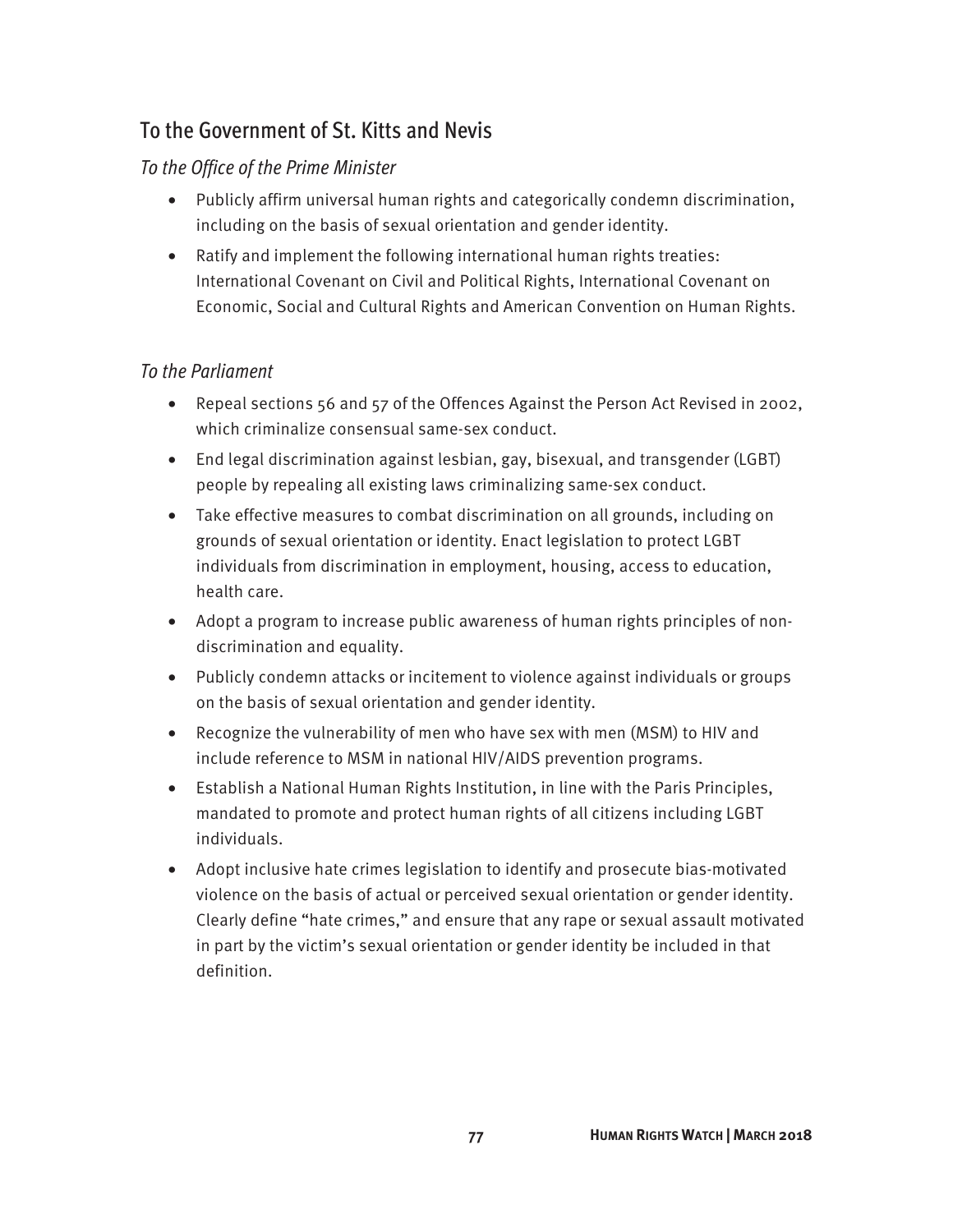## To the Government of St. Kitts and Nevis

### *To the Office of the Prime Minister*

- Publicly affirm universal human rights and categorically condemn discrimination, including on the basis of sexual orientation and gender identity.
- Ratify and implement the following international human rights treaties: International Covenant on Civil and Political Rights, International Covenant on Economic, Social and Cultural Rights and American Convention on Human Rights.

### *To the Parliament*

- Repeal sections 56 and 57 of the Offences Against the Person Act Revised in 2002, which criminalize consensual same-sex conduct.
- End legal discrimination against lesbian, gay, bisexual, and transgender (LGBT) people by repealing all existing laws criminalizing same-sex conduct.
- Take effective measures to combat discrimination on all grounds, including on grounds of sexual orientation or identity. Enact legislation to protect LGBT individuals from discrimination in employment, housing, access to education, health care.
- Adopt a program to increase public awareness of human rights principles of non-discrimination and equality.
- Publicly condemn attacks or incitement to violence against individuals or groups on the basis of sexual orientation and gender identity.
- Recognize the vulnerability of men who have sex with men (MSM) to HIV and include reference to MSM in national HIV/AIDS prevention programs.
- Establish a National Human Rights Institution, in line with the Paris Principles, mandated to promote and protect human rights of all citizens including LGBT individuals.
- Adopt inclusive hate crimes legislation to identify and prosecute bias-motivated violence on the basis of actual or perceived sexual orientation or gender identity. Clearly define "hate crimes," and ensure that any rape or sexual assault motivated in part by the victim's sexual orientation or gender identity be included in that definition.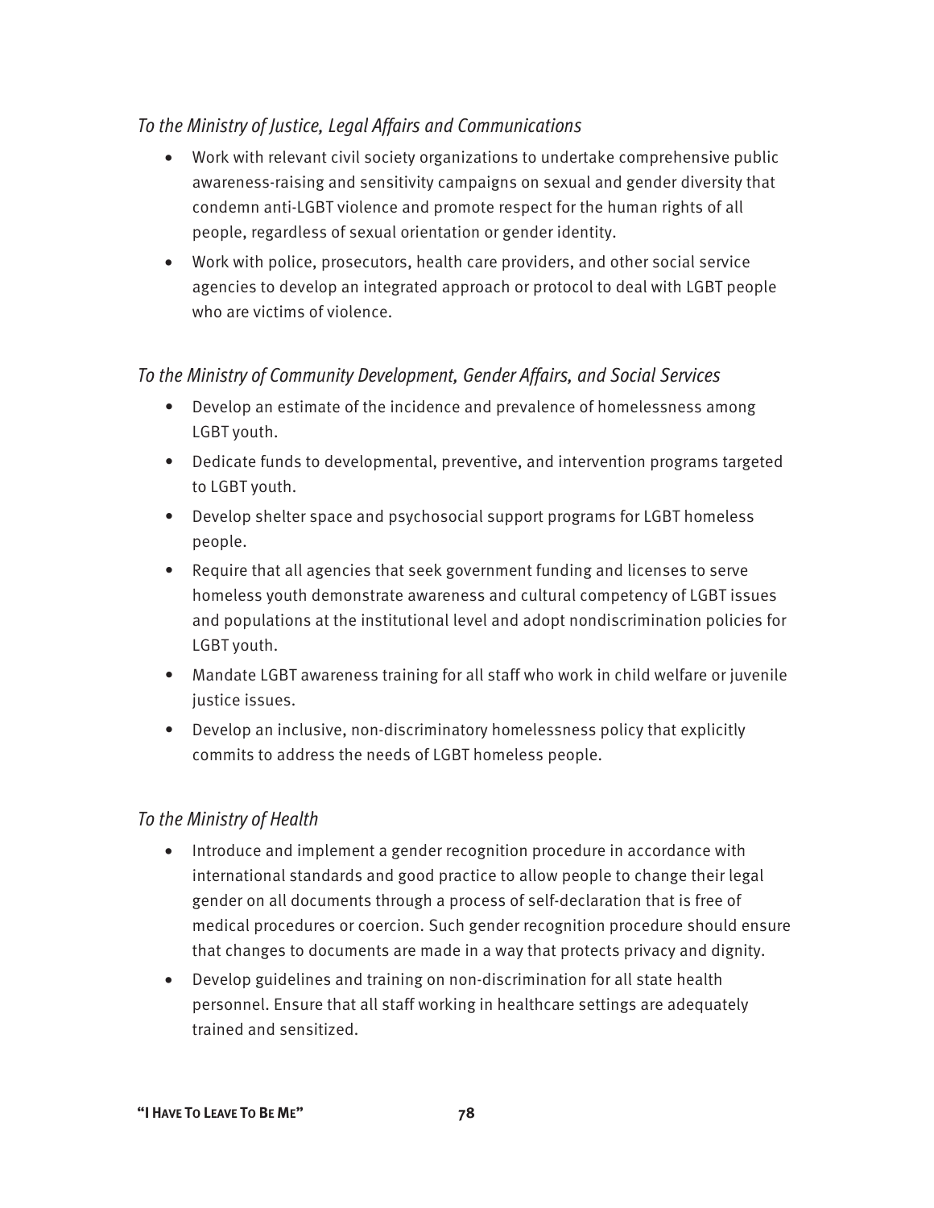*To the Ministry of Justice, Legal Affairs and Communications*

- Work with relevant civil society organizations to undertake comprehensive public awareness-raising and sensitivity campaigns on sexual and gender diversity that condemn anti-LGBT violence and promote respect for the human rights of all people, regardless of sexual orientation or gender identity.
- Work with police, prosecutors, health care providers, and other social service agencies to develop an integrated approach or protocol to deal with LGBT people who are victims of violence.

*To the Ministry of Community Development, Gender Affairs, and Social Services*

- Develop an estimate of the incidence and prevalence of homelessness among LGBT youth.
- Dedicate funds to developmental, preventive, and intervention programs targeted to LGBT youth.
- Develop shelter space and psychosocial support programs for LGBT homeless people.
- Require that all agencies that seek government funding and licenses to serve homeless youth demonstrate awareness and cultural competency of LGBT issues and populations at the institutional level and adopt nondiscrimination policies for LGBT youth.
- Mandate LGBT awareness training for all staff who work in child welfare or juvenile justice issues.
- Develop an inclusive, non-discriminatory homelessness policy that explicitly commits to address the needs of LGBT homeless people.

*To the Ministry of Health*

- Introduce and implement a gender recognition procedure in accordance with international standards and good practice to allow people to change their legal gender on all documents through a process of self-declaration that is free of medical procedures or coercion. Such gender recognition procedure should ensure that changes to documents are made in a way that protects privacy and dignity.
- Develop guidelines and training on non-discrimination for all state health personnel. Ensure that all staff working in healthcare settings are adequately trained and sensitized.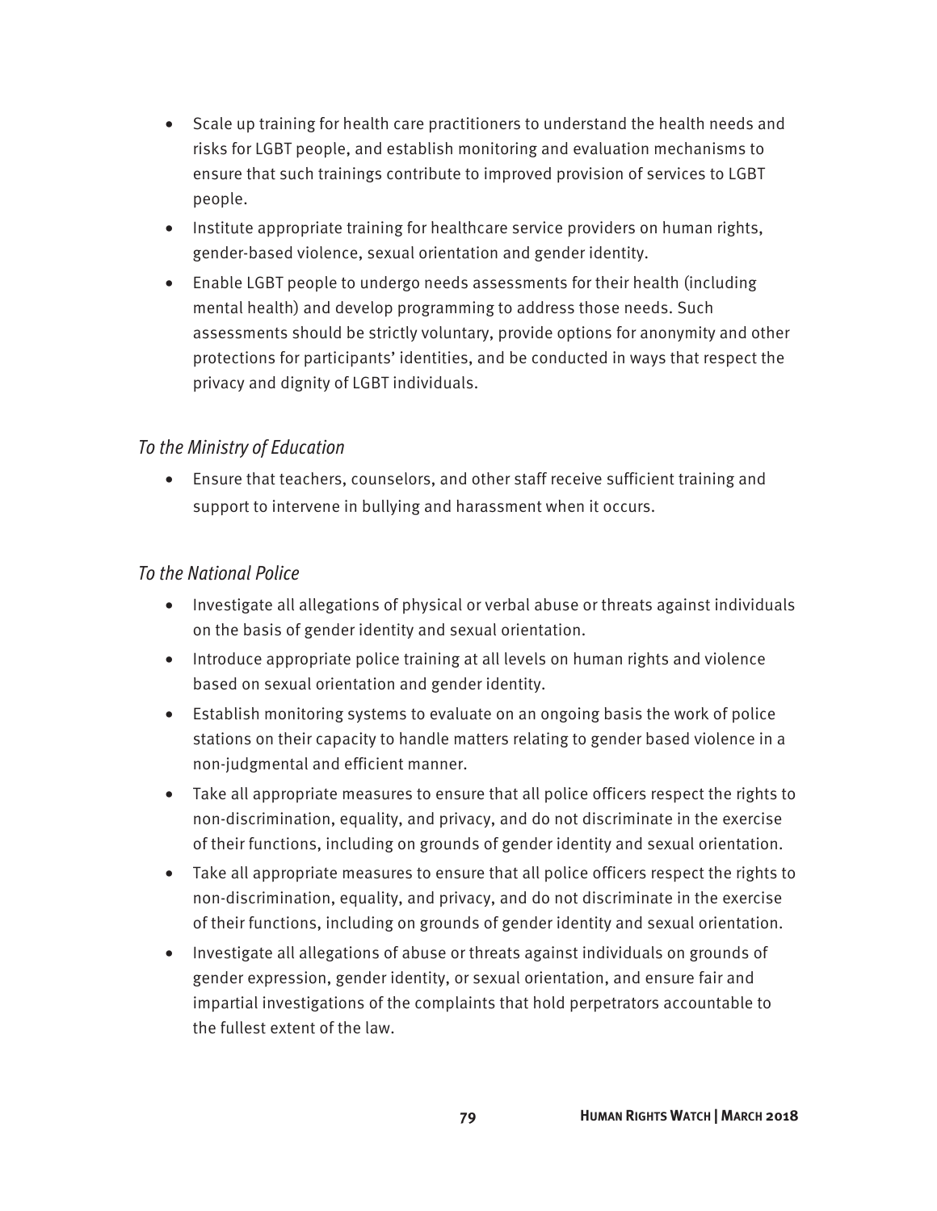- Scale up training for health care practitioners to understand the health needs and risks for LGBT people, and establish monitoring and evaluation mechanisms to ensure that such trainings contribute to improved provision of services to LGBT people.
- Institute appropriate training for healthcare service providers on human rights, gender-based violence, sexual orientation and gender identity.
- Enable LGBT people to undergo needs assessments for their health (including mental health) and develop programming to address those needs. Such assessments should be strictly voluntary, provide options for anonymity and other protections for participants' identities, and be conducted in ways that respect the privacy and dignity of LGBT individuals.

### *To the Ministry of Education*

- Ensure that teachers, counselors, and other staff receive sufficient training and support to intervene in bullying and harassment when it occurs.

### *To the National Police*

- Investigate all allegations of physical or verbal abuse or threats against individuals on the basis of gender identity and sexual orientation.
- Introduce appropriate police training at all levels on human rights and violence based on sexual orientation and gender identity.
- Establish monitoring systems to evaluate on an ongoing basis the work of police stations on their capacity to handle matters relating to gender based violence in a non-judgmental and efficient manner.
- Take all appropriate measures to ensure that all police officers respect the rights to non-discrimination, equality, and privacy, and do not discriminate in the exercise of their functions, including on grounds of gender identity and sexual orientation.
- Take all appropriate measures to ensure that all police officers respect the rights to non-discrimination, equality, and privacy, and do not discriminate in the exercise of their functions, including on grounds of gender identity and sexual orientation.
- Investigate all allegations of abuse or threats against individuals on grounds of gender expression, gender identity, or sexual orientation, and ensure fair and impartial investigations of the complaints that hold perpetrators accountable to the fullest extent of the law.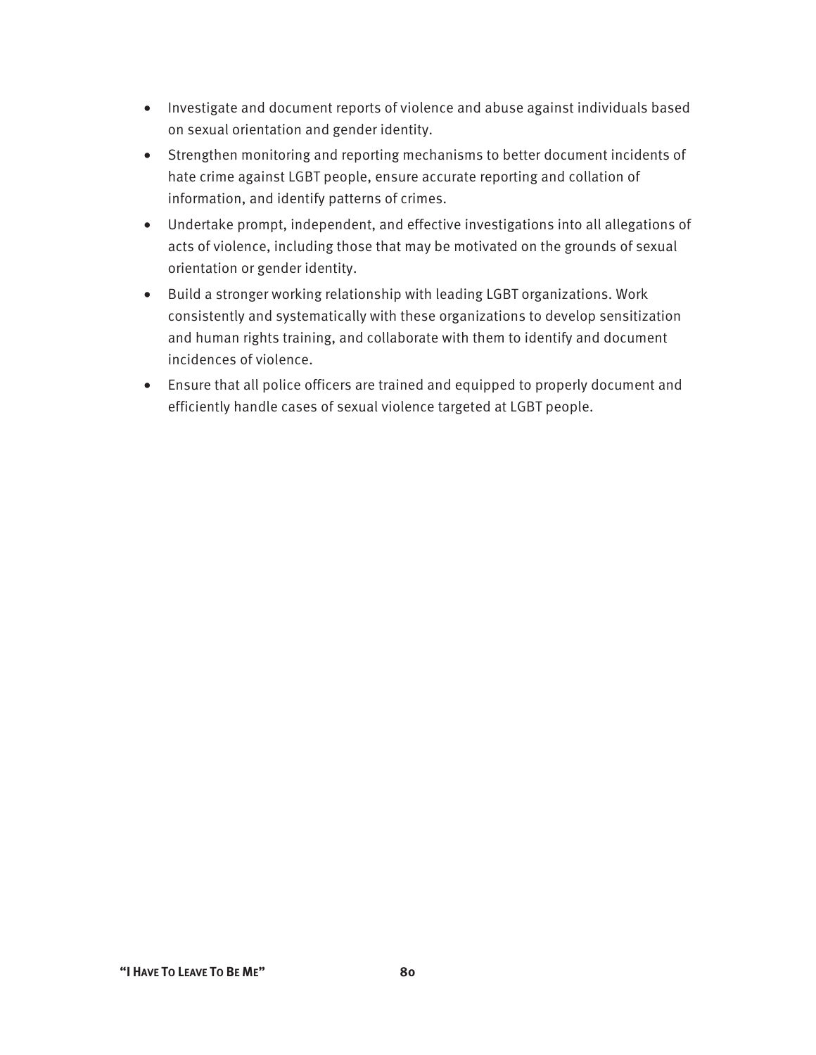- Investigate and document reports of violence and abuse against individuals based on sexual orientation and gender identity.
- Strengthen monitoring and reporting mechanisms to better document incidents of hate crime against LGBT people, ensure accurate reporting and collation of information, and identify patterns of crimes.
- Undertake prompt, independent, and effective investigations into all allegations of acts of violence, including those that may be motivated on the grounds of sexual orientation or gender identity.
- Build a stronger working relationship with leading LGBT organizations. Work consistently and systematically with these organizations to develop sensitization and human rights training, and collaborate with them to identify and document incidences of violence.
- Ensure that all police officers are trained and equipped to properly document and efficiently handle cases of sexual violence targeted at LGBT people.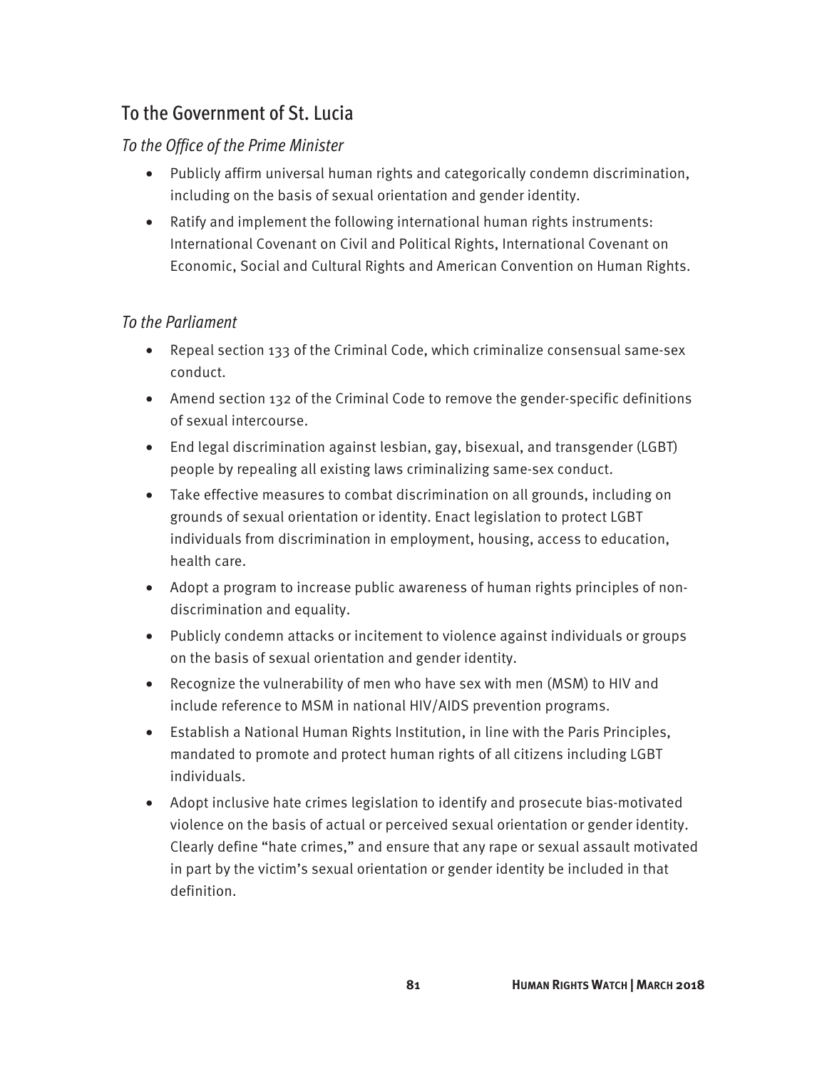## To the Government of St. Lucia

### *To the Office of the Prime Minister*

- Publicly affirm universal human rights and categorically condemn discrimination, including on the basis of sexual orientation and gender identity.
- Ratify and implement the following international human rights instruments: International Covenant on Civil and Political Rights, International Covenant on Economic, Social and Cultural Rights and American Convention on Human Rights.

### *To the Parliament*

- Repeal section 133 of the Criminal Code, which criminalize consensual same-sex conduct.
- Amend section 132 of the Criminal Code to remove the gender-specific definitions of sexual intercourse.
- End legal discrimination against lesbian, gay, bisexual, and transgender (LGBT) people by repealing all existing laws criminalizing same-sex conduct.
- Take effective measures to combat discrimination on all grounds, including on grounds of sexual orientation or identity. Enact legislation to protect LGBT individuals from discrimination in employment, housing, access to education, health care.
- Adopt a program to increase public awareness of human rights principles of non-discrimination and equality.
- Publicly condemn attacks or incitement to violence against individuals or groups on the basis of sexual orientation and gender identity.
- Recognize the vulnerability of men who have sex with men (MSM) to HIV and include reference to MSM in national HIV/AIDS prevention programs.
- Establish a National Human Rights Institution, in line with the Paris Principles, mandated to promote and protect human rights of all citizens including LGBT individuals.
- Adopt inclusive hate crimes legislation to identify and prosecute bias-motivated violence on the basis of actual or perceived sexual orientation or gender identity. Clearly define "hate crimes," and ensure that any rape or sexual assault motivated in part by the victim's sexual orientation or gender identity be included in that definition.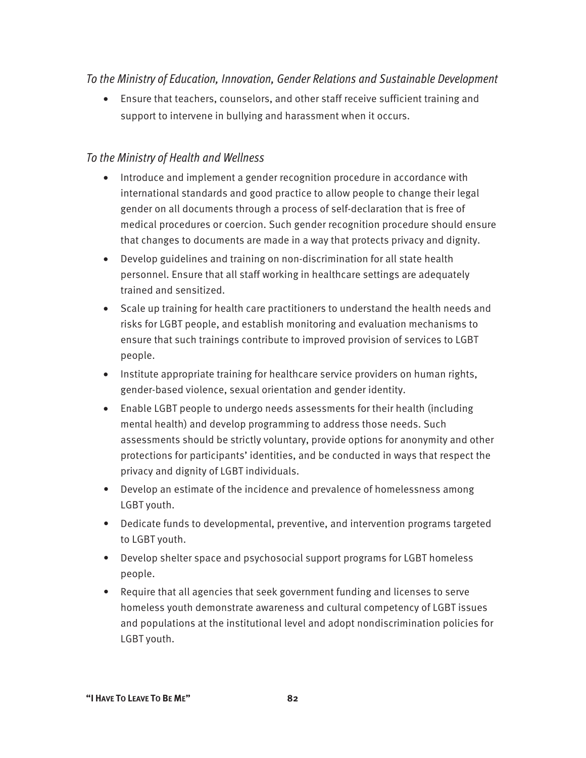*To the Ministry of Education, Innovation, Gender Relations and Sustainable Development*

- Ensure that teachers, counselors, and other staff receive sufficient training and support to intervene in bullying and harassment when it occurs.

*To the Ministry of Health and Wellness*

- Introduce and implement a gender recognition procedure in accordance with international standards and good practice to allow people to change their legal gender on all documents through a process of self-declaration that is free of medical procedures or coercion. Such gender recognition procedure should ensure that changes to documents are made in a way that protects privacy and dignity.
- Develop guidelines and training on non-discrimination for all state health personnel. Ensure that all staff working in healthcare settings are adequately trained and sensitized.
- Scale up training for health care practitioners to understand the health needs and risks for LGBT people, and establish monitoring and evaluation mechanisms to ensure that such trainings contribute to improved provision of services to LGBT people.
- Institute appropriate training for healthcare service providers on human rights, gender-based violence, sexual orientation and gender identity.
- Enable LGBT people to undergo needs assessments for their health (including mental health) and develop programming to address those needs. Such assessments should be strictly voluntary, provide options for anonymity and other protections for participants' identities, and be conducted in ways that respect the privacy and dignity of LGBT individuals.
- Develop an estimate of the incidence and prevalence of homelessness among LGBT youth.
- Dedicate funds to developmental, preventive, and intervention programs targeted to LGBT youth.
- Develop shelter space and psychosocial support programs for LGBT homeless people.
- Require that all agencies that seek government funding and licenses to serve homeless youth demonstrate awareness and cultural competency of LGBT issues and populations at the institutional level and adopt nondiscrimination policies for LGBT youth.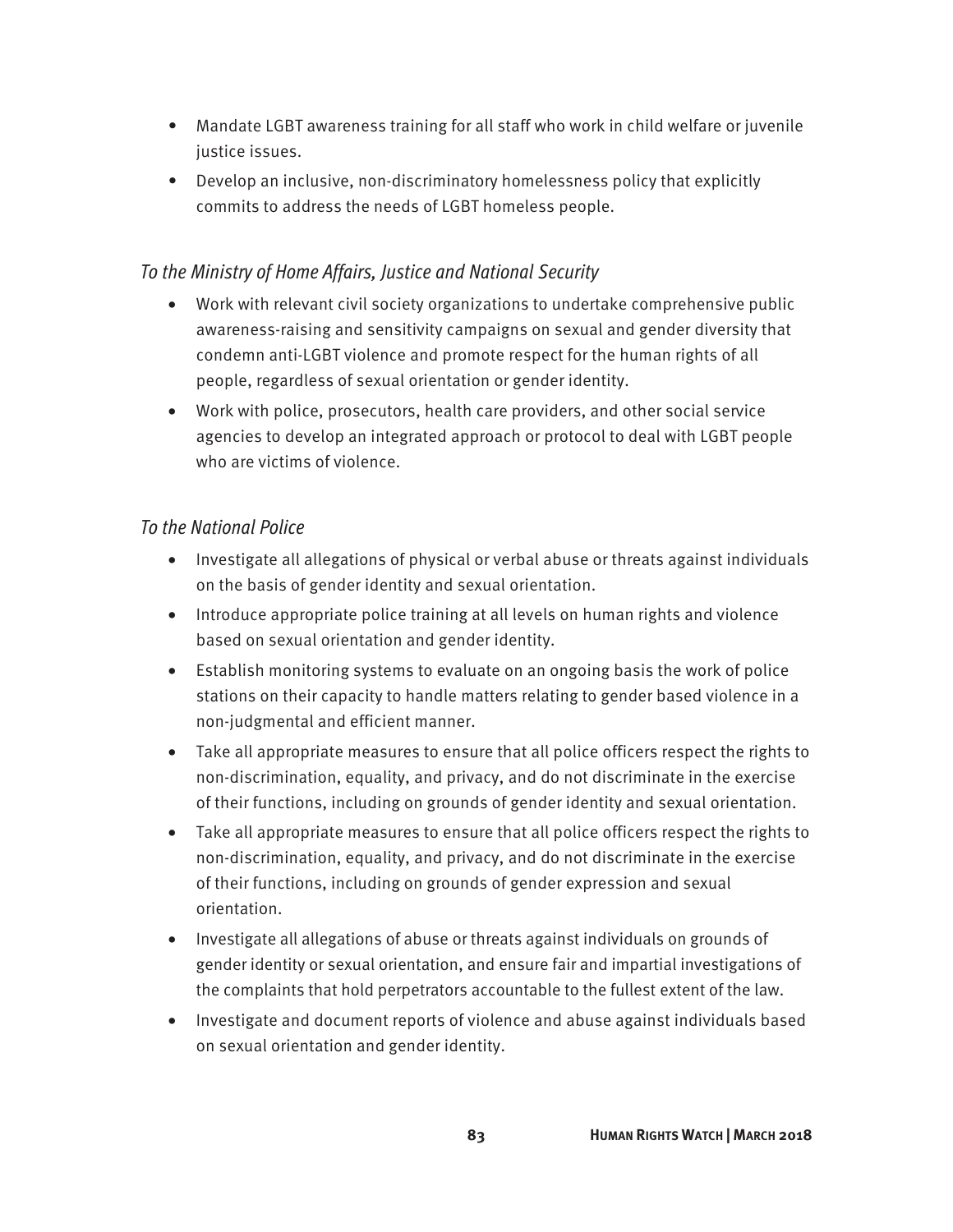- Mandate LGBT awareness training for all staff who work in child welfare or juvenile justice issues.
- Develop an inclusive, non-discriminatory homelessness policy that explicitly commits to address the needs of LGBT homeless people.

### *To the Ministry of Home Affairs, Justice and National Security*

- Work with relevant civil society organizations to undertake comprehensive public awareness-raising and sensitivity campaigns on sexual and gender diversity that condemn anti-LGBT violence and promote respect for the human rights of all people, regardless of sexual orientation or gender identity.
- Work with police, prosecutors, health care providers, and other social service agencies to develop an integrated approach or protocol to deal with LGBT people who are victims of violence.

### *To the National Police*

- Investigate all allegations of physical or verbal abuse or threats against individuals on the basis of gender identity and sexual orientation.
- Introduce appropriate police training at all levels on human rights and violence based on sexual orientation and gender identity.
- Establish monitoring systems to evaluate on an ongoing basis the work of police stations on their capacity to handle matters relating to gender based violence in a non-judgmental and efficient manner.
- Take all appropriate measures to ensure that all police officers respect the rights to non-discrimination, equality, and privacy, and do not discriminate in the exercise of their functions, including on grounds of gender identity and sexual orientation.
- Take all appropriate measures to ensure that all police officers respect the rights to non-discrimination, equality, and privacy, and do not discriminate in the exercise of their functions, including on grounds of gender expression and sexual orientation.
- Investigate all allegations of abuse or threats against individuals on grounds of gender identity or sexual orientation, and ensure fair and impartial investigations of the complaints that hold perpetrators accountable to the fullest extent of the law.
- Investigate and document reports of violence and abuse against individuals based on sexual orientation and gender identity.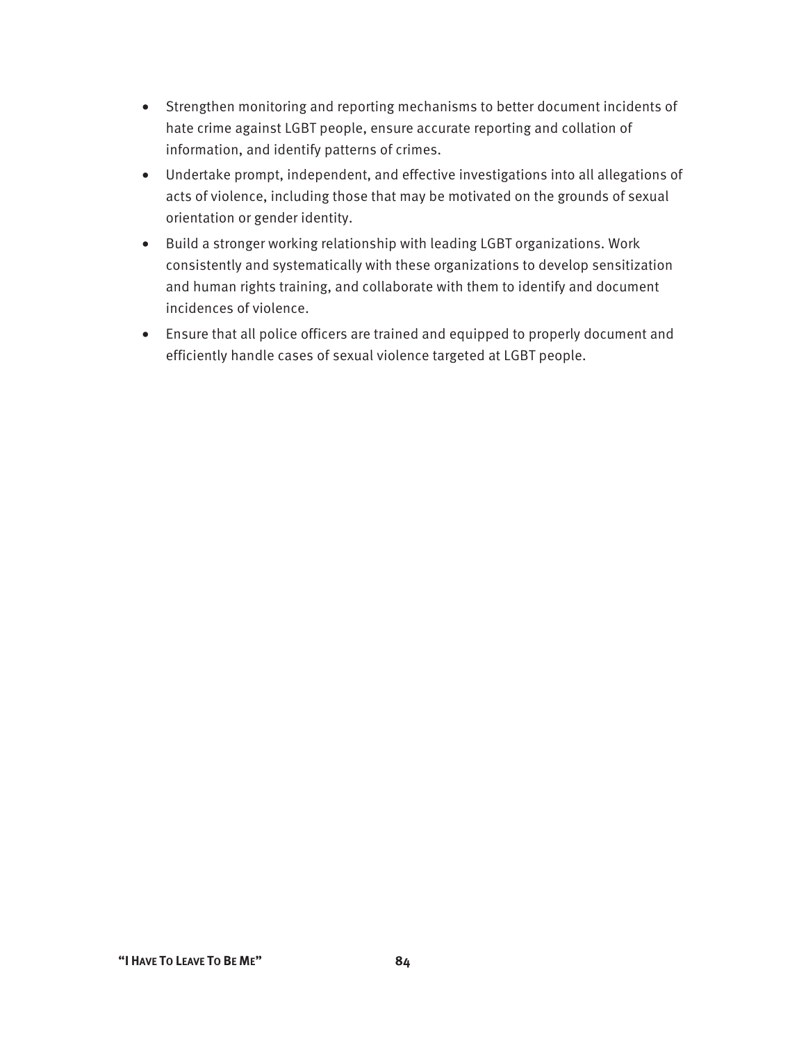- Strengthen monitoring and reporting mechanisms to better document incidents of hate crime against LGBT people, ensure accurate reporting and collation of information, and identify patterns of crimes.
- Undertake prompt, independent, and effective investigations into all allegations of acts of violence, including those that may be motivated on the grounds of sexual orientation or gender identity.
- Build a stronger working relationship with leading LGBT organizations. Work consistently and systematically with these organizations to develop sensitization and human rights training, and collaborate with them to identify and document incidences of violence.
- Ensure that all police officers are trained and equipped to properly document and efficiently handle cases of sexual violence targeted at LGBT people.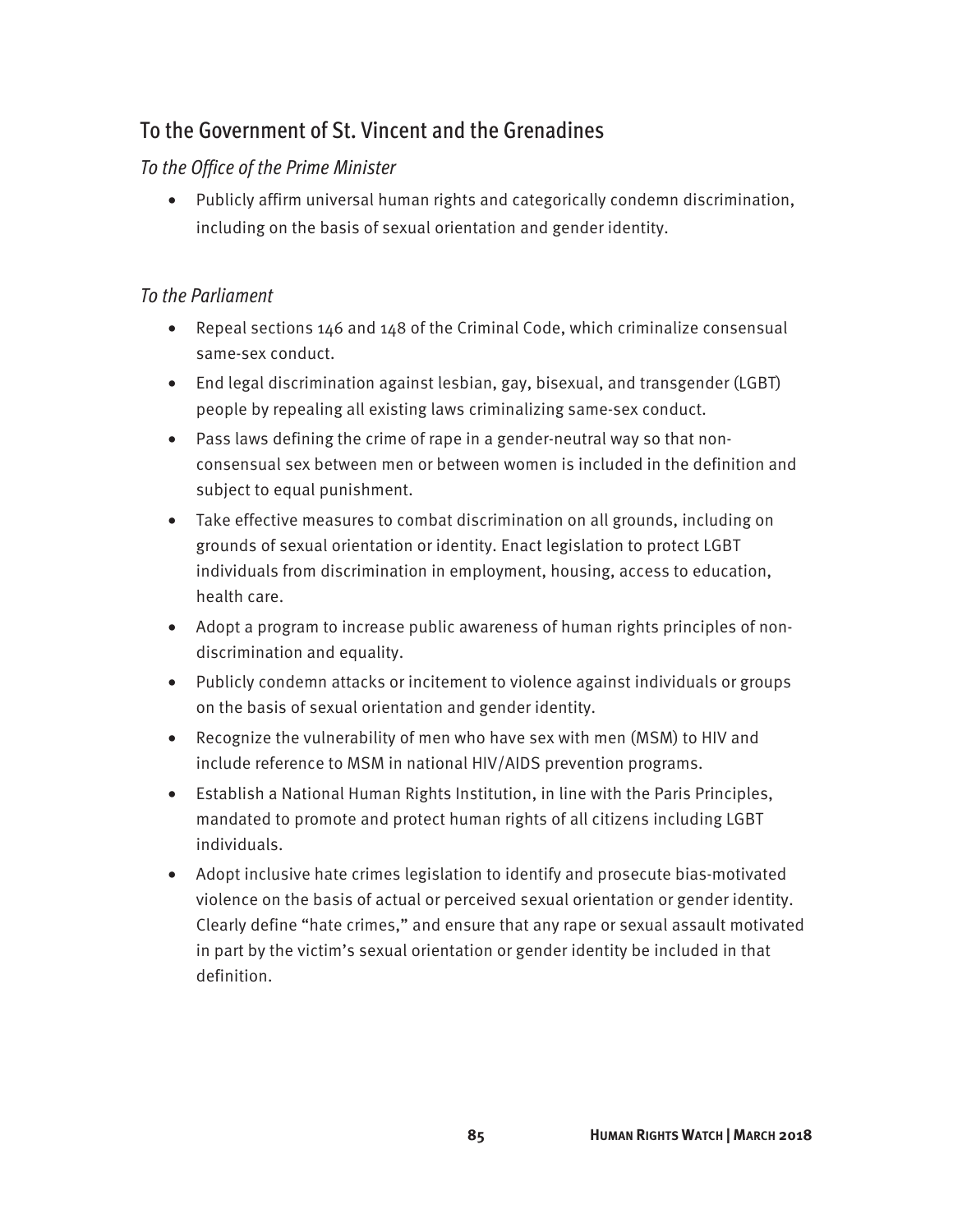## To the Government of St. Vincent and the Grenadines

### *To the Office of the Prime Minister*

- Publicly affirm universal human rights and categorically condemn discrimination, including on the basis of sexual orientation and gender identity.

### *To the Parliament*

- Repeal sections 146 and 148 of the Criminal Code, which criminalize consensual same-sex conduct.
- End legal discrimination against lesbian, gay, bisexual, and transgender (LGBT) people by repealing all existing laws criminalizing same-sex conduct.
- Pass laws defining the crime of rape in a gender-neutral way so that non-consensual sex between men or between women is included in the definition and subject to equal punishment.
- Take effective measures to combat discrimination on all grounds, including on grounds of sexual orientation or identity. Enact legislation to protect LGBT individuals from discrimination in employment, housing, access to education, health care.
- Adopt a program to increase public awareness of human rights principles of non-discrimination and equality.
- Publicly condemn attacks or incitement to violence against individuals or groups on the basis of sexual orientation and gender identity.
- Recognize the vulnerability of men who have sex with men (MSM) to HIV and include reference to MSM in national HIV/AIDS prevention programs.
- Establish a National Human Rights Institution, in line with the Paris Principles, mandated to promote and protect human rights of all citizens including LGBT individuals.
- Adopt inclusive hate crimes legislation to identify and prosecute bias-motivated violence on the basis of actual or perceived sexual orientation or gender identity. Clearly define "hate crimes," and ensure that any rape or sexual assault motivated in part by the victim's sexual orientation or gender identity be included in that definition.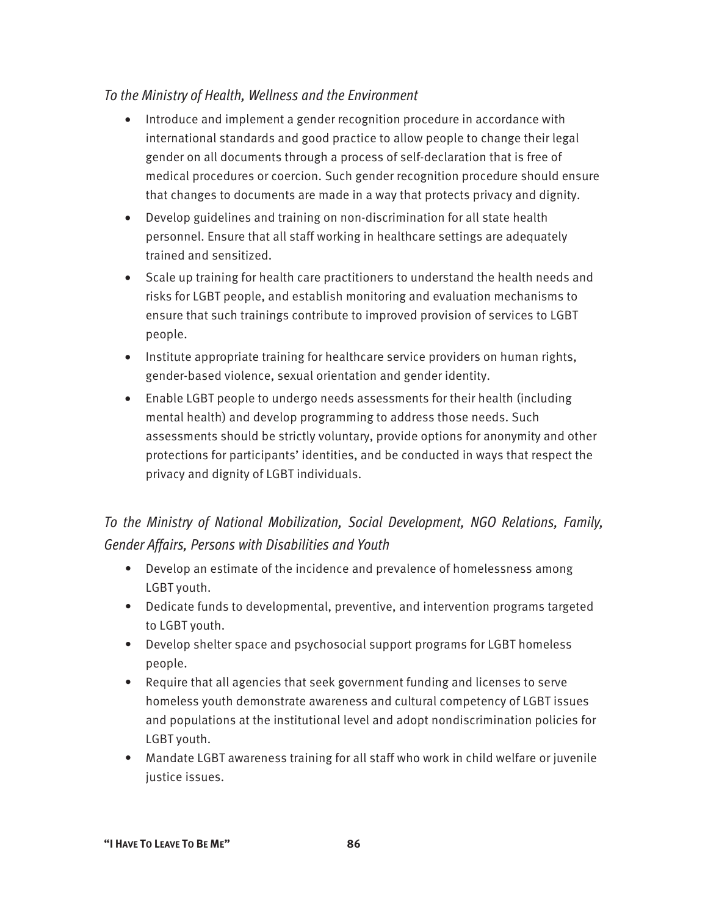*To the Ministry of Health, Wellness and the Environment*

- Introduce and implement a gender recognition procedure in accordance with international standards and good practice to allow people to change their legal gender on all documents through a process of self-declaration that is free of medical procedures or coercion. Such gender recognition procedure should ensure that changes to documents are made in a way that protects privacy and dignity.
- Develop guidelines and training on non-discrimination for all state health personnel. Ensure that all staff working in healthcare settings are adequately trained and sensitized.
- Scale up training for health care practitioners to understand the health needs and risks for LGBT people, and establish monitoring and evaluation mechanisms to ensure that such trainings contribute to improved provision of services to LGBT people.
- Institute appropriate training for healthcare service providers on human rights, gender-based violence, sexual orientation and gender identity.
- Enable LGBT people to undergo needs assessments for their health (including mental health) and develop programming to address those needs. Such assessments should be strictly voluntary, provide options for anonymity and other protections for participants' identities, and be conducted in ways that respect the privacy and dignity of LGBT individuals.

*To the Ministry of National Mobilization, Social Development, NGO Relations, Family, Gender Affairs, Persons with Disabilities and Youth*

- Develop an estimate of the incidence and prevalence of homelessness among LGBT youth.
- Dedicate funds to developmental, preventive, and intervention programs targeted to LGBT youth.
- Develop shelter space and psychosocial support programs for LGBT homeless people.
- Require that all agencies that seek government funding and licenses to serve homeless youth demonstrate awareness and cultural competency of LGBT issues and populations at the institutional level and adopt nondiscrimination policies for LGBT youth.
- Mandate LGBT awareness training for all staff who work in child welfare or juvenile justice issues.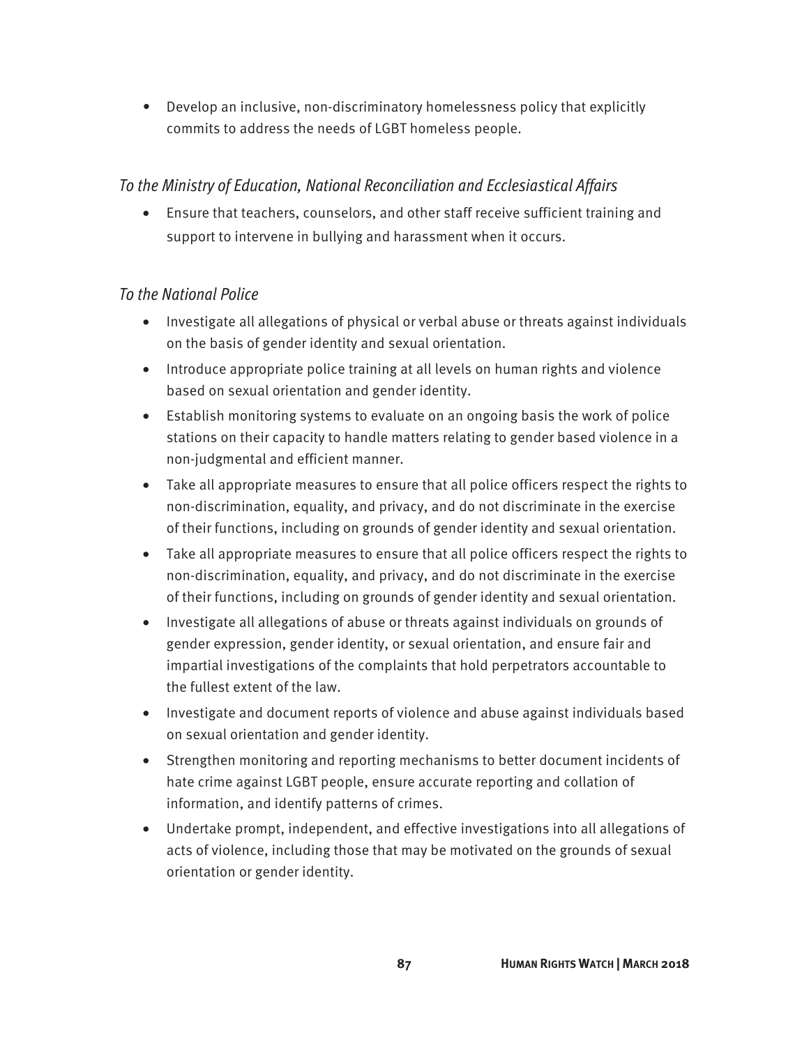- Develop an inclusive, non-discriminatory homelessness policy that explicitly commits to address the needs of LGBT homeless people.

*To the Ministry of Education, National Reconciliation and Ecclesiastical Affairs*

- Ensure that teachers, counselors, and other staff receive sufficient training and support to intervene in bullying and harassment when it occurs.

*To the National Police*

- Investigate all allegations of physical or verbal abuse or threats against individuals on the basis of gender identity and sexual orientation.
- Introduce appropriate police training at all levels on human rights and violence based on sexual orientation and gender identity.
- Establish monitoring systems to evaluate on an ongoing basis the work of police stations on their capacity to handle matters relating to gender based violence in a non-judgmental and efficient manner.
- Take all appropriate measures to ensure that all police officers respect the rights to non-discrimination, equality, and privacy, and do not discriminate in the exercise of their functions, including on grounds of gender identity and sexual orientation.
- Take all appropriate measures to ensure that all police officers respect the rights to non-discrimination, equality, and privacy, and do not discriminate in the exercise of their functions, including on grounds of gender identity and sexual orientation.
- Investigate all allegations of abuse or threats against individuals on grounds of gender expression, gender identity, or sexual orientation, and ensure fair and impartial investigations of the complaints that hold perpetrators accountable to the fullest extent of the law.
- Investigate and document reports of violence and abuse against individuals based on sexual orientation and gender identity.
- Strengthen monitoring and reporting mechanisms to better document incidents of hate crime against LGBT people, ensure accurate reporting and collation of information, and identify patterns of crimes.
- Undertake prompt, independent, and effective investigations into all allegations of acts of violence, including those that may be motivated on the grounds of sexual orientation or gender identity.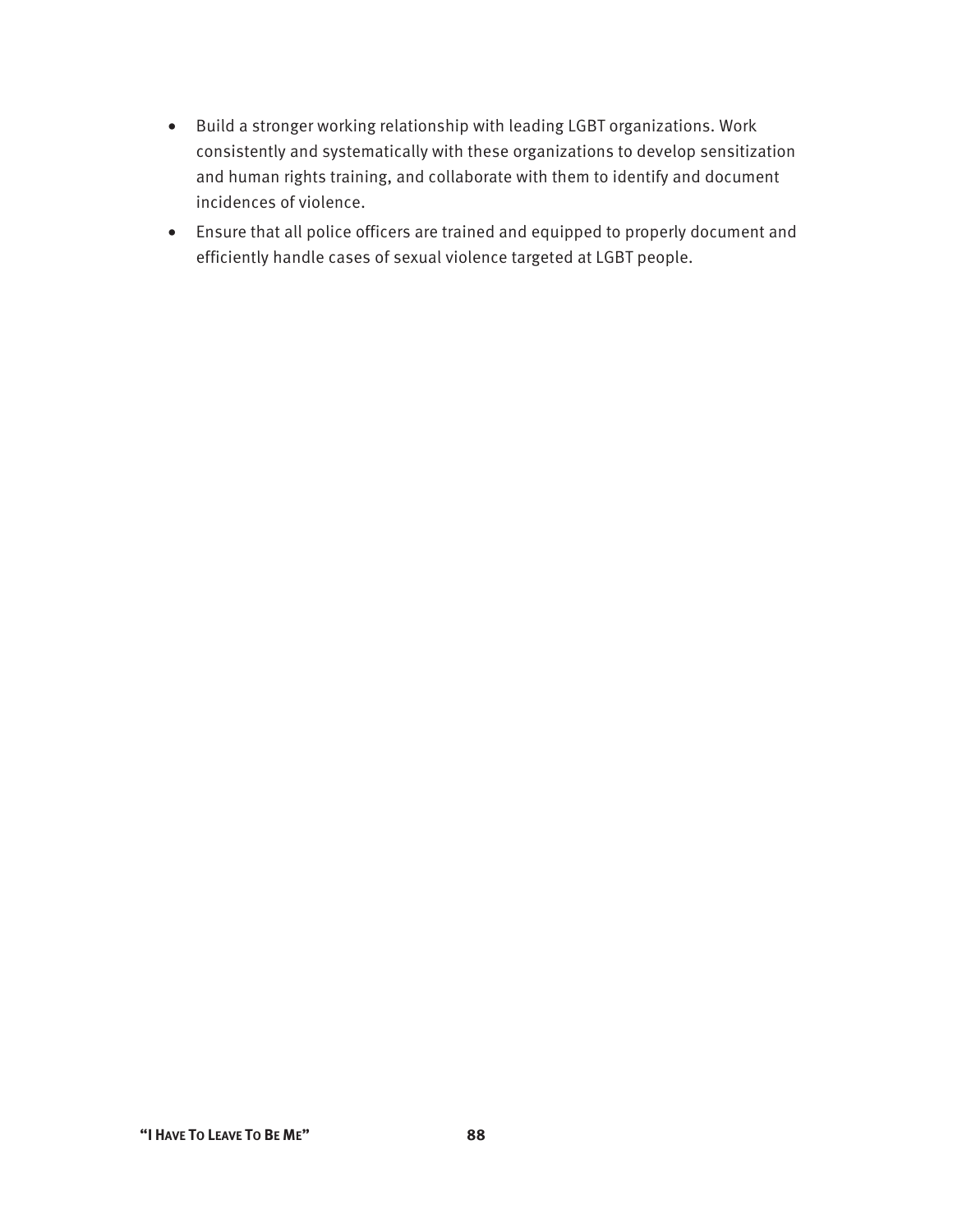- Build a stronger working relationship with leading LGBT organizations. Work consistently and systematically with these organizations to develop sensitization and human rights training, and collaborate with them to identify and document incidences of violence.
- Ensure that all police officers are trained and equipped to properly document and efficiently handle cases of sexual violence targeted at LGBT people.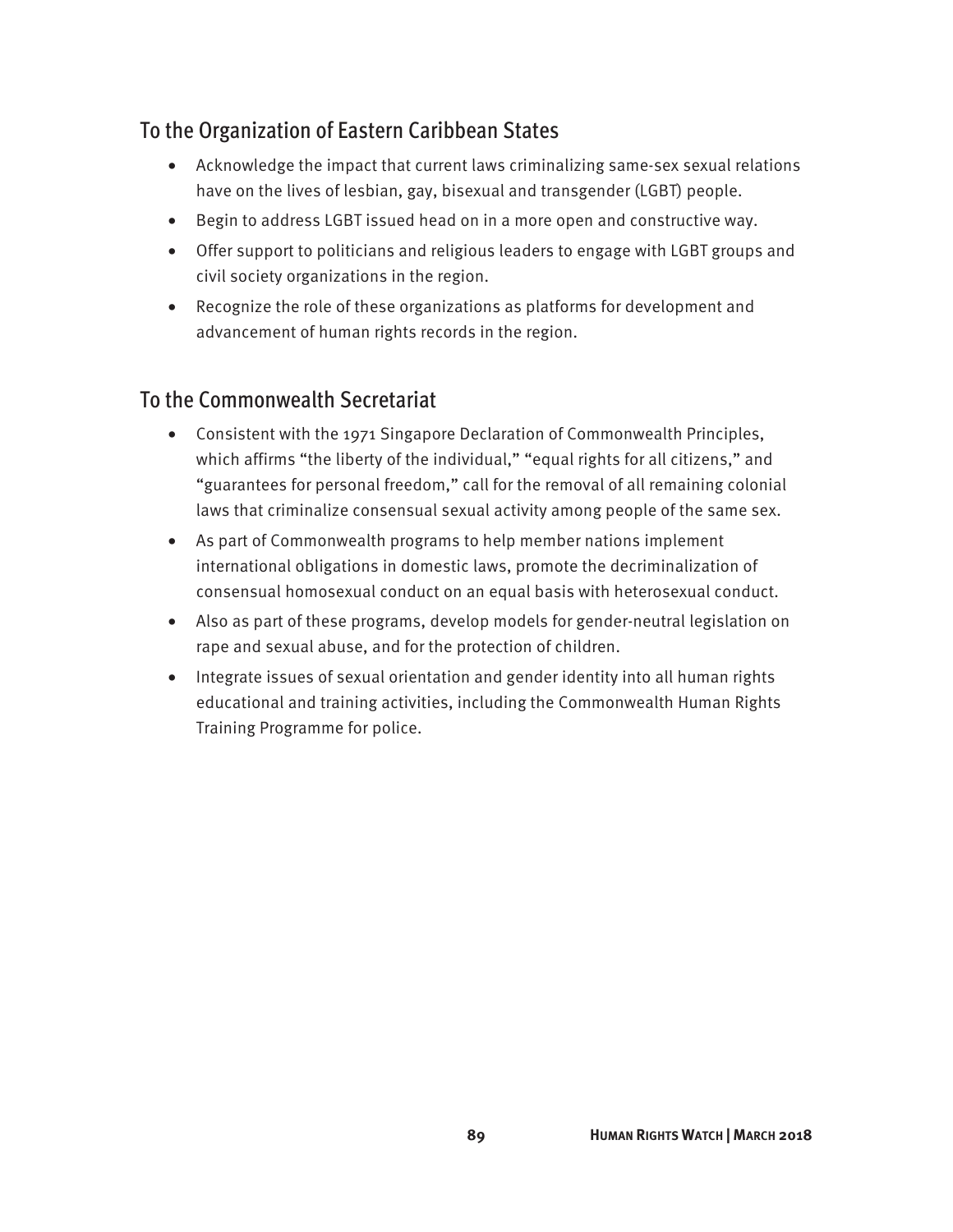## To the Organization of Eastern Caribbean States

- Acknowledge the impact that current laws criminalizing same-sex sexual relations have on the lives of lesbian, gay, bisexual and transgender (LGBT) people.
- Begin to address LGBT issued head on in a more open and constructive way.
- Offer support to politicians and religious leaders to engage with LGBT groups and civil society organizations in the region.
- Recognize the role of these organizations as platforms for development and advancement of human rights records in the region.

## To the Commonwealth Secretariat

- Consistent with the 1971 Singapore Declaration of Commonwealth Principles, which affirms "the liberty of the individual," "equal rights for all citizens," and "guarantees for personal freedom," call for the removal of all remaining colonial laws that criminalize consensual sexual activity among people of the same sex.
- As part of Commonwealth programs to help member nations implement international obligations in domestic laws, promote the decriminalization of consensual homosexual conduct on an equal basis with heterosexual conduct.
- Also as part of these programs, develop models for gender-neutral legislation on rape and sexual abuse, and for the protection of children.
- Integrate issues of sexual orientation and gender identity into all human rights educational and training activities, including the Commonwealth Human Rights Training Programme for police.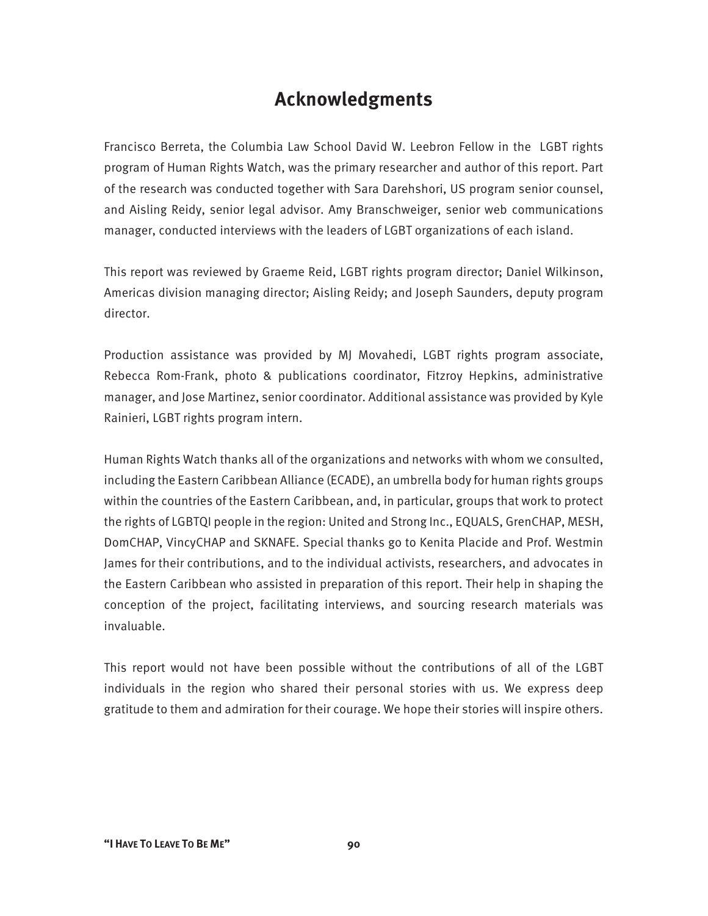# Acknowledgments

Francisco Berreta, the Columbia Law School David W. Leebron Fellow in the LGBT rights program of Human Rights Watch, was the primary researcher and author of this report. Part of the research was conducted together with Sara Darehshori, US program senior counsel, and Aisling Reidy, senior legal advisor. Amy Branschweiger, senior web communications manager, conducted interviews with the leaders of LGBT organizations of each island.

This report was reviewed by Graeme Reid, LGBT rights program director; Daniel Wilkinson, Americas division managing director; Aisling Reidy; and Joseph Saunders, deputy program director.

Production assistance was provided by MJ Movahedi, LGBT rights program associate, Rebecca Rom-Frank, photo & publications coordinator, Fitzroy Hepkins, administrative manager, and Jose Martinez, senior coordinator. Additional assistance was provided by Kyle Rainieri, LGBT rights program intern.

Human Rights Watch thanks all of the organizations and networks with whom we consulted, including the Eastern Caribbean Alliance (ECADE), an umbrella body for human rights groups within the countries of the Eastern Caribbean, and, in particular, groups that work to protect the rights of LGBTQI people in the region: United and Strong Inc., EQUALS, GrenCHAP, MESH, DomCHAP, VincyCHAP and SKNAFE. Special thanks go to Kenita Placide and Prof. Westmin James for their contributions, and to the individual activists, researchers, and advocates in the Eastern Caribbean who assisted in preparation of this report. Their help in shaping the conception of the project, facilitating interviews, and sourcing research materials was invaluable.

This report would not have been possible without the contributions of all of the LGBT individuals in the region who shared their personal stories with us. We express deep gratitude to them and admiration for their courage. We hope their stories will inspire others.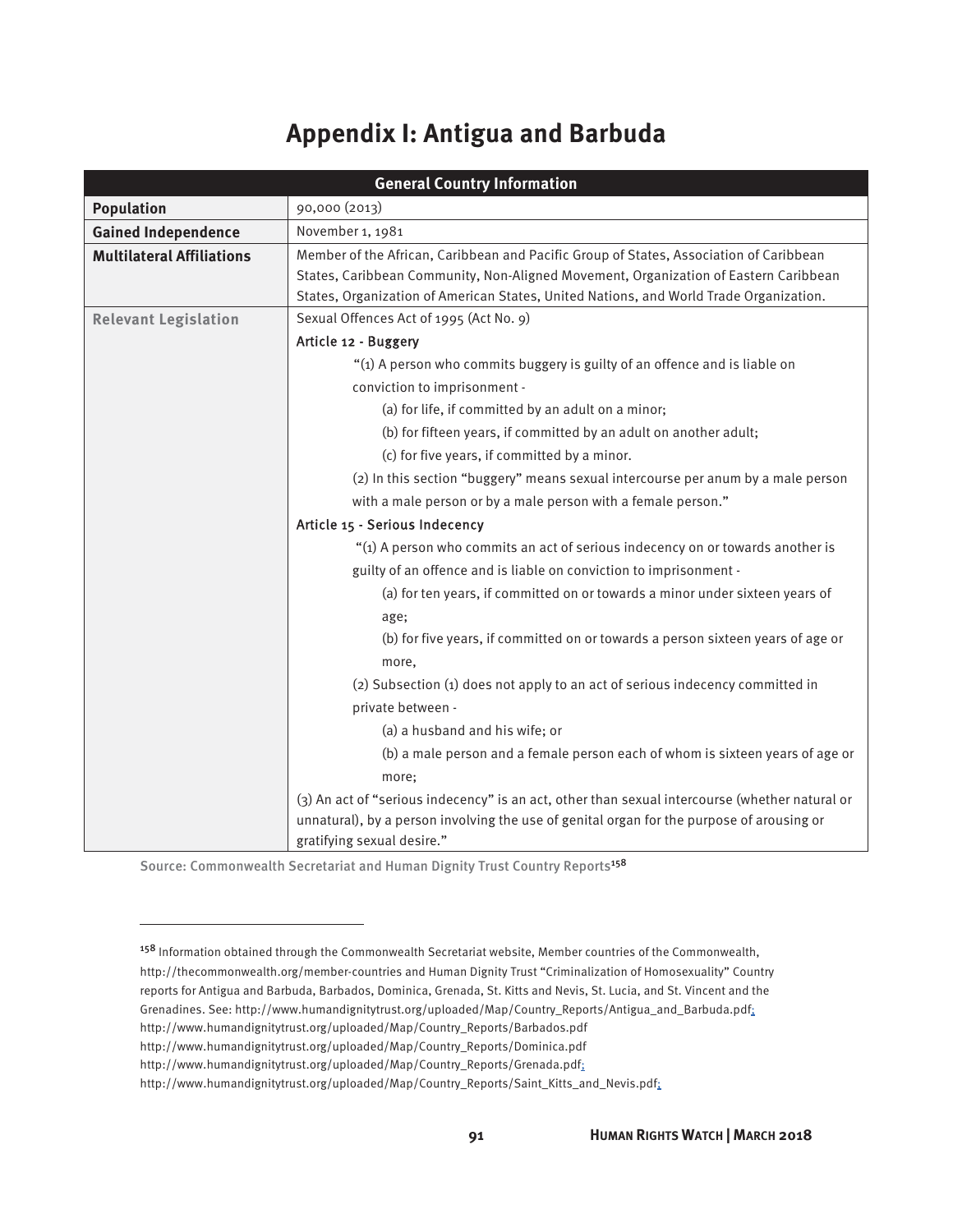# Appendix I: Antigua and Barbuda

| General Country Information | |
|---|---|
| **Population** | 90,000 (2013) |
| **Gained Independence** | November 1, 1981 |
| **Multilateral Affiliations** | Member of the African, Caribbean and Pacific Group of States, Association of Caribbean States, Caribbean Community, Non-Aligned Movement, Organization of Eastern Caribbean States, Organization of American States, United Nations, and World Trade Organization. |
| **Relevant Legislation** | Sexual Offences Act of 1995 (Act No. 9)<br>Article 12 - Buggery<br>"(1) A person who commits buggery is guilty of an offence and is liable on conviction to imprisonment -<br>(a) for life, if committed by an adult on a minor;<br>(b) for fifteen years, if committed by an adult on another adult;<br>(c) for five years, if committed by a minor.<br>(2) In this section "buggery" means sexual intercourse per anum by a male person with a male person or by a male person with a female person."<br>Article 15 - Serious Indecency<br>"(1) A person who commits an act of serious indecency on or towards another is guilty of an offence and is liable on conviction to imprisonment -<br>(a) for ten years, if committed on or towards a minor under sixteen years of age;<br>(b) for five years, if committed on or towards a person sixteen years of age or more,<br>(2) Subsection (1) does not apply to an act of serious indecency committed in private between -<br>(a) a husband and his wife; or<br>(b) a male person and a female person each of whom is sixteen years of age or more;<br>(3) An act of "serious indecency" is an act, other than sexual intercourse (whether natural or unnatural), by a person involving the use of genital organ for the purpose of arousing or gratifying sexual desire." |

Source: Commonwealth Secretariat and Human Dignity Trust Country Reports[158]

---

[158] Information obtained through the Commonwealth Secretariat website, Member countries of the Commonwealth, http://thecommonwealth.org/member-countries and Human Dignity Trust "Criminalization of Homosexuality" Country reports for Antigua and Barbuda, Barbados, Dominica, Grenada, St. Kitts and Nevis, St. Lucia, and St. Vincent and the Grenadines. See: http://www.humandignitytrust.org/uploaded/Map/Country_Reports/Antigua_and_Barbuda.pdf; http://www.humandignitytrust.org/uploaded/Map/Country_Reports/Barbados.pdf http://www.humandignitytrust.org/uploaded/Map/Country_Reports/Dominica.pdf http://www.humandignitytrust.org/uploaded/Map/Country_Reports/Grenada.pdf; http://www.humandignitytrust.org/uploaded/Map/Country_Reports/Saint_Kitts_and_Nevis.pdf;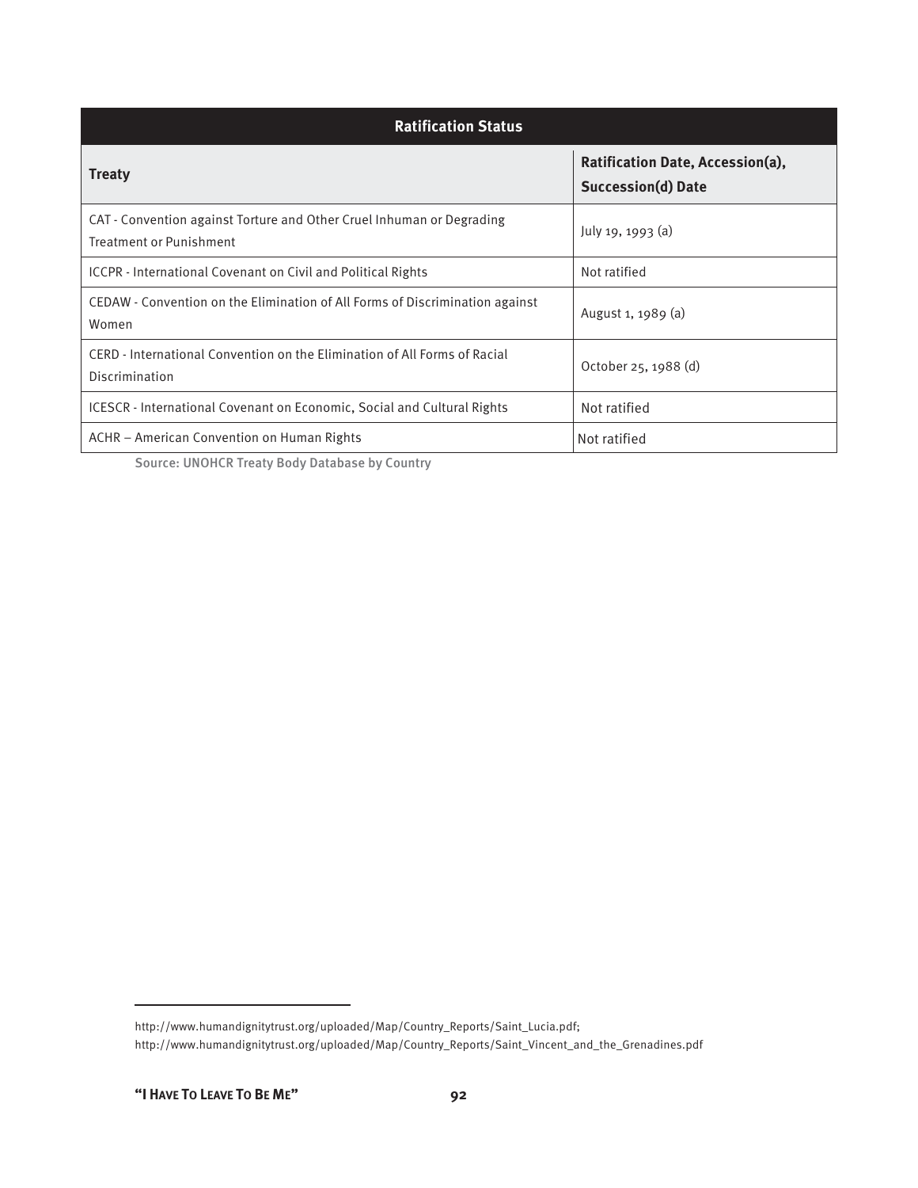| Ratification Status | |
|---|---|
| **Treaty** | **Ratification Date, Accession(a), Succession(d) Date** |
| CAT - Convention against Torture and Other Cruel Inhuman or Degrading Treatment or Punishment | July 19, 1993 (a) |
| ICCPR - International Covenant on Civil and Political Rights | Not ratified |
| CEDAW - Convention on the Elimination of All Forms of Discrimination against Women | August 1, 1989 (a) |
| CERD - International Convention on the Elimination of All Forms of Racial Discrimination | October 25, 1988 (d) |
| ICESCR - International Covenant on Economic, Social and Cultural Rights | Not ratified |
| ACHR – American Convention on Human Rights | Not ratified |

Source: UNOHCR Treaty Body Database by Country

http://www.humandignitytrust.org/uploaded/Map/Country_Reports/Saint_Lucia.pdf;
http://www.humandignitytrust.org/uploaded/Map/Country_Reports/Saint_Vincent_and_the_Grenadines.pdf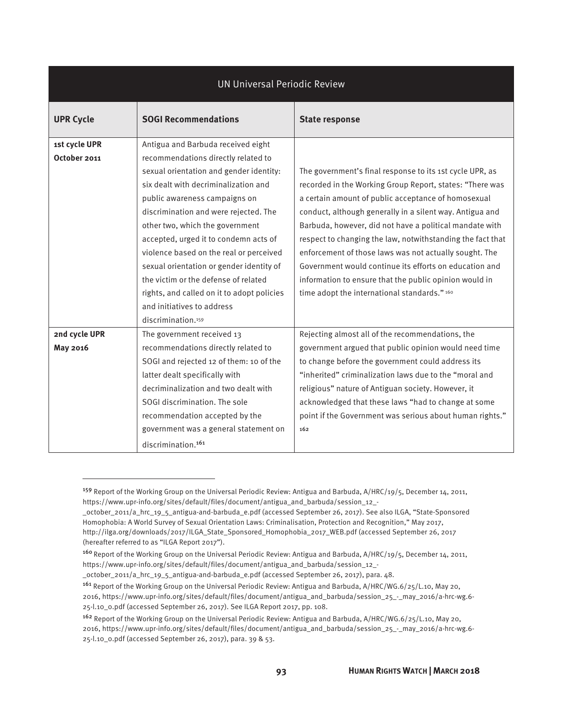| UN Universal Periodic Review | | |
|---|---|---|
| **UPR Cycle** | **SOGI Recommendations** | **State response** |
| **1st cycle UPR October 2011** | Antigua and Barbuda received eight recommendations directly related to sexual orientation and gender identity: six dealt with decriminalization and public awareness campaigns on discrimination and were rejected. The other two, which the government accepted, urged it to condemn acts of violence based on the real or perceived sexual orientation or gender identity of the victim or the defense of related rights, and called on it to adopt policies and initiatives to address discrimination.[159] | The government's final response to its 1st cycle UPR, as recorded in the Working Group Report, states: "There was a certain amount of public acceptance of homosexual conduct, although generally in a silent way. Antigua and Barbuda, however, did not have a political mandate with respect to changing the law, notwithstanding the fact that enforcement of those laws was not actually sought. The Government would continue its efforts on education and information to ensure that the public opinion would in time adopt the international standards."[160] |
| **2nd cycle UPR May 2016** | The government received 13 recommendations directly related to SOGI and rejected 12 of them: 10 of the latter dealt specifically with decriminalization and two dealt with SOGI discrimination. The sole recommendation accepted by the government was a general statement on discrimination.[161] | Rejecting almost all of the recommendations, the government argued that public opinion would need time to change before the government could address its "inherited" criminalization laws due to the "moral and religious" nature of Antiguan society. However, it acknowledged that these laws "had to change at some point if the Government was serious about human rights."[162] |

[159] Report of the Working Group on the Universal Periodic Review: Antigua and Barbuda, A/HRC/19/5, December 14, 2011, https://www.upr-info.org/sites/default/files/document/antigua_and_barbuda/session_12_-_october_2011/a_hrc_19_5_antigua-and-barbuda_e.pdf (accessed September 26, 2017). See also ILGA, "State-Sponsored Homophobia: A World Survey of Sexual Orientation Laws: Criminalisation, Protection and Recognition," May 2017, http://ilga.org/downloads/2017/ILGA_State_Sponsored_Homophobia_2017_WEB.pdf (accessed September 26, 2017 (hereafter referred to as "ILGA Report 2017").

[160] Report of the Working Group on the Universal Periodic Review: Antigua and Barbuda, A/HRC/19/5, December 14, 2011, https://www.upr-info.org/sites/default/files/document/antigua_and_barbuda/session_12_-_october_2011/a_hrc_19_5_antigua-and-barbuda_e.pdf (accessed September 26, 2017), para. 48.

[161] Report of the Working Group on the Universal Periodic Review: Antigua and Barbuda, A/HRC/WG.6/25/L.10, May 20, 2016, https://www.upr-info.org/sites/default/files/document/antigua_and_barbuda/session_25_-_may_2016/a-hrc-wg.6-25-l.10_0.pdf (accessed September 26, 2017). See ILGA Report 2017, pp. 108.

[162] Report of the Working Group on the Universal Periodic Review: Antigua and Barbuda, A/HRC/WG.6/25/L.10, May 20, 2016, https://www.upr-info.org/sites/default/files/document/antigua_and_barbuda/session_25_-_may_2016/a-hrc-wg.6-25-l.10_0.pdf (accessed September 26, 2017), para. 39 & 53.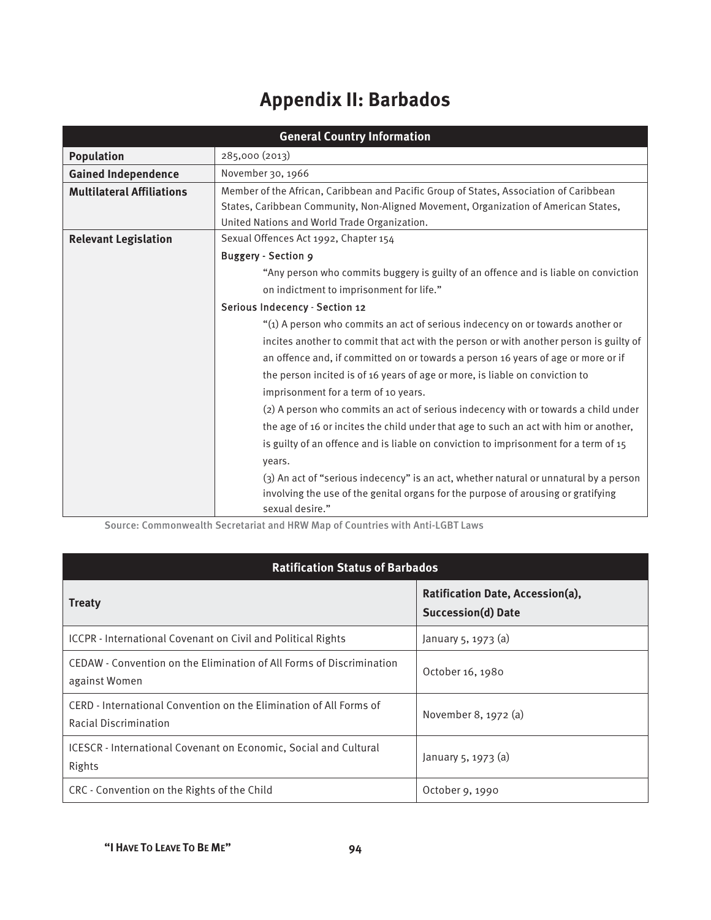# Appendix II: Barbados

| General Country Information | |
|---|---|
| **Population** | 285,000 (2013) |
| **Gained Independence** | November 30, 1966 |
| **Multilateral Affiliations** | Member of the African, Caribbean and Pacific Group of States, Association of Caribbean States, Caribbean Community, Non-Aligned Movement, Organization of American States, United Nations and World Trade Organization. |
| **Relevant Legislation** | Sexual Offences Act 1992, Chapter 154<br><br>Buggery - Section 9<br><br>"Any person who commits buggery is guilty of an offence and is liable on conviction on indictment to imprisonment for life."<br><br>Serious Indecency - Section 12<br><br>"(1) A person who commits an act of serious indecency on or towards another or incites another to commit that act with the person or with another person is guilty of an offence and, if committed on or towards a person 16 years of age or more or if the person incited is of 16 years of age or more, is liable on conviction to imprisonment for a term of 10 years.<br>(2) A person who commits an act of serious indecency with or towards a child under the age of 16 or incites the child under that age to such an act with him or another, is guilty of an offence and is liable on conviction to imprisonment for a term of 15 years.<br>(3) An act of "serious indecency" is an act, whether natural or unnatural by a person involving the use of the genital organs for the purpose of arousing or gratifying sexual desire." |

Source: Commonwealth Secretariat and HRW Map of Countries with Anti-LGBT Laws

| Ratification Status of Barbados | |
|---|---|
| **Treaty** | **Ratification Date, Accession(a), Succession(d) Date** |
| ICCPR - International Covenant on Civil and Political Rights | January 5, 1973 (a) |
| CEDAW - Convention on the Elimination of All Forms of Discrimination against Women | October 16, 1980 |
| CERD - International Convention on the Elimination of All Forms of Racial Discrimination | November 8, 1972 (a) |
| ICESCR - International Covenant on Economic, Social and Cultural Rights | January 5, 1973 (a) |
| CRC - Convention on the Rights of the Child | October 9, 1990 |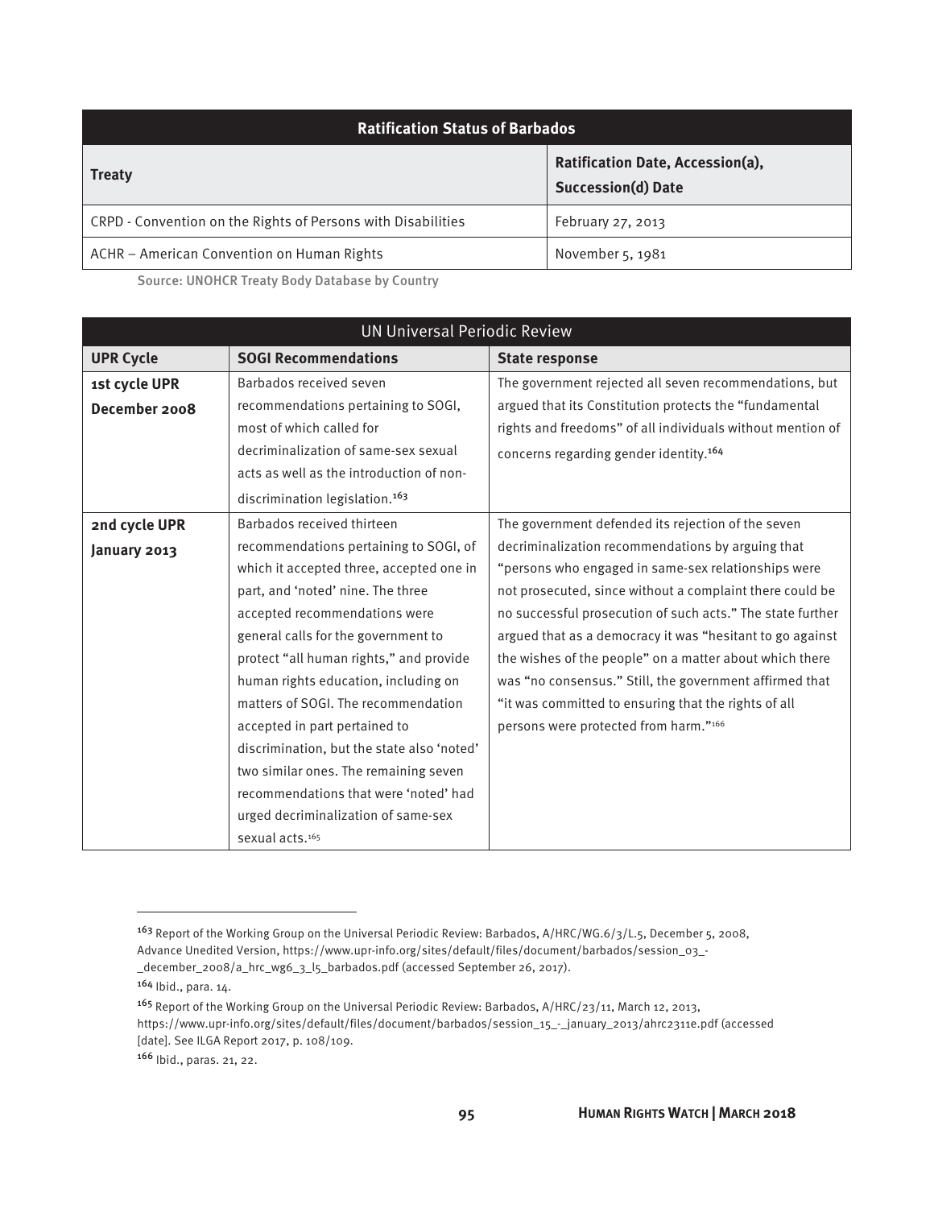| Ratification Status of Barbados | |
|---|---|
| **Treaty** | **Ratification Date, Accession(a), Succession(d) Date** |
| CRPD - Convention on the Rights of Persons with Disabilities | February 27, 2013 |
| ACHR – American Convention on Human Rights | November 5, 1981 |

Source: UNOHCR Treaty Body Database by Country

| UN Universal Periodic Review | | |
|---|---|---|
| **UPR Cycle** | **SOGI Recommendations** | **State response** |
| **1st cycle UPR December 2008** | Barbados received seven recommendations pertaining to SOGI, most of which called for decriminalization of same-sex sexual acts as well as the introduction of non-discrimination legislation.[163] | The government rejected all seven recommendations, but argued that its Constitution protects the "fundamental rights and freedoms" of all individuals without mention of concerns regarding gender identity.[164] |
| **2nd cycle UPR January 2013** | Barbados received thirteen recommendations pertaining to SOGI, of which it accepted three, accepted one in part, and 'noted' nine. The three accepted recommendations were general calls for the government to protect "all human rights," and provide human rights education, including on matters of SOGI. The recommendation accepted in part pertained to discrimination, but the state also 'noted' two similar ones. The remaining seven recommendations that were 'noted' had urged decriminalization of same-sex sexual acts.[165] | The government defended its rejection of the seven decriminalization recommendations by arguing that "persons who engaged in same-sex relationships were not prosecuted, since without a complaint there could be no successful prosecution of such acts." The state further argued that as a democracy it was "hesitant to go against the wishes of the people" on a matter about which there was "no consensus." Still, the government affirmed that "it was committed to ensuring that the rights of all persons were protected from harm."[166] |

[163] Report of the Working Group on the Universal Periodic Review: Barbados, A/HRC/WG.6/3/L.5, December 5, 2008, Advance Unedited Version, https://www.upr-info.org/sites/default/files/document/barbados/session_03_-_december_2008/a_hrc_wg6_3_l5_barbados.pdf (accessed September 26, 2017).

[164] Ibid., para. 14.

[165] Report of the Working Group on the Universal Periodic Review: Barbados, A/HRC/23/11, March 12, 2013, https://www.upr-info.org/sites/default/files/document/barbados/session_15_-_january_2013/ahrc2311e.pdf (accessed [date]. See ILGA Report 2017, p. 108/109.

[166] Ibid., paras. 21, 22.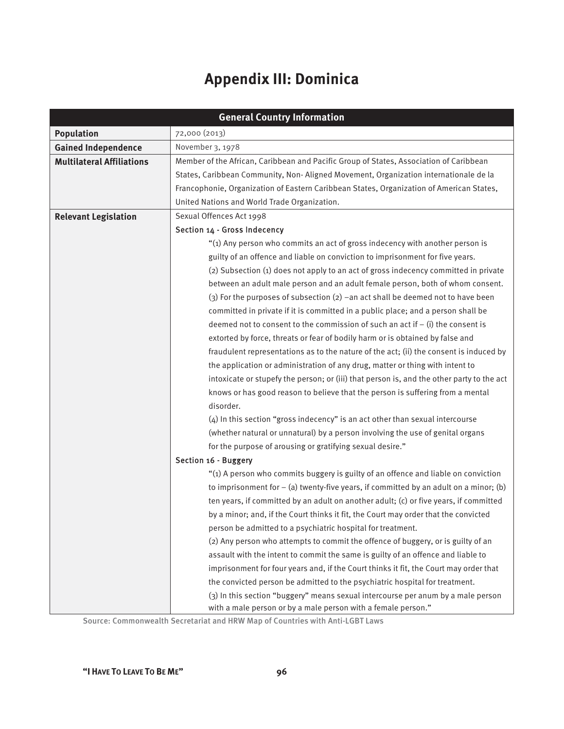# Appendix III: Dominica

| General Country Information | |
|---|---|
| **Population** | 72,000 (2013) |
| **Gained Independence** | November 3, 1978 |
| **Multilateral Affiliations** | Member of the African, Caribbean and Pacific Group of States, Association of Caribbean States, Caribbean Community, Non- Aligned Movement, Organization internationale de la Francophonie, Organization of Eastern Caribbean States, Organization of American States, United Nations and World Trade Organization. |
| **Relevant Legislation** | Sexual Offences Act 1998<br>Section 14 - Gross Indecency<br>"(1) Any person who commits an act of gross indecency with another person is guilty of an offence and liable on conviction to imprisonment for five years.<br>(2) Subsection (1) does not apply to an act of gross indecency committed in private between an adult male person and an adult female person, both of whom consent.<br>(3) For the purposes of subsection (2) –an act shall be deemed not to have been committed in private if it is committed in a public place; and a person shall be deemed not to consent to the commission of such an act if – (i) the consent is extorted by force, threats or fear of bodily harm or is obtained by false and fraudulent representations as to the nature of the act; (ii) the consent is induced by the application or administration of any drug, matter or thing with intent to intoxicate or stupefy the person; or (iii) that person is, and the other party to the act knows or has good reason to believe that the person is suffering from a mental disorder.<br>(4) In this section "gross indecency" is an act other than sexual intercourse (whether natural or unnatural) by a person involving the use of genital organs for the purpose of arousing or gratifying sexual desire."<br>Section 16 - Buggery<br>"(1) A person who commits buggery is guilty of an offence and liable on conviction to imprisonment for – (a) twenty-five years, if committed by an adult on a minor; (b) ten years, if committed by an adult on another adult; (c) or five years, if committed by a minor; and, if the Court thinks it fit, the Court may order that the convicted person be admitted to a psychiatric hospital for treatment.<br>(2) Any person who attempts to commit the offence of buggery, or is guilty of an assault with the intent to commit the same is guilty of an offence and liable to imprisonment for four years and, if the Court thinks it fit, the Court may order that the convicted person be admitted to the psychiatric hospital for treatment.<br>(3) In this section "buggery" means sexual intercourse per anum by a male person with a male person or by a male person with a female person." |

Source: Commonwealth Secretariat and HRW Map of Countries with Anti-LGBT Laws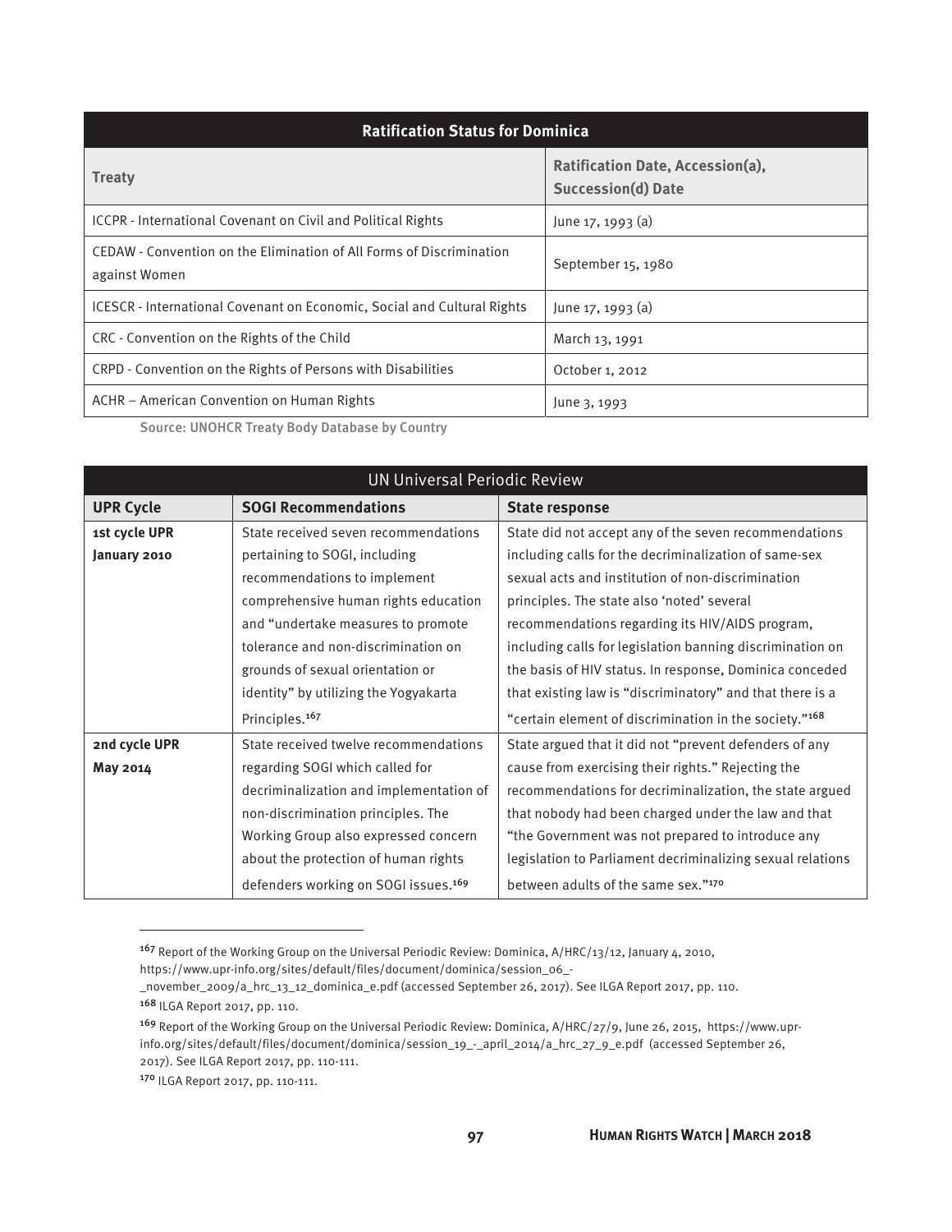| Ratification Status for Dominica | |
|---|---|
| **Treaty** | **Ratification Date, Accession(a), Succession(d) Date** |
| ICCPR - International Covenant on Civil and Political Rights | June 17, 1993 (a) |
| CEDAW - Convention on the Elimination of All Forms of Discrimination against Women | September 15, 1980 |
| ICESCR - International Covenant on Economic, Social and Cultural Rights | June 17, 1993 (a) |
| CRC - Convention on the Rights of the Child | March 13, 1991 |
| CRPD - Convention on the Rights of Persons with Disabilities | October 1, 2012 |
| ACHR – American Convention on Human Rights | June 3, 1993 |

Source: UNOHCR Treaty Body Database by Country

| UN Universal Periodic Review | | |
|---|---|---|
| **UPR Cycle** | **SOGI Recommendations** | **State response** |
| **1st cycle UPR January 2010** | State received seven recommendations pertaining to SOGI, including recommendations to implement comprehensive human rights education and "undertake measures to promote tolerance and non-discrimination on grounds of sexual orientation or identity" by utilizing the Yogyakarta Principles.[167] | State did not accept any of the seven recommendations including calls for the decriminalization of same-sex sexual acts and institution of non-discrimination principles. The state also 'noted' several recommendations regarding its HIV/AIDS program, including calls for legislation banning discrimination on the basis of HIV status. In response, Dominica conceded that existing law is "discriminatory" and that there is a "certain element of discrimination in the society."[168] |
| **2nd cycle UPR May 2014** | State received twelve recommendations regarding SOGI which called for decriminalization and implementation of non-discrimination principles. The Working Group also expressed concern about the protection of human rights defenders working on SOGI issues.[169] | State argued that it did not "prevent defenders of any cause from exercising their rights." Rejecting the recommendations for decriminalization, the state argued that nobody had been charged under the law and that "the Government was not prepared to introduce any legislation to Parliament decriminalizing sexual relations between adults of the same sex."[170] |

[167] Report of the Working Group on the Universal Periodic Review: Dominica, A/HRC/13/12, January 4, 2010, https://www.upr-info.org/sites/default/files/document/dominica/session_06_-_november_2009/a_hrc_13_12_dominica_e.pdf (accessed September 26, 2017). See ILGA Report 2017, pp. 110.

[168] ILGA Report 2017, pp. 110.

[169] Report of the Working Group on the Universal Periodic Review: Dominica, A/HRC/27/9, June 26, 2015, https://www.upr-info.org/sites/default/files/document/dominica/session_19_-_april_2014/a_hrc_27_9_e.pdf (accessed September 26, 2017). See ILGA Report 2017, pp. 110-111.

[170] ILGA Report 2017, pp. 110-111.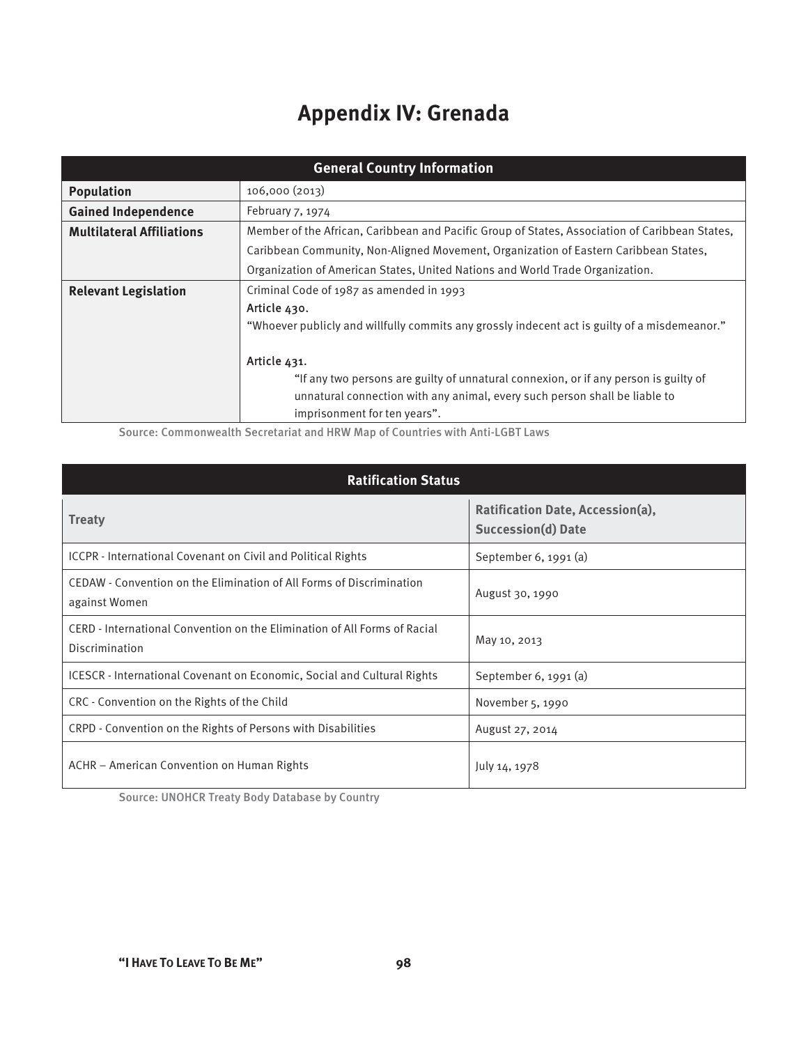# Appendix IV: Grenada

| General Country Information | |
|---|---|
| **Population** | 106,000 (2013) |
| **Gained Independence** | February 7, 1974 |
| **Multilateral Affiliations** | Member of the African, Caribbean and Pacific Group of States, Association of Caribbean States, Caribbean Community, Non-Aligned Movement, Organization of Eastern Caribbean States, Organization of American States, United Nations and World Trade Organization. |
| **Relevant Legislation** | Criminal Code of 1987 as amended in 1993<br>Article 430.<br>“Whoever publicly and willfully commits any grossly indecent act is guilty of a misdemeanor.”<br><br>Article 431.<br>“If any two persons are guilty of unnatural connexion, or if any person is guilty of unnatural connection with any animal, every such person shall be liable to imprisonment for ten years”. |

Source: Commonwealth Secretariat and HRW Map of Countries with Anti-LGBT Laws

| Ratification Status | |
|---|---|
| **Treaty** | **Ratification Date, Accession(a), Succession(d) Date** |
| ICCPR - International Covenant on Civil and Political Rights | September 6, 1991 (a) |
| CEDAW - Convention on the Elimination of All Forms of Discrimination against Women | August 30, 1990 |
| CERD - International Convention on the Elimination of All Forms of Racial Discrimination | May 10, 2013 |
| ICESCR - International Covenant on Economic, Social and Cultural Rights | September 6, 1991 (a) |
| CRC - Convention on the Rights of the Child | November 5, 1990 |
| CRPD - Convention on the Rights of Persons with Disabilities | August 27, 2014 |
| ACHR – American Convention on Human Rights | July 14, 1978 |

Source: UNOHCR Treaty Body Database by Country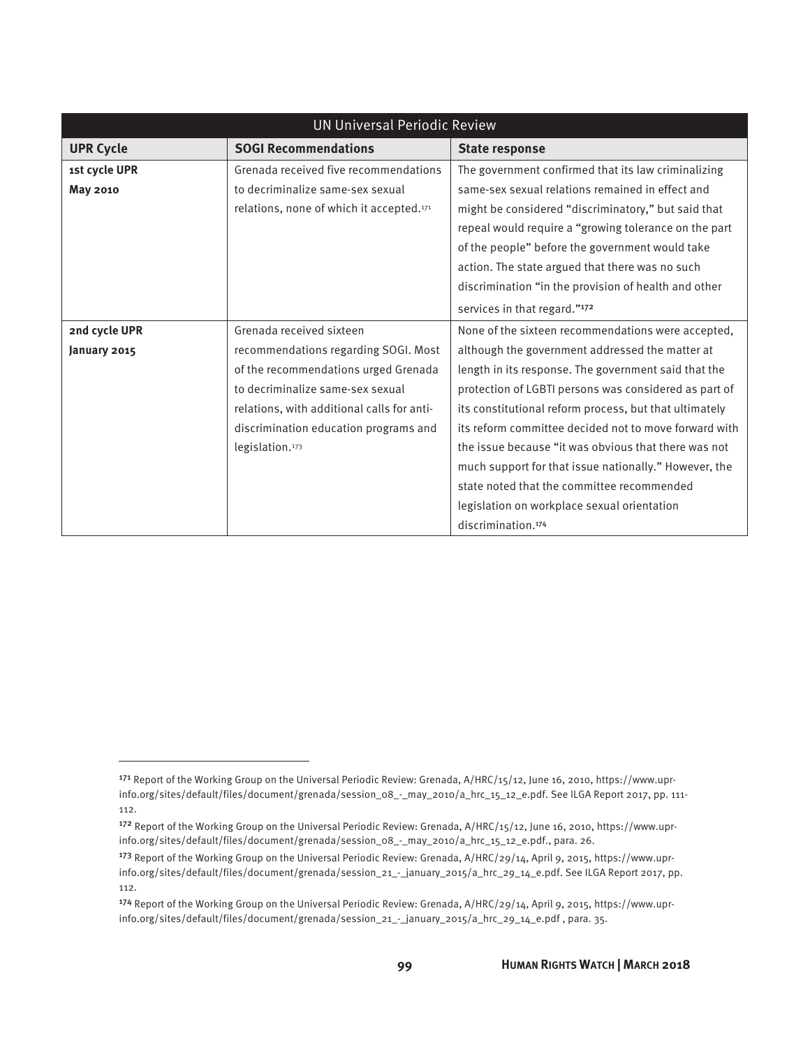| UN Universal Periodic Review | | |
|---|---|---|
| **UPR Cycle** | **SOGI Recommendations** | **State response** |
| **1st cycle UPR May 2010** | Grenada received five recommendations to decriminalize same-sex sexual relations, none of which it accepted.[171] | The government confirmed that its law criminalizing same-sex sexual relations remained in effect and might be considered "discriminatory," but said that repeal would require a "growing tolerance on the part of the people" before the government would take action. The state argued that there was no such discrimination "in the provision of health and other services in that regard."[172] |
| **2nd cycle UPR January 2015** | Grenada received sixteen recommendations regarding SOGI. Most of the recommendations urged Grenada to decriminalize same-sex sexual relations, with additional calls for anti-discrimination education programs and legislation.[173] | None of the sixteen recommendations were accepted, although the government addressed the matter at length in its response. The government said that the protection of LGBTI persons was considered as part of its constitutional reform process, but that ultimately its reform committee decided not to move forward with the issue because "it was obvious that there was not much support for that issue nationally." However, the state noted that the committee recommended legislation on workplace sexual orientation discrimination.[174] |

[171] Report of the Working Group on the Universal Periodic Review: Grenada, A/HRC/15/12, June 16, 2010, https://www.upr-info.org/sites/default/files/document/grenada/session_08_-_may_2010/a_hrc_15_12_e.pdf. See ILGA Report 2017, pp. 111-112.

[172] Report of the Working Group on the Universal Periodic Review: Grenada, A/HRC/15/12, June 16, 2010, https://www.upr-info.org/sites/default/files/document/grenada/session_08_-_may_2010/a_hrc_15_12_e.pdf., para. 26.

[173] Report of the Working Group on the Universal Periodic Review: Grenada, A/HRC/29/14, April 9, 2015, https://www.upr-info.org/sites/default/files/document/grenada/session_21_-_january_2015/a_hrc_29_14_e.pdf. See ILGA Report 2017, pp. 112.

[174] Report of the Working Group on the Universal Periodic Review: Grenada, A/HRC/29/14, April 9, 2015, https://www.upr-info.org/sites/default/files/document/grenada/session_21_-_january_2015/a_hrc_29_14_e.pdf , para. 35.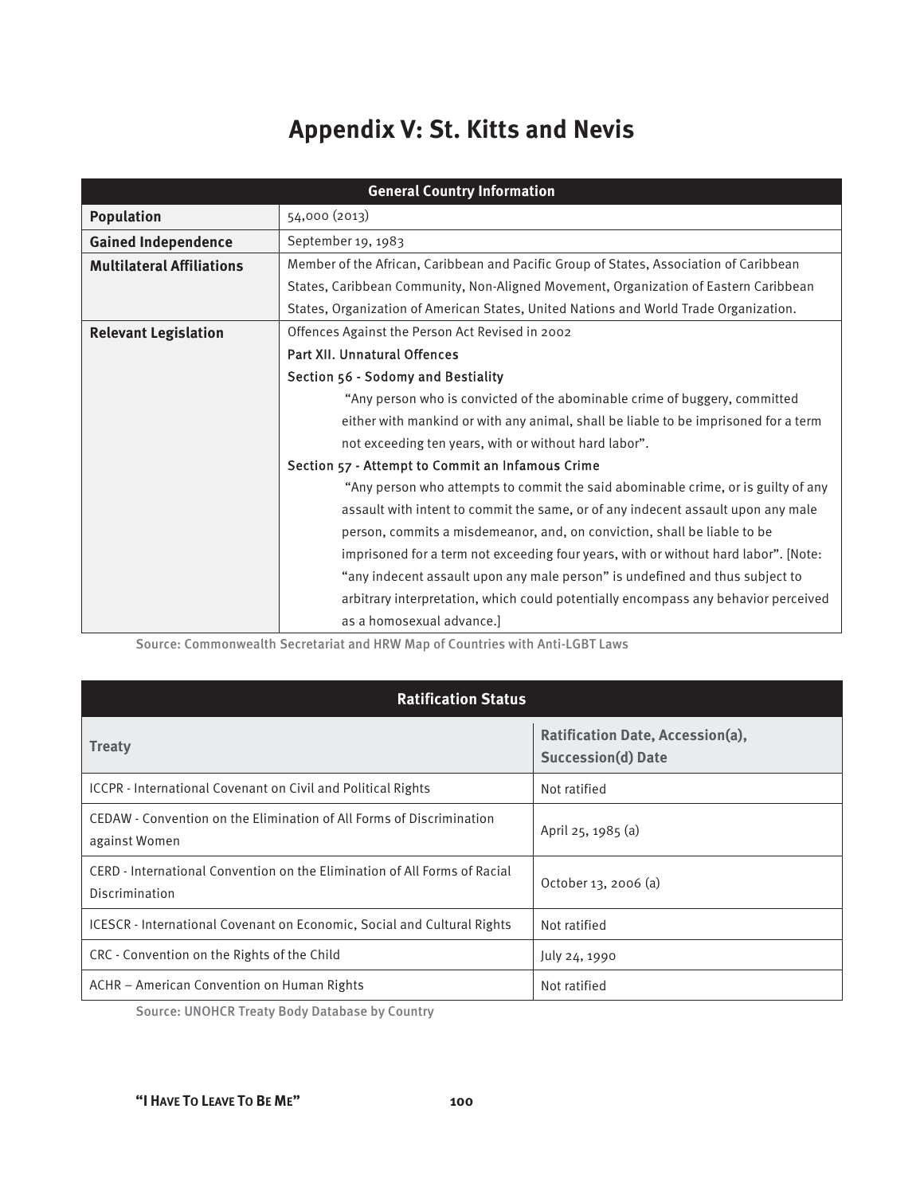# Appendix V: St. Kitts and Nevis

| General Country Information | |
|---|---|
| **Population** | 54,000 (2013) |
| **Gained Independence** | September 19, 1983 |
| **Multilateral Affiliations** | Member of the African, Caribbean and Pacific Group of States, Association of Caribbean States, Caribbean Community, Non-Aligned Movement, Organization of Eastern Caribbean States, Organization of American States, United Nations and World Trade Organization. |
| **Relevant Legislation** | Offences Against the Person Act Revised in 2002<br>Part XII. Unnatural Offences<br>Section 56 - Sodomy and Bestiality<br>"Any person who is convicted of the abominable crime of buggery, committed either with mankind or with any animal, shall be liable to be imprisoned for a term not exceeding ten years, with or without hard labor".<br>Section 57 - Attempt to Commit an Infamous Crime<br>"Any person who attempts to commit the said abominable crime, or is guilty of any assault with intent to commit the same, or of any indecent assault upon any male person, commits a misdemeanor, and, on conviction, shall be liable to be imprisoned for a term not exceeding four years, with or without hard labor". [Note: "any indecent assault upon any male person" is undefined and thus subject to arbitrary interpretation, which could potentially encompass any behavior perceived as a homosexual advance.] |

Source: Commonwealth Secretariat and HRW Map of Countries with Anti-LGBT Laws

| Ratification Status | |
|---|---|
| **Treaty** | **Ratification Date, Accession(a), Succession(d) Date** |
| ICCPR - International Covenant on Civil and Political Rights | Not ratified |
| CEDAW - Convention on the Elimination of All Forms of Discrimination against Women | April 25, 1985 (a) |
| CERD - International Convention on the Elimination of All Forms of Racial Discrimination | October 13, 2006 (a) |
| ICESCR - International Covenant on Economic, Social and Cultural Rights | Not ratified |
| CRC - Convention on the Rights of the Child | July 24, 1990 |
| ACHR – American Convention on Human Rights | Not ratified |

Source: UNOHCR Treaty Body Database by Country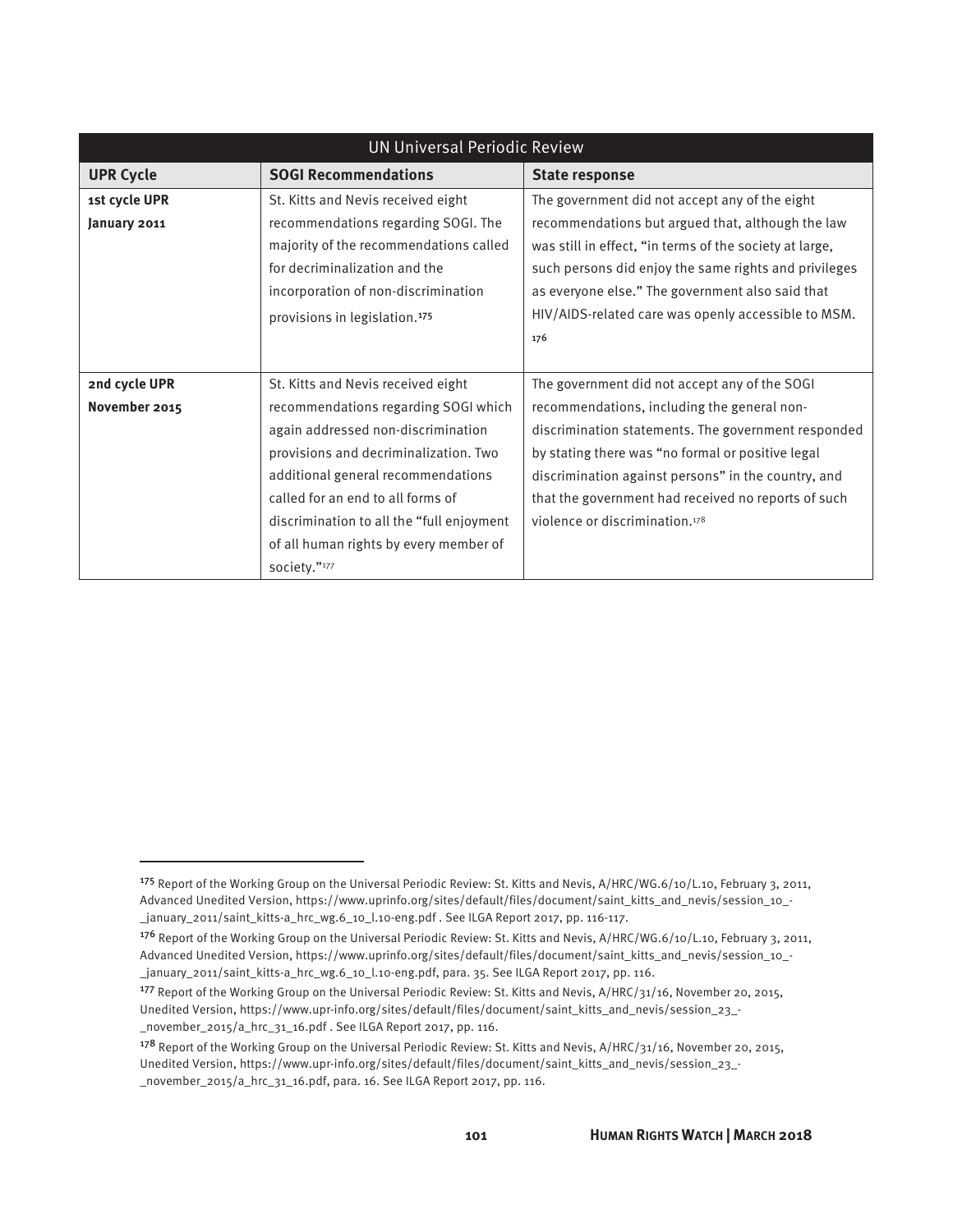| UN Universal Periodic Review | | |
|---|---|---|
| **UPR Cycle** | **SOGI Recommendations** | **State response** |
| **1st cycle UPR January 2011** | St. Kitts and Nevis received eight recommendations regarding SOGI. The majority of the recommendations called for decriminalization and the incorporation of non-discrimination provisions in legislation.[175] | The government did not accept any of the eight recommendations but argued that, although the law was still in effect, "in terms of the society at large, such persons did enjoy the same rights and privileges as everyone else." The government also said that HIV/AIDS-related care was openly accessible to MSM.[176] |
| **2nd cycle UPR November 2015** | St. Kitts and Nevis received eight recommendations regarding SOGI which again addressed non-discrimination provisions and decriminalization. Two additional general recommendations called for an end to all forms of discrimination to all the "full enjoyment of all human rights by every member of society."[177] | The government did not accept any of the SOGI recommendations, including the general non-discrimination statements. The government responded by stating there was "no formal or positive legal discrimination against persons" in the country, and that the government had received no reports of such violence or discrimination.[178] |

---

[175] Report of the Working Group on the Universal Periodic Review: St. Kitts and Nevis, A/HRC/WG.6/10/L.10, February 3, 2011, Advanced Unedited Version, https://www.uprinfo.org/sites/default/files/document/saint_kitts_and_nevis/session_10_-_january_2011/saint_kitts-a_hrc_wg.6_10_l.10-eng.pdf . See ILGA Report 2017, pp. 116-117.

[176] Report of the Working Group on the Universal Periodic Review: St. Kitts and Nevis, A/HRC/WG.6/10/L.10, February 3, 2011, Advanced Unedited Version, https://www.uprinfo.org/sites/default/files/document/saint_kitts_and_nevis/session_10_-_january_2011/saint_kitts-a_hrc_wg.6_10_l.10-eng.pdf, para. 35. See ILGA Report 2017, pp. 116.

[177] Report of the Working Group on the Universal Periodic Review: St. Kitts and Nevis, A/HRC/31/16, November 20, 2015, Unedited Version, https://www.upr-info.org/sites/default/files/document/saint_kitts_and_nevis/session_23_-_november_2015/a_hrc_31_16.pdf . See ILGA Report 2017, pp. 116.

[178] Report of the Working Group on the Universal Periodic Review: St. Kitts and Nevis, A/HRC/31/16, November 20, 2015, Unedited Version, https://www.upr-info.org/sites/default/files/document/saint_kitts_and_nevis/session_23_-_november_2015/a_hrc_31_16.pdf, para. 16. See ILGA Report 2017, pp. 116.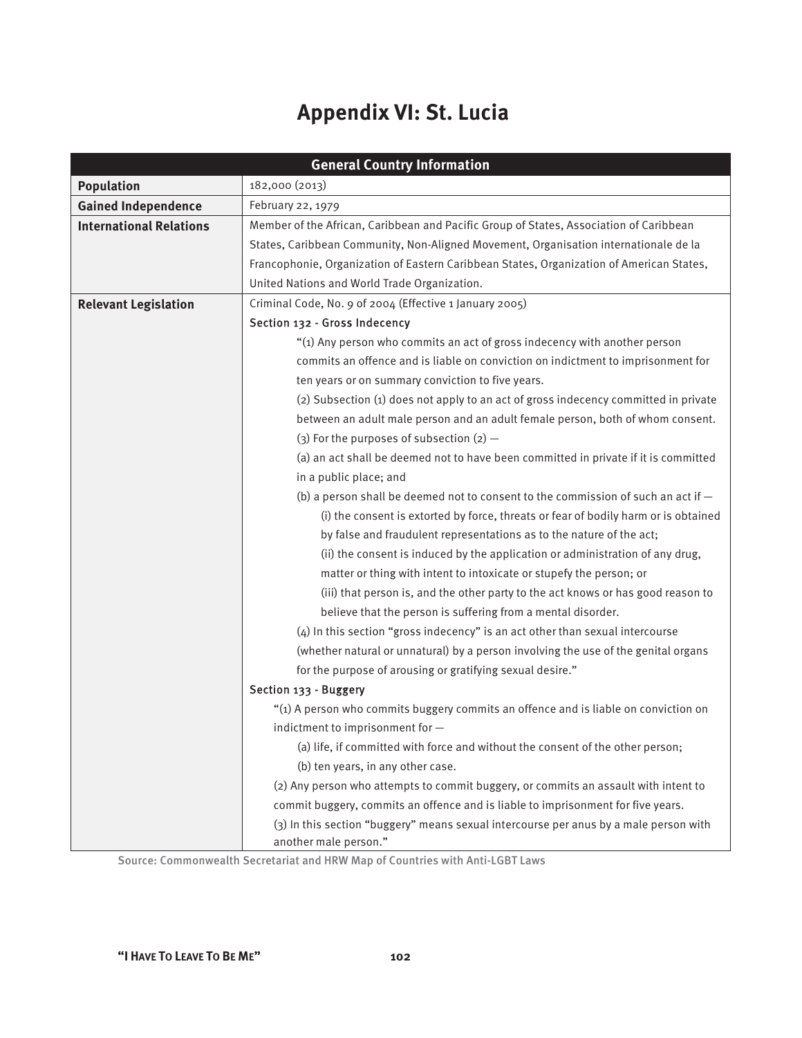# Appendix VI: St. Lucia

| General Country Information | |
|---|---|
| **Population** | 182,000 (2013) |
| **Gained Independence** | February 22, 1979 |
| **International Relations** | Member of the African, Caribbean and Pacific Group of States, Association of Caribbean States, Caribbean Community, Non-Aligned Movement, Organisation internationale de la Francophonie, Organization of Eastern Caribbean States, Organization of American States, United Nations and World Trade Organization. |
| **Relevant Legislation** | Criminal Code, No. 9 of 2004 (Effective 1 January 2005)<br><br>Section 132 - Gross Indecency<br><br>"(1) Any person who commits an act of gross indecency with another person commits an offence and is liable on conviction on indictment to imprisonment for ten years or on summary conviction to five years.<br>(2) Subsection (1) does not apply to an act of gross indecency committed in private between an adult male person and an adult female person, both of whom consent.<br>(3) For the purposes of subsection (2) —<br>(a) an act shall be deemed not to have been committed in private if it is committed in a public place; and<br>(b) a person shall be deemed not to consent to the commission of such an act if —<br>(i) the consent is extorted by force, threats or fear of bodily harm or is obtained by false and fraudulent representations as to the nature of the act;<br>(ii) the consent is induced by the application or administration of any drug, matter or thing with intent to intoxicate or stupefy the person; or<br>(iii) that person is, and the other party to the act knows or has good reason to believe that the person is suffering from a mental disorder.<br>(4) In this section "gross indecency" is an act other than sexual intercourse (whether natural or unnatural) by a person involving the use of the genital organs for the purpose of arousing or gratifying sexual desire."<br><br>Section 133 - Buggery<br><br>"(1) A person who commits buggery commits an offence and is liable on conviction on indictment to imprisonment for —<br>(a) life, if committed with force and without the consent of the other person;<br>(b) ten years, in any other case.<br>(2) Any person who attempts to commit buggery, or commits an assault with intent to commit buggery, commits an offence and is liable to imprisonment for five years.<br>(3) In this section "buggery" means sexual intercourse per anus by a male person with another male person." |

Source: Commonwealth Secretariat and HRW Map of Countries with Anti-LGBT Laws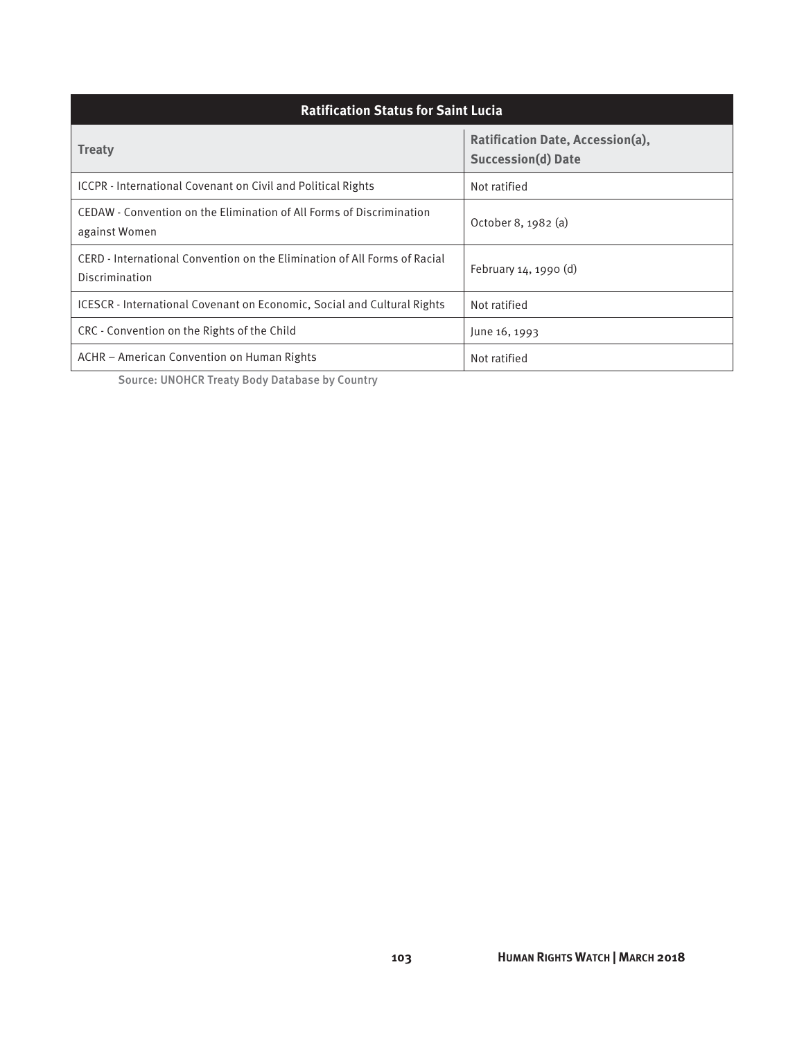| Ratification Status for Saint Lucia | |
|---|---|
| **Treaty** | **Ratification Date, Accession(a), Succession(d) Date** |
| ICCPR - International Covenant on Civil and Political Rights | Not ratified |
| CEDAW - Convention on the Elimination of All Forms of Discrimination against Women | October 8, 1982 (a) |
| CERD - International Convention on the Elimination of All Forms of Racial Discrimination | February 14, 1990 (d) |
| ICESCR - International Covenant on Economic, Social and Cultural Rights | Not ratified |
| CRC - Convention on the Rights of the Child | June 16, 1993 |
| ACHR – American Convention on Human Rights | Not ratified |

Source: UNOHCR Treaty Body Database by Country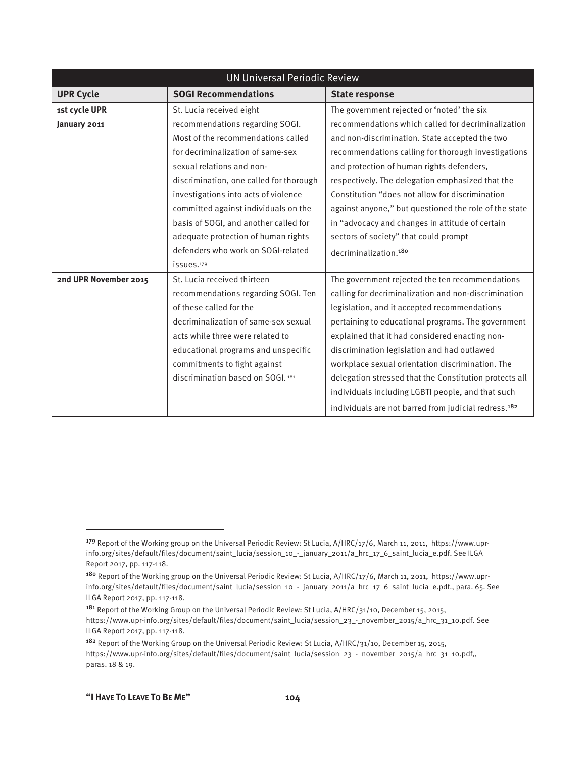| UN Universal Periodic Review | | |
|---|---|---|
| **UPR Cycle** | **SOGI Recommendations** | **State response** |
| **1st cycle UPR January 2011** | St. Lucia received eight recommendations regarding SOGI. Most of the recommendations called for decriminalization of same-sex sexual relations and non-discrimination, one called for thorough investigations into acts of violence committed against individuals on the basis of SOGI, and another called for adequate protection of human rights defenders who work on SOGI-related issues.[179] | The government rejected or 'noted' the six recommendations which called for decriminalization and non-discrimination. State accepted the two recommendations calling for thorough investigations and protection of human rights defenders, respectively. The delegation emphasized that the Constitution "does not allow for discrimination against anyone," but questioned the role of the state in "advocacy and changes in attitude of certain sectors of society" that could prompt decriminalization.[180] |
| **2nd UPR November 2015** | St. Lucia received thirteen recommendations regarding SOGI. Ten of these called for the decriminalization of same-sex sexual acts while three were related to educational programs and unspecific commitments to fight against discrimination based on SOGI.[181] | The government rejected the ten recommendations calling for decriminalization and non-discrimination legislation, and it accepted recommendations pertaining to educational programs. The government explained that it had considered enacting non-discrimination legislation and had outlawed workplace sexual orientation discrimination. The delegation stressed that the Constitution protects all individuals including LGBTI people, and that such individuals are not barred from judicial redress.[182] |

---

[179] Report of the Working group on the Universal Periodic Review: St Lucia, A/HRC/17/6, March 11, 2011, https://www.upr-info.org/sites/default/files/document/saint_lucia/session_10_-_january_2011/a_hrc_17_6_saint_lucia_e.pdf. See ILGA Report 2017, pp. 117-118.

[180] Report of the Working group on the Universal Periodic Review: St Lucia, A/HRC/17/6, March 11, 2011, https://www.upr-info.org/sites/default/files/document/saint_lucia/session_10_-_january_2011/a_hrc_17_6_saint_lucia_e.pdf., para. 65. See ILGA Report 2017, pp. 117-118.

[181] Report of the Working Group on the Universal Periodic Review: St Lucia, A/HRC/31/10, December 15, 2015, https://www.upr-info.org/sites/default/files/document/saint_lucia/session_23_-_november_2015/a_hrc_31_10.pdf. See ILGA Report 2017, pp. 117-118.

[182] Report of the Working Group on the Universal Periodic Review: St Lucia, A/HRC/31/10, December 15, 2015, https://www.upr-info.org/sites/default/files/document/saint_lucia/session_23_-_november_2015/a_hrc_31_10.pdf,, paras. 18 & 19.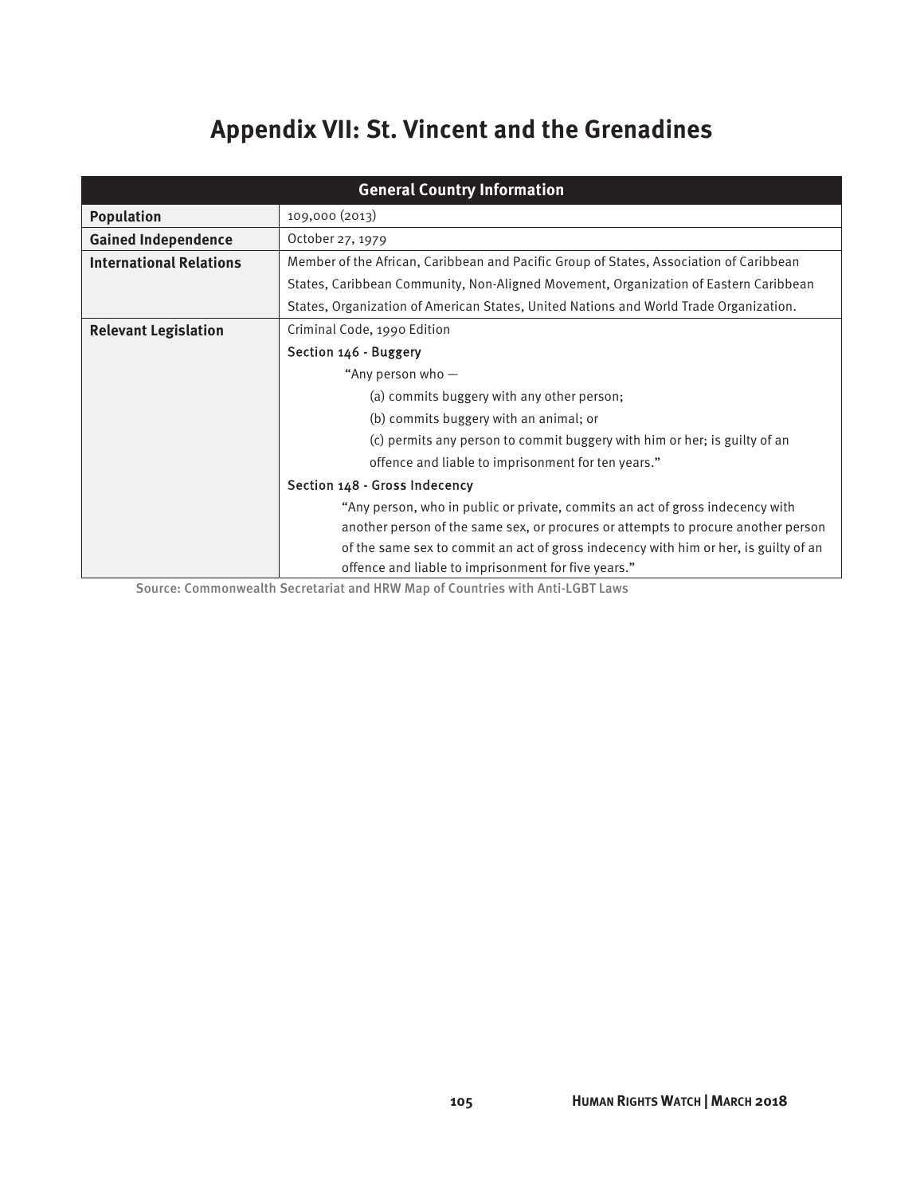# Appendix VII: St. Vincent and the Grenadines

| General Country Information | |
|---|---|
| **Population** | 109,000 (2013) |
| **Gained Independence** | October 27, 1979 |
| **International Relations** | Member of the African, Caribbean and Pacific Group of States, Association of Caribbean States, Caribbean Community, Non-Aligned Movement, Organization of Eastern Caribbean States, Organization of American States, United Nations and World Trade Organization. |
| **Relevant Legislation** | Criminal Code, 1990 Edition<br>Section 146 - Buggery<br>"Any person who —<br>(a) commits buggery with any other person;<br>(b) commits buggery with an animal; or<br>(c) permits any person to commit buggery with him or her; is guilty of an offence and liable to imprisonment for ten years."<br>Section 148 - Gross Indecency<br>"Any person, who in public or private, commits an act of gross indecency with another person of the same sex, or procures or attempts to procure another person of the same sex to commit an act of gross indecency with him or her, is guilty of an offence and liable to imprisonment for five years." |

Source: Commonwealth Secretariat and HRW Map of Countries with Anti-LGBT Laws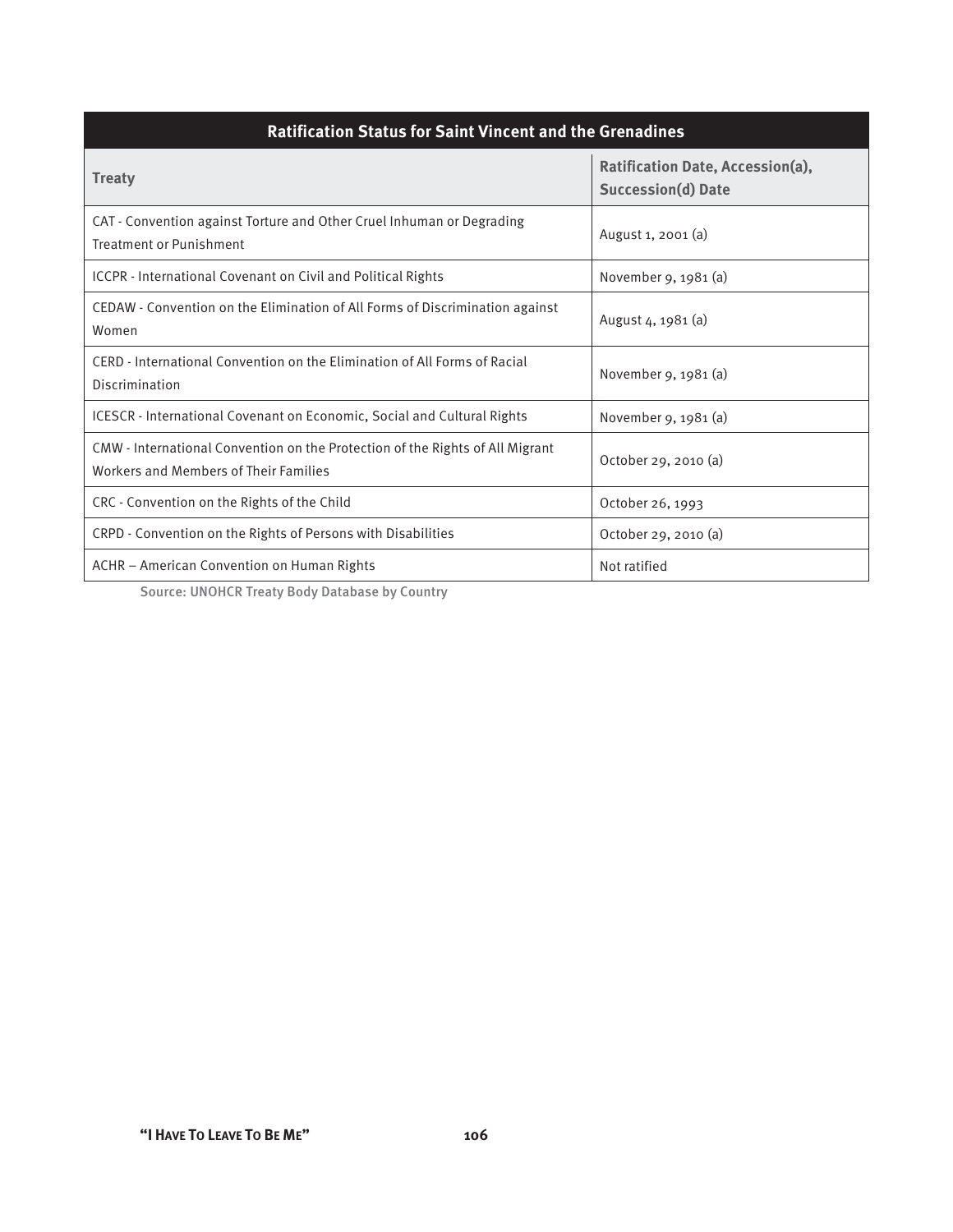| Ratification Status for Saint Vincent and the Grenadines | |
|---|---|
| **Treaty** | **Ratification Date, Accession(a), Succession(d) Date** |
| CAT - Convention against Torture and Other Cruel Inhuman or Degrading Treatment or Punishment | August 1, 2001 (a) |
| ICCPR - International Covenant on Civil and Political Rights | November 9, 1981 (a) |
| CEDAW - Convention on the Elimination of All Forms of Discrimination against Women | August 4, 1981 (a) |
| CERD - International Convention on the Elimination of All Forms of Racial Discrimination | November 9, 1981 (a) |
| ICESCR - International Covenant on Economic, Social and Cultural Rights | November 9, 1981 (a) |
| CMW - International Convention on the Protection of the Rights of All Migrant Workers and Members of Their Families | October 29, 2010 (a) |
| CRC - Convention on the Rights of the Child | October 26, 1993 |
| CRPD - Convention on the Rights of Persons with Disabilities | October 29, 2010 (a) |
| ACHR – American Convention on Human Rights | Not ratified |

Source: UNOHCR Treaty Body Database by Country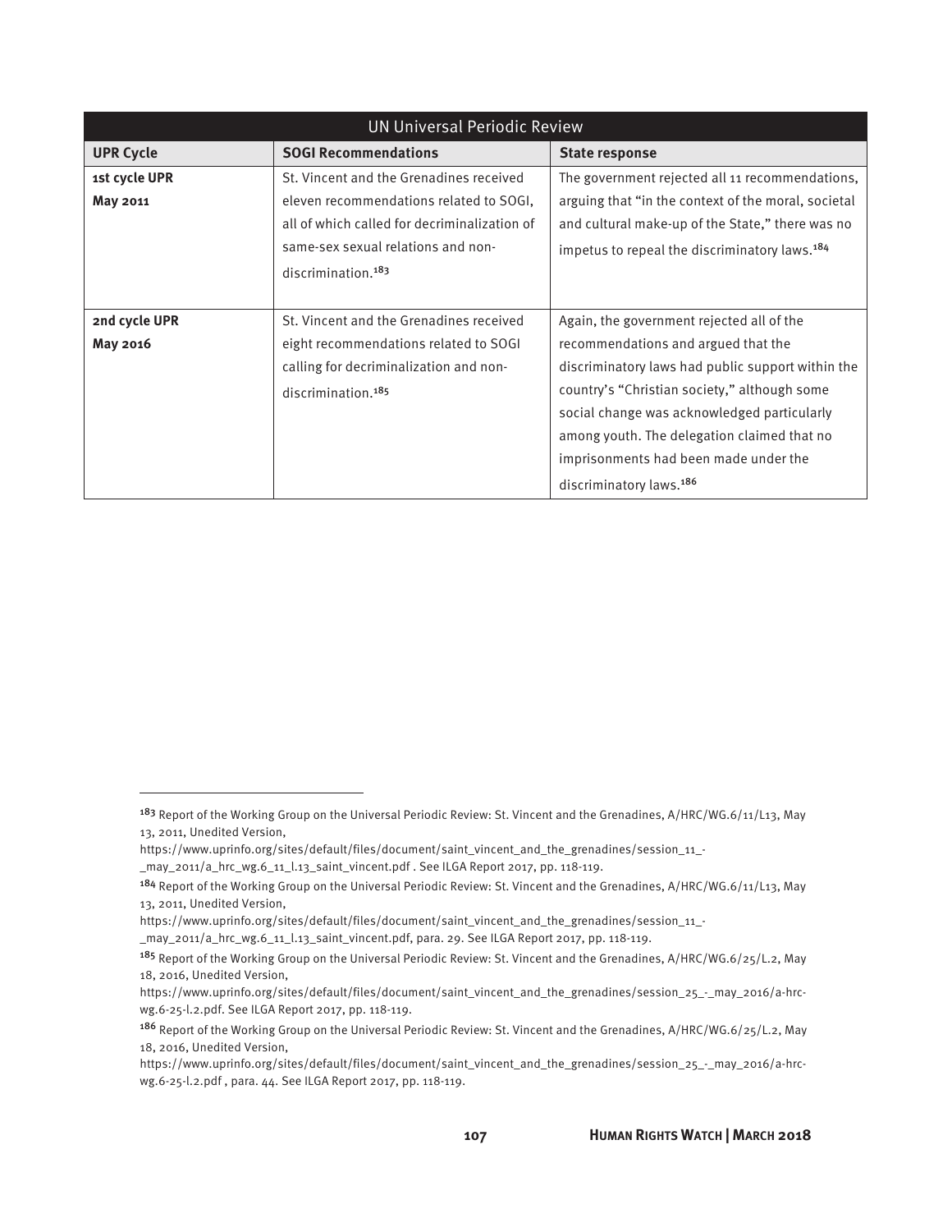| UN Universal Periodic Review | | |
|---|---|---|
| **UPR Cycle** | **SOGI Recommendations** | **State response** |
| **1st cycle UPR May 2011** | St. Vincent and the Grenadines received eleven recommendations related to SOGI, all of which called for decriminalization of same-sex sexual relations and non-discrimination.[183] | The government rejected all 11 recommendations, arguing that "in the context of the moral, societal and cultural make-up of the State," there was no impetus to repeal the discriminatory laws.[184] |
| **2nd cycle UPR May 2016** | St. Vincent and the Grenadines received eight recommendations related to SOGI calling for decriminalization and non-discrimination.[185] | Again, the government rejected all of the recommendations and argued that the discriminatory laws had public support within the country's "Christian society," although some social change was acknowledged particularly among youth. The delegation claimed that no imprisonments had been made under the discriminatory laws.[186] |

---

[183] Report of the Working Group on the Universal Periodic Review: St. Vincent and the Grenadines, A/HRC/WG.6/11/L13, May 13, 2011, Unedited Version, https://www.uprinfo.org/sites/default/files/document/saint_vincent_and_the_grenadines/session_11_-_may_2011/a_hrc_wg.6_11_l.13_saint_vincent.pdf . See ILGA Report 2017, pp. 118-119.

[184] Report of the Working Group on the Universal Periodic Review: St. Vincent and the Grenadines, A/HRC/WG.6/11/L13, May 13, 2011, Unedited Version, https://www.uprinfo.org/sites/default/files/document/saint_vincent_and_the_grenadines/session_11_-_may_2011/a_hrc_wg.6_11_l.13_saint_vincent.pdf, para. 29. See ILGA Report 2017, pp. 118-119.

[185] Report of the Working Group on the Universal Periodic Review: St. Vincent and the Grenadines, A/HRC/WG.6/25/L.2, May 18, 2016, Unedited Version, https://www.uprinfo.org/sites/default/files/document/saint_vincent_and_the_grenadines/session_25_-_may_2016/a-hrc-wg.6-25-l.2.pdf. See ILGA Report 2017, pp. 118-119.

[186] Report of the Working Group on the Universal Periodic Review: St. Vincent and the Grenadines, A/HRC/WG.6/25/L.2, May 18, 2016, Unedited Version, https://www.uprinfo.org/sites/default/files/document/saint_vincent_and_the_grenadines/session_25_-_may_2016/a-hrc-wg.6-25-l.2.pdf , para. 44. See ILGA Report 2017, pp. 118-119.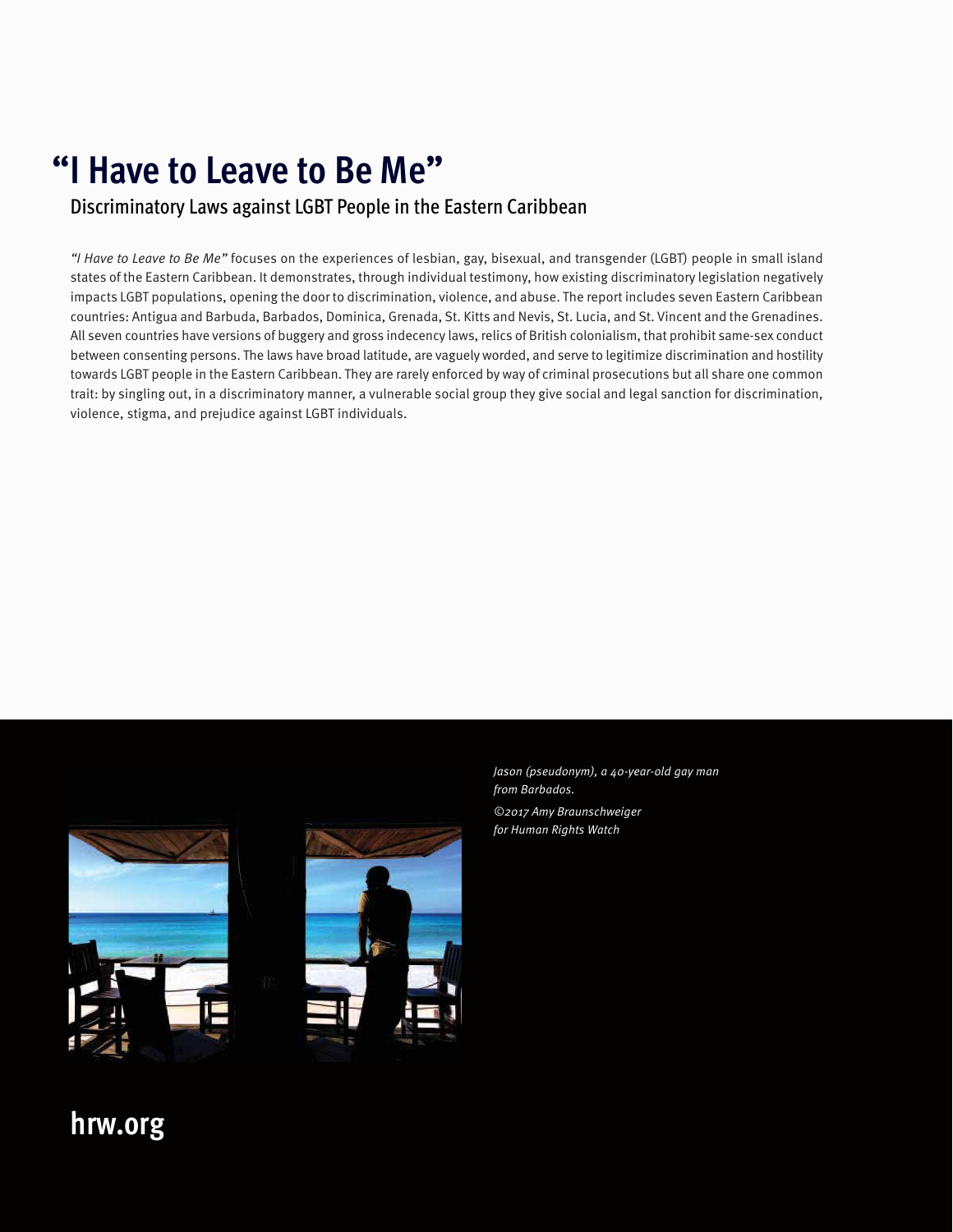# "I Have to Leave to Be Me"

## Discriminatory Laws against LGBT People in the Eastern Caribbean

*"I Have to Leave to Be Me"* focuses on the experiences of lesbian, gay, bisexual, and transgender (LGBT) people in small island states of the Eastern Caribbean. It demonstrates, through individual testimony, how existing discriminatory legislation negatively impacts LGBT populations, opening the door to discrimination, violence, and abuse. The report includes seven Eastern Caribbean countries: Antigua and Barbuda, Barbados, Dominica, Grenada, St. Kitts and Nevis, St. Lucia, and St. Vincent and the Grenadines. All seven countries have versions of buggery and gross indecency laws, relics of British colonialism, that prohibit same-sex conduct between consenting persons. The laws have broad latitude, are vaguely worded, and serve to legitimize discrimination and hostility towards LGBT people in the Eastern Caribbean. They are rarely enforced by way of criminal prosecutions but all share one common trait: by singling out, in a discriminatory manner, a vulnerable social group they give social and legal sanction for discrimination, violence, stigma, and prejudice against LGBT individuals.

*Jason (pseudonym), a 40-year-old gay man from Barbados.*

*©2017 Amy Braunschweiger for Human Rights Watch*

**hrw.org**